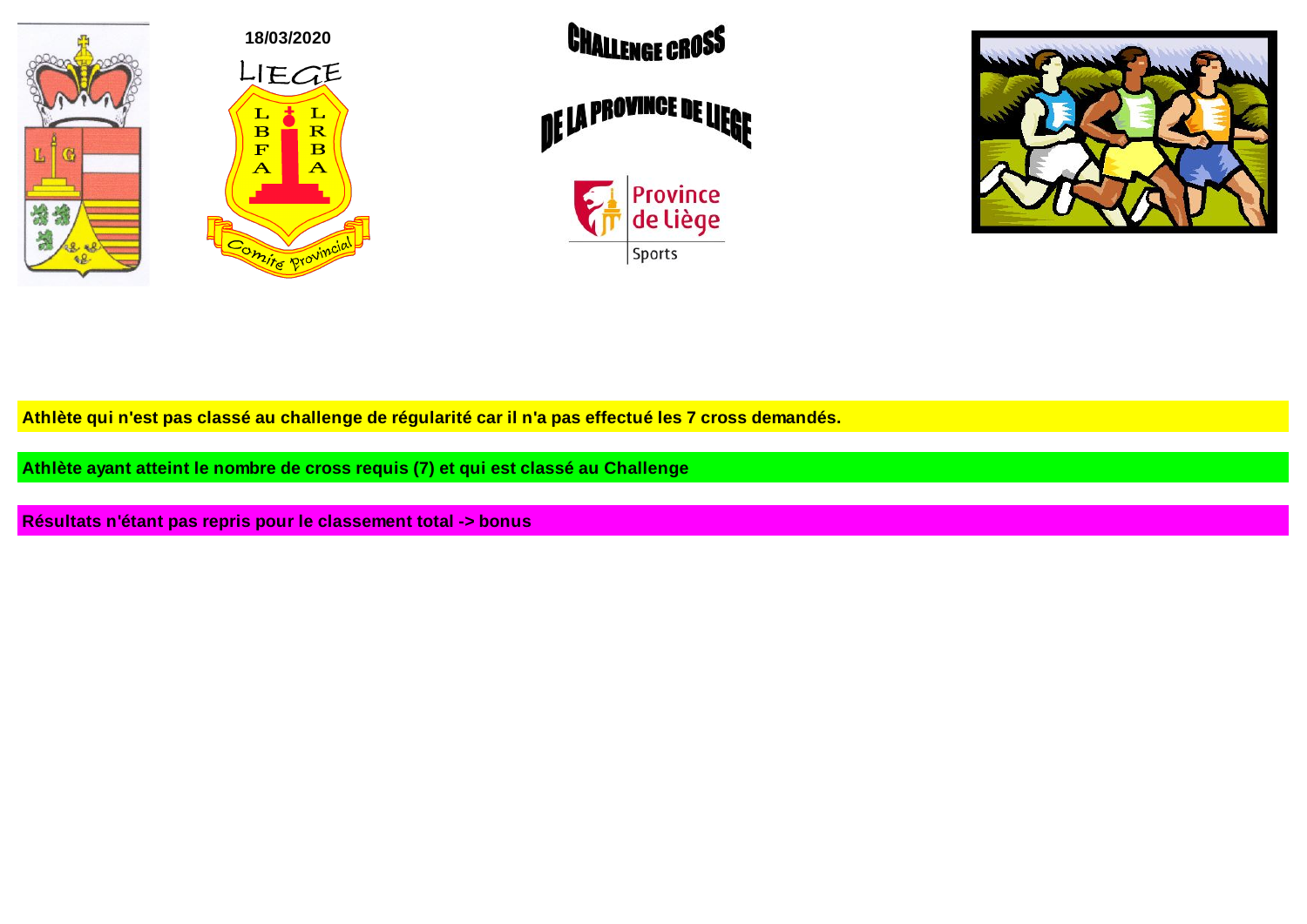18/03/2020

LIEGE

Comité Provincial

# CHALLENGE CROSS DE LA PROVINCE DE LIEGE

Province de Liège Sports

**Athlète qui n'est pas classé au challenge de régularité car il n'a pas effectué les 7 cross demandés.**

**Athlète ayant atteint le nombre de cross requis (7) et qui est classé au Challenge**

**Résultats n'étant pas repris pour le classement total -> bonus**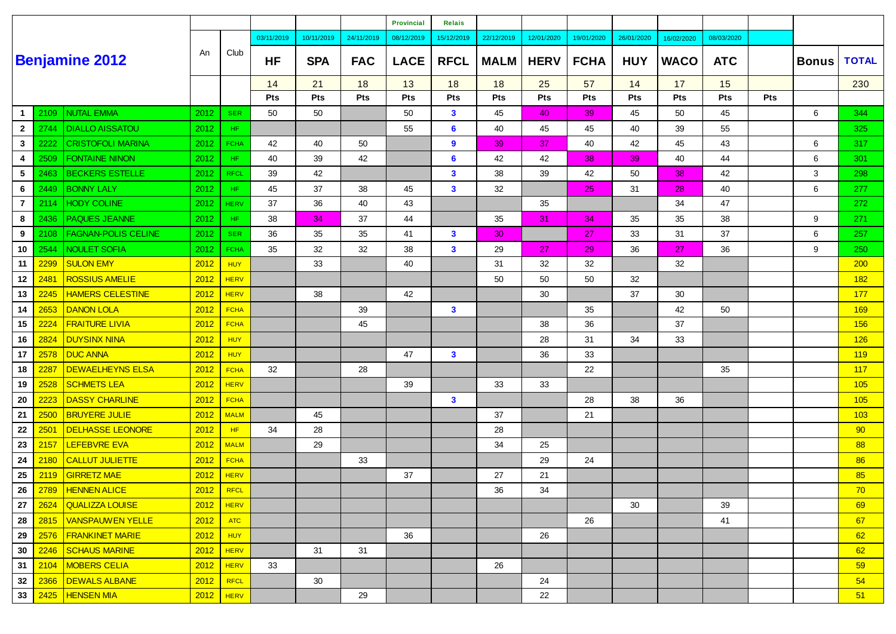# Benjamine 2012

| | | | An | Club | | | | Provincial | Relais | | | | | | | | Bonus | TOTAL |
|---|---|---|---|---|---|---|---|---|---|---|---|---|---|---|---|---|---|---|
| | | | | | 03/11/2019 | 10/11/2019 | 24/11/2019 | 08/12/2019 | 15/12/2019 | 22/12/2019 | 12/01/2020 | 19/01/2020 | 26/01/2020 | 16/02/2020 | 08/03/2020 | | | |
| | | | | | HF | SPA | FAC | LACE | RFCL | MALM | HERV | FCHA | HUY | WACO | ATC | | | |
| | | | | | 14 | 21 | 18 | 13 | 18 | 18 | 25 | 57 | 14 | 17 | 15 | | | 230 |
| | | | | | Pts | Pts | Pts | Pts | Pts | Pts | Pts | Pts | Pts | Pts | Pts | Pts | | |
| 1 | 2109 | NUTAL EMMA | 2012 | SER | 50 | 50 | | 50 | 3 | 45 | 40 | 39 | 45 | 50 | 45 | | 6 | 344 |
| 2 | 2744 | DIALLO AISSATOU | 2012 | HF | | | | 55 | 6 | 40 | 45 | 45 | 40 | 39 | 55 | | | 325 |
| 3 | 2222 | CRISTOFOLI MARINA | 2012 | FCHA | 42 | 40 | 50 | | 9 | 39 | 37 | 40 | 42 | 45 | 43 | | 6 | 317 |
| 4 | 2509 | FONTAINE NINON | 2012 | HF | 40 | 39 | 42 | | 6 | 42 | 42 | 38 | 39 | 40 | 44 | | 6 | 301 |
| 5 | 2463 | BECKERS ESTELLE | 2012 | RFCL | 39 | 42 | | | 3 | 38 | 39 | 42 | 50 | 38 | 42 | | 3 | 298 |
| 6 | 2449 | BONNY LALY | 2012 | HF | 45 | 37 | 38 | 45 | 3 | 32 | | 25 | 31 | 28 | 40 | | 6 | 277 |
| 7 | 2114 | HODY COLINE | 2012 | HERV | 37 | 36 | 40 | 43 | | | 35 | | | 34 | 47 | | | 272 |
| 8 | 2436 | PAQUES JEANNE | 2012 | HF | 38 | 34 | 37 | 44 | | 35 | 31 | 34 | 35 | 35 | 38 | | 9 | 271 |
| 9 | 2108 | FAGNAN-POLIS CELINE | 2012 | SER | 36 | 35 | 35 | 41 | 3 | 30 | | 27 | 33 | 31 | 37 | | 6 | 257 |
| 10 | 2544 | NOULET SOFIA | 2012 | FCHA | 35 | 32 | 32 | 38 | 3 | 29 | 27 | 29 | 36 | 27 | 36 | | 9 | 250 |
| 11 | 2299 | SULON EMY | 2012 | HUY | | 33 | | 40 | | 31 | 32 | 32 | | 32 | | | | 200 |
| 12 | 2481 | ROSSIUS AMELIE | 2012 | HERV | | | | | | 50 | 50 | 50 | 32 | | | | | 182 |
| 13 | 2245 | HAMERS CELESTINE | 2012 | HERV | | 38 | | 42 | | | 30 | | 37 | 30 | | | | 177 |
| 14 | 2653 | DANON LOLA | 2012 | FCHA | | | 39 | | 3 | | | 35 | | 42 | 50 | | | 169 |
| 15 | 2224 | FRAITURE LIVIA | 2012 | FCHA | | | 45 | | | | 38 | 36 | | 37 | | | | 156 |
| 16 | 2824 | DUYSINX NINA | 2012 | HUY | | | | | | | 28 | 31 | 34 | 33 | | | | 126 |
| 17 | 2578 | DUC ANNA | 2012 | HUY | | | | 47 | 3 | | 36 | 33 | | | | | | 119 |
| 18 | 2287 | DEWAELHEYNS ELSA | 2012 | FCHA | 32 | | 28 | | | | | 22 | | | 35 | | | 117 |
| 19 | 2528 | SCHMETS LEA | 2012 | HERV | | | | 39 | | 33 | 33 | | | | | | | 105 |
| 20 | 2223 | DASSY CHARLINE | 2012 | FCHA | | | | | 3 | | | 28 | 38 | 36 | | | | 105 |
| 21 | 2500 | BRUYERE JULIE | 2012 | MALM | | 45 | | | | 37 | | 21 | | | | | | 103 |
| 22 | 2501 | DELHASSE LEONORE | 2012 | HF | 34 | 28 | | | | 28 | | | | | | | | 90 |
| 23 | 2157 | LEFEBVRE EVA | 2012 | MALM | | 29 | | | | 34 | 25 | | | | | | | 88 |
| 24 | 2180 | CALLUT JULIETTE | 2012 | FCHA | | | 33 | | | | 29 | 24 | | | | | | 86 |
| 25 | 2119 | GIRRETZ MAE | 2012 | HERV | | | | 37 | | 27 | 21 | | | | | | | 85 |
| 26 | 2789 | HENNEN ALICE | 2012 | RFCL | | | | | | 36 | 34 | | | | | | | 70 |
| 27 | 2624 | QUALIZZA LOUISE | 2012 | HERV | | | | | | | | | 30 | | 39 | | | 69 |
| 28 | 2815 | VANSPAUWEN YELLE | 2012 | ATC | | | | | | | | 26 | | | 41 | | | 67 |
| 29 | 2576 | FRANKINET MARIE | 2012 | HUY | | | | 36 | | | 26 | | | | | | | 62 |
| 30 | 2246 | SCHAUS MARINE | 2012 | HERV | | 31 | 31 | | | | | | | | | | | 62 |
| 31 | 2104 | MOBERS CELIA | 2012 | HERV | 33 | | | | | 26 | | | | | | | | 59 |
| 32 | 2366 | DEWALS ALBANE | 2012 | RFCL | | 30 | | | | | 24 | | | | | | | 54 |
| 33 | 2425 | HENSEN MIA | 2012 | HERV | | | 29 | | | | 22 | | | | | | | 51 |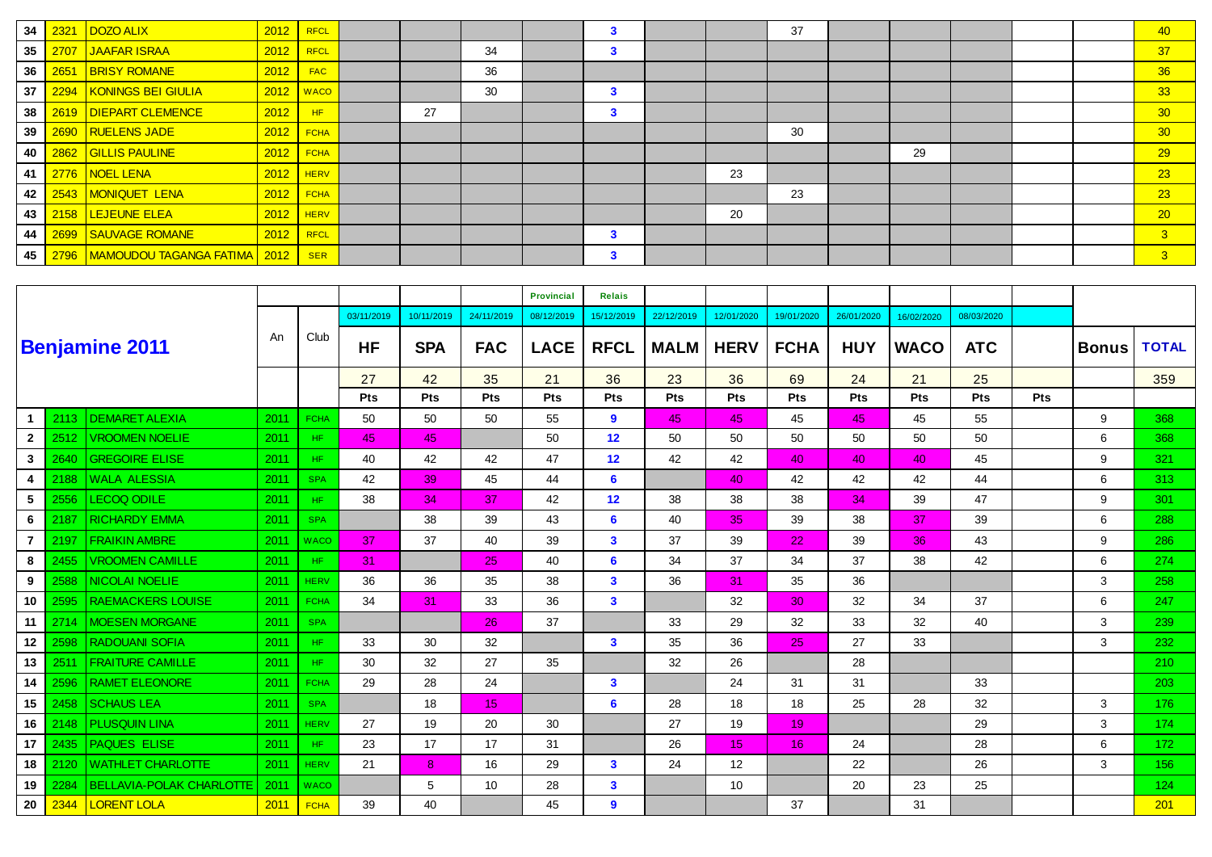| 34 | 2321 | DOZO ALIX | 2012 | RFCL | | | | | 3 | | | 37 | | | | | | 40 |
|---|---|---|---|---|---|---|---|---|---|---|---|---|---|---|---|---|---|---|
| 35 | 2707 | JAAFAR ISRAA | 2012 | RFCL | | | 34 | | 3 | | | | | | | | | 37 |
| 36 | 2651 | BRISY ROMANE | 2012 | FAC | | | 36 | | | | | | | | | | | 36 |
| 37 | 2294 | KONINGS BEI GIULIA | 2012 | WACO | | | 30 | | 3 | | | | | | | | | 33 |
| 38 | 2619 | DIEPART CLEMENCE | 2012 | HF | | 27 | | | 3 | | | | | | | | | 30 |
| 39 | 2690 | RUELENS JADE | 2012 | FCHA | | | | | | | | 30 | | | | | | 30 |
| 40 | 2862 | GILLIS PAULINE | 2012 | FCHA | | | | | | | | | | 29 | | | | 29 |
| 41 | 2776 | NOEL LENA | 2012 | HERV | | | | | | | 23 | | | | | | | 23 |
| 42 | 2543 | MONIQUET LENA | 2012 | FCHA | | | | | | | | 23 | | | | | | 23 |
| 43 | 2158 | LEJEUNE ELEA | 2012 | HERV | | | | | | | 20 | | | | | | | 20 |
| 44 | 2699 | SAUVAGE ROMANE | 2012 | RFCL | | | | | 3 | | | | | | | | | 3 |
| 45 | 2796 | MAMOUDOU TAGANGA FATIMA | 2012 | SER | | | | | 3 | | | | | | | | | 3 |

| | | **Benjamine 2011** | An | Club | | | | Provincial | Relais | | | | | | | | | |
|---|---|---|---|---|---|---|---|---|---|---|---|---|---|---|---|---|---|---|
| | | | | | 03/11/2019 | 10/11/2019 | 24/11/2019 | 08/12/2019 | 15/12/2019 | 22/12/2019 | 12/01/2020 | 19/01/2020 | 26/01/2020 | 16/02/2020 | 08/03/2020 | | | |
| | | | | | **HF** | **SPA** | **FAC** | **LACE** | **RFCL** | **MALM** | **HERV** | **FCHA** | **HUY** | **WACO** | **ATC** | | **Bonus** | **TOTAL** |
| | | | | | 27 | 42 | 35 | 21 | 36 | 23 | 36 | 69 | 24 | 21 | 25 | | | 359 |
| | | | | | Pts | Pts | Pts | Pts | Pts | Pts | Pts | Pts | Pts | Pts | Pts | Pts | | |
| 1 | 2113 | DEMARET ALEXIA | 2011 | FCHA | 50 | 50 | 50 | 55 | 9 | 45 | 45 | 45 | 45 | 45 | 55 | | 9 | 368 |
| 2 | 2512 | VROOMEN NOELIE | 2011 | HF | 45 | 45 | | 50 | 12 | 50 | 50 | 50 | 50 | 50 | 50 | | 6 | 368 |
| 3 | 2640 | GREGOIRE ELISE | 2011 | HF | 40 | 42 | 42 | 47 | 12 | 42 | 42 | 40 | 40 | 40 | 45 | | 9 | 321 |
| 4 | 2188 | WALA ALESSIA | 2011 | SPA | 42 | 39 | 45 | 44 | 6 | | 40 | 42 | 42 | 42 | 44 | | 6 | 313 |
| 5 | 2556 | LECOQ ODILE | 2011 | HF | 38 | 34 | 37 | 42 | 12 | 38 | 38 | 38 | 34 | 39 | 47 | | 9 | 301 |
| 6 | 2187 | RICHARDY EMMA | 2011 | SPA | | 38 | 39 | 43 | 6 | 40 | 35 | 39 | 38 | 37 | 39 | | 6 | 288 |
| 7 | 2197 | FRAIKIN AMBRE | 2011 | WACO | 37 | 37 | 40 | 39 | 3 | 37 | 39 | 22 | 39 | 36 | 43 | | 9 | 286 |
| 8 | 2455 | VROOMEN CAMILLE | 2011 | HF | 31 | | 25 | 40 | 6 | 34 | 37 | 34 | 37 | 38 | 42 | | 6 | 274 |
| 9 | 2588 | NICOLAI NOELIE | 2011 | HERV | 36 | 36 | 35 | 38 | 3 | 36 | 31 | 35 | 36 | | | | 3 | 258 |
| 10 | 2595 | RAEMACKERS LOUISE | 2011 | FCHA | 34 | 31 | 33 | 36 | 3 | | 32 | 30 | 32 | 34 | 37 | | 6 | 247 |
| 11 | 2714 | MOESEN MORGANE | 2011 | SPA | | | 26 | 37 | | 33 | 29 | 32 | 33 | 32 | 40 | | 3 | 239 |
| 12 | 2598 | RADOUANI SOFIA | 2011 | HF | 33 | 30 | 32 | | 3 | 35 | 36 | 25 | 27 | 33 | | | 3 | 232 |
| 13 | 2511 | FRAITURE CAMILLE | 2011 | HF | 30 | 32 | 27 | 35 | | 32 | 26 | | 28 | | | | | 210 |
| 14 | 2596 | RAMET ELEONORE | 2011 | FCHA | 29 | 28 | 24 | | 3 | | 24 | 31 | 31 | | 33 | | | 203 |
| 15 | 2458 | SCHAUS LEA | 2011 | SPA | | 18 | 15 | | 6 | 28 | 18 | 18 | 25 | 28 | 32 | | 3 | 176 |
| 16 | 2148 | PLUSQUIN LINA | 2011 | HERV | 27 | 19 | 20 | 30 | | 27 | 19 | 19 | | | 29 | | 3 | 174 |
| 17 | 2435 | PAQUES ELISE | 2011 | HF | 23 | 17 | 17 | 31 | | 26 | 15 | 16 | 24 | | 28 | | 6 | 172 |
| 18 | 2120 | WATHLET CHARLOTTE | 2011 | HERV | 21 | 8 | 16 | 29 | 3 | 24 | 12 | | 22 | | 26 | | 3 | 156 |
| 19 | 2284 | BELLAVIA-POLAK CHARLOTTE | 2011 | WACO | | 5 | 10 | 28 | 3 | | 10 | | 20 | 23 | 25 | | | 124 |
| 20 | 2344 | LORENT LOLA | 2011 | FCHA | 39 | 40 | | 45 | 9 | | | 37 | | 31 | | | | 201 |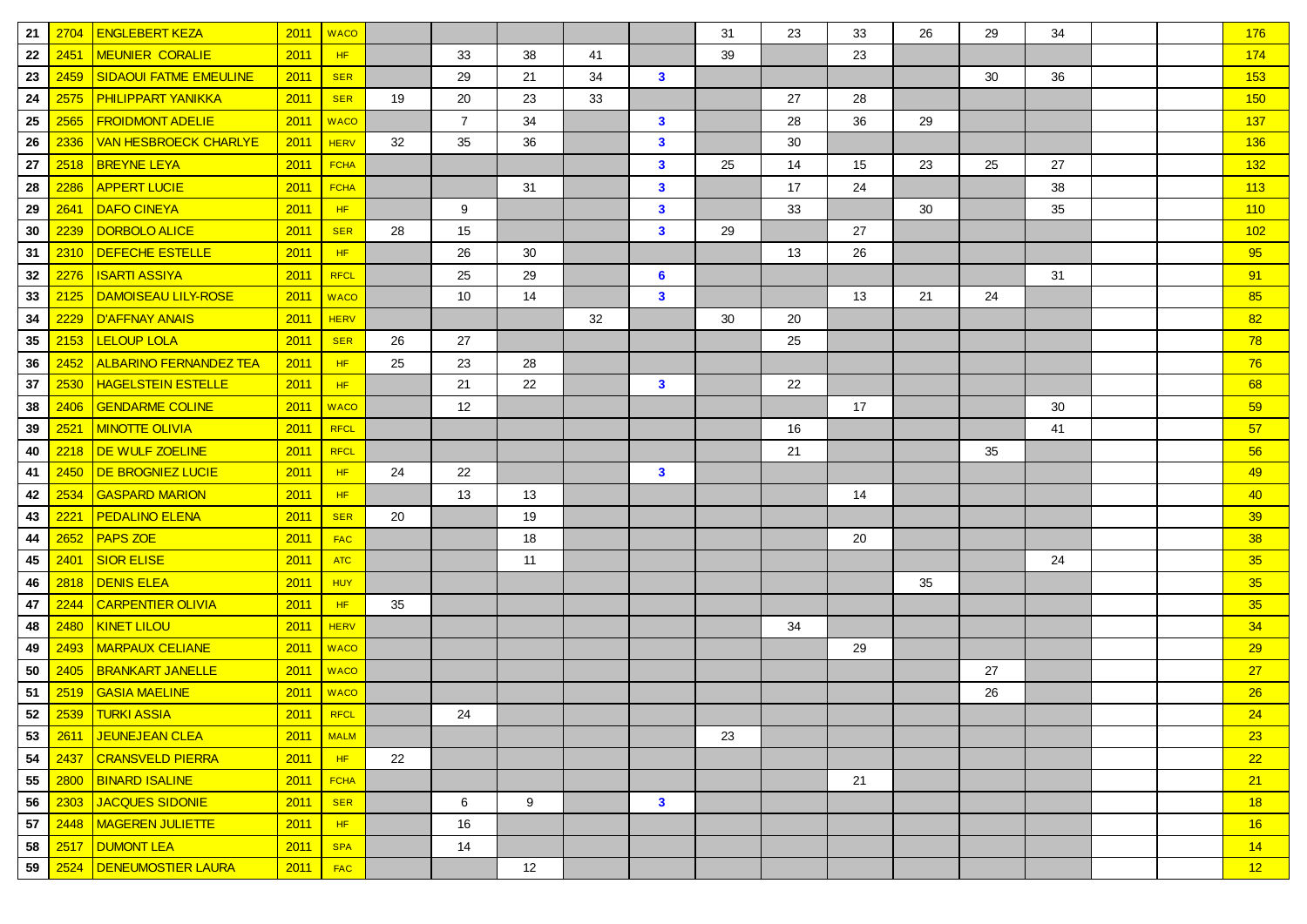| | | | | | | | | | | | | | | | | | | |
|---|---|---|---|---|---|---|---|---|---|---|---|---|---|---|---|---|---|---|
| 21 | 2704 | ENGLEBERT KEZA | 2011 | WACO | | | | | | 31 | 23 | 33 | 26 | 29 | 34 | | | 176 |
| 22 | 2451 | MEUNIER CORALIE | 2011 | HF | | 33 | 38 | 41 | | 39 | | 23 | | | | | | 174 |
| 23 | 2459 | SIDAOUI FATME EMEULINE | 2011 | SER | | 29 | 21 | 34 | 3 | | | | | 30 | 36 | | | 153 |
| 24 | 2575 | PHILIPPART YANIKKA | 2011 | SER | 19 | 20 | 23 | 33 | | | 27 | 28 | | | | | | 150 |
| 25 | 2565 | FROIDMONT ADELIE | 2011 | WACO | | 7 | 34 | | 3 | | 28 | 36 | 29 | | | | | 137 |
| 26 | 2336 | VAN HESBROECK CHARLYE | 2011 | HERV | 32 | 35 | 36 | | 3 | | 30 | | | | | | | 136 |
| 27 | 2518 | BREYNE LEYA | 2011 | FCHA | | | | | 3 | 25 | 14 | 15 | 23 | 25 | 27 | | | 132 |
| 28 | 2286 | APPERT LUCIE | 2011 | FCHA | | | 31 | | 3 | | 17 | 24 | | | 38 | | | 113 |
| 29 | 2641 | DAFO CINEYA | 2011 | HF | | 9 | | | 3 | | 33 | | 30 | | 35 | | | 110 |
| 30 | 2239 | DORBOLO ALICE | 2011 | SER | 28 | 15 | | | 3 | 29 | | 27 | | | | | | 102 |
| 31 | 2310 | DEFECHE ESTELLE | 2011 | HF | | 26 | 30 | | | | 13 | 26 | | | | | | 95 |
| 32 | 2276 | ISARTI ASSIYA | 2011 | RFCL | | 25 | 29 | | 6 | | | | | | 31 | | | 91 |
| 33 | 2125 | DAMOISEAU LILY-ROSE | 2011 | WACO | | 10 | 14 | | 3 | | | 13 | 21 | 24 | | | | 85 |
| 34 | 2229 | D'AFFNAY ANAIS | 2011 | HERV | | | | 32 | | 30 | 20 | | | | | | | 82 |
| 35 | 2153 | LELOUP LOLA | 2011 | SER | 26 | 27 | | | | | 25 | | | | | | | 78 |
| 36 | 2452 | ALBARINO FERNANDEZ TEA | 2011 | HF | 25 | 23 | 28 | | | | | | | | | | | 76 |
| 37 | 2530 | HAGELSTEIN ESTELLE | 2011 | HF | | 21 | 22 | | 3 | | 22 | | | | | | | 68 |
| 38 | 2406 | GENDARME COLINE | 2011 | WACO | | 12 | | | | | | 17 | | | 30 | | | 59 |
| 39 | 2521 | MINOTTE OLIVIA | 2011 | RFCL | | | | | | | 16 | | | | 41 | | | 57 |
| 40 | 2218 | DE WULF ZOELINE | 2011 | RFCL | | | | | | | 21 | | | 35 | | | | 56 |
| 41 | 2450 | DE BROGNIEZ LUCIE | 2011 | HF | 24 | 22 | | | 3 | | | | | | | | | 49 |
| 42 | 2534 | GASPARD MARION | 2011 | HF | | 13 | 13 | | | | | 14 | | | | | | 40 |
| 43 | 2221 | PEDALINO ELENA | 2011 | SER | 20 | | 19 | | | | | | | | | | | 39 |
| 44 | 2652 | PAPS ZOE | 2011 | FAC | | | 18 | | | | | 20 | | | | | | 38 |
| 45 | 2401 | SIOR ELISE | 2011 | ATC | | | 11 | | | | | | | | 24 | | | 35 |
| 46 | 2818 | DENIS ELEA | 2011 | HUY | | | | | | | | | 35 | | | | | 35 |
| 47 | 2244 | CARPENTIER OLIVIA | 2011 | HF | 35 | | | | | | | | | | | | | 35 |
| 48 | 2480 | KINET LILOU | 2011 | HERV | | | | | | | 34 | | | | | | | 34 |
| 49 | 2493 | MARPAUX CELIANE | 2011 | WACO | | | | | | | | 29 | | | | | | 29 |
| 50 | 2405 | BRANKART JANELLE | 2011 | WACO | | | | | | | | | | 27 | | | | 27 |
| 51 | 2519 | GASIA MAELINE | 2011 | WACO | | | | | | | | | | 26 | | | | 26 |
| 52 | 2539 | TURKI ASSIA | 2011 | RFCL | | 24 | | | | | | | | | | | | 24 |
| 53 | 2611 | JEUNEJEAN CLEA | 2011 | MALM | | | | | | 23 | | | | | | | | 23 |
| 54 | 2437 | CRANSVELD PIERRA | 2011 | HF | 22 | | | | | | | | | | | | | 22 |
| 55 | 2800 | BINARD ISALINE | 2011 | FCHA | | | | | | | | 21 | | | | | | 21 |
| 56 | 2303 | JACQUES SIDONIE | 2011 | SER | | 6 | 9 | | 3 | | | | | | | | | 18 |
| 57 | 2448 | MAGEREN JULIETTE | 2011 | HF | | 16 | | | | | | | | | | | | 16 |
| 58 | 2517 | DUMONT LEA | 2011 | SPA | | 14 | | | | | | | | | | | | 14 |
| 59 | 2524 | DENEUMOSTIER LAURA | 2011 | FAC | | | 12 | | | | | | | | | | | 12 |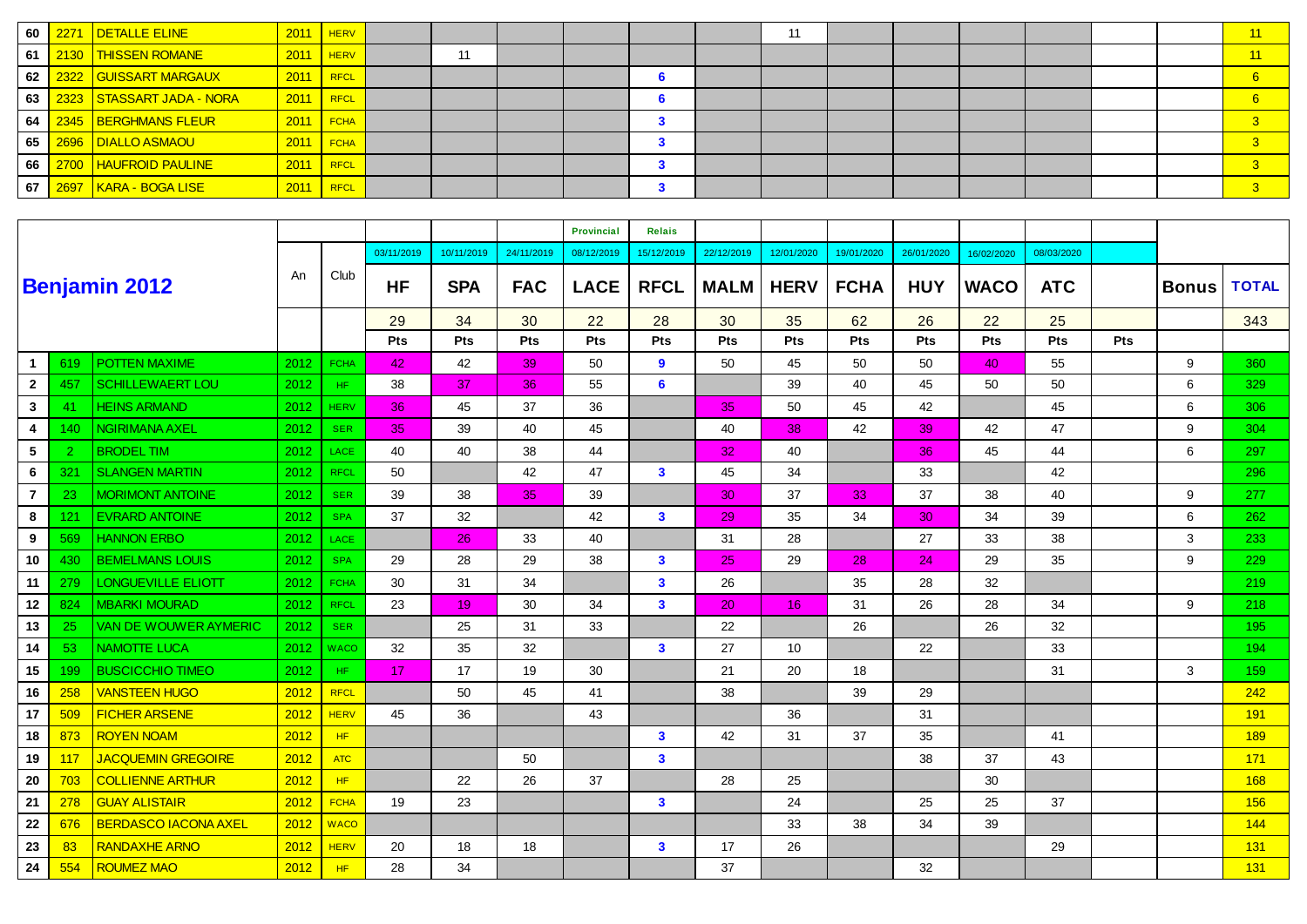| 60 | 2271 | DETALLE ELINE | 2011 | HERV | | | | | | | 11 | | | | | | | | 11 |
|---|---|---|---|---|---|---|---|---|---|---|---|---|---|---|---|---|---|---|---|
| 61 | 2130 | THISSEN ROMANE | 2011 | HERV | | 11 | | | | | | | | | | | | | 11 |
| 62 | 2322 | GUISSART MARGAUX | 2011 | RFCL | | | | | 6 | | | | | | | | | | 6 |
| 63 | 2323 | STASSART JADA - NORA | 2011 | RFCL | | | | | 6 | | | | | | | | | | 6 |
| 64 | 2345 | BERGHMANS FLEUR | 2011 | FCHA | | | | | 3 | | | | | | | | | | 3 |
| 65 | 2696 | DIALLO ASMAOU | 2011 | FCHA | | | | | 3 | | | | | | | | | | 3 |
| 66 | 2700 | HAUFROID PAULINE | 2011 | RFCL | | | | | 3 | | | | | | | | | | 3 |
| 67 | 2697 | KARA - BOGA LISE | 2011 | RFCL | | | | | 3 | | | | | | | | | | 3 |

| Benjamin 2012 | | | An | Club | | | | Provincial | Relais | | | | | | | | | |
|---|---|---|---|---|---|---|---|---|---|---|---|---|---|---|---|---|---|---|
| | | | | | 03/11/2019 | 10/11/2019 | 24/11/2019 | 08/12/2019 | 15/12/2019 | 22/12/2019 | 12/01/2020 | 19/01/2020 | 26/01/2020 | 16/02/2020 | 08/03/2020 | | | |
| | | | | | HF | SPA | FAC | LACE | RFCL | MALM | HERV | FCHA | HUY | WACO | ATC | | Bonus | TOTAL |
| | | | | | 29 | 34 | 30 | 22 | 28 | 30 | 35 | 62 | 26 | 22 | 25 | | | 343 |
| | | | | | Pts | Pts | Pts | Pts | Pts | Pts | Pts | Pts | Pts | Pts | Pts | Pts | | |
| 1 | 619 | POTTEN MAXIME | 2012 | FCHA | 42 | 42 | 39 | 50 | 9 | 50 | 45 | 50 | 50 | 40 | 55 | | 9 | 360 |
| 2 | 457 | SCHILLEWAERT LOU | 2012 | HF | 38 | 37 | 36 | 55 | 6 | | 39 | 40 | 45 | 50 | 50 | | 6 | 329 |
| 3 | 41 | HEINS ARMAND | 2012 | HERV | 36 | 45 | 37 | 36 | | 35 | 50 | 45 | 42 | | 45 | | 6 | 306 |
| 4 | 140 | NGIRIMANA AXEL | 2012 | SER | 35 | 39 | 40 | 45 | | 40 | 38 | 42 | 39 | 42 | 47 | | 9 | 304 |
| 5 | 2 | BRODEL TIM | 2012 | LACE | 40 | 40 | 38 | 44 | | 32 | 40 | | 36 | 45 | 44 | | 6 | 297 |
| 6 | 321 | SLANGEN MARTIN | 2012 | RFCL | 50 | | 42 | 47 | 3 | 45 | 34 | | 33 | | 42 | | | 296 |
| 7 | 23 | MORIMONT ANTOINE | 2012 | SER | 39 | 38 | 35 | 39 | | 30 | 37 | 33 | 37 | 38 | 40 | | 9 | 277 |
| 8 | 121 | EVRARD ANTOINE | 2012 | SPA | 37 | 32 | | 42 | 3 | 29 | 35 | 34 | 30 | 34 | 39 | | 6 | 262 |
| 9 | 569 | HANNON ERBO | 2012 | LACE | | 26 | 33 | 40 | | 31 | 28 | | 27 | 33 | 38 | | 3 | 233 |
| 10 | 430 | BEMELMANS LOUIS | 2012 | SPA | 29 | 28 | 29 | 38 | 3 | 25 | 29 | 28 | 24 | 29 | 35 | | 9 | 229 |
| 11 | 279 | LONGUEVILLE ELIOTT | 2012 | FCHA | 30 | 31 | 34 | | 3 | 26 | | 35 | 28 | 32 | | | | 219 |
| 12 | 824 | MBARKI MOURAD | 2012 | RFCL | 23 | 19 | 30 | 34 | 3 | 20 | 16 | 31 | 26 | 28 | 34 | | 9 | 218 |
| 13 | 25 | VAN DE WOUWER AYMERIC | 2012 | SER | | 25 | 31 | 33 | | 22 | | 26 | | 26 | 32 | | | 195 |
| 14 | 53 | NAMOTTE LUCA | 2012 | WACO | 32 | 35 | 32 | | 3 | 27 | 10 | | 22 | | 33 | | | 194 |
| 15 | 199 | BUSCICCHIO TIMEO | 2012 | HF | 17 | 17 | 19 | 30 | | 21 | 20 | 18 | | | 31 | | 3 | 159 |
| 16 | 258 | VANSTEEN HUGO | 2012 | RFCL | | 50 | 45 | 41 | | 38 | | 39 | 29 | | | | | 242 |
| 17 | 509 | FICHER ARSENE | 2012 | HERV | 45 | 36 | | 43 | | | 36 | | 31 | | | | | 191 |
| 18 | 873 | ROYEN NOAM | 2012 | HF | | | | | 3 | 42 | 31 | 37 | 35 | | 41 | | | 189 |
| 19 | 117 | JACQUEMIN GREGOIRE | 2012 | ATC | | | 50 | | 3 | | | | 38 | 37 | 43 | | | 171 |
| 20 | 703 | COLLIENNE ARTHUR | 2012 | HF | | 22 | 26 | 37 | | 28 | 25 | | | 30 | | | | 168 |
| 21 | 278 | GUAY ALISTAIR | 2012 | FCHA | 19 | 23 | | | 3 | | 24 | | 25 | 25 | 37 | | | 156 |
| 22 | 676 | BERDASCO IACONA AXEL | 2012 | WACO | | | | | | | 33 | 38 | 34 | 39 | | | | 144 |
| 23 | 83 | RANDAXHE ARNO | 2012 | HERV | 20 | 18 | 18 | | 3 | 17 | 26 | | | | 29 | | | 131 |
| 24 | 554 | ROUMEZ MAO | 2012 | HF | 28 | 34 | | | | 37 | | | 32 | | | | | 131 |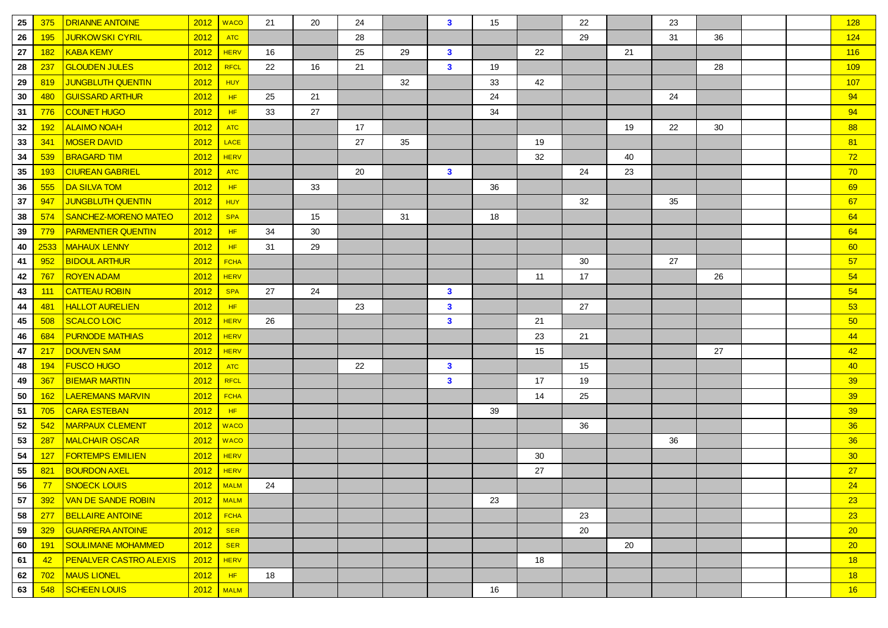| 25 | 375 | DRIANNE ANTOINE | 2012 | WACO | 21 | 20 | 24 | | 3 | 15 | | 22 | | 23 | | | | 128 |
|---|---|---|---|---|---|---|---|---|---|---|---|---|---|---|---|---|---|---|
| 26 | 195 | JURKOWSKI CYRIL | 2012 | ATC | | | 28 | | | | | 29 | | 31 | 36 | | | 124 |
| 27 | 182 | KABA KEMY | 2012 | HERV | 16 | | 25 | 29 | 3 | | 22 | | 21 | | | | | 116 |
| 28 | 237 | GLOUDEN JULES | 2012 | RFCL | 22 | 16 | 21 | | 3 | 19 | | | | | 28 | | | 109 |
| 29 | 819 | JUNGBLUTH QUENTIN | 2012 | HUY | | | | 32 | | 33 | 42 | | | | | | | 107 |
| 30 | 480 | GUISSARD ARTHUR | 2012 | HF | 25 | 21 | | | | 24 | | | | 24 | | | | 94 |
| 31 | 776 | COUNET HUGO | 2012 | HF | 33 | 27 | | | | 34 | | | | | | | | 94 |
| 32 | 192 | ALAIMO NOAH | 2012 | ATC | | | 17 | | | | | | 19 | 22 | 30 | | | 88 |
| 33 | 341 | MOSER DAVID | 2012 | LACE | | | 27 | 35 | | | 19 | | | | | | | 81 |
| 34 | 539 | BRAGARD TIM | 2012 | HERV | | | | | | | 32 | | 40 | | | | | 72 |
| 35 | 193 | CIUREAN GABRIEL | 2012 | ATC | | | 20 | | 3 | | | 24 | 23 | | | | | 70 |
| 36 | 555 | DA SILVA TOM | 2012 | HF | | 33 | | | | 36 | | | | | | | | 69 |
| 37 | 947 | JUNGBLUTH QUENTIN | 2012 | HUY | | | | | | | | 32 | | 35 | | | | 67 |
| 38 | 574 | SANCHEZ-MORENO MATEO | 2012 | SPA | | 15 | | 31 | | 18 | | | | | | | | 64 |
| 39 | 779 | PARMENTIER QUENTIN | 2012 | HF | 34 | 30 | | | | | | | | | | | | 64 |
| 40 | 2533 | MAHAUX LENNY | 2012 | HF | 31 | 29 | | | | | | | | | | | | 60 |
| 41 | 952 | BIDOUL ARTHUR | 2012 | FCHA | | | | | | | | 30 | | 27 | | | | 57 |
| 42 | 767 | ROYEN ADAM | 2012 | HERV | | | | | | | 11 | 17 | | | 26 | | | 54 |
| 43 | 111 | CATTEAU ROBIN | 2012 | SPA | 27 | 24 | | | 3 | | | | | | | | | 54 |
| 44 | 481 | HALLOT AURELIEN | 2012 | HF | | | 23 | | 3 | | | 27 | | | | | | 53 |
| 45 | 508 | SCALCO LOIC | 2012 | HERV | 26 | | | | 3 | | 21 | | | | | | | 50 |
| 46 | 684 | PURNODE MATHIAS | 2012 | HERV | | | | | | | 23 | 21 | | | | | | 44 |
| 47 | 217 | DOUVEN SAM | 2012 | HERV | | | | | | | 15 | | | | 27 | | | 42 |
| 48 | 194 | FUSCO HUGO | 2012 | ATC | | | 22 | | 3 | | | 15 | | | | | | 40 |
| 49 | 367 | BIEMAR MARTIN | 2012 | RFCL | | | | | 3 | | 17 | 19 | | | | | | 39 |
| 50 | 162 | LAEREMANS MARVIN | 2012 | FCHA | | | | | | | 14 | 25 | | | | | | 39 |
| 51 | 705 | CARA ESTEBAN | 2012 | HF | | | | | | 39 | | | | | | | | 39 |
| 52 | 542 | MARPAUX CLEMENT | 2012 | WACO | | | | | | | | 36 | | | | | | 36 |
| 53 | 287 | MALCHAIR OSCAR | 2012 | WACO | | | | | | | | | | 36 | | | | 36 |
| 54 | 127 | FORTEMPS EMILIEN | 2012 | HERV | | | | | | | 30 | | | | | | | 30 |
| 55 | 821 | BOURDON AXEL | 2012 | HERV | | | | | | | 27 | | | | | | | 27 |
| 56 | 77 | SNOECK LOUIS | 2012 | MALM | 24 | | | | | | | | | | | | | 24 |
| 57 | 392 | VAN DE SANDE ROBIN | 2012 | MALM | | | | | | 23 | | | | | | | | 23 |
| 58 | 277 | BELLAIRE ANTOINE | 2012 | FCHA | | | | | | | | 23 | | | | | | 23 |
| 59 | 329 | GUARRERA ANTOINE | 2012 | SER | | | | | | | | 20 | | | | | | 20 |
| 60 | 191 | SOULIMANE MOHAMMED | 2012 | SER | | | | | | | | | 20 | | | | | 20 |
| 61 | 42 | PENALVER CASTRO ALEXIS | 2012 | HERV | | | | | | | 18 | | | | | | | 18 |
| 62 | 702 | MAUS LIONEL | 2012 | HF | 18 | | | | | | | | | | | | | 18 |
| 63 | 548 | SCHEEN LOUIS | 2012 | MALM | | | | | | 16 | | | | | | | | 16 |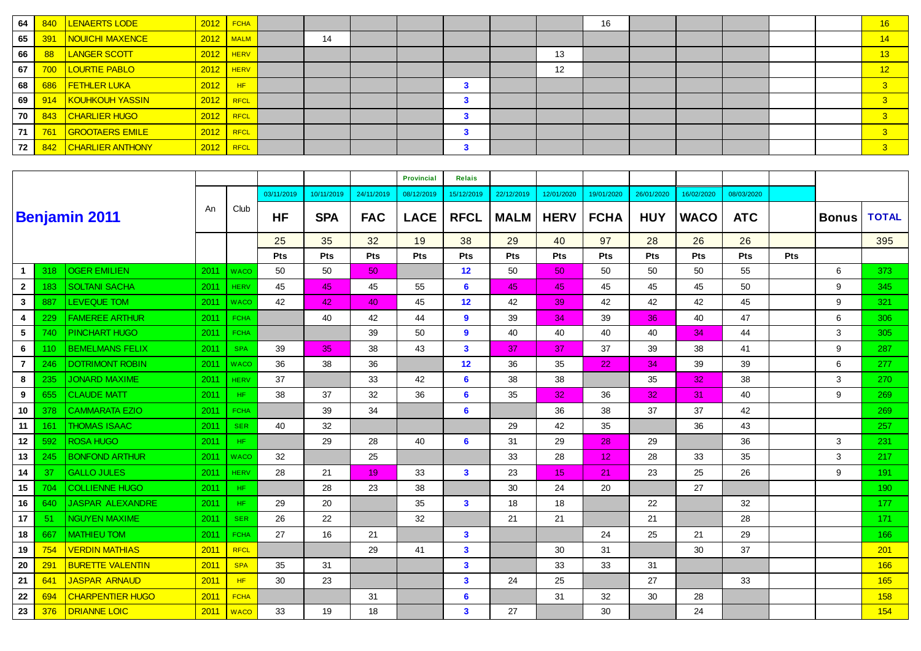| 64 | 840 | LENAERTS LODE | 2012 | FCHA | | | | | | | | 16 | | | | | | 16 |
|---|---|---|---|---|---|---|---|---|---|---|---|---|---|---|---|---|---|---|
| 65 | 391 | NOUICHI MAXENCE | 2012 | MALM | | 14 | | | | | | | | | | | | 14 |
| 66 | 88 | LANGER SCOTT | 2012 | HERV | | | | | | | 13 | | | | | | | 13 |
| 67 | 700 | LOURTIE PABLO | 2012 | HERV | | | | | | | 12 | | | | | | | 12 |
| 68 | 686 | FETHLER LUKA | 2012 | HF | | | | | 3 | | | | | | | | | 3 |
| 69 | 914 | KOUHKOUH YASSIN | 2012 | RFCL | | | | | 3 | | | | | | | | | 3 |
| 70 | 843 | CHARLIER HUGO | 2012 | RFCL | | | | | 3 | | | | | | | | | 3 |
| 71 | 761 | GROOTAERS EMILE | 2012 | RFCL | | | | | 3 | | | | | | | | | 3 |
| 72 | 842 | CHARLIER ANTHONY | 2012 | RFCL | | | | | 3 | | | | | | | | | 3 |

| **Benjamin 2011** | | | An | Club | | | | Provincial | Relais | | | | | | | | | |
|---|---|---|---|---|---|---|---|---|---|---|---|---|---|---|---|---|---|---|
| | | | | | 03/11/2019 | 10/11/2019 | 24/11/2019 | 08/12/2019 | 15/12/2019 | 22/12/2019 | 12/01/2020 | 19/01/2020 | 26/01/2020 | 16/02/2020 | 08/03/2020 | | | |
| | | | | | **HF** | **SPA** | **FAC** | **LACE** | **RFCL** | **MALM** | **HERV** | **FCHA** | **HUY** | **WACO** | **ATC** | | **Bonus** | **TOTAL** |
| | | | | | 25 | 35 | 32 | 19 | 38 | 29 | 40 | 97 | 28 | 26 | 26 | | | 395 |
| | | | | | **Pts** | **Pts** | **Pts** | **Pts** | **Pts** | **Pts** | **Pts** | **Pts** | **Pts** | **Pts** | **Pts** | **Pts** | | |
| 1 | 318 | OGER EMILIEN | 2011 | WACO | 50 | 50 | 50 | | 12 | 50 | 50 | 50 | 50 | 50 | 55 | | 6 | 373 |
| 2 | 183 | SOLTANI SACHA | 2011 | HERV | 45 | 45 | 45 | 55 | 6 | 45 | 45 | 45 | 45 | 45 | 50 | | 9 | 345 |
| 3 | 887 | LEVEQUE TOM | 2011 | WACO | 42 | 42 | 40 | 45 | 12 | 42 | 39 | 42 | 42 | 42 | 45 | | 9 | 321 |
| 4 | 229 | FAMEREE ARTHUR | 2011 | FCHA | | 40 | 42 | 44 | 9 | 39 | 34 | 39 | 36 | 40 | 47 | | 6 | 306 |
| 5 | 740 | PINCHART HUGO | 2011 | FCHA | | | 39 | 50 | 9 | 40 | 40 | 40 | 40 | 34 | 44 | | 3 | 305 |
| 6 | 110 | BEMELMANS FELIX | 2011 | SPA | 39 | 35 | 38 | 43 | 3 | 37 | 37 | 37 | 39 | 38 | 41 | | 9 | 287 |
| 7 | 246 | DOTRIMONT ROBIN | 2011 | WACO | 36 | 38 | 36 | | 12 | 36 | 35 | 22 | 34 | 39 | 39 | | 6 | 277 |
| 8 | 235 | JONARD MAXIME | 2011 | HERV | 37 | | 33 | 42 | 6 | 38 | 38 | | 35 | 32 | 38 | | 3 | 270 |
| 9 | 655 | CLAUDE MATT | 2011 | HF | 38 | 37 | 32 | 36 | 6 | 35 | 32 | 36 | 32 | 31 | 40 | | 9 | 269 |
| 10 | 378 | CAMMARATA EZIO | 2011 | FCHA | | 39 | 34 | | 6 | | 36 | 38 | 37 | 37 | 42 | | | 269 |
| 11 | 161 | THOMAS ISAAC | 2011 | SER | 40 | 32 | | | | 29 | 42 | 35 | | 36 | 43 | | | 257 |
| 12 | 592 | ROSA HUGO | 2011 | HF | | 29 | 28 | 40 | 6 | 31 | 29 | 28 | 29 | | 36 | | 3 | 231 |
| 13 | 245 | BONFOND ARTHUR | 2011 | WACO | 32 | | 25 | | | 33 | 28 | 12 | 28 | 33 | 35 | | 3 | 217 |
| 14 | 37 | GALLO JULES | 2011 | HERV | 28 | 21 | 19 | 33 | 3 | 23 | 15 | 21 | 23 | 25 | 26 | | 9 | 191 |
| 15 | 704 | COLLIENNE HUGO | 2011 | HF | | 28 | 23 | 38 | | 30 | 24 | 20 | | 27 | | | | 190 |
| 16 | 640 | JASPAR ALEXANDRE | 2011 | HF | 29 | 20 | | 35 | 3 | 18 | 18 | | 22 | | 32 | | | 177 |
| 17 | 51 | NGUYEN MAXIME | 2011 | SER | 26 | 22 | | 32 | | 21 | 21 | | 21 | | 28 | | | 171 |
| 18 | 667 | MATHIEU TOM | 2011 | FCHA | 27 | 16 | 21 | | 3 | | | 24 | 25 | 21 | 29 | | | 166 |
| 19 | 754 | VERDIN MATHIAS | 2011 | RFCL | | | 29 | 41 | 3 | | 30 | 31 | | 30 | 37 | | | 201 |
| 20 | 291 | BURETTE VALENTIN | 2011 | SPA | 35 | 31 | | | 3 | | 33 | 33 | 31 | | | | | 166 |
| 21 | 641 | JASPAR ARNAUD | 2011 | HF | 30 | 23 | | | 3 | 24 | 25 | | 27 | | 33 | | | 165 |
| 22 | 694 | CHARPENTIER HUGO | 2011 | FCHA | | | 31 | | 6 | | 31 | 32 | 30 | 28 | | | | 158 |
| 23 | 376 | DRIANNE LOIC | 2011 | WACO | 33 | 19 | 18 | | 3 | 27 | | 30 | | 24 | | | | 154 |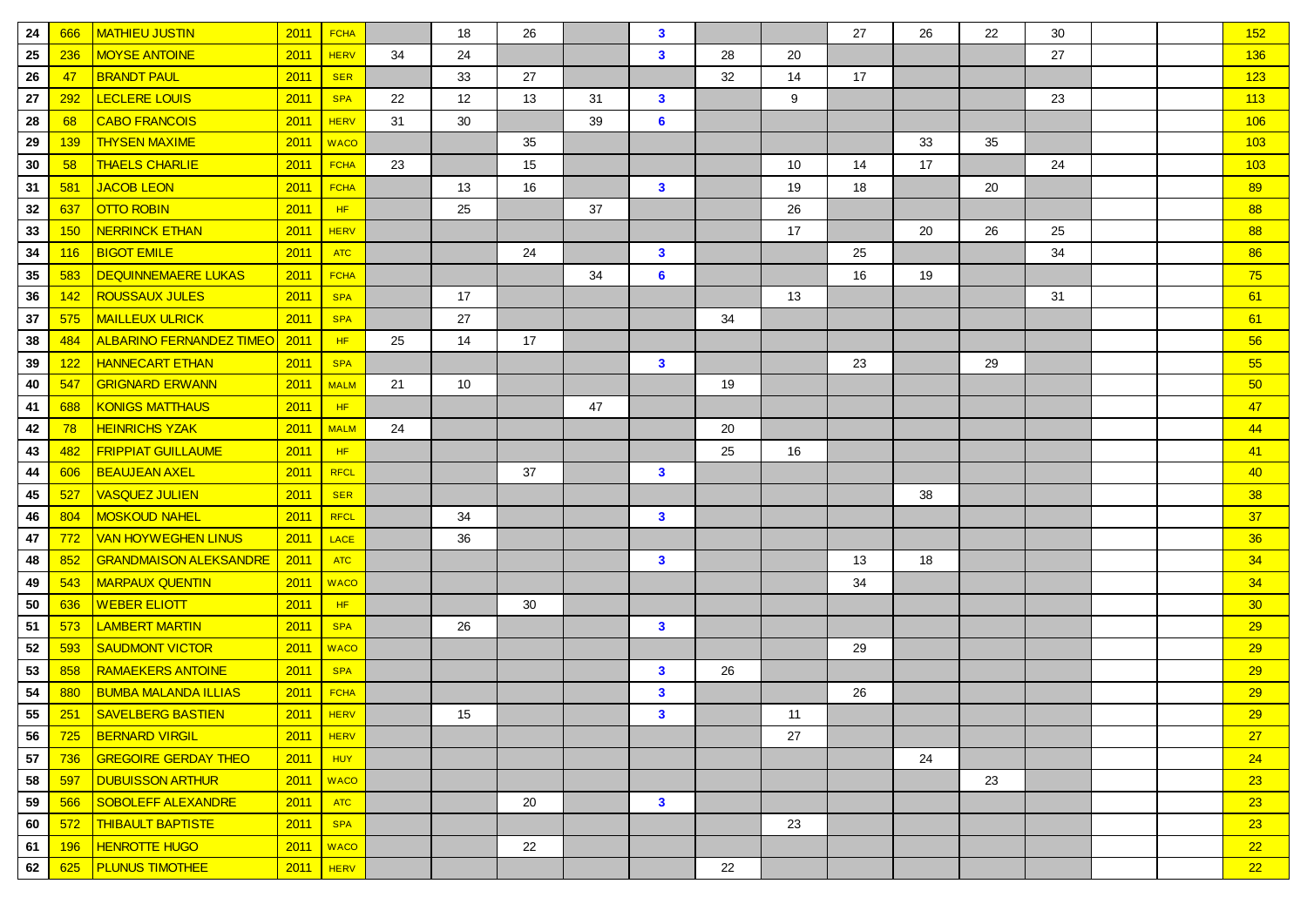| | | | | | | | | | | | | | | | | | | |
|---|---|---|---|---|---|---|---|---|---|---|---|---|---|---|---|---|---|---|
| 24 | 666 | MATHIEU JUSTIN | 2011 | FCHA | | 18 | 26 | | 3 | | | 27 | 26 | 22 | 30 | | | 152 |
| 25 | 236 | MOYSE ANTOINE | 2011 | HERV | 34 | 24 | | | 3 | 28 | 20 | | | | 27 | | | 136 |
| 26 | 47 | BRANDT PAUL | 2011 | SER | | 33 | 27 | | | 32 | 14 | 17 | | | | | | 123 |
| 27 | 292 | LECLERE LOUIS | 2011 | SPA | 22 | 12 | 13 | 31 | 3 | | 9 | | | | 23 | | | 113 |
| 28 | 68 | CABO FRANCOIS | 2011 | HERV | 31 | 30 | | 39 | 6 | | | | | | | | | 106 |
| 29 | 139 | THYSEN MAXIME | 2011 | WACO | | | 35 | | | | | | 33 | 35 | | | | 103 |
| 30 | 58 | THAELS CHARLIE | 2011 | FCHA | 23 | | 15 | | | | 10 | 14 | 17 | | 24 | | | 103 |
| 31 | 581 | JACOB LEON | 2011 | FCHA | | 13 | 16 | | 3 | | 19 | 18 | | 20 | | | | 89 |
| 32 | 637 | OTTO ROBIN | 2011 | HF | | 25 | | 37 | | | 26 | | | | | | | 88 |
| 33 | 150 | NERRINCK ETHAN | 2011 | HERV | | | | | | | 17 | | 20 | 26 | 25 | | | 88 |
| 34 | 116 | BIGOT EMILE | 2011 | ATC | | | 24 | | 3 | | | 25 | | | 34 | | | 86 |
| 35 | 583 | DEQUINNEMAERE LUKAS | 2011 | FCHA | | | | 34 | 6 | | | 16 | 19 | | | | | 75 |
| 36 | 142 | ROUSSAUX JULES | 2011 | SPA | | 17 | | | | | 13 | | | | 31 | | | 61 |
| 37 | 575 | MAILLEUX ULRICK | 2011 | SPA | | 27 | | | | 34 | | | | | | | | 61 |
| 38 | 484 | ALBARINO FERNANDEZ TIMEO | 2011 | HF | 25 | 14 | 17 | | | | | | | | | | | 56 |
| 39 | 122 | HANNECART ETHAN | 2011 | SPA | | | | | 3 | | | 23 | | 29 | | | | 55 |
| 40 | 547 | GRIGNARD ERWANN | 2011 | MALM | 21 | 10 | | | | 19 | | | | | | | | 50 |
| 41 | 688 | KONIGS MATTHAUS | 2011 | HF | | | | 47 | | | | | | | | | | 47 |
| 42 | 78 | HEINRICHS YZAK | 2011 | MALM | 24 | | | | | 20 | | | | | | | | 44 |
| 43 | 482 | FRIPPIAT GUILLAUME | 2011 | HF | | | | | | 25 | 16 | | | | | | | 41 |
| 44 | 606 | BEAUJEAN AXEL | 2011 | RFCL | | | 37 | | 3 | | | | | | | | | 40 |
| 45 | 527 | VASQUEZ JULIEN | 2011 | SER | | | | | | | | | 38 | | | | | 38 |
| 46 | 804 | MOSKOUD NAHEL | 2011 | RFCL | | 34 | | | 3 | | | | | | | | | 37 |
| 47 | 772 | VAN HOYWEGHEN LINUS | 2011 | LACE | | 36 | | | | | | | | | | | | 36 |
| 48 | 852 | GRANDMAISON ALEKSANDRE | 2011 | ATC | | | | | 3 | | | 13 | 18 | | | | | 34 |
| 49 | 543 | MARPAUX QUENTIN | 2011 | WACO | | | | | | | | 34 | | | | | | 34 |
| 50 | 636 | WEBER ELIOTT | 2011 | HF | | | 30 | | | | | | | | | | | 30 |
| 51 | 573 | LAMBERT MARTIN | 2011 | SPA | | 26 | | | 3 | | | | | | | | | 29 |
| 52 | 593 | SAUDMONT VICTOR | 2011 | WACO | | | | | | | | 29 | | | | | | 29 |
| 53 | 858 | RAMAEKERS ANTOINE | 2011 | SPA | | | | | 3 | 26 | | | | | | | | 29 |
| 54 | 880 | BUMBA MALANDA ILLIAS | 2011 | FCHA | | | | | 3 | | | 26 | | | | | | 29 |
| 55 | 251 | SAVELBERG BASTIEN | 2011 | HERV | | 15 | | | 3 | | 11 | | | | | | | 29 |
| 56 | 725 | BERNARD VIRGIL | 2011 | HERV | | | | | | | 27 | | | | | | | 27 |
| 57 | 736 | GREGOIRE GERDAY THEO | 2011 | HUY | | | | | | | | | 24 | | | | | 24 |
| 58 | 597 | DUBUISSON ARTHUR | 2011 | WACO | | | | | | | | | | 23 | | | | 23 |
| 59 | 566 | SOBOLEFF ALEXANDRE | 2011 | ATC | | | 20 | | 3 | | | | | | | | | 23 |
| 60 | 572 | THIBAULT BAPTISTE | 2011 | SPA | | | | | | | 23 | | | | | | | 23 |
| 61 | 196 | HENROTTE HUGO | 2011 | WACO | | | 22 | | | | | | | | | | | 22 |
| 62 | 625 | PLUNUS TIMOTHEE | 2011 | HERV | | | | | | 22 | | | | | | | | 22 |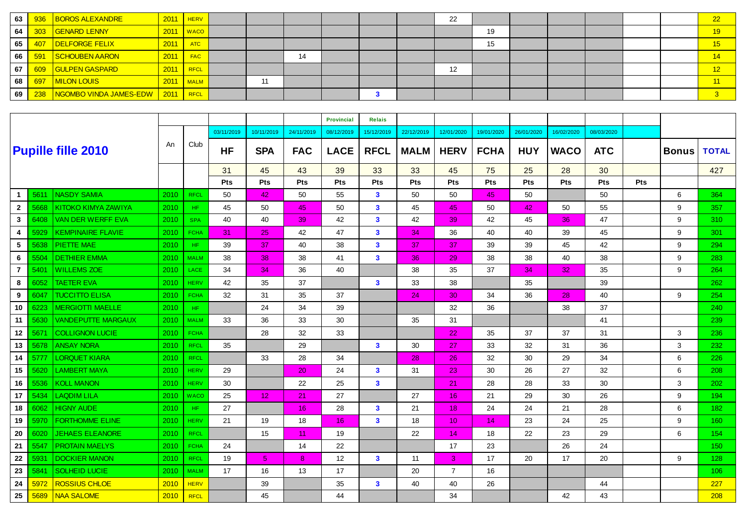| | | | | | HF | SPA | FAC | LACE | RFCL | MALM | HERV | FCHA | HUY | WACO | ATC | | | |
|---|---|---|---|---|---|---|---|---|---|---|---|---|---|---|---|---|---|---|
| 63 | 936 | BOROS ALEXANDRE | 2011 | HERV | | | | | | | 22 | | | | | | | 22 |
| 64 | 303 | GENARD LENNY | 2011 | WACO | | | | | | | | 19 | | | | | | 19 |
| 65 | 407 | DELFORGE FELIX | 2011 | ATC | | | | | | | | 15 | | | | | | 15 |
| 66 | 591 | SCHOUBEN AARON | 2011 | FAC | | | 14 | | | | | | | | | | | 14 |
| 67 | 609 | GULPEN GASPARD | 2011 | RFCL | | | | | | | 12 | | | | | | | 12 |
| 68 | 697 | MILON LOUIS | 2011 | MALM | | 11 | | | | | | | | | | | | 11 |
| 69 | 238 | NGOMBO VINDA JAMES-EDW | 2011 | RFCL | | | | | 3 | | | | | | | | | 3 |

| Pupille fille 2010 | | | An | Club | | | | Provincial | Relais | | | | | | | | | |
|---|---|---|---|---|---|---|---|---|---|---|---|---|---|---|---|---|---|---|
| | | | | | 03/11/2019 | 10/11/2019 | 24/11/2019 | 08/12/2019 | 15/12/2019 | 22/12/2019 | 12/01/2020 | 19/01/2020 | 26/01/2020 | 16/02/2020 | 08/03/2020 | | | |
| | | | | | HF | SPA | FAC | LACE | RFCL | MALM | HERV | FCHA | HUY | WACO | ATC | | Bonus | TOTAL |
| | | | | | 31 | 45 | 43 | 39 | 33 | 33 | 45 | 75 | 25 | 28 | 30 | | | 427 |
| | | | | | Pts | Pts | Pts | Pts | Pts | Pts | Pts | Pts | Pts | Pts | Pts | Pts | | |
| 1 | 5611 | NASDY SAMIA | 2010 | RFCL | 50 | 42 | 50 | 55 | 3 | 50 | 50 | 45 | 50 | | 50 | | 6 | 364 |
| 2 | 5668 | KITOKO KIMYA ZAWIYA | 2010 | HF | 45 | 50 | 45 | 50 | 3 | 45 | 45 | 50 | 42 | 50 | 55 | | 9 | 357 |
| 3 | 6408 | VAN DER WERFF EVA | 2010 | SPA | 40 | 40 | 39 | 42 | 3 | 42 | 39 | 42 | 45 | 36 | 47 | | 9 | 310 |
| 4 | 5929 | KEMPINAIRE FLAVIE | 2010 | FCHA | 31 | 25 | 42 | 47 | 3 | 34 | 36 | 40 | 40 | 39 | 45 | | 9 | 301 |
| 5 | 5638 | PIETTE MAE | 2010 | HF | 39 | 37 | 40 | 38 | 3 | 37 | 37 | 39 | 39 | 45 | 42 | | 9 | 294 |
| 6 | 5504 | DETHIER EMMA | 2010 | MALM | 38 | 38 | 38 | 41 | 3 | 36 | 29 | 38 | 38 | 40 | 38 | | 9 | 283 |
| 7 | 5401 | WILLEMS ZOE | 2010 | LACE | 34 | 34 | 36 | 40 | | 38 | 35 | 37 | 34 | 32 | 35 | | 9 | 264 |
| 8 | 6052 | TAETER EVA | 2010 | HERV | 42 | 35 | 37 | | 3 | 33 | 38 | | 35 | | 39 | | | 262 |
| 9 | 6047 | TUCCITTO ELISA | 2010 | FCHA | 32 | 31 | 35 | 37 | | 24 | 30 | 34 | 36 | 28 | 40 | | 9 | 254 |
| 10 | 6223 | MERGIOTTI MAELLE | 2010 | HF | | 24 | 34 | 39 | | | 32 | 36 | | 38 | 37 | | | 240 |
| 11 | 5630 | VANDEPUTTE MARGAUX | 2010 | MALM | 33 | 36 | 33 | 30 | | 35 | 31 | | | | 41 | | | 239 |
| 12 | 5671 | COLLIGNON LUCIE | 2010 | FCHA | | 28 | 32 | 33 | | | 22 | 35 | 37 | 37 | 31 | | 3 | 236 |
| 13 | 5678 | ANSAY NORA | 2010 | RFCL | 35 | | 29 | | 3 | 30 | 27 | 33 | 32 | 31 | 36 | | 3 | 232 |
| 14 | 5777 | LORQUET KIARA | 2010 | RFCL | | 33 | 28 | 34 | | 28 | 26 | 32 | 30 | 29 | 34 | | 6 | 226 |
| 15 | 5620 | LAMBERT MAYA | 2010 | HERV | 29 | | 20 | 24 | 3 | 31 | 23 | 30 | 26 | 27 | 32 | | 6 | 208 |
| 16 | 5536 | KOLL MANON | 2010 | HERV | 30 | | 22 | 25 | 3 | | 21 | 28 | 28 | 33 | 30 | | 3 | 202 |
| 17 | 5434 | LAQDIM LILA | 2010 | WACO | 25 | 12 | 21 | 27 | | 27 | 16 | 21 | 29 | 30 | 26 | | 9 | 194 |
| 18 | 6062 | HIGNY AUDE | 2010 | HF | 27 | | 16 | 28 | 3 | 21 | 18 | 24 | 24 | 21 | 28 | | 6 | 182 |
| 19 | 5970 | FORTHOMME ELINE | 2010 | HERV | 21 | 19 | 18 | 16 | 3 | 18 | 10 | 14 | 23 | 24 | 25 | | 9 | 160 |
| 20 | 6020 | JEHAES ELEANORE | 2010 | RFCL | | 15 | 11 | 19 | | 22 | 14 | 18 | 22 | 23 | 29 | | 6 | 154 |
| 21 | 5547 | PROTAIN MAELYS | 2010 | FCHA | 24 | | 14 | 22 | | | 17 | 23 | | 26 | 24 | | | 150 |
| 22 | 5931 | DOCKIER MANON | 2010 | RFCL | 19 | 5 | 8 | 12 | 3 | 11 | 3 | 17 | 20 | 17 | 20 | | 9 | 128 |
| 23 | 5841 | SOLHEID LUCIE | 2010 | MALM | 17 | 16 | 13 | 17 | | 20 | 7 | 16 | | | | | | 106 |
| 24 | 5972 | ROSSIUS CHLOE | 2010 | HERV | | 39 | | 35 | 3 | 40 | 40 | 26 | | | 44 | | | 227 |
| 25 | 5689 | NAA SALOME | 2010 | RFCL | | 45 | | 44 | | | 34 | | | 42 | 43 | | | 208 |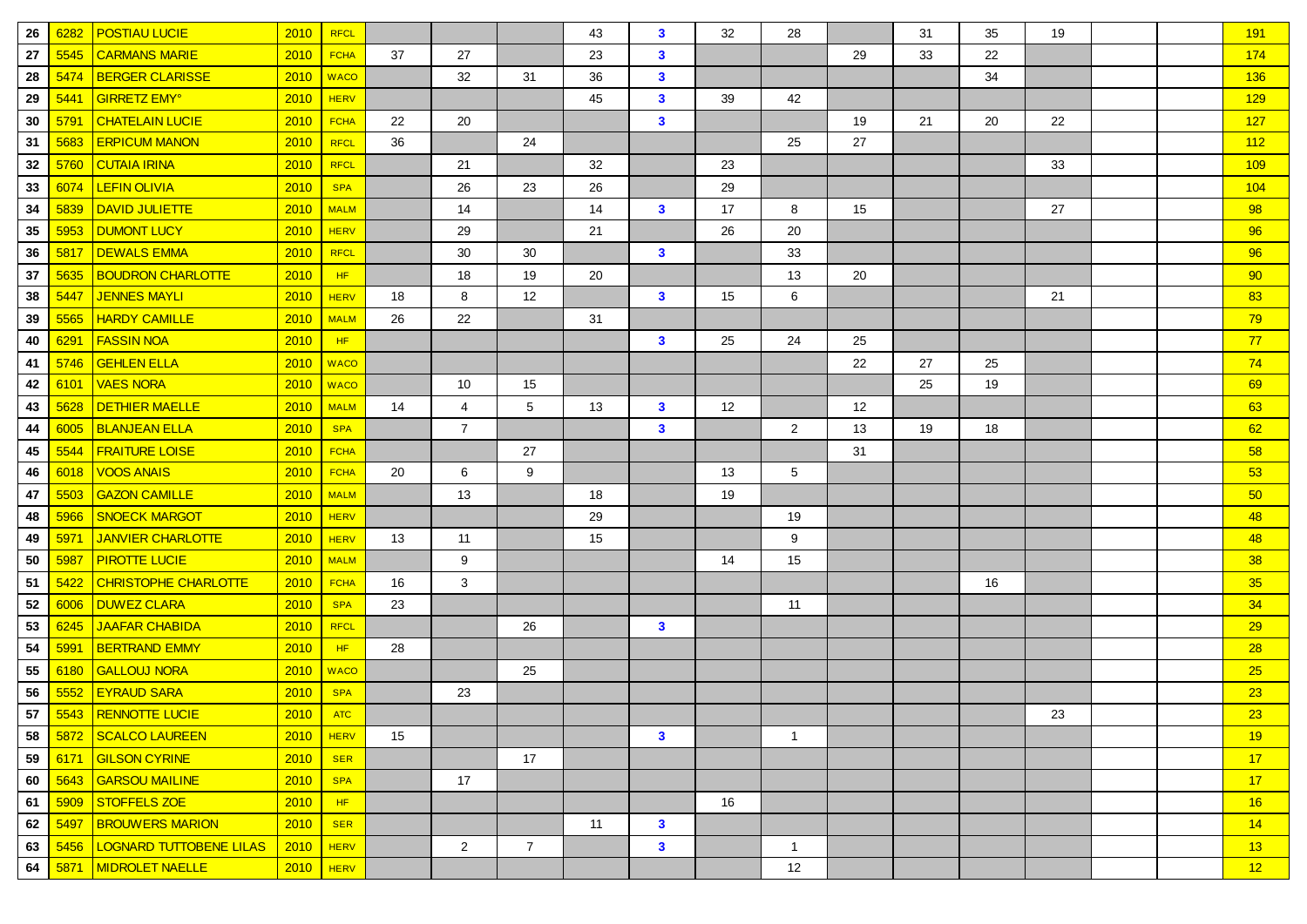| | | | | | | | | | | | | | | | | | | |
|---|---|---|---|---|---|---|---|---|---|---|---|---|---|---|---|---|---|---|
| 26 | 6282 | POSTIAU LUCIE | 2010 | RFCL | | | | 43 | 3 | 32 | 28 | | 31 | 35 | 19 | | | 191 |
| 27 | 5545 | CARMANS MARIE | 2010 | FCHA | 37 | 27 | | 23 | 3 | | | 29 | 33 | 22 | | | | 174 |
| 28 | 5474 | BERGER CLARISSE | 2010 | WACO | | 32 | 31 | 36 | 3 | | | | | 34 | | | | 136 |
| 29 | 5441 | GIRRETZ EMY° | 2010 | HERV | | | | 45 | 3 | 39 | 42 | | | | | | | 129 |
| 30 | 5791 | CHATELAIN LUCIE | 2010 | FCHA | 22 | 20 | | | 3 | | | 19 | 21 | 20 | 22 | | | 127 |
| 31 | 5683 | ERPICUM MANON | 2010 | RFCL | 36 | | 24 | | | | 25 | 27 | | | | | | 112 |
| 32 | 5760 | CUTAIA IRINA | 2010 | RFCL | | 21 | | 32 | | 23 | | | | | 33 | | | 109 |
| 33 | 6074 | LEFIN OLIVIA | 2010 | SPA | | 26 | 23 | 26 | | 29 | | | | | | | | 104 |
| 34 | 5839 | DAVID JULIETTE | 2010 | MALM | | 14 | | 14 | 3 | 17 | 8 | 15 | | | 27 | | | 98 |
| 35 | 5953 | DUMONT LUCY | 2010 | HERV | | 29 | | 21 | | 26 | 20 | | | | | | | 96 |
| 36 | 5817 | DEWALS EMMA | 2010 | RFCL | | 30 | 30 | | 3 | | 33 | | | | | | | 96 |
| 37 | 5635 | BOUDRON CHARLOTTE | 2010 | HF | | 18 | 19 | 20 | | | 13 | 20 | | | | | | 90 |
| 38 | 5447 | JENNES MAYLI | 2010 | HERV | 18 | 8 | 12 | | 3 | 15 | 6 | | | | 21 | | | 83 |
| 39 | 5565 | HARDY CAMILLE | 2010 | MALM | 26 | 22 | | 31 | | | | | | | | | | 79 |
| 40 | 6291 | FASSIN NOA | 2010 | HF | | | | | 3 | 25 | 24 | 25 | | | | | | 77 |
| 41 | 5746 | GEHLEN ELLA | 2010 | WACO | | | | | | | | 22 | 27 | 25 | | | | 74 |
| 42 | 6101 | VAES NORA | 2010 | WACO | | 10 | 15 | | | | | | 25 | 19 | | | | 69 |
| 43 | 5628 | DETHIER MAELLE | 2010 | MALM | 14 | 4 | 5 | 13 | 3 | 12 | | 12 | | | | | | 63 |
| 44 | 6005 | BLANJEAN ELLA | 2010 | SPA | | 7 | | | 3 | | 2 | 13 | 19 | 18 | | | | 62 |
| 45 | 5544 | FRAITURE LOISE | 2010 | FCHA | | | 27 | | | | | 31 | | | | | | 58 |
| 46 | 6018 | VOOS ANAIS | 2010 | FCHA | 20 | 6 | 9 | | | 13 | 5 | | | | | | | 53 |
| 47 | 5503 | GAZON CAMILLE | 2010 | MALM | | 13 | | 18 | | 19 | | | | | | | | 50 |
| 48 | 5966 | SNOECK MARGOT | 2010 | HERV | | | | 29 | | | 19 | | | | | | | 48 |
| 49 | 5971 | JANVIER CHARLOTTE | 2010 | HERV | 13 | 11 | | 15 | | | 9 | | | | | | | 48 |
| 50 | 5987 | PIROTTE LUCIE | 2010 | MALM | | 9 | | | | 14 | 15 | | | | | | | 38 |
| 51 | 5422 | CHRISTOPHE CHARLOTTE | 2010 | FCHA | 16 | 3 | | | | | | | | 16 | | | | 35 |
| 52 | 6006 | DUWEZ CLARA | 2010 | SPA | 23 | | | | | | 11 | | | | | | | 34 |
| 53 | 6245 | JAAFAR CHABIDA | 2010 | RFCL | | | 26 | | 3 | | | | | | | | | 29 |
| 54 | 5991 | BERTRAND EMMY | 2010 | HF | 28 | | | | | | | | | | | | | 28 |
| 55 | 6180 | GALLOUJ NORA | 2010 | WACO | | | 25 | | | | | | | | | | | 25 |
| 56 | 5552 | EYRAUD SARA | 2010 | SPA | | 23 | | | | | | | | | | | | 23 |
| 57 | 5543 | RENNOTTE LUCIE | 2010 | ATC | | | | | | | | | | | 23 | | | 23 |
| 58 | 5872 | SCALCO LAUREEN | 2010 | HERV | 15 | | | | 3 | | 1 | | | | | | | 19 |
| 59 | 6171 | GILSON CYRINE | 2010 | SER | | | 17 | | | | | | | | | | | 17 |
| 60 | 5643 | GARSOU MAILINE | 2010 | SPA | | 17 | | | | | | | | | | | | 17 |
| 61 | 5909 | STOFFELS ZOE | 2010 | HF | | | | | | 16 | | | | | | | | 16 |
| 62 | 5497 | BROUWERS MARION | 2010 | SER | | | | 11 | 3 | | | | | | | | | 14 |
| 63 | 5456 | LOGNARD TUTTOBENE LILAS | 2010 | HERV | | 2 | 7 | | 3 | | 1 | | | | | | | 13 |
| 64 | 5871 | MIDROLET NAELLE | 2010 | HERV | | | | | | | 12 | | | | | | | 12 |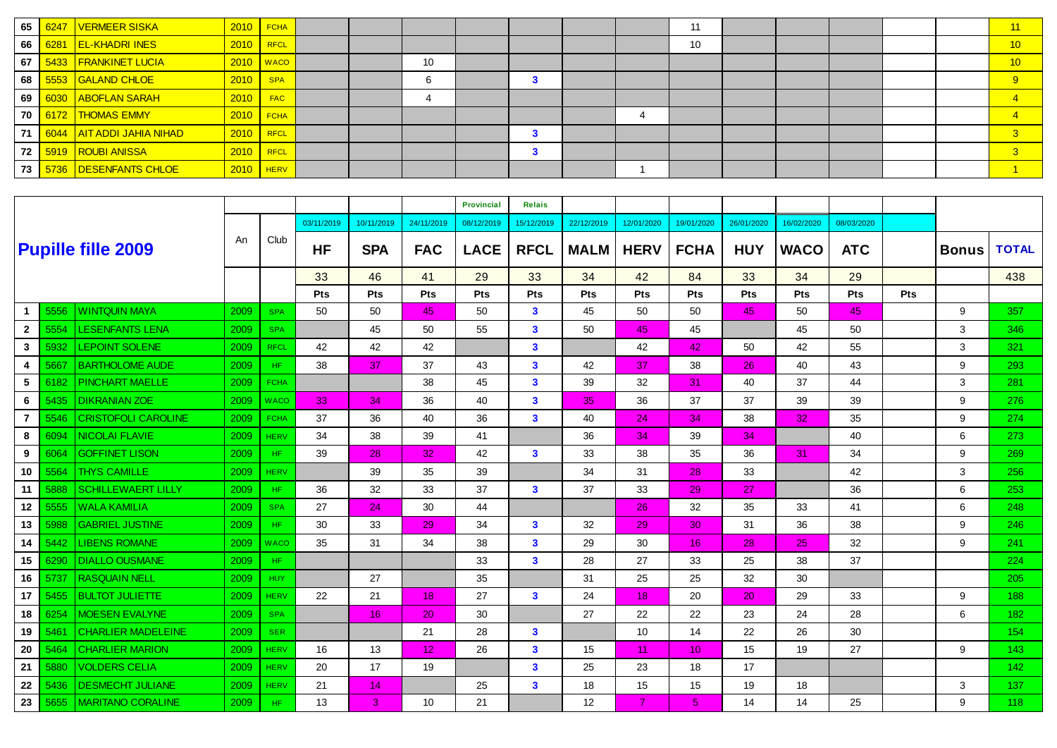| | | | | | | | | | | | | | | | | | |
|---|---|---|---|---|---|---|---|---|---|---|---|---|---|---|---|---|---|
| 65 | 6247 | VERMEER SISKA | 2010 | FCHA | | | | | | | | 11 | | | | | 11 |
| 66 | 6281 | EL-KHADRI INES | 2010 | RFCL | | | | | | | | 10 | | | | | 10 |
| 67 | 5433 | FRANKINET LUCIA | 2010 | WACO | | | 10 | | | | | | | | | | 10 |
| 68 | 5553 | GALAND CHLOE | 2010 | SPA | | | 6 | | 3 | | | | | | | | 9 |
| 69 | 6030 | ABOFLAN SARAH | 2010 | FAC | | | 4 | | | | | | | | | | 4 |
| 70 | 6172 | THOMAS EMMY | 2010 | FCHA | | | | | | | 4 | | | | | | 4 |
| 71 | 6044 | AIT ADDI JAHIA NIHAD | 2010 | RFCL | | | | | 3 | | | | | | | | 3 |
| 72 | 5919 | ROUBI ANISSA | 2010 | RFCL | | | | | 3 | | | | | | | | 3 |
| 73 | 5736 | DESENFANTS CHLOE | 2010 | HERV | | | | | | | 1 | | | | | | 1 |

## Pupille fille 2009

| | | | An | Club | | | | Provincial | Relais | | | | | | | | | |
|---|---|---|---|---|---|---|---|---|---|---|---|---|---|---|---|---|---|---|
| | | | | | 03/11/2019 | 10/11/2019 | 24/11/2019 | 08/12/2019 | 15/12/2019 | 22/12/2019 | 12/01/2020 | 19/01/2020 | 26/01/2020 | 16/02/2020 | 08/03/2020 | | | |
| | | | | | HF | SPA | FAC | LACE | RFCL | MALM | HERV | FCHA | HUY | WACO | ATC | | Bonus | TOTAL |
| | | | | | 33 | 46 | 41 | 29 | 33 | 34 | 42 | 84 | 33 | 34 | 29 | | | 438 |
| | | | | | Pts | Pts | Pts | Pts | Pts | Pts | Pts | Pts | Pts | Pts | Pts | Pts | | |
| 1 | 5556 | WINTQUIN MAYA | 2009 | SPA | 50 | 50 | 45 | 50 | 3 | 45 | 50 | 50 | 45 | 50 | 45 | | 9 | 357 |
| 2 | 5554 | LESENFANTS LENA | 2009 | SPA | | 45 | 50 | 55 | 3 | 50 | 45 | 45 | | 45 | 50 | | 3 | 346 |
| 3 | 5932 | LEPOINT SOLENE | 2009 | RFCL | 42 | 42 | 42 | | 3 | | 42 | 42 | 50 | 42 | 55 | | 3 | 321 |
| 4 | 5667 | BARTHOLOME AUDE | 2009 | HF | 38 | 37 | 37 | 43 | 3 | 42 | 37 | 38 | 26 | 40 | 43 | | 9 | 293 |
| 5 | 6182 | PINCHART MAELLE | 2009 | FCHA | | | 38 | 45 | 3 | 39 | 32 | 31 | 40 | 37 | 44 | | 3 | 281 |
| 6 | 5435 | DIKRANIAN ZOE | 2009 | WACO | 33 | 34 | 36 | 40 | 3 | 35 | 36 | 37 | 37 | 39 | 39 | | 9 | 276 |
| 7 | 5546 | CRISTOFOLI CAROLINE | 2009 | FCHA | 37 | 36 | 40 | 36 | 3 | 40 | 24 | 34 | 38 | 32 | 35 | | 9 | 274 |
| 8 | 6094 | NICOLAI FLAVIE | 2009 | HERV | 34 | 38 | 39 | 41 | | 36 | 34 | 39 | 34 | | 40 | | 6 | 273 |
| 9 | 6064 | GOFFINET LISON | 2009 | HF | 39 | 28 | 32 | 42 | 3 | 33 | 38 | 35 | 36 | 31 | 34 | | 9 | 269 |
| 10 | 5564 | THYS CAMILLE | 2009 | HERV | | 39 | 35 | 39 | | 34 | 31 | 28 | 33 | | 42 | | 3 | 256 |
| 11 | 5888 | SCHILLEWAERT LILLY | 2009 | HF | 36 | 32 | 33 | 37 | 3 | 37 | 33 | 29 | 27 | | 36 | | 6 | 253 |
| 12 | 5555 | WALA KAMILIA | 2009 | SPA | 27 | 24 | 30 | 44 | | | 26 | 32 | 35 | 33 | 41 | | 6 | 248 |
| 13 | 5988 | GABRIEL JUSTINE | 2009 | HF | 30 | 33 | 29 | 34 | 3 | 32 | 29 | 30 | 31 | 36 | 38 | | 9 | 246 |
| 14 | 5442 | LIBENS ROMANE | 2009 | WACO | 35 | 31 | 34 | 38 | 3 | 29 | 30 | 16 | 28 | 25 | 32 | | 9 | 241 |
| 15 | 6290 | DIALLO OUSMANE | 2009 | HF | | | | 33 | 3 | 28 | 27 | 33 | 25 | 38 | 37 | | | 224 |
| 16 | 5737 | RASQUAIN NELL | 2009 | HUY | | 27 | | 35 | | 31 | 25 | 25 | 32 | 30 | | | | 205 |
| 17 | 5455 | BULTOT JULIETTE | 2009 | HERV | 22 | 21 | 18 | 27 | 3 | 24 | 18 | 20 | 20 | 29 | 33 | | 9 | 188 |
| 18 | 6254 | MOESEN EVALYNE | 2009 | SPA | | 16 | 20 | 30 | | 27 | 22 | 22 | 23 | 24 | 28 | | 6 | 182 |
| 19 | 5461 | CHARLIER MADELEINE | 2009 | SER | | | 21 | 28 | 3 | | 10 | 14 | 22 | 26 | 30 | | | 154 |
| 20 | 5464 | CHARLIER MARION | 2009 | HERV | 16 | 13 | 12 | 26 | 3 | 15 | 11 | 10 | 15 | 19 | 27 | | 9 | 143 |
| 21 | 5880 | VOLDERS CELIA | 2009 | HERV | 20 | 17 | 19 | | 3 | 25 | 23 | 18 | 17 | | | | | 142 |
| 22 | 5436 | DESMECHT JULIANE | 2009 | HERV | 21 | 14 | | 25 | 3 | 18 | 15 | 15 | 19 | 18 | | | 3 | 137 |
| 23 | 5655 | MARITANO CORALINE | 2009 | HF | 13 | 3 | 10 | 21 | | 12 | 7 | 5 | 14 | 14 | 25 | | 9 | 118 |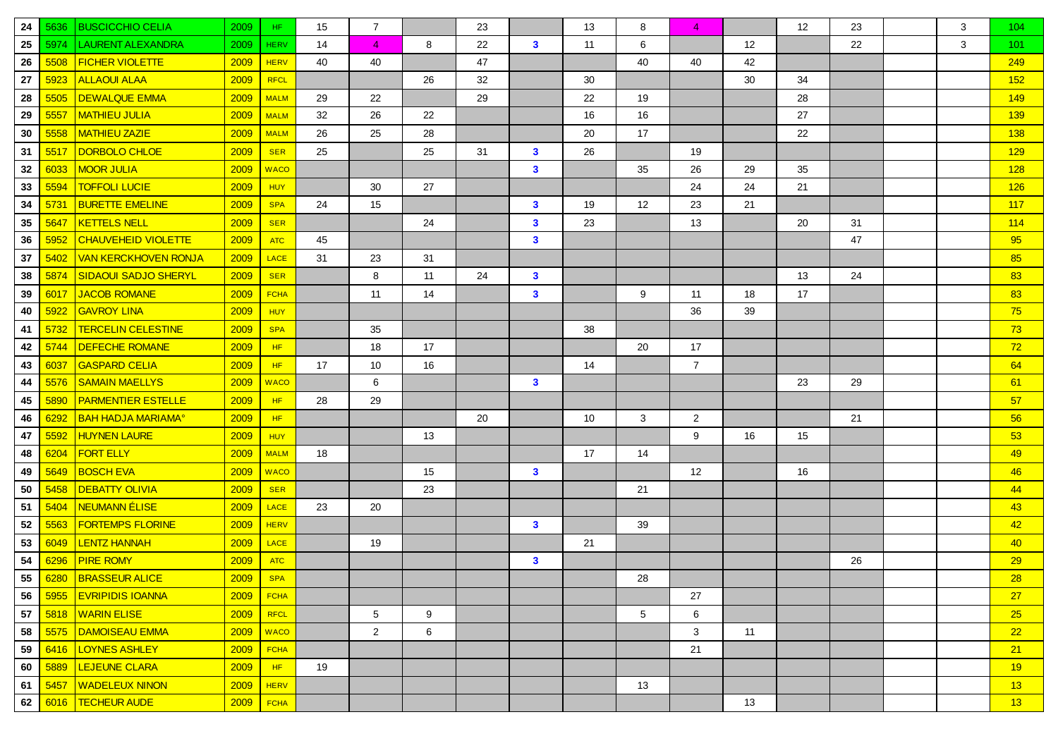| | | | | | | | | | | | | | | | | | | |
|---|---|---|---|---|---|---|---|---|---|---|---|---|---|---|---|---|---|---|
| 24 | 5636 | BUSCICCHIO CELIA | 2009 | HF | 15 | 7 | | 23 | | 13 | 8 | 4 | | 12 | 23 | | 3 | 104 |
| 25 | 5974 | LAURENT ALEXANDRA | 2009 | HERV | 14 | 4 | 8 | 22 | 3 | 11 | 6 | | 12 | | 22 | | 3 | 101 |
| 26 | 5508 | FICHER VIOLETTE | 2009 | HERV | 40 | 40 | | 47 | | | 40 | 40 | 42 | | | | | 249 |
| 27 | 5923 | ALLAOUI ALAA | 2009 | RFCL | | | 26 | 32 | | 30 | | | 30 | 34 | | | | 152 |
| 28 | 5505 | DEWALQUE EMMA | 2009 | MALM | 29 | 22 | | 29 | | 22 | 19 | | | 28 | | | | 149 |
| 29 | 5557 | MATHIEU JULIA | 2009 | MALM | 32 | 26 | 22 | | | 16 | 16 | | | 27 | | | | 139 |
| 30 | 5558 | MATHIEU ZAZIE | 2009 | MALM | 26 | 25 | 28 | | | 20 | 17 | | | 22 | | | | 138 |
| 31 | 5517 | DORBOLO CHLOE | 2009 | SER | 25 | | 25 | 31 | 3 | 26 | | 19 | | | | | | 129 |
| 32 | 6033 | MOOR JULIA | 2009 | WACO | | | | | 3 | | 35 | 26 | 29 | 35 | | | | 128 |
| 33 | 5594 | TOFFOLI LUCIE | 2009 | HUY | | 30 | 27 | | | | | 24 | 24 | 21 | | | | 126 |
| 34 | 5731 | BURETTE EMELINE | 2009 | SPA | 24 | 15 | | | 3 | 19 | 12 | 23 | 21 | | | | | 117 |
| 35 | 5647 | KETTELS NELL | 2009 | SER | | | 24 | | 3 | 23 | | 13 | | 20 | 31 | | | 114 |
| 36 | 5952 | CHAUVEHEID VIOLETTE | 2009 | ATC | 45 | | | | 3 | | | | | | 47 | | | 95 |
| 37 | 5402 | VAN KERCKHOVEN RONJA | 2009 | LACE | 31 | 23 | 31 | | | | | | | | | | | 85 |
| 38 | 5874 | SIDAOUI SADJO SHERYL | 2009 | SER | | 8 | 11 | 24 | 3 | | | | | 13 | 24 | | | 83 |
| 39 | 6017 | JACOB ROMANE | 2009 | FCHA | | 11 | 14 | | 3 | | 9 | 11 | 18 | 17 | | | | 83 |
| 40 | 5922 | GAVROY LINA | 2009 | HUY | | | | | | | | 36 | 39 | | | | | 75 |
| 41 | 5732 | TERCELIN CELESTINE | 2009 | SPA | | 35 | | | | 38 | | | | | | | | 73 |
| 42 | 5744 | DEFECHE ROMANE | 2009 | HF | | 18 | 17 | | | | 20 | 17 | | | | | | 72 |
| 43 | 6037 | GASPARD CELIA | 2009 | HF | 17 | 10 | 16 | | | 14 | | 7 | | | | | | 64 |
| 44 | 5576 | SAMAIN MAELLYS | 2009 | WACO | | 6 | | | 3 | | | | | 23 | 29 | | | 61 |
| 45 | 5890 | PARMENTIER ESTELLE | 2009 | HF | 28 | 29 | | | | | | | | | | | | 57 |
| 46 | 6292 | BAH HADJA MARIAMA° | 2009 | HF | | | | 20 | | 10 | 3 | 2 | | | 21 | | | 56 |
| 47 | 5592 | HUYNEN LAURE | 2009 | HUY | | | 13 | | | | | 9 | 16 | 15 | | | | 53 |
| 48 | 6204 | FORT ELLY | 2009 | MALM | 18 | | | | | 17 | 14 | | | | | | | 49 |
| 49 | 5649 | BOSCH EVA | 2009 | WACO | | | 15 | | 3 | | | 12 | | 16 | | | | 46 |
| 50 | 5458 | DEBATTY OLIVIA | 2009 | SER | | | 23 | | | | 21 | | | | | | | 44 |
| 51 | 5404 | NEUMANN ÉLISE | 2009 | LACE | 23 | 20 | | | | | | | | | | | | 43 |
| 52 | 5563 | FORTEMPS FLORINE | 2009 | HERV | | | | | 3 | | 39 | | | | | | | 42 |
| 53 | 6049 | LENTZ HANNAH | 2009 | LACE | | 19 | | | | 21 | | | | | | | | 40 |
| 54 | 6296 | PIRE ROMY | 2009 | ATC | | | | | 3 | | | | | | 26 | | | 29 |
| 55 | 6280 | BRASSEUR ALICE | 2009 | SPA | | | | | | | 28 | | | | | | | 28 |
| 56 | 5955 | EVRIPIDIS IOANNA | 2009 | FCHA | | | | | | | | 27 | | | | | | 27 |
| 57 | 5818 | WARIN ELISE | 2009 | RFCL | | 5 | 9 | | | | 5 | 6 | | | | | | 25 |
| 58 | 5575 | DAMOISEAU EMMA | 2009 | WACO | | 2 | 6 | | | | | 3 | 11 | | | | | 22 |
| 59 | 6416 | LOYNES ASHLEY | 2009 | FCHA | | | | | | | | 21 | | | | | | 21 |
| 60 | 5889 | LEJEUNE CLARA | 2009 | HF | 19 | | | | | | | | | | | | | 19 |
| 61 | 5457 | WADELEUX NINON | 2009 | HERV | | | | | | | 13 | | | | | | | 13 |
| 62 | 6016 | TECHEUR AUDE | 2009 | FCHA | | | | | | | | | 13 | | | | | 13 |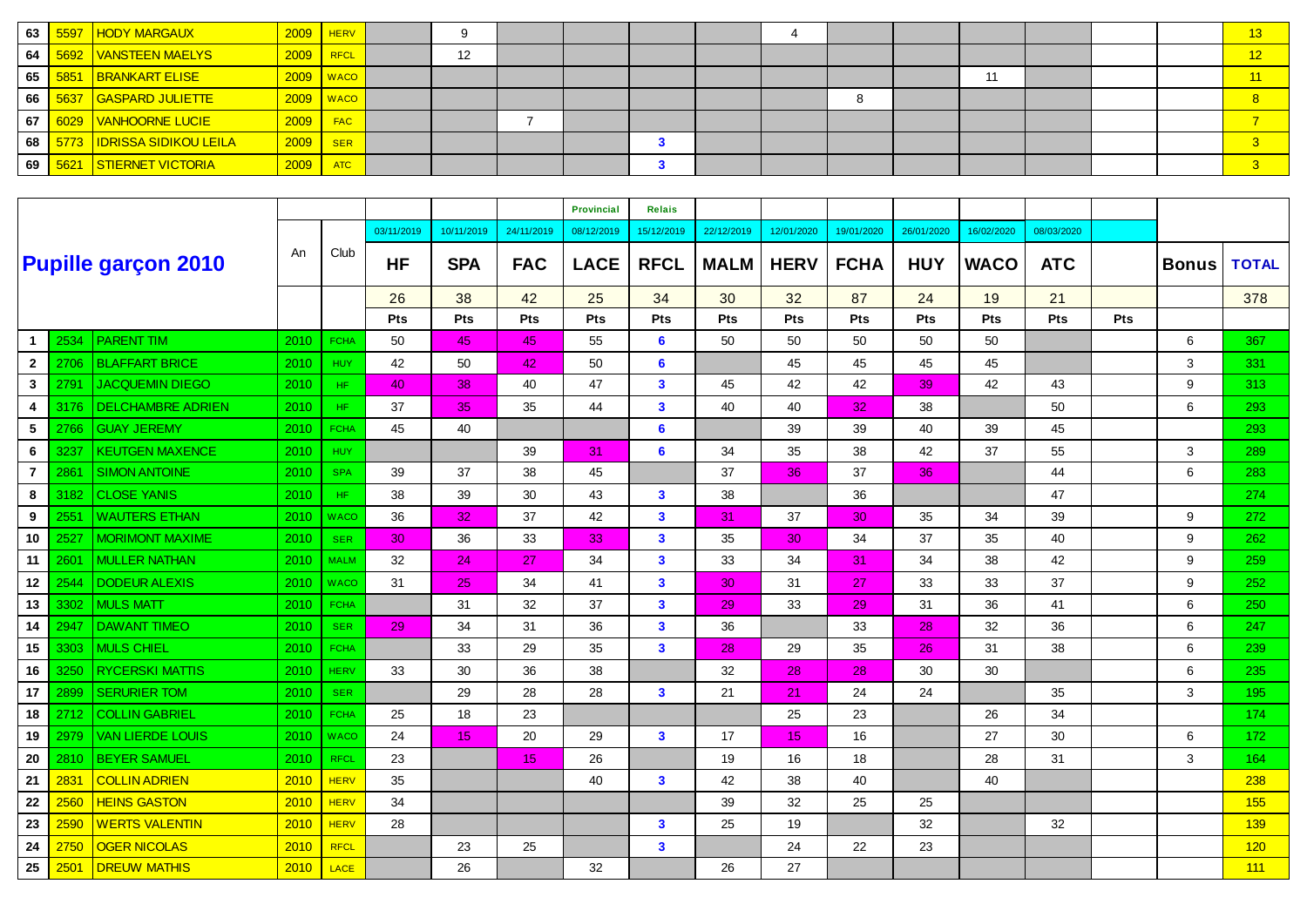| 63 | 5597 | HODY MARGAUX | 2009 | HERV | | 9 | | | | | 4 | | | | | | | 13 |
|---|---|---|---|---|---|---|---|---|---|---|---|---|---|---|---|---|---|---|
| 64 | 5692 | VANSTEEN MAELYS | 2009 | RFCL | | 12 | | | | | | | | | | | | 12 |
| 65 | 5851 | BRANKART ELISE | 2009 | WACO | | | | | | | | | | 11 | | | | 11 |
| 66 | 5637 | GASPARD JULIETTE | 2009 | WACO | | | | | | | | 8 | | | | | | 8 |
| 67 | 6029 | VANHOORNE LUCIE | 2009 | FAC | | | 7 | | | | | | | | | | | 7 |
| 68 | 5773 | IDRISSA SIDIKOU LEILA | 2009 | SER | | | | | 3 | | | | | | | | | 3 |
| 69 | 5621 | STIERNET VICTORIA | 2009 | ATC | | | | | 3 | | | | | | | | | 3 |

## Pupille garçon 2010

| | | | An | Club | | | | Provincial | Relais | | | | | | | | | |
|---|---|---|---|---|---|---|---|---|---|---|---|---|---|---|---|---|---|---|
| | | | | | 03/11/2019 | 10/11/2019 | 24/11/2019 | 08/12/2019 | 15/12/2019 | 22/12/2019 | 12/01/2020 | 19/01/2020 | 26/01/2020 | 16/02/2020 | 08/03/2020 | | | |
| | | | | | HF | SPA | FAC | LACE | RFCL | MALM | HERV | FCHA | HUY | WACO | ATC | | Bonus | TOTAL |
| | | | | | 26 | 38 | 42 | 25 | 34 | 30 | 32 | 87 | 24 | 19 | 21 | | | 378 |
| | | | | | Pts | Pts | Pts | Pts | Pts | Pts | Pts | Pts | Pts | Pts | Pts | Pts | | |
| 1 | 2534 | PARENT TIM | 2010 | FCHA | 50 | 45 | 45 | 55 | 6 | 50 | 50 | 50 | 50 | 50 | | | 6 | 367 |
| 2 | 2706 | BLAFFART BRICE | 2010 | HUY | 42 | 50 | 42 | 50 | 6 | | 45 | 45 | 45 | 45 | | | 3 | 331 |
| 3 | 2791 | JACQUEMIN DIEGO | 2010 | HF | 40 | 38 | 40 | 47 | 3 | 45 | 42 | 42 | 39 | 42 | 43 | | 9 | 313 |
| 4 | 3176 | DELCHAMBRE ADRIEN | 2010 | HF | 37 | 35 | 35 | 44 | 3 | 40 | 40 | 32 | 38 | | 50 | | 6 | 293 |
| 5 | 2766 | GUAY JEREMY | 2010 | FCHA | 45 | 40 | | | 6 | | 39 | 39 | 40 | 39 | 45 | | | 293 |
| 6 | 3237 | KEUTGEN MAXENCE | 2010 | HUY | | | 39 | 31 | 6 | 34 | 35 | 38 | 42 | 37 | 55 | | 3 | 289 |
| 7 | 2861 | SIMON ANTOINE | 2010 | SPA | 39 | 37 | 38 | 45 | | 37 | 36 | 37 | 36 | | 44 | | 6 | 283 |
| 8 | 3182 | CLOSE YANIS | 2010 | HF | 38 | 39 | 30 | 43 | 3 | 38 | | 36 | | | 47 | | | 274 |
| 9 | 2551 | WAUTERS ETHAN | 2010 | WACO | 36 | 32 | 37 | 42 | 3 | 31 | 37 | 30 | 35 | 34 | 39 | | 9 | 272 |
| 10 | 2527 | MORIMONT MAXIME | 2010 | SER | 30 | 36 | 33 | 33 | 3 | 35 | 30 | 34 | 37 | 35 | 40 | | 9 | 262 |
| 11 | 2601 | MULLER NATHAN | 2010 | MALM | 32 | 24 | 27 | 34 | 3 | 33 | 34 | 31 | 34 | 38 | 42 | | 9 | 259 |
| 12 | 2544 | DODEUR ALEXIS | 2010 | WACO | 31 | 25 | 34 | 41 | 3 | 30 | 31 | 27 | 33 | 33 | 37 | | 9 | 252 |
| 13 | 3302 | MULS MATT | 2010 | FCHA | | 31 | 32 | 37 | 3 | 29 | 33 | 29 | 31 | 36 | 41 | | 6 | 250 |
| 14 | 2947 | DAWANT TIMEO | 2010 | SER | 29 | 34 | 31 | 36 | 3 | 36 | | 33 | 28 | 32 | 36 | | 6 | 247 |
| 15 | 3303 | MULS CHIEL | 2010 | FCHA | | 33 | 29 | 35 | 3 | 28 | 29 | 35 | 26 | 31 | 38 | | 6 | 239 |
| 16 | 3250 | RYCERSKI MATTIS | 2010 | HERV | 33 | 30 | 36 | 38 | | 32 | 28 | 28 | 30 | 30 | | | 6 | 235 |
| 17 | 2899 | SERURIER TOM | 2010 | SER | | 29 | 28 | 28 | 3 | 21 | 21 | 24 | 24 | | 35 | | 3 | 195 |
| 18 | 2712 | COLLIN GABRIEL | 2010 | FCHA | 25 | 18 | 23 | | | | 25 | 23 | | 26 | 34 | | | 174 |
| 19 | 2979 | VAN LIERDE LOUIS | 2010 | WACO | 24 | 15 | 20 | 29 | 3 | 17 | 15 | 16 | | 27 | 30 | | 6 | 172 |
| 20 | 2810 | BEYER SAMUEL | 2010 | RFCL | 23 | | 15 | 26 | | 19 | 16 | 18 | | 28 | 31 | | 3 | 164 |
| 21 | 2831 | COLLIN ADRIEN | 2010 | HERV | 35 | | | 40 | 3 | 42 | 38 | 40 | | 40 | | | | 238 |
| 22 | 2560 | HEINS GASTON | 2010 | HERV | 34 | | | | | 39 | 32 | 25 | 25 | | | | | 155 |
| 23 | 2590 | WERTS VALENTIN | 2010 | HERV | 28 | | | | 3 | 25 | 19 | | 32 | | 32 | | | 139 |
| 24 | 2750 | OGER NICOLAS | 2010 | RFCL | | 23 | 25 | | 3 | | 24 | 22 | 23 | | | | | 120 |
| 25 | 2501 | DREUW MATHIS | 2010 | LACE | | 26 | | 32 | | 26 | 27 | | | | | | | 111 |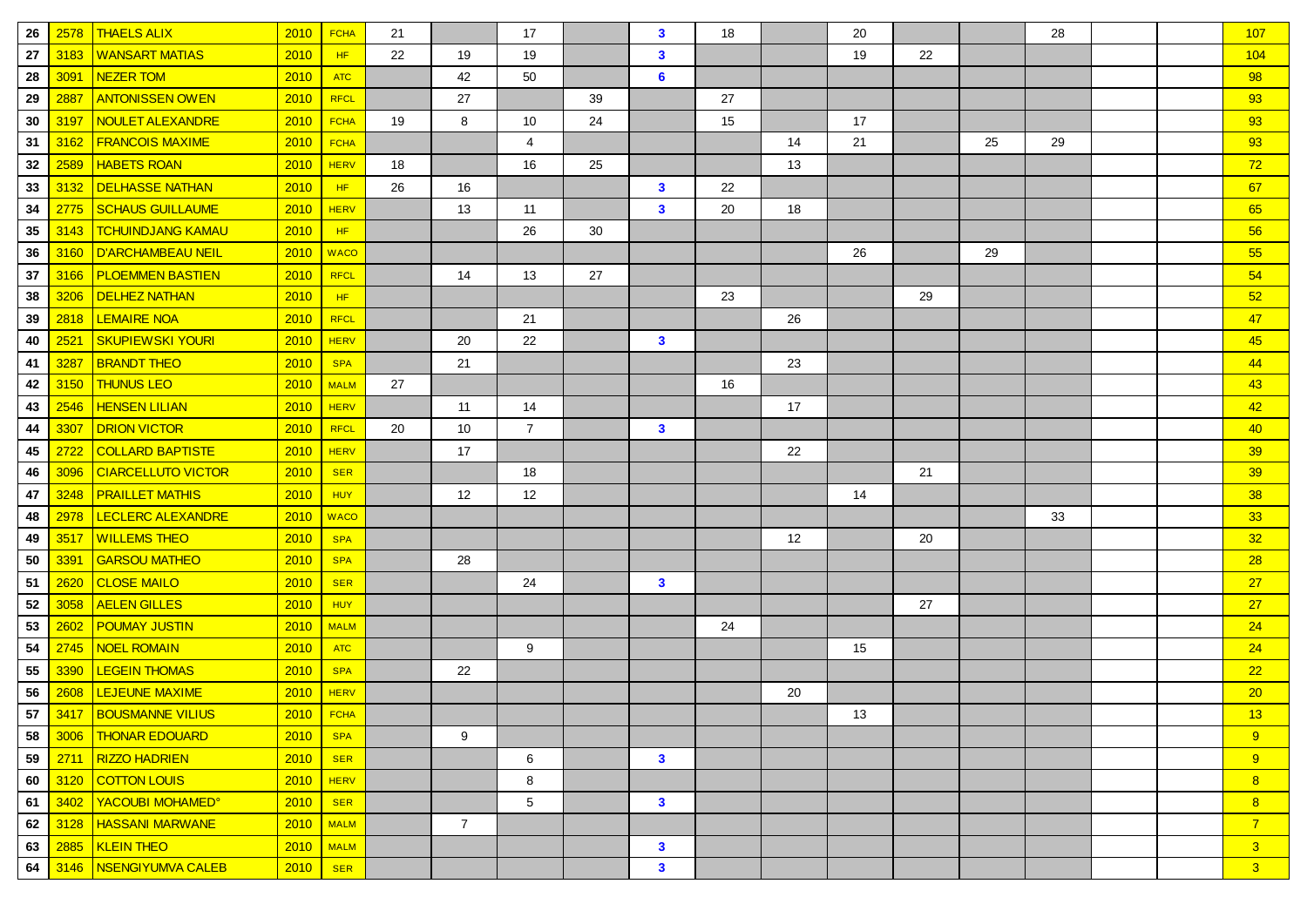| | | | | | | | | | | | | | | | | | | |
|---|---|---|---|---|---|---|---|---|---|---|---|---|---|---|---|---|---|---|
| 26 | 2578 | THAELS ALIX | 2010 | FCHA | 21 | | 17 | | 3 | 18 | | 20 | | | 28 | | | 107 |
| 27 | 3183 | WANSART MATIAS | 2010 | HF | 22 | 19 | 19 | | 3 | | | 19 | 22 | | | | | 104 |
| 28 | 3091 | NEZER TOM | 2010 | ATC | | 42 | 50 | | 6 | | | | | | | | | 98 |
| 29 | 2887 | ANTONISSEN OWEN | 2010 | RFCL | | 27 | | 39 | | 27 | | | | | | | | 93 |
| 30 | 3197 | NOULET ALEXANDRE | 2010 | FCHA | 19 | 8 | 10 | 24 | | 15 | | 17 | | | | | | 93 |
| 31 | 3162 | FRANCOIS MAXIME | 2010 | FCHA | | | 4 | | | | 14 | 21 | | 25 | 29 | | | 93 |
| 32 | 2589 | HABETS ROAN | 2010 | HERV | 18 | | 16 | 25 | | | 13 | | | | | | | 72 |
| 33 | 3132 | DELHASSE NATHAN | 2010 | HF | 26 | 16 | | | 3 | 22 | | | | | | | | 67 |
| 34 | 2775 | SCHAUS GUILLAUME | 2010 | HERV | | 13 | 11 | | 3 | 20 | 18 | | | | | | | 65 |
| 35 | 3143 | TCHUINDJANG KAMAU | 2010 | HF | | | 26 | 30 | | | | | | | | | | 56 |
| 36 | 3160 | D'ARCHAMBEAU NEIL | 2010 | WACO | | | | | | | | 26 | | 29 | | | | 55 |
| 37 | 3166 | PLOEMMEN BASTIEN | 2010 | RFCL | | 14 | 13 | 27 | | | | | | | | | | 54 |
| 38 | 3206 | DELHEZ NATHAN | 2010 | HF | | | | | | 23 | | | 29 | | | | | 52 |
| 39 | 2818 | LEMAIRE NOA | 2010 | RFCL | | | 21 | | | | 26 | | | | | | | 47 |
| 40 | 2521 | SKUPIEWSKI YOURI | 2010 | HERV | | 20 | 22 | | 3 | | | | | | | | | 45 |
| 41 | 3287 | BRANDT THEO | 2010 | SPA | | 21 | | | | | 23 | | | | | | | 44 |
| 42 | 3150 | THUNUS LEO | 2010 | MALM | 27 | | | | | 16 | | | | | | | | 43 |
| 43 | 2546 | HENSEN LILIAN | 2010 | HERV | | 11 | 14 | | | | 17 | | | | | | | 42 |
| 44 | 3307 | DRION VICTOR | 2010 | RFCL | 20 | 10 | 7 | | 3 | | | | | | | | | 40 |
| 45 | 2722 | COLLARD BAPTISTE | 2010 | HERV | | 17 | | | | | 22 | | | | | | | 39 |
| 46 | 3096 | CIARCELLUTO VICTOR | 2010 | SER | | | 18 | | | | | | 21 | | | | | 39 |
| 47 | 3248 | PRAILLET MATHIS | 2010 | HUY | | 12 | 12 | | | | | 14 | | | | | | 38 |
| 48 | 2978 | LECLERC ALEXANDRE | 2010 | WACO | | | | | | | | | | | 33 | | | 33 |
| 49 | 3517 | WILLEMS THEO | 2010 | SPA | | | | | | | 12 | | 20 | | | | | 32 |
| 50 | 3391 | GARSOU MATHEO | 2010 | SPA | | 28 | | | | | | | | | | | | 28 |
| 51 | 2620 | CLOSE MAILO | 2010 | SER | | | 24 | | 3 | | | | | | | | | 27 |
| 52 | 3058 | AELEN GILLES | 2010 | HUY | | | | | | | | | 27 | | | | | 27 |
| 53 | 2602 | POUMAY JUSTIN | 2010 | MALM | | | | | | 24 | | | | | | | | 24 |
| 54 | 2745 | NOEL ROMAIN | 2010 | ATC | | | 9 | | | | | 15 | | | | | | 24 |
| 55 | 3390 | LEGEIN THOMAS | 2010 | SPA | | 22 | | | | | | | | | | | | 22 |
| 56 | 2608 | LEJEUNE MAXIME | 2010 | HERV | | | | | | | 20 | | | | | | | 20 |
| 57 | 3417 | BOUSMANNE VILIUS | 2010 | FCHA | | | | | | | | 13 | | | | | | 13 |
| 58 | 3006 | THONAR EDOUARD | 2010 | SPA | | 9 | | | | | | | | | | | | 9 |
| 59 | 2711 | RIZZO HADRIEN | 2010 | SER | | | 6 | | 3 | | | | | | | | | 9 |
| 60 | 3120 | COTTON LOUIS | 2010 | HERV | | | 8 | | | | | | | | | | | 8 |
| 61 | 3402 | YACOUBI MOHAMED° | 2010 | SER | | | 5 | | 3 | | | | | | | | | 8 |
| 62 | 3128 | HASSANI MARWANE | 2010 | MALM | | 7 | | | | | | | | | | | | 7 |
| 63 | 2885 | KLEIN THEO | 2010 | MALM | | | | | 3 | | | | | | | | | 3 |
| 64 | 3146 | NSENGIYUMVA CALEB | 2010 | SER | | | | | 3 | | | | | | | | | 3 |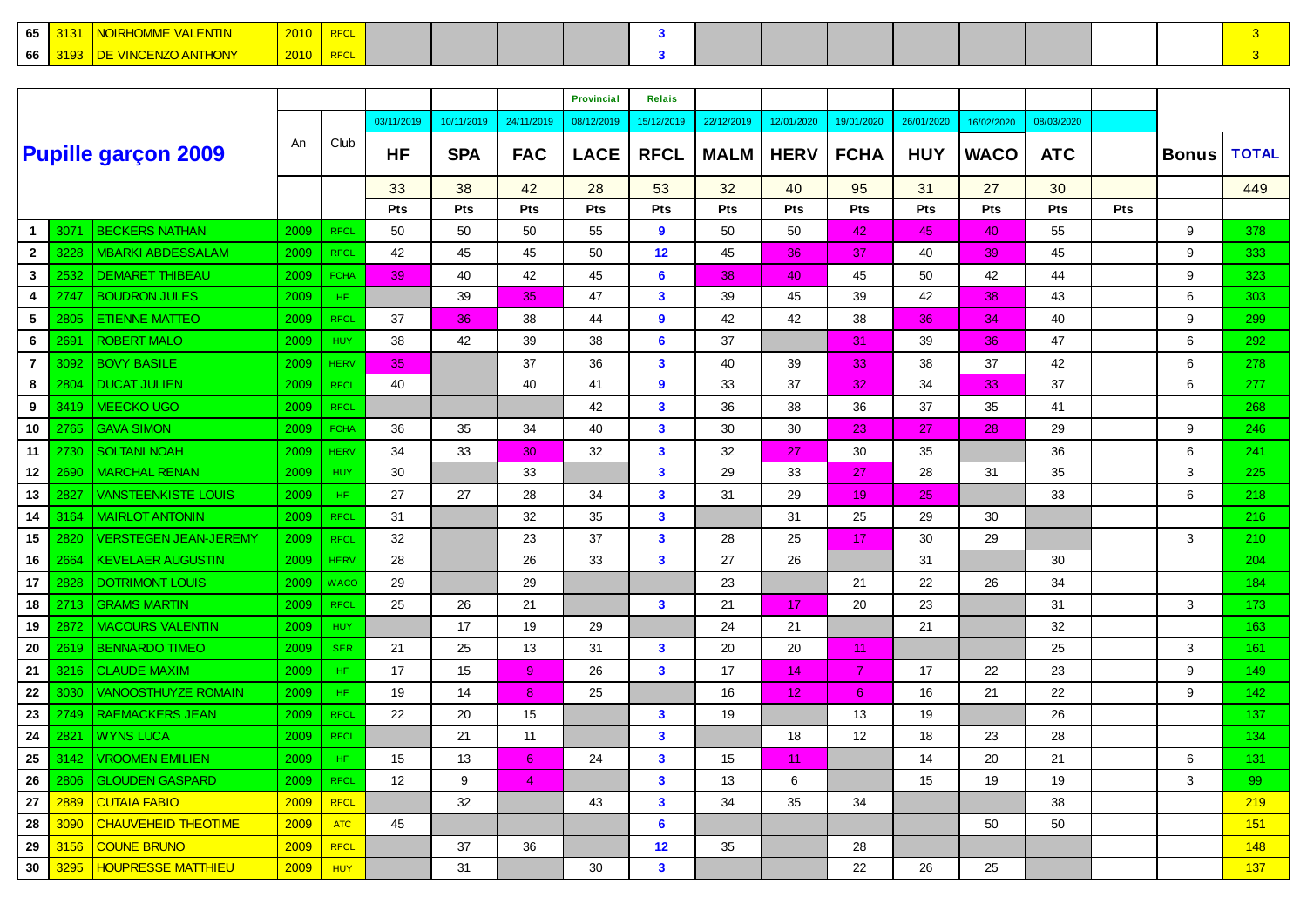| 65 | 3131 | NOIRHOMME VALENTIN | 2010 | RFCL | | | | | 3 | | | | | | | | | 3 |
|---|---|---|---|---|---|---|---|---|---|---|---|---|---|---|---|---|---|---|
| 66 | 3193 | DE VINCENZO ANTHONY | 2010 | RFCL | | | | | 3 | | | | | | | | | 3 |

| Pupille garçon 2009 | | | An | Club | | | | Provincial | Relais | | | | | | | | Bonus | TOTAL |
|---|---|---|---|---|---|---|---|---|---|---|---|---|---|---|---|---|---|---|
| | | | | | 03/11/2019 | 10/11/2019 | 24/11/2019 | 08/12/2019 | 15/12/2019 | 22/12/2019 | 12/01/2020 | 19/01/2020 | 26/01/2020 | 16/02/2020 | 08/03/2020 | | | |
| | | | | | HF | SPA | FAC | LACE | RFCL | MALM | HERV | FCHA | HUY | WACO | ATC | | | |
| | | | | | 33 | 38 | 42 | 28 | 53 | 32 | 40 | 95 | 31 | 27 | 30 | | | 449 |
| | | | | | Pts | Pts | Pts | Pts | Pts | Pts | Pts | Pts | Pts | Pts | Pts | Pts | | |
| 1 | 3071 | BECKERS NATHAN | 2009 | RFCL | 50 | 50 | 50 | 55 | 9 | 50 | 50 | 42 | 45 | 40 | 55 | | 9 | 378 |
| 2 | 3228 | MBARKI ABDESSALAM | 2009 | RFCL | 42 | 45 | 45 | 50 | 12 | 45 | 36 | 37 | 40 | 39 | 45 | | 9 | 333 |
| 3 | 2532 | DEMARET THIBEAU | 2009 | FCHA | 39 | 40 | 42 | 45 | 6 | 38 | 40 | 45 | 50 | 42 | 44 | | 9 | 323 |
| 4 | 2747 | BOUDRON JULES | 2009 | HF | | 39 | 35 | 47 | 3 | 39 | 45 | 39 | 42 | 38 | 43 | | 6 | 303 |
| 5 | 2805 | ETIENNE MATTEO | 2009 | RFCL | 37 | 36 | 38 | 44 | 9 | 42 | 42 | 38 | 36 | 34 | 40 | | 9 | 299 |
| 6 | 2691 | ROBERT MALO | 2009 | HUY | 38 | 42 | 39 | 38 | 6 | 37 | | 31 | 39 | 36 | 47 | | 6 | 292 |
| 7 | 3092 | BOVY BASILE | 2009 | HERV | 35 | | 37 | 36 | 3 | 40 | 39 | 33 | 38 | 37 | 42 | | 6 | 278 |
| 8 | 2804 | DUCAT JULIEN | 2009 | RFCL | 40 | | 40 | 41 | 9 | 33 | 37 | 32 | 34 | 33 | 37 | | 6 | 277 |
| 9 | 3419 | MEECKO UGO | 2009 | RFCL | | | | 42 | 3 | 36 | 38 | 36 | 37 | 35 | 41 | | | 268 |
| 10 | 2765 | GAVA SIMON | 2009 | FCHA | 36 | 35 | 34 | 40 | 3 | 30 | 30 | 23 | 27 | 28 | 29 | | 9 | 246 |
| 11 | 2730 | SOLTANI NOAH | 2009 | HERV | 34 | 33 | 30 | 32 | 3 | 32 | 27 | 30 | 35 | | 36 | | 6 | 241 |
| 12 | 2690 | MARCHAL RENAN | 2009 | HUY | 30 | | 33 | | 3 | 29 | 33 | 27 | 28 | 31 | 35 | | 3 | 225 |
| 13 | 2827 | VANSTEENKISTE LOUIS | 2009 | HF | 27 | 27 | 28 | 34 | 3 | 31 | 29 | 19 | 25 | | 33 | | 6 | 218 |
| 14 | 3164 | MAIRLOT ANTONIN | 2009 | RFCL | 31 | | 32 | 35 | 3 | | 31 | 25 | 29 | 30 | | | | 216 |
| 15 | 2820 | VERSTEGEN JEAN-JEREMY | 2009 | RFCL | 32 | | 23 | 37 | 3 | 28 | 25 | 17 | 30 | 29 | | | 3 | 210 |
| 16 | 2664 | KEVELAER AUGUSTIN | 2009 | HERV | 28 | | 26 | 33 | 3 | 27 | 26 | | 31 | | 30 | | | 204 |
| 17 | 2828 | DOTRIMONT LOUIS | 2009 | WACO | 29 | | 29 | | | 23 | | 21 | 22 | 26 | 34 | | | 184 |
| 18 | 2713 | GRAMS MARTIN | 2009 | RFCL | 25 | 26 | 21 | | 3 | 21 | 17 | 20 | 23 | | 31 | | 3 | 173 |
| 19 | 2872 | MACOURS VALENTIN | 2009 | HUY | | 17 | 19 | 29 | | 24 | 21 | | 21 | | 32 | | | 163 |
| 20 | 2619 | BENNARDO TIMEO | 2009 | SER | 21 | 25 | 13 | 31 | 3 | 20 | 20 | 11 | | | 25 | | 3 | 161 |
| 21 | 3216 | CLAUDE MAXIM | 2009 | HF | 17 | 15 | 9 | 26 | 3 | 17 | 14 | 7 | 17 | 22 | 23 | | 9 | 149 |
| 22 | 3030 | VANOOSTHUYZE ROMAIN | 2009 | HF | 19 | 14 | 8 | 25 | | 16 | 12 | 6 | 16 | 21 | 22 | | 9 | 142 |
| 23 | 2749 | RAEMACKERS JEAN | 2009 | RFCL | 22 | 20 | 15 | | 3 | 19 | | 13 | 19 | | 26 | | | 137 |
| 24 | 2821 | WYNS LUCA | 2009 | RFCL | | 21 | 11 | | 3 | | 18 | 12 | 18 | 23 | 28 | | | 134 |
| 25 | 3142 | VROOMEN EMILIEN | 2009 | HF | 15 | 13 | 6 | 24 | 3 | 15 | 11 | | 14 | 20 | 21 | | 6 | 131 |
| 26 | 2806 | GLOUDEN GASPARD | 2009 | RFCL | 12 | 9 | 4 | | 3 | 13 | 6 | | 15 | 19 | 19 | | 3 | 99 |
| 27 | 2889 | CUTAIA FABIO | 2009 | RFCL | | 32 | | 43 | 3 | 34 | 35 | 34 | | | 38 | | | 219 |
| 28 | 3090 | CHAUVEHEID THEOTIME | 2009 | ATC | 45 | | | | 6 | | | | | 50 | 50 | | | 151 |
| 29 | 3156 | COUNE BRUNO | 2009 | RFCL | | 37 | 36 | | 12 | 35 | | 28 | | | | | | 148 |
| 30 | 3295 | HOUPRESSE MATTHIEU | 2009 | HUY | | 31 | | 30 | 3 | | | 22 | 26 | 25 | | | | 137 |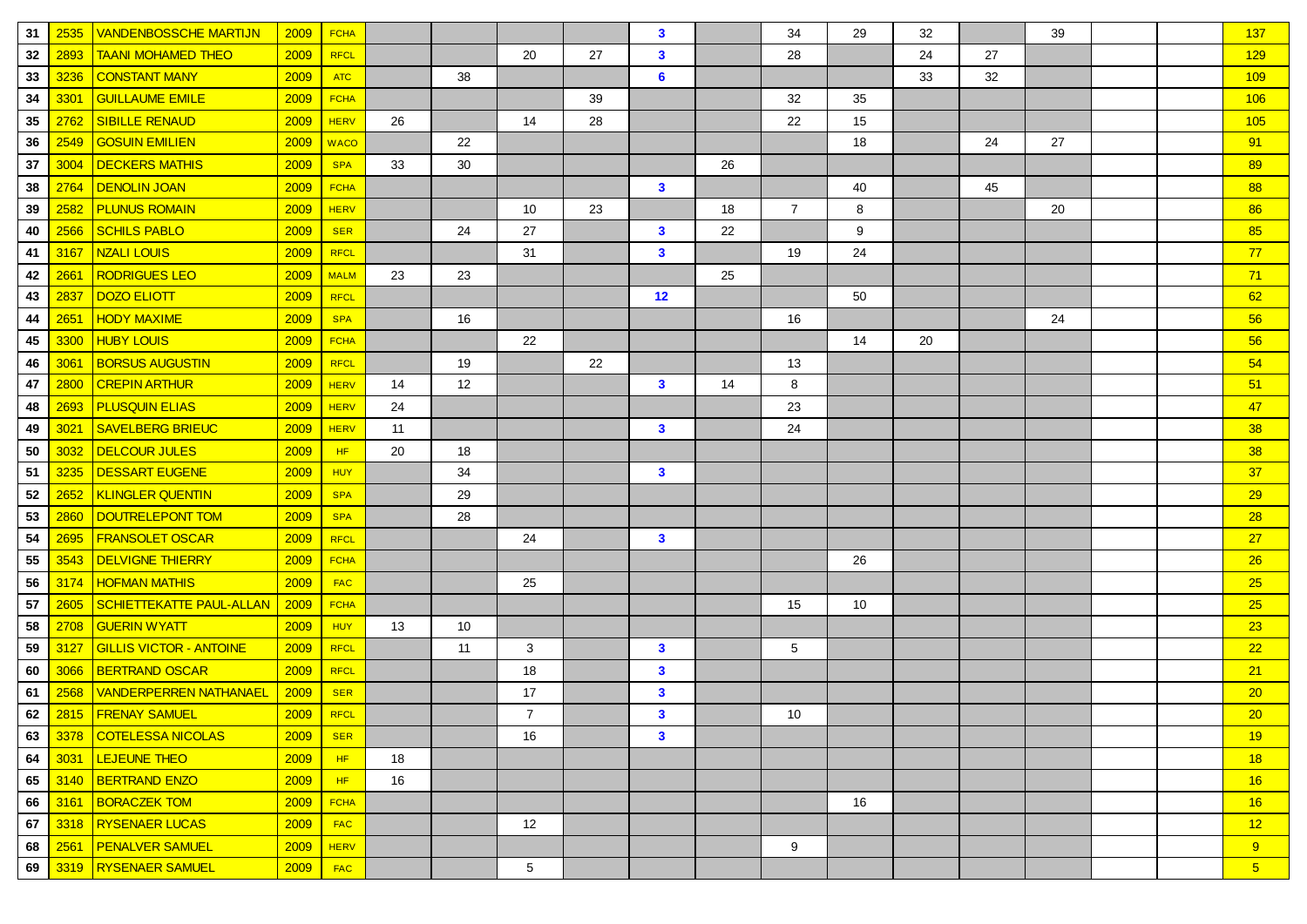| | | | | | | | | | | | | | | | | | | |
|---|---|---|---|---|---|---|---|---|---|---|---|---|---|---|---|---|---|---|
| 31 | 2535 | VANDENBOSSCHE MARTIJN | 2009 | FCHA | | | | | 3 | | 34 | 29 | 32 | | 39 | | | 137 |
| 32 | 2893 | TAANI MOHAMED THEO | 2009 | RFCL | | | 20 | 27 | 3 | | 28 | | 24 | 27 | | | | 129 |
| 33 | 3236 | CONSTANT MANY | 2009 | ATC | | 38 | | | 6 | | | | 33 | 32 | | | | 109 |
| 34 | 3301 | GUILLAUME EMILE | 2009 | FCHA | | | | 39 | | | 32 | 35 | | | | | | 106 |
| 35 | 2762 | SIBILLE RENAUD | 2009 | HERV | 26 | | 14 | 28 | | | 22 | 15 | | | | | | 105 |
| 36 | 2549 | GOSUIN EMILIEN | 2009 | WACO | | 22 | | | | | | 18 | | 24 | 27 | | | 91 |
| 37 | 3004 | DECKERS MATHIS | 2009 | SPA | 33 | 30 | | | | 26 | | | | | | | | 89 |
| 38 | 2764 | DENOLIN JOAN | 2009 | FCHA | | | | | 3 | | | 40 | | 45 | | | | 88 |
| 39 | 2582 | PLUNUS ROMAIN | 2009 | HERV | | | 10 | 23 | | 18 | 7 | 8 | | | 20 | | | 86 |
| 40 | 2566 | SCHILS PABLO | 2009 | SER | | 24 | 27 | | 3 | 22 | | 9 | | | | | | 85 |
| 41 | 3167 | NZALI LOUIS | 2009 | RFCL | | | 31 | | 3 | | 19 | 24 | | | | | | 77 |
| 42 | 2661 | RODRIGUES LEO | 2009 | MALM | 23 | 23 | | | | 25 | | | | | | | | 71 |
| 43 | 2837 | DOZO ELIOTT | 2009 | RFCL | | | | | 12 | | | 50 | | | | | | 62 |
| 44 | 2651 | HODY MAXIME | 2009 | SPA | | 16 | | | | | 16 | | | | 24 | | | 56 |
| 45 | 3300 | HUBY LOUIS | 2009 | FCHA | | | 22 | | | | | 14 | 20 | | | | | 56 |
| 46 | 3061 | BORSUS AUGUSTIN | 2009 | RFCL | | 19 | | 22 | | | 13 | | | | | | | 54 |
| 47 | 2800 | CREPIN ARTHUR | 2009 | HERV | 14 | 12 | | | 3 | 14 | 8 | | | | | | | 51 |
| 48 | 2693 | PLUSQUIN ELIAS | 2009 | HERV | 24 | | | | | | 23 | | | | | | | 47 |
| 49 | 3021 | SAVELBERG BRIEUC | 2009 | HERV | 11 | | | | 3 | | 24 | | | | | | | 38 |
| 50 | 3032 | DELCOUR JULES | 2009 | HF | 20 | 18 | | | | | | | | | | | | 38 |
| 51 | 3235 | DESSART EUGENE | 2009 | HUY | | 34 | | | 3 | | | | | | | | | 37 |
| 52 | 2652 | KLINGLER QUENTIN | 2009 | SPA | | 29 | | | | | | | | | | | | 29 |
| 53 | 2860 | DOUTRELEPONT TOM | 2009 | SPA | | 28 | | | | | | | | | | | | 28 |
| 54 | 2695 | FRANSOLET OSCAR | 2009 | RFCL | | | 24 | | 3 | | | | | | | | | 27 |
| 55 | 3543 | DELVIGNE THIERRY | 2009 | FCHA | | | | | | | | 26 | | | | | | 26 |
| 56 | 3174 | HOFMAN MATHIS | 2009 | FAC | | | 25 | | | | | | | | | | | 25 |
| 57 | 2605 | SCHIETTEKATTE PAUL-ALLAN | 2009 | FCHA | | | | | | | 15 | 10 | | | | | | 25 |
| 58 | 2708 | GUERIN WYATT | 2009 | HUY | 13 | 10 | | | | | | | | | | | | 23 |
| 59 | 3127 | GILLIS VICTOR - ANTOINE | 2009 | RFCL | | 11 | 3 | | 3 | | 5 | | | | | | | 22 |
| 60 | 3066 | BERTRAND OSCAR | 2009 | RFCL | | | 18 | | 3 | | | | | | | | | 21 |
| 61 | 2568 | VANDERPERREN NATHANAEL | 2009 | SER | | | 17 | | 3 | | | | | | | | | 20 |
| 62 | 2815 | FRENAY SAMUEL | 2009 | RFCL | | | 7 | | 3 | | 10 | | | | | | | 20 |
| 63 | 3378 | COTELESSA NICOLAS | 2009 | SER | | | 16 | | 3 | | | | | | | | | 19 |
| 64 | 3031 | LEJEUNE THEO | 2009 | HF | 18 | | | | | | | | | | | | | 18 |
| 65 | 3140 | BERTRAND ENZO | 2009 | HF | 16 | | | | | | | | | | | | | 16 |
| 66 | 3161 | BORACZEK TOM | 2009 | FCHA | | | | | | | | 16 | | | | | | 16 |
| 67 | 3318 | RYSENAER LUCAS | 2009 | FAC | | | 12 | | | | | | | | | | | 12 |
| 68 | 2561 | PENALVER SAMUEL | 2009 | HERV | | | | | | | 9 | | | | | | | 9 |
| 69 | 3319 | RYSENAER SAMUEL | 2009 | FAC | | | 5 | | | | | | | | | | | 5 |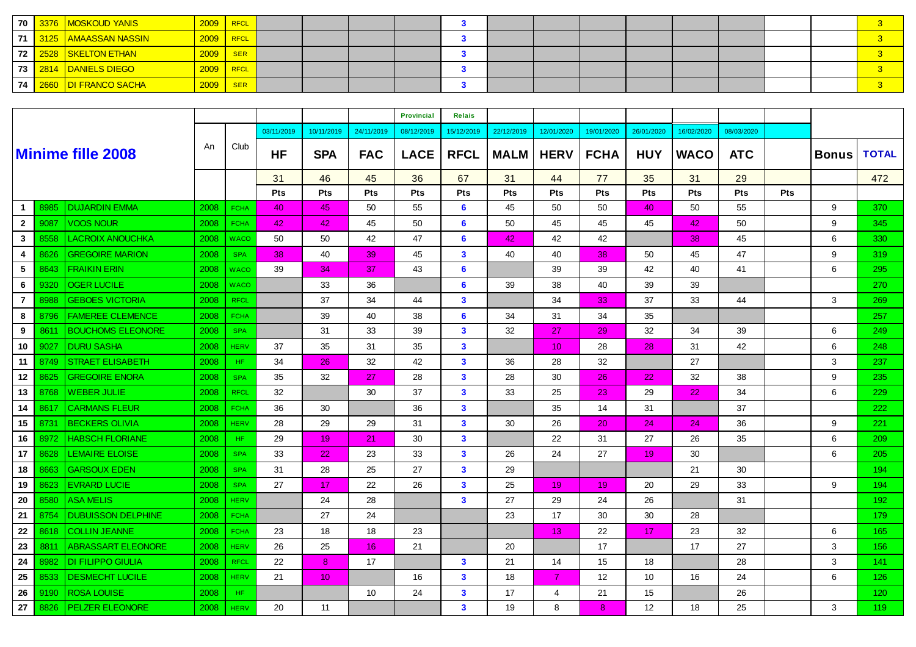| | | | | | | | | | | | | | | | | | | | |
|---|---|---|---|---|---|---|---|---|---|---|---|---|---|---|---|---|---|---|---|
| 70 | 3376 | MOSKOUD YANIS | 2009 | RFCL | | | | | 3 | | | | | | | | | | 3 |
| 71 | 3125 | AMAASSAN NASSIN | 2009 | RFCL | | | | | 3 | | | | | | | | | | 3 |
| 72 | 2528 | SKELTON ETHAN | 2009 | SER | | | | | 3 | | | | | | | | | | 3 |
| 73 | 2814 | DANIELS DIEGO | 2009 | RFCL | | | | | 3 | | | | | | | | | | 3 |
| 74 | 2660 | DI FRANCO SACHA | 2009 | SER | | | | | 3 | | | | | | | | | | 3 |

| Minime fille 2008 | | | An | Club | | | | Provincial | Relais | | | | | | | | | | |
|---|---|---|---|---|---|---|---|---|---|---|---|---|---|---|---|---|---|---|---|
| | | | | | 03/11/2019 | 10/11/2019 | 24/11/2019 | 08/12/2019 | 15/12/2019 | 22/12/2019 | 12/01/2020 | 19/01/2020 | 26/01/2020 | 16/02/2020 | 08/03/2020 | | | | |
| | | | | | HF | SPA | FAC | LACE | RFCL | MALM | HERV | FCHA | HUY | WACO | ATC | | | Bonus | TOTAL |
| | | | | | 31 | 46 | 45 | 36 | 67 | 31 | 44 | 77 | 35 | 31 | 29 | | | | 472 |
| | | | | | Pts | Pts | Pts | Pts | Pts | Pts | Pts | Pts | Pts | Pts | Pts | Pts | | | |
| 1 | 8985 | DUJARDIN EMMA | 2008 | FCHA | 40 | 45 | 50 | 55 | 6 | 45 | 50 | 50 | 40 | 50 | 55 | | | 9 | 370 |
| 2 | 9087 | VOOS NOUR | 2008 | FCHA | 42 | 42 | 45 | 50 | 6 | 50 | 45 | 45 | 45 | 42 | 50 | | | 9 | 345 |
| 3 | 8558 | LACROIX ANOUCHKA | 2008 | WACO | 50 | 50 | 42 | 47 | 6 | 42 | 42 | 42 | | 38 | 45 | | | 6 | 330 |
| 4 | 8626 | GREGOIRE MARION | 2008 | SPA | 38 | 40 | 39 | 45 | 3 | 40 | 40 | 38 | 50 | 45 | 47 | | | 9 | 319 |
| 5 | 8643 | FRAIKIN ERIN | 2008 | WACO | 39 | 34 | 37 | 43 | 6 | | 39 | 39 | 42 | 40 | 41 | | | 6 | 295 |
| 6 | 9320 | OGER LUCILE | 2008 | WACO | | 33 | 36 | | 6 | 39 | 38 | 40 | 39 | 39 | | | | | 270 |
| 7 | 8988 | GEBOES VICTORIA | 2008 | RFCL | | 37 | 34 | 44 | 3 | | 34 | 33 | 37 | 33 | 44 | | | 3 | 269 |
| 8 | 8796 | FAMEREE CLEMENCE | 2008 | FCHA | | 39 | 40 | 38 | 6 | 34 | 31 | 34 | 35 | | | | | | 257 |
| 9 | 8611 | BOUCHOMS ELEONORE | 2008 | SPA | | 31 | 33 | 39 | 3 | 32 | 27 | 29 | 32 | 34 | 39 | | | 6 | 249 |
| 10 | 9027 | DURU SASHA | 2008 | HERV | 37 | 35 | 31 | 35 | 3 | | 10 | 28 | 28 | 31 | 42 | | | 6 | 248 |
| 11 | 8749 | STRAET ELISABETH | 2008 | HF | 34 | 26 | 32 | 42 | 3 | 36 | 28 | 32 | | 27 | | | | 3 | 237 |
| 12 | 8625 | GREGOIRE ENORA | 2008 | SPA | 35 | 32 | 27 | 28 | 3 | 28 | 30 | 26 | 22 | 32 | 38 | | | 9 | 235 |
| 13 | 8768 | WEBER JULIE | 2008 | RFCL | 32 | | 30 | 37 | 3 | 33 | 25 | 23 | 29 | 22 | 34 | | | 6 | 229 |
| 14 | 8617 | CARMANS FLEUR | 2008 | FCHA | 36 | 30 | | 36 | 3 | | 35 | 14 | 31 | | 37 | | | | 222 |
| 15 | 8731 | BECKERS OLIVIA | 2008 | HERV | 28 | 29 | 29 | 31 | 3 | 30 | 26 | 20 | 24 | 24 | 36 | | | 9 | 221 |
| 16 | 8972 | HABSCH FLORIANE | 2008 | HF | 29 | 19 | 21 | 30 | 3 | | 22 | 31 | 27 | 26 | 35 | | | 6 | 209 |
| 17 | 8628 | LEMAIRE ELOISE | 2008 | SPA | 33 | 22 | 23 | 33 | 3 | 26 | 24 | 27 | 19 | 30 | | | | 6 | 205 |
| 18 | 8663 | GARSOUX EDEN | 2008 | SPA | 31 | 28 | 25 | 27 | 3 | 29 | | | | 21 | 30 | | | | 194 |
| 19 | 8623 | EVRARD LUCIE | 2008 | SPA | 27 | 17 | 22 | 26 | 3 | 25 | 19 | 19 | 20 | 29 | 33 | | | 9 | 194 |
| 20 | 8580 | ASA MELIS | 2008 | HERV | | 24 | 28 | | 3 | 27 | 29 | 24 | 26 | | 31 | | | | 192 |
| 21 | 8754 | DUBUISSON DELPHINE | 2008 | FCHA | | 27 | 24 | | | 23 | 17 | 30 | 30 | 28 | | | | | 179 |
| 22 | 8618 | COLLIN JEANNE | 2008 | FCHA | 23 | 18 | 18 | 23 | | | 13 | 22 | 17 | 23 | 32 | | | 6 | 165 |
| 23 | 8811 | ABRASSART ELEONORE | 2008 | HERV | 26 | 25 | 16 | 21 | | 20 | | 17 | | 17 | 27 | | | 3 | 156 |
| 24 | 8982 | DI FILIPPO GIULIA | 2008 | RFCL | 22 | 8 | 17 | | 3 | 21 | 14 | 15 | 18 | | 28 | | | 3 | 141 |
| 25 | 8533 | DESMECHT LUCILE | 2008 | HERV | 21 | 10 | | 16 | 3 | 18 | 7 | 12 | 10 | 16 | 24 | | | 6 | 126 |
| 26 | 9190 | ROSA LOUISE | 2008 | HF | | | 10 | 24 | 3 | 17 | 4 | 21 | 15 | | 26 | | | | 120 |
| 27 | 8826 | PELZER ELEONORE | 2008 | HERV | 20 | 11 | | | 3 | 19 | 8 | 8 | 12 | 18 | 25 | | | 3 | 119 |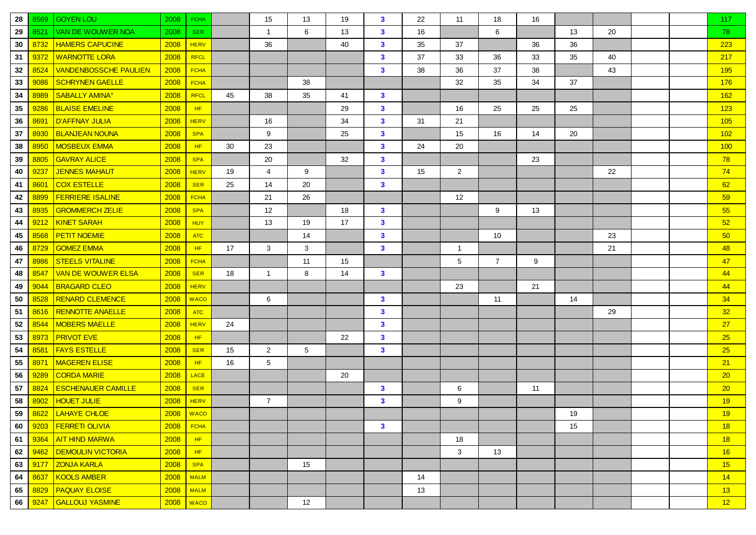| | | | | | | | | | | | | | | | | | | |
|---|---|---|---|---|---|---|---|---|---|---|---|---|---|---|---|---|---|---|
| 28 | 8569 | GOYEN LOU | 2008 | FCHA | | 15 | 13 | 19 | 3 | 22 | 11 | 18 | 16 | | | | | 117 |
| 29 | 8521 | VAN DE WOUWER NOA | 2008 | SER | | 1 | 6 | 13 | 3 | 16 | | 6 | | 13 | 20 | | | 78 |
| 30 | 8732 | HAMERS CAPUCINE | 2008 | HERV | | 36 | | 40 | 3 | 35 | 37 | | 36 | 36 | | | | 223 |
| 31 | 9372 | WARNOTTE LORA | 2008 | RFCL | | | | | 3 | 37 | 33 | 36 | 33 | 35 | 40 | | | 217 |
| 32 | 8524 | VANDENBOSSCHE PAULIEN | 2008 | FCHA | | | | | 3 | 38 | 36 | 37 | 38 | | 43 | | | 195 |
| 33 | 9086 | SCHRYNEN GAELLE | 2008 | FCHA | | | 38 | | | | 32 | 35 | 34 | 37 | | | | 176 |
| 34 | 8989 | SABALLY AMINA° | 2008 | RFCL | 45 | 38 | 35 | 41 | 3 | | | | | | | | | 162 |
| 35 | 9286 | BLAISE EMELINE | 2008 | HF | | | | 29 | 3 | | 16 | 25 | 25 | 25 | | | | 123 |
| 36 | 8691 | D'AFFNAY JULIA | 2008 | HERV | | 16 | | 34 | 3 | 31 | 21 | | | | | | | 105 |
| 37 | 8930 | BLANJEAN NOUNA | 2008 | SPA | | 9 | | 25 | 3 | | 15 | 16 | 14 | 20 | | | | 102 |
| 38 | 8950 | MOSBEUX EMMA | 2008 | HF | 30 | 23 | | | 3 | 24 | 20 | | | | | | | 100 |
| 39 | 8805 | GAVRAY ALICE | 2008 | SPA | | 20 | | 32 | 3 | | | | 23 | | | | | 78 |
| 40 | 9237 | JENNES MAHAUT | 2008 | HERV | 19 | 4 | 9 | | 3 | 15 | 2 | | | | 22 | | | 74 |
| 41 | 8601 | COX ESTELLE | 2008 | SER | 25 | 14 | 20 | | 3 | | | | | | | | | 62 |
| 42 | 8899 | FERRIERE ISALINE | 2008 | FCHA | | 21 | 26 | | | | 12 | | | | | | | 59 |
| 43 | 8935 | GROMMERCH ZELIE | 2008 | SPA | | 12 | | 18 | 3 | | | 9 | 13 | | | | | 55 |
| 44 | 9212 | KINET SARAH | 2008 | HUY | | 13 | 19 | 17 | 3 | | | | | | | | | 52 |
| 45 | 8568 | PETIT NOEMIE | 2008 | ATC | | | 14 | | 3 | | | 10 | | | 23 | | | 50 |
| 46 | 8729 | GOMEZ EMMA | 2008 | HF | 17 | 3 | 3 | | 3 | | 1 | | | | 21 | | | 48 |
| 47 | 8986 | STEELS VITALINE | 2008 | FCHA | | | 11 | 15 | | | 5 | 7 | 9 | | | | | 47 |
| 48 | 8547 | VAN DE WOUWER ELSA | 2008 | SER | 18 | 1 | 8 | 14 | 3 | | | | | | | | | 44 |
| 49 | 9044 | BRAGARD CLEO | 2008 | HERV | | | | | | | 23 | | 21 | | | | | 44 |
| 50 | 8528 | RENARD CLEMENCE | 2008 | WACO | | 6 | | | 3 | | | 11 | | 14 | | | | 34 |
| 51 | 8616 | RENNOTTE ANAELLE | 2008 | ATC | | | | | 3 | | | | | | 29 | | | 32 |
| 52 | 8544 | MOBERS MAELLE | 2008 | HERV | 24 | | | | 3 | | | | | | | | | 27 |
| 53 | 8973 | PRIVOT EVE | 2008 | HF | | | | 22 | 3 | | | | | | | | | 25 |
| 54 | 8581 | FAYS ESTELLE | 2008 | SER | 15 | 2 | 5 | | 3 | | | | | | | | | 25 |
| 55 | 8971 | MAGEREN ELISE | 2008 | HF | 16 | 5 | | | | | | | | | | | | 21 |
| 56 | 9289 | CORDA MARIE | 2008 | LACE | | | | 20 | | | | | | | | | | 20 |
| 57 | 8824 | ESCHENAUER CAMILLE | 2008 | SER | | | | | 3 | | 6 | | 11 | | | | | 20 |
| 58 | 8902 | HOUET JULIE | 2008 | HERV | | 7 | | | 3 | | 9 | | | | | | | 19 |
| 59 | 8622 | LAHAYE CHLOE | 2008 | WACO | | | | | | | | | | 19 | | | | 19 |
| 60 | 9203 | FERRETI OLIVIA | 2008 | FCHA | | | | | 3 | | | | | 15 | | | | 18 |
| 61 | 9364 | AIT HIND MARWA | 2008 | HF | | | | | | | 18 | | | | | | | 18 |
| 62 | 9462 | DEMOULIN VICTORIA | 2008 | HF | | | | | | | 3 | 13 | | | | | | 16 |
| 63 | 9177 | ZONJA KARLA | 2008 | SPA | | | 15 | | | | | | | | | | | 15 |
| 64 | 8637 | KOOLS AMBER | 2008 | MALM | | | | | | 14 | | | | | | | | 14 |
| 65 | 8829 | PAQUAY ELOISE | 2008 | MALM | | | | | | 13 | | | | | | | | 13 |
| 66 | 9247 | GALLOUJ YASMINE | 2008 | WACO | | | 12 | | | | | | | | | | | 12 |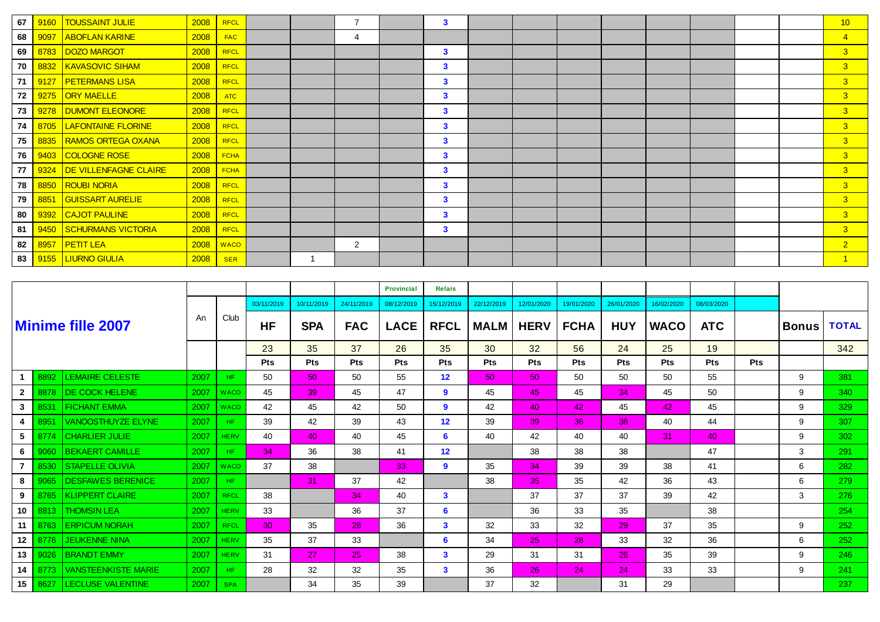| 67 | 9160 | TOUSSAINT JULIE | 2008 | RFCL | | | 7 | | 3 | | | | | | | | | 10 |
|---|---|---|---|---|---|---|---|---|---|---|---|---|---|---|---|---|---|---|
| 68 | 9097 | ABOFLAN KARINE | 2008 | FAC | | | 4 | | | | | | | | | | | 4 |
| 69 | 8783 | DOZO MARGOT | 2008 | RFCL | | | | | 3 | | | | | | | | | 3 |
| 70 | 8832 | KAVASOVIC SIHAM | 2008 | RFCL | | | | | 3 | | | | | | | | | 3 |
| 71 | 9127 | PETERMANS LISA | 2008 | RFCL | | | | | 3 | | | | | | | | | 3 |
| 72 | 9275 | ORY MAELLE | 2008 | ATC | | | | | 3 | | | | | | | | | 3 |
| 73 | 9278 | DUMONT ELEONORE | 2008 | RFCL | | | | | 3 | | | | | | | | | 3 |
| 74 | 8705 | LAFONTAINE FLORINE | 2008 | RFCL | | | | | 3 | | | | | | | | | 3 |
| 75 | 8835 | RAMOS ORTEGA OXANA | 2008 | RFCL | | | | | 3 | | | | | | | | | 3 |
| 76 | 9403 | COLOGNE ROSE | 2008 | FCHA | | | | | 3 | | | | | | | | | 3 |
| 77 | 9324 | DE VILLENFAGNE CLAIRE | 2008 | FCHA | | | | | 3 | | | | | | | | | 3 |
| 78 | 8850 | ROUBI NORIA | 2008 | RFCL | | | | | 3 | | | | | | | | | 3 |
| 79 | 8851 | GUISSART AURELIE | 2008 | RFCL | | | | | 3 | | | | | | | | | 3 |
| 80 | 9392 | CAJOT PAULINE | 2008 | RFCL | | | | | 3 | | | | | | | | | 3 |
| 81 | 9450 | SCHURMANS VICTORIA | 2008 | RFCL | | | | | 3 | | | | | | | | | 3 |
| 82 | 8957 | PETIT LEA | 2008 | WACO | | | 2 | | | | | | | | | | | 2 |
| 83 | 9155 | LIURNO GIULIA | 2008 | SER | | 1 | | | | | | | | | | | | 1 |

| Minime fille 2007 | | | An | Club | HF | SPA | FAC | LACE | RFCL | MALM | HERV | FCHA | HUY | WACO | ATC | | Bonus | TOTAL |
|---|---|---|---|---|---|---|---|---|---|---|---|---|---|---|---|---|---|---|
| | | | | | 03/11/2019 | 10/11/2019 | 24/11/2019 | Provincial 08/12/2019 | Relais 15/12/2019 | 22/12/2019 | 12/01/2020 | 19/01/2020 | 26/01/2020 | 16/02/2020 | 08/03/2020 | | | |
| | | | | | 23 | 35 | 37 | 26 | 35 | 30 | 32 | 56 | 24 | 25 | 19 | | | 342 |
| | | | | | Pts | Pts | Pts | Pts | Pts | Pts | Pts | Pts | Pts | Pts | Pts | Pts | | |
| 1 | 8892 | LEMAIRE CELESTE | 2007 | HF | 50 | 50 | 50 | 55 | 12 | 50 | 50 | 50 | 50 | 50 | 55 | | 9 | 381 |
| 2 | 8878 | DE COCK HELENE | 2007 | WACO | 45 | 39 | 45 | 47 | 9 | 45 | 45 | 45 | 34 | 45 | 50 | | 9 | 340 |
| 3 | 8531 | FICHANT EMMA | 2007 | WACO | 42 | 45 | 42 | 50 | 9 | 42 | 40 | 42 | 45 | 42 | 45 | | 9 | 329 |
| 4 | 8951 | VANOOSTHUYZE ELYNE | 2007 | HF | 39 | 42 | 39 | 43 | 12 | 39 | 39 | 36 | 36 | 40 | 44 | | 9 | 307 |
| 5 | 8774 | CHARLIER JULIE | 2007 | HERV | 40 | 40 | 40 | 45 | 6 | 40 | 42 | 40 | 40 | 31 | 40 | | 9 | 302 |
| 6 | 9060 | BEKAERT CAMILLE | 2007 | HF | 34 | 36 | 38 | 41 | 12 | | 38 | 38 | 38 | | 47 | | 3 | 291 |
| 7 | 8530 | STAPELLE OLIVIA | 2007 | WACO | 37 | 38 | | 33 | 9 | 35 | 34 | 39 | 39 | 38 | 41 | | 6 | 282 |
| 8 | 9065 | DESFAWES BERENICE | 2007 | HF | | 31 | 37 | 42 | | 38 | 35 | 35 | 42 | 36 | 43 | | 6 | 279 |
| 9 | 8765 | KLIPPERT CLAIRE | 2007 | RFCL | 38 | | 34 | 40 | 3 | | 37 | 37 | 37 | 39 | 42 | | 3 | 276 |
| 10 | 8813 | THOMSIN LEA | 2007 | HERV | 33 | | 36 | 37 | 6 | | 36 | 33 | 35 | | 38 | | | 254 |
| 11 | 8763 | ERPICUM NORAH | 2007 | RFCL | 30 | 35 | 28 | 36 | 3 | 32 | 33 | 32 | 29 | 37 | 35 | | 9 | 252 |
| 12 | 8776 | JEUKENNE NINA | 2007 | HERV | 35 | 37 | 33 | | 6 | 34 | 25 | 28 | 33 | 32 | 36 | | 6 | 252 |
| 13 | 9026 | BRANDT EMMY | 2007 | HERV | 31 | 27 | 25 | 38 | 3 | 29 | 31 | 31 | 26 | 35 | 39 | | 9 | 246 |
| 14 | 8773 | VANSTEENKISTE MARIE | 2007 | HF | 28 | 32 | 32 | 35 | 3 | 36 | 26 | 24 | 24 | 33 | 33 | | 9 | 241 |
| 15 | 8627 | LECLUSE VALENTINE | 2007 | SPA | | 34 | 35 | 39 | | 37 | 32 | | 31 | 29 | | | | 237 |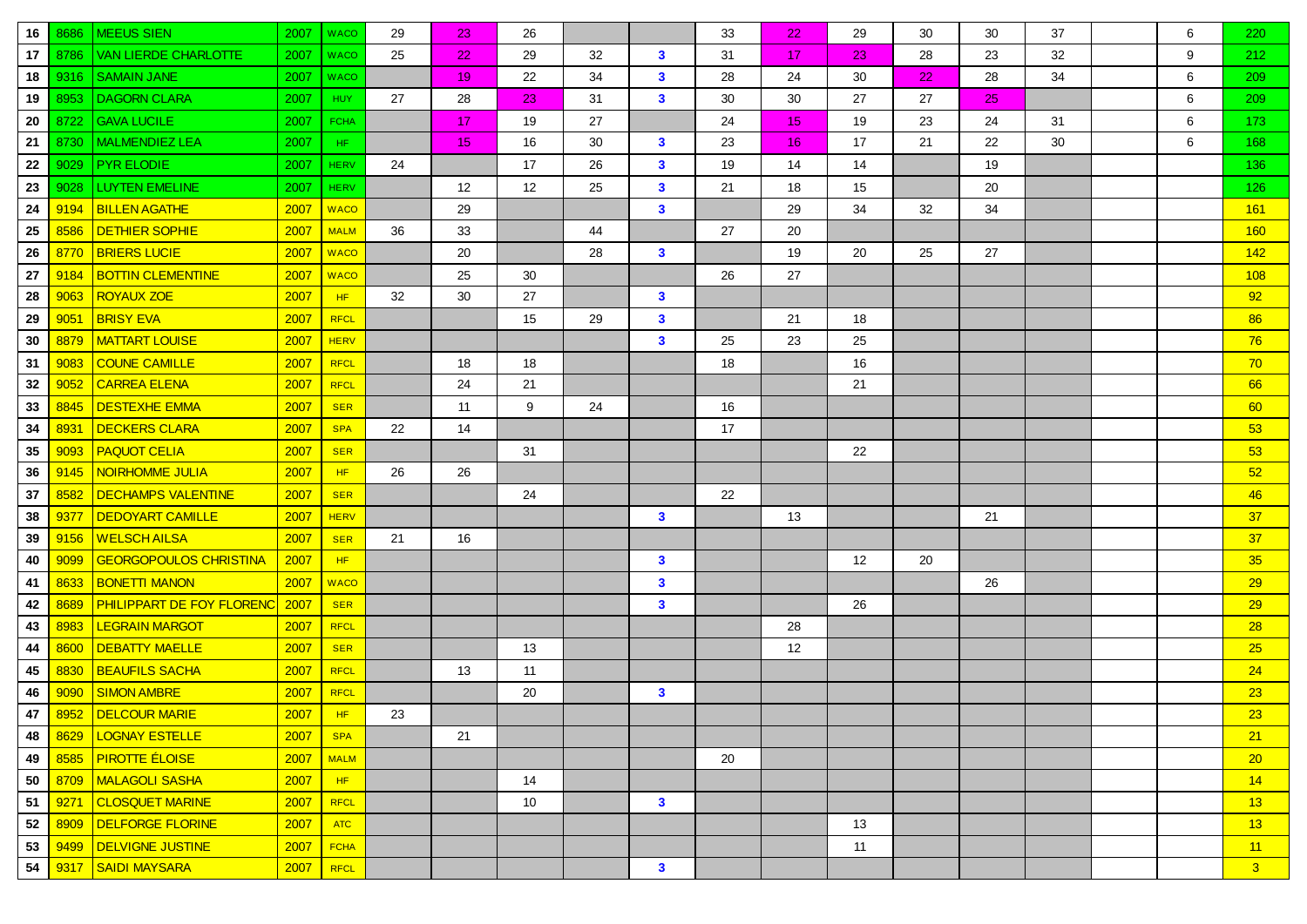| | | | | | | | | | | | | | | | | | | |
|---|---|---|---|---|---|---|---|---|---|---|---|---|---|---|---|---|---|---|
| 16 | 8686 | MEEUS SIEN | 2007 | WACO | 29 | 23 | 26 | | | 33 | 22 | 29 | 30 | 30 | 37 | | 6 | 220 |
| 17 | 8786 | VAN LIERDE CHARLOTTE | 2007 | WACO | 25 | 22 | 29 | 32 | 3 | 31 | 17 | 23 | 28 | 23 | 32 | | 9 | 212 |
| 18 | 9316 | SAMAIN JANE | 2007 | WACO | | 19 | 22 | 34 | 3 | 28 | 24 | 30 | 22 | 28 | 34 | | 6 | 209 |
| 19 | 8953 | DAGORN CLARA | 2007 | HUY | 27 | 28 | 23 | 31 | 3 | 30 | 30 | 27 | 27 | 25 | | | 6 | 209 |
| 20 | 8722 | GAVA LUCILE | 2007 | FCHA | | 17 | 19 | 27 | | 24 | 15 | 19 | 23 | 24 | 31 | | 6 | 173 |
| 21 | 8730 | MALMENDIEZ LEA | 2007 | HF | | 15 | 16 | 30 | 3 | 23 | 16 | 17 | 21 | 22 | 30 | | 6 | 168 |
| 22 | 9029 | PYR ELODIE | 2007 | HERV | 24 | | 17 | 26 | 3 | 19 | 14 | 14 | | 19 | | | | 136 |
| 23 | 9028 | LUYTEN EMELINE | 2007 | HERV | | 12 | 12 | 25 | 3 | 21 | 18 | 15 | | 20 | | | | 126 |
| 24 | 9194 | BILLEN AGATHE | 2007 | WACO | | 29 | | | 3 | | 29 | 34 | 32 | 34 | | | | 161 |
| 25 | 8586 | DETHIER SOPHIE | 2007 | MALM | 36 | 33 | | 44 | | 27 | 20 | | | | | | | 160 |
| 26 | 8770 | BRIERS LUCIE | 2007 | WACO | | 20 | | 28 | 3 | | 19 | 20 | 25 | 27 | | | | 142 |
| 27 | 9184 | BOTTIN CLEMENTINE | 2007 | WACO | | 25 | 30 | | | 26 | 27 | | | | | | | 108 |
| 28 | 9063 | ROYAUX ZOE | 2007 | HF | 32 | 30 | 27 | | 3 | | | | | | | | | 92 |
| 29 | 9051 | BRISY EVA | 2007 | RFCL | | | 15 | 29 | 3 | | 21 | 18 | | | | | | 86 |
| 30 | 8879 | MATTART LOUISE | 2007 | HERV | | | | | 3 | 25 | 23 | 25 | | | | | | 76 |
| 31 | 9083 | COUNE CAMILLE | 2007 | RFCL | | 18 | 18 | | | 18 | | 16 | | | | | | 70 |
| 32 | 9052 | CARREA ELENA | 2007 | RFCL | | 24 | 21 | | | | | 21 | | | | | | 66 |
| 33 | 8845 | DESTEXHE EMMA | 2007 | SER | | 11 | 9 | 24 | | 16 | | | | | | | | 60 |
| 34 | 8931 | DECKERS CLARA | 2007 | SPA | 22 | 14 | | | | 17 | | | | | | | | 53 |
| 35 | 9093 | PAQUOT CELIA | 2007 | SER | | | 31 | | | | | 22 | | | | | | 53 |
| 36 | 9145 | NOIRHOMME JULIA | 2007 | HF | 26 | 26 | | | | | | | | | | | | 52 |
| 37 | 8582 | DECHAMPS VALENTINE | 2007 | SER | | | 24 | | | 22 | | | | | | | | 46 |
| 38 | 9377 | DEDOYART CAMILLE | 2007 | HERV | | | | | 3 | | 13 | | | 21 | | | | 37 |
| 39 | 9156 | WELSCH AILSA | 2007 | SER | 21 | 16 | | | | | | | | | | | | 37 |
| 40 | 9099 | GEORGOPOULOS CHRISTINA | 2007 | HF | | | | | 3 | | | 12 | 20 | | | | | 35 |
| 41 | 8633 | BONETTI MANON | 2007 | WACO | | | | | 3 | | | | | 26 | | | | 29 |
| 42 | 8689 | PHILIPPART DE FOY FLORENC | 2007 | SER | | | | | 3 | | | 26 | | | | | | 29 |
| 43 | 8983 | LEGRAIN MARGOT | 2007 | RFCL | | | | | | | 28 | | | | | | | 28 |
| 44 | 8600 | DEBATTY MAELLE | 2007 | SER | | | 13 | | | | 12 | | | | | | | 25 |
| 45 | 8830 | BEAUFILS SACHA | 2007 | RFCL | | 13 | 11 | | | | | | | | | | | 24 |
| 46 | 9090 | SIMON AMBRE | 2007 | RFCL | | | 20 | | 3 | | | | | | | | | 23 |
| 47 | 8952 | DELCOUR MARIE | 2007 | HF | 23 | | | | | | | | | | | | | 23 |
| 48 | 8629 | LOGNAY ESTELLE | 2007 | SPA | | 21 | | | | | | | | | | | | 21 |
| 49 | 8585 | PIROTTE ÉLOISE | 2007 | MALM | | | | | | 20 | | | | | | | | 20 |
| 50 | 8709 | MALAGOLI SASHA | 2007 | HF | | | 14 | | | | | | | | | | | 14 |
| 51 | 9271 | CLOSQUET MARINE | 2007 | RFCL | | | 10 | | 3 | | | | | | | | | 13 |
| 52 | 8909 | DELFORGE FLORINE | 2007 | ATC | | | | | | | | 13 | | | | | | 13 |
| 53 | 9499 | DELVIGNE JUSTINE | 2007 | FCHA | | | | | | | | 11 | | | | | | 11 |
| 54 | 9317 | SAIDI MAYSARA | 2007 | RFCL | | | | | 3 | | | | | | | | | 3 |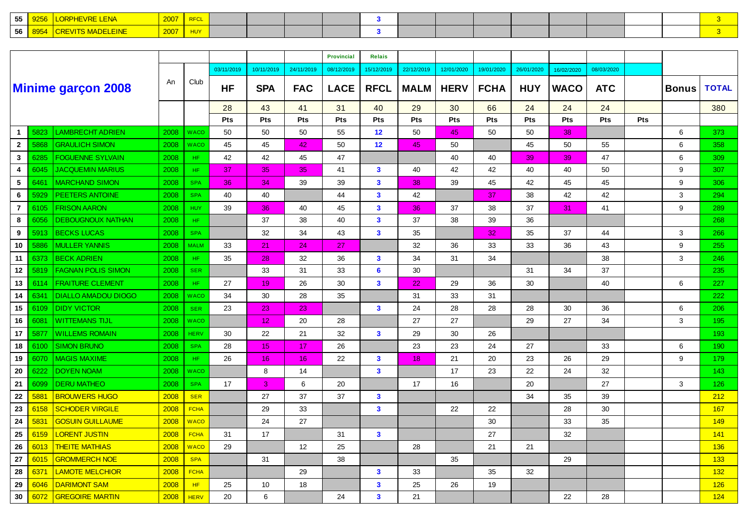| | | | | | | | | | | | | | | | | | | |
|---|---|---|---|---|---|---|---|---|---|---|---|---|---|---|---|---|---|---|
| 55 | 9256 | LORPHEVRE LENA | 2007 | RFCL | | | | | 3 | | | | | | | | | 3 |
| 56 | 8954 | CREVITS MADELEINE | 2007 | HUY | | | | | 3 | | | | | | | | | 3 |

| Minime garçon 2008 | | | An | Club | | | | Provincial | Relais | | | | | | | | | |
|---|---|---|---|---|---|---|---|---|---|---|---|---|---|---|---|---|---|---|
| | | | | | 03/11/2019 | 10/11/2019 | 24/11/2019 | 08/12/2019 | 15/12/2019 | 22/12/2019 | 12/01/2020 | 19/01/2020 | 26/01/2020 | 16/02/2020 | 08/03/2020 | | | |
| | | | | | HF | SPA | FAC | LACE | RFCL | MALM | HERV | FCHA | HUY | WACO | ATC | | Bonus | TOTAL |
| | | | | | 28 | 43 | 41 | 31 | 40 | 29 | 30 | 66 | 24 | 24 | 24 | | | 380 |
| | | | | | Pts | Pts | Pts | Pts | Pts | Pts | Pts | Pts | Pts | Pts | Pts | Pts | | |
| 1 | 5823 | LAMBRECHT ADRIEN | 2008 | WACO | 50 | 50 | 50 | 55 | 12 | 50 | 45 | 50 | 50 | 38 | | | 6 | 373 |
| 2 | 5868 | GRAULICH SIMON | 2008 | WACO | 45 | 45 | 42 | 50 | 12 | 45 | 50 | | 45 | 50 | 55 | | 6 | 358 |
| 3 | 6285 | FOGUENNE SYLVAIN | 2008 | HF | 42 | 42 | 45 | 47 | | | 40 | 40 | 39 | 39 | 47 | | 6 | 309 |
| 4 | 6045 | JACQUEMIN MARIUS | 2008 | HF | 37 | 35 | 35 | 41 | 3 | 40 | 42 | 42 | 40 | 40 | 50 | | 9 | 307 |
| 5 | 6461 | MARCHAND SIMON | 2008 | SPA | 36 | 34 | 39 | 39 | 3 | 38 | 39 | 45 | 42 | 45 | 45 | | 9 | 306 |
| 6 | 5929 | PEETERS ANTOINE | 2008 | SPA | 40 | 40 | | 44 | 3 | 42 | | 37 | 38 | 42 | 42 | | 3 | 294 |
| 7 | 6105 | FRISON AARON | 2008 | HUY | 39 | 36 | 40 | 45 | 3 | 36 | 37 | 38 | 37 | 31 | 41 | | 9 | 289 |
| 8 | 6056 | DEBOUGNOUX NATHAN | 2008 | HF | | 37 | 38 | 40 | 3 | 37 | 38 | 39 | 36 | | | | | 268 |
| 9 | 5913 | BECKS LUCAS | 2008 | SPA | | 32 | 34 | 43 | 3 | 35 | | 32 | 35 | 37 | 44 | | 3 | 266 |
| 10 | 5886 | MULLER YANNIS | 2008 | MALM | 33 | 21 | 24 | 27 | | 32 | 36 | 33 | 33 | 36 | 43 | | 9 | 255 |
| 11 | 6373 | BECK ADRIEN | 2008 | HF | 35 | 28 | 32 | 36 | 3 | 34 | 31 | 34 | | | 38 | | 3 | 246 |
| 12 | 5819 | FAGNAN POLIS SIMON | 2008 | SER | | 33 | 31 | 33 | 6 | 30 | | | 31 | 34 | 37 | | | 235 |
| 13 | 6114 | FRAITURE CLEMENT | 2008 | HF | 27 | 19 | 26 | 30 | 3 | 22 | 29 | 36 | 30 | | 40 | | 6 | 227 |
| 14 | 6341 | DIALLO AMADOU DIOGO | 2008 | WACO | 34 | 30 | 28 | 35 | | 31 | 33 | 31 | | | | | | 222 |
| 15 | 6109 | DIDY VICTOR | 2008 | SER | 23 | 23 | 23 | | 3 | 24 | 28 | 28 | 28 | 30 | 36 | | 6 | 206 |
| 16 | 6081 | WITTEMANS TIJL | 2008 | WACO | | 12 | 20 | 28 | | 27 | 27 | | 29 | 27 | 34 | | 3 | 195 |
| 17 | 5877 | WILLEMS ROMAIN | 2008 | HERV | 30 | 22 | 21 | 32 | 3 | 29 | 30 | 26 | | | | | | 193 |
| 18 | 6100 | SIMON BRUNO | 2008 | SPA | 28 | 15 | 17 | 26 | | 23 | 23 | 24 | 27 | | 33 | | 6 | 190 |
| 19 | 6070 | MAGIS MAXIME | 2008 | HF | 26 | 16 | 16 | 22 | 3 | 18 | 21 | 20 | 23 | 26 | 29 | | 9 | 179 |
| 20 | 6222 | DOYEN NOAM | 2008 | WACO | | 8 | 14 | | 3 | | 17 | 23 | 22 | 24 | 32 | | | 143 |
| 21 | 6099 | DERU MATHEO | 2008 | SPA | 17 | 3 | 6 | 20 | | 17 | 16 | | 20 | | 27 | | 3 | 126 |
| 22 | 5881 | BROUWERS HUGO | 2008 | SER | | 27 | 37 | 37 | 3 | | | | 34 | 35 | 39 | | | 212 |
| 23 | 6158 | SCHODER VIRGILE | 2008 | FCHA | | 29 | 33 | | 3 | | 22 | 22 | | 28 | 30 | | | 167 |
| 24 | 5831 | GOSUIN GUILLAUME | 2008 | WACO | | 24 | 27 | | | | | 30 | | 33 | 35 | | | 149 |
| 25 | 6159 | LORENT JUSTIN | 2008 | FCHA | 31 | 17 | | 31 | 3 | | | 27 | | 32 | | | | 141 |
| 26 | 6013 | THEITE MATHIAS | 2008 | WACO | 29 | | 12 | 25 | | 28 | | 21 | 21 | | | | | 136 |
| 27 | 6015 | GROMMERCH NOE | 2008 | SPA | | 31 | | 38 | | | 35 | | | 29 | | | | 133 |
| 28 | 6371 | LAMOTE MELCHIOR | 2008 | FCHA | | | 29 | | 3 | 33 | | 35 | 32 | | | | | 132 |
| 29 | 6046 | DARIMONT SAM | 2008 | HF | 25 | 10 | 18 | | 3 | 25 | 26 | 19 | | | | | | 126 |
| 30 | 6072 | GREGOIRE MARTIN | 2008 | HERV | 20 | 6 | | 24 | 3 | 21 | | | | 22 | 28 | | | 124 |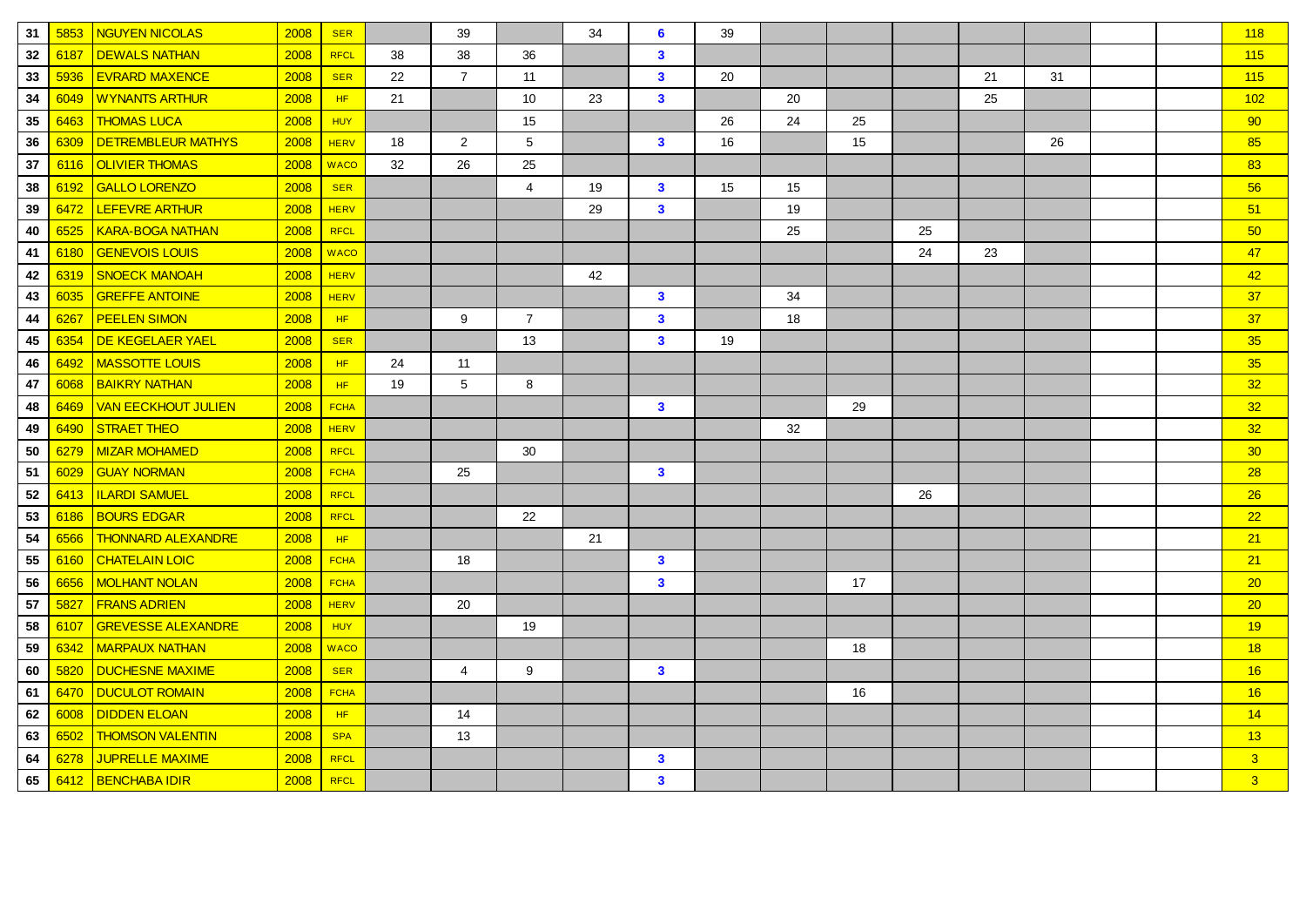| | | | | | | | | | | | | | | | | | | |
|---|---|---|---|---|---|---|---|---|---|---|---|---|---|---|---|---|---|---|
| 31 | 5853 | NGUYEN NICOLAS | 2008 | SER | | 39 | | 34 | 6 | 39 | | | | | | | | 118 |
| 32 | 6187 | DEWALS NATHAN | 2008 | RFCL | 38 | 38 | 36 | | 3 | | | | | | | | | 115 |
| 33 | 5936 | EVRARD MAXENCE | 2008 | SER | 22 | 7 | 11 | | 3 | 20 | | | | 21 | 31 | | | 115 |
| 34 | 6049 | WYNANTS ARTHUR | 2008 | HF | 21 | | 10 | 23 | 3 | | 20 | | | 25 | | | | 102 |
| 35 | 6463 | THOMAS LUCA | 2008 | HUY | | | 15 | | | 26 | 24 | 25 | | | | | | 90 |
| 36 | 6309 | DETREMBLEUR MATHYS | 2008 | HERV | 18 | 2 | 5 | | 3 | 16 | | 15 | | | 26 | | | 85 |
| 37 | 6116 | OLIVIER THOMAS | 2008 | WACO | 32 | 26 | 25 | | | | | | | | | | | 83 |
| 38 | 6192 | GALLO LORENZO | 2008 | SER | | | 4 | 19 | 3 | 15 | 15 | | | | | | | 56 |
| 39 | 6472 | LEFEVRE ARTHUR | 2008 | HERV | | | | 29 | 3 | | 19 | | | | | | | 51 |
| 40 | 6525 | KARA-BOGA NATHAN | 2008 | RFCL | | | | | | | 25 | | 25 | | | | | 50 |
| 41 | 6180 | GENEVOIS LOUIS | 2008 | WACO | | | | | | | | | 24 | 23 | | | | 47 |
| 42 | 6319 | SNOECK MANOAH | 2008 | HERV | | | | 42 | | | | | | | | | | 42 |
| 43 | 6035 | GREFFE ANTOINE | 2008 | HERV | | | | | 3 | | 34 | | | | | | | 37 |
| 44 | 6267 | PEELEN SIMON | 2008 | HF | | 9 | 7 | | 3 | | 18 | | | | | | | 37 |
| 45 | 6354 | DE KEGELAER YAEL | 2008 | SER | | | 13 | | 3 | 19 | | | | | | | | 35 |
| 46 | 6492 | MASSOTTE LOUIS | 2008 | HF | 24 | 11 | | | | | | | | | | | | 35 |
| 47 | 6068 | BAIKRY NATHAN | 2008 | HF | 19 | 5 | 8 | | | | | | | | | | | 32 |
| 48 | 6469 | VAN EECKHOUT JULIEN | 2008 | FCHA | | | | | 3 | | | 29 | | | | | | 32 |
| 49 | 6490 | STRAET THEO | 2008 | HERV | | | | | | | 32 | | | | | | | 32 |
| 50 | 6279 | MIZAR MOHAMED | 2008 | RFCL | | | 30 | | | | | | | | | | | 30 |
| 51 | 6029 | GUAY NORMAN | 2008 | FCHA | | 25 | | | 3 | | | | | | | | | 28 |
| 52 | 6413 | ILARDI SAMUEL | 2008 | RFCL | | | | | | | | | 26 | | | | | 26 |
| 53 | 6186 | BOURS EDGAR | 2008 | RFCL | | | 22 | | | | | | | | | | | 22 |
| 54 | 6566 | THONNARD ALEXANDRE | 2008 | HF | | | | 21 | | | | | | | | | | 21 |
| 55 | 6160 | CHATELAIN LOIC | 2008 | FCHA | | 18 | | | 3 | | | | | | | | | 21 |
| 56 | 6656 | MOLHANT NOLAN | 2008 | FCHA | | | | | 3 | | | 17 | | | | | | 20 |
| 57 | 5827 | FRANS ADRIEN | 2008 | HERV | | 20 | | | | | | | | | | | | 20 |
| 58 | 6107 | GREVESSE ALEXANDRE | 2008 | HUY | | | 19 | | | | | | | | | | | 19 |
| 59 | 6342 | MARPAUX NATHAN | 2008 | WACO | | | | | | | | 18 | | | | | | 18 |
| 60 | 5820 | DUCHESNE MAXIME | 2008 | SER | | 4 | 9 | | 3 | | | | | | | | | 16 |
| 61 | 6470 | DUCULOT ROMAIN | 2008 | FCHA | | | | | | | | 16 | | | | | | 16 |
| 62 | 6008 | DIDDEN ELOAN | 2008 | HF | | 14 | | | | | | | | | | | | 14 |
| 63 | 6502 | THOMSON VALENTIN | 2008 | SPA | | 13 | | | | | | | | | | | | 13 |
| 64 | 6278 | JUPRELLE MAXIME | 2008 | RFCL | | | | | 3 | | | | | | | | | 3 |
| 65 | 6412 | BENCHABA IDIR | 2008 | RFCL | | | | | 3 | | | | | | | | | 3 |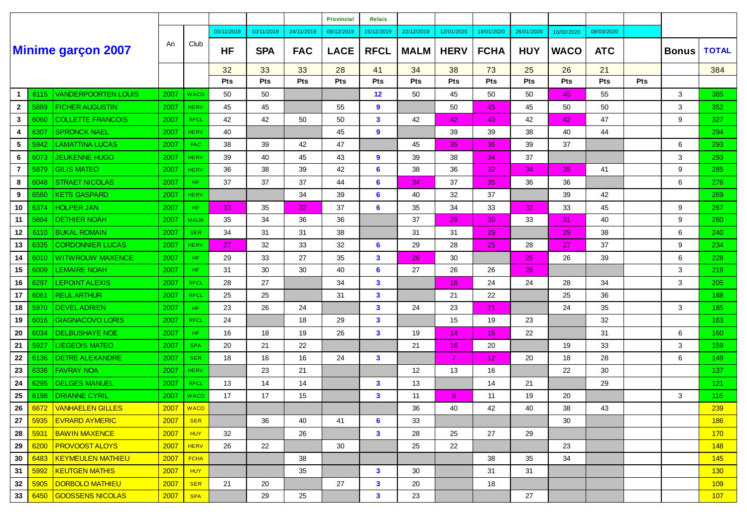| Minime garçon 2007 | | | An | Club | 03/11/2019 | 10/11/2019 | 24/11/2019 | Provincial 08/12/2019 | Relais 15/12/2019 | 22/12/2019 | 12/01/2020 | 19/01/2020 | 26/01/2020 | 16/02/2020 | 08/03/2020 | | Bonus | TOTAL |
|---|---|---|---|---|---|---|---|---|---|---|---|---|---|---|---|---|---|---|
| | | | | | HF | SPA | FAC | LACE | RFCL | MALM | HERV | FCHA | HUY | WACO | ATC | | | |
| | | | | | 32 | 33 | 33 | 28 | 41 | 34 | 38 | 73 | 25 | 26 | 21 | | | 384 |
| | | | | | Pts | Pts | Pts | Pts | Pts | Pts | Pts | Pts | Pts | Pts | Pts | Pts | | |
| 1 | 6115 | VANDERPOORTEN LOUIS | 2007 | WACO | 50 | 50 | | | 12 | 50 | 45 | 50 | 50 | 45 | 55 | | 3 | 365 |
| 2 | 5889 | FICHER AUGUSTIN | 2007 | HERV | 45 | 45 | | 55 | 9 | | 50 | 45 | 45 | 50 | 50 | | 3 | 352 |
| 3 | 6060 | COLLETTE FRANCOIS | 2007 | RFCL | 42 | 42 | 50 | 50 | 3 | 42 | 42 | 40 | 42 | 42 | 47 | | 9 | 327 |
| 4 | 6307 | SPRONCK NAEL | 2007 | HERV | 40 | | | 45 | 9 | | 39 | 39 | 38 | 40 | 44 | | | 294 |
| 5 | 5942 | LAMATTINA LUCAS | 2007 | FAC | 38 | 39 | 42 | 47 | | 45 | 35 | 36 | 39 | 37 | | | 6 | 293 |
| 6 | 6073 | JEUKENNE HUGO | 2007 | HERV | 39 | 40 | 45 | 43 | 9 | 39 | 38 | 34 | 37 | | | | 3 | 293 |
| 7 | 5879 | GILIS MATEO | 2007 | HERV | 36 | 38 | 39 | 42 | 6 | 38 | 36 | 32 | 34 | 35 | 41 | | 9 | 285 |
| 8 | 6048 | STRAET NICOLAS | 2007 | HF | 37 | 37 | 37 | 44 | 6 | 34 | 37 | 35 | 36 | 36 | | | 6 | 276 |
| 9 | 6560 | KETS GASPARD | 2007 | HERV | | | 34 | 39 | 6 | 40 | 32 | 37 | | 39 | 42 | | | 269 |
| 10 | 6374 | HOLPER JAN | 2007 | HF | 33 | 35 | 32 | 37 | 6 | 35 | 34 | 33 | 32 | 33 | 45 | | 9 | 267 |
| 11 | 5884 | DETHIER NOAH | 2007 | MALM | 35 | 34 | 36 | 36 | | 37 | 29 | 30 | 33 | 31 | 40 | | 9 | 260 |
| 12 | 6110 | BUKAL ROMAIN | 2007 | SER | 34 | 31 | 31 | 38 | | 31 | 31 | 29 | | 29 | 38 | | 6 | 240 |
| 13 | 6335 | CORDONNIER LUCAS | 2007 | HERV | 27 | 32 | 33 | 32 | 6 | 29 | 28 | 25 | 28 | 27 | 37 | | 9 | 234 |
| 14 | 6010 | WITWROUW MAXENCE | 2007 | HF | 29 | 33 | 27 | 35 | 3 | 26 | 30 | | 25 | 26 | 39 | | 6 | 228 |
| 15 | 6009 | LEMAIRE NOAH | 2007 | HF | 31 | 30 | 30 | 40 | 6 | 27 | 26 | 26 | 26 | | | | 3 | 219 |
| 16 | 6297 | LEPOINT ALEXIS | 2007 | RFCL | 28 | 27 | | 34 | 3 | | 18 | 24 | 24 | 28 | 34 | | 3 | 205 |
| 17 | 6061 | REUL ARTHUR | 2007 | RFCL | 25 | 25 | | 31 | 3 | | 21 | 22 | | 25 | 36 | | | 188 |
| 18 | 5970 | DEVEL ADRIEN | 2007 | HF | 23 | 26 | 24 | | 3 | 24 | 23 | 21 | | 24 | 35 | | 3 | 185 |
| 19 | 6016 | GIAGNACOVO LORIS | 2007 | RFCL | 24 | | 18 | 29 | 3 | | 15 | 19 | 23 | | 32 | | | 163 |
| 20 | 6034 | DELBUSHAYE NOE | 2007 | HF | 16 | 18 | 19 | 26 | 3 | 19 | 14 | 15 | 22 | | 31 | | 6 | 160 |
| 21 | 5927 | LIEGEOIS MATEO | 2007 | SPA | 20 | 21 | 22 | | | 21 | 16 | 20 | | 19 | 33 | | 3 | 159 |
| 22 | 6136 | DETRE ALEXANDRE | 2007 | SER | 18 | 16 | 16 | 24 | 3 | | 7 | 12 | 20 | 18 | 28 | | 6 | 149 |
| 23 | 6336 | FAVRAY NOA | 2007 | HERV | | 23 | 21 | | | 12 | 13 | 16 | | 22 | 30 | | | 137 |
| 24 | 6295 | DELGES MANUEL | 2007 | RFCL | 13 | 14 | 14 | | 3 | 13 | | 14 | 21 | | 29 | | | 121 |
| 25 | 6198 | DRIANNE CYRIL | 2007 | WACO | 17 | 17 | 15 | | 3 | 11 | 8 | 11 | 19 | 20 | | | 3 | 116 |
| 26 | 6672 | VANHAELEN GILLES | 2007 | WACO | | | | | | 36 | 40 | 42 | 40 | 38 | 43 | | | 239 |
| 27 | 5935 | EVRARD AYMERIC | 2007 | SER | | 36 | 40 | 41 | 6 | 33 | | | | 30 | | | | 186 |
| 28 | 5931 | BAWIN MAXENCE | 2007 | HUY | 32 | | 26 | | 3 | 28 | 25 | 27 | 29 | | | | | 170 |
| 29 | 6200 | PROVOOST ALOYS | 2007 | HERV | 26 | 22 | | 30 | | 25 | 22 | | | 23 | | | | 148 |
| 30 | 6483 | KEYMEULEN MATHIEU | 2007 | FCHA | | | 38 | | | | | 38 | 35 | 34 | | | | 145 |
| 31 | 5992 | KEUTGEN MATHIS | 2007 | HUY | | | 35 | | 3 | 30 | | 31 | 31 | | | | | 130 |
| 32 | 5905 | DORBOLO MATHIEU | 2007 | SER | 21 | 20 | | 27 | 3 | 20 | | 18 | | | | | | 109 |
| 33 | 6450 | GOOSSENS NICOLAS | 2007 | SPA | | 29 | 25 | | 3 | 23 | | | 27 | | | | | 107 |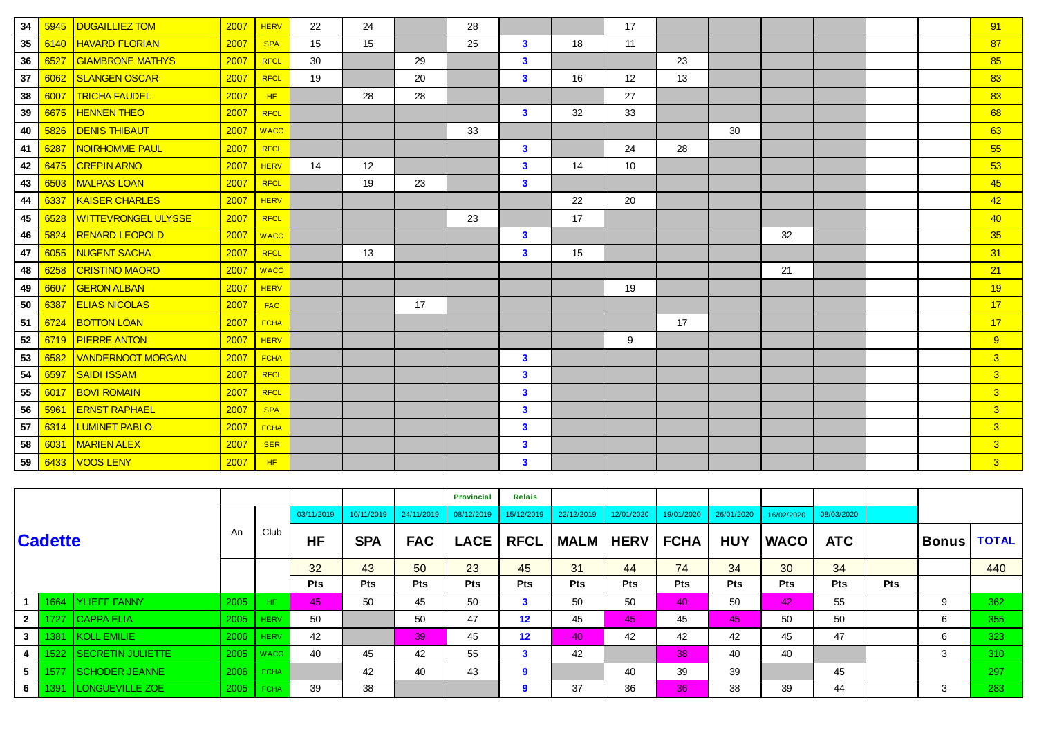| | | | | | | | | | | | | | | | | | | |
|---|---|---|---|---|---|---|---|---|---|---|---|---|---|---|---|---|---|---|
| 34 | 5945 | DUGAILLIEZ TOM | 2007 | HERV | 22 | 24 | | 28 | | | 17 | | | | | | | 91 |
| 35 | 6140 | HAVARD FLORIAN | 2007 | SPA | 15 | 15 | | 25 | 3 | 18 | 11 | | | | | | | 87 |
| 36 | 6527 | GIAMBRONE MATHYS | 2007 | RFCL | 30 | | 29 | | 3 | | | 23 | | | | | | 85 |
| 37 | 6062 | SLANGEN OSCAR | 2007 | RFCL | 19 | | 20 | | 3 | 16 | 12 | 13 | | | | | | 83 |
| 38 | 6007 | TRICHA FAUDEL | 2007 | HF | | 28 | 28 | | | | 27 | | | | | | | 83 |
| 39 | 6675 | HENNEN THEO | 2007 | RFCL | | | | | 3 | 32 | 33 | | | | | | | 68 |
| 40 | 5826 | DENIS THIBAUT | 2007 | WACO | | | | 33 | | | | | 30 | | | | | 63 |
| 41 | 6287 | NOIRHOMME PAUL | 2007 | RFCL | | | | | 3 | | 24 | 28 | | | | | | 55 |
| 42 | 6475 | CREPIN ARNO | 2007 | HERV | 14 | 12 | | | 3 | 14 | 10 | | | | | | | 53 |
| 43 | 6503 | MALPAS LOAN | 2007 | RFCL | | 19 | 23 | | 3 | | | | | | | | | 45 |
| 44 | 6337 | KAISER CHARLES | 2007 | HERV | | | | | | 22 | 20 | | | | | | | 42 |
| 45 | 6528 | WITTEVRONGEL ULYSSE | 2007 | RFCL | | | | 23 | | 17 | | | | | | | | 40 |
| 46 | 5824 | RENARD LEOPOLD | 2007 | WACO | | | | | 3 | | | | | 32 | | | | 35 |
| 47 | 6055 | NUGENT SACHA | 2007 | RFCL | | 13 | | | 3 | 15 | | | | | | | | 31 |
| 48 | 6258 | CRISTINO MAORO | 2007 | WACO | | | | | | | | | | 21 | | | | 21 |
| 49 | 6607 | GERON ALBAN | 2007 | HERV | | | | | | | 19 | | | | | | | 19 |
| 50 | 6387 | ELIAS NICOLAS | 2007 | FAC | | | 17 | | | | | | | | | | | 17 |
| 51 | 6724 | BOTTON LOAN | 2007 | FCHA | | | | | | | | 17 | | | | | | 17 |
| 52 | 6719 | PIERRE ANTON | 2007 | HERV | | | | | | | 9 | | | | | | | 9 |
| 53 | 6582 | VANDERNOOT MORGAN | 2007 | FCHA | | | | | 3 | | | | | | | | | 3 |
| 54 | 6597 | SAIDI ISSAM | 2007 | RFCL | | | | | 3 | | | | | | | | | 3 |
| 55 | 6017 | BOVI ROMAIN | 2007 | RFCL | | | | | 3 | | | | | | | | | 3 |
| 56 | 5961 | ERNST RAPHAEL | 2007 | SPA | | | | | 3 | | | | | | | | | 3 |
| 57 | 6314 | LUMINET PABLO | 2007 | FCHA | | | | | 3 | | | | | | | | | 3 |
| 58 | 6031 | MARIEN ALEX | 2007 | SER | | | | | 3 | | | | | | | | | 3 |
| 59 | 6433 | VOOS LENY | 2007 | HF | | | | | 3 | | | | | | | | | 3 |

| | | | | | | | | Provincial | Relais | | | | | | | | | |
|---|---|---|---|---|---|---|---|---|---|---|---|---|---|---|---|---|---|---|
| | | | | | 03/11/2019 | 10/11/2019 | 24/11/2019 | 08/12/2019 | 15/12/2019 | 22/12/2019 | 12/01/2020 | 19/01/2020 | 26/01/2020 | 16/02/2020 | 08/03/2020 | | | |
| **Cadette** | | | An | Club | **HF** | **SPA** | **FAC** | **LACE** | **RFCL** | **MALM** | **HERV** | **FCHA** | **HUY** | **WACO** | **ATC** | | **Bonus** | **TOTAL** |
| | | | | | 32 | 43 | 50 | 23 | 45 | 31 | 44 | 74 | 34 | 30 | 34 | | | 440 |
| | | | | | Pts | Pts | Pts | Pts | Pts | Pts | Pts | Pts | Pts | Pts | Pts | Pts | | |
| 1 | 1664 | YLIEFF FANNY | 2005 | HF | 45 | 50 | 45 | 50 | 3 | 50 | 50 | 40 | 50 | 42 | 55 | | 9 | 362 |
| 2 | 1727 | CAPPA ELIA | 2005 | HERV | 50 | | 50 | 47 | 12 | 45 | 45 | 45 | 45 | 50 | 50 | | 6 | 355 |
| 3 | 1381 | KOLL EMILIE | 2006 | HERV | 42 | | 39 | 45 | 12 | 40 | 42 | 42 | 42 | 45 | 47 | | 6 | 323 |
| 4 | 1522 | SECRETIN JULIETTE | 2005 | WACO | 40 | 45 | 42 | 55 | 3 | 42 | | 38 | 40 | 40 | | | 3 | 310 |
| 5 | 1577 | SCHODER JEANNE | 2006 | FCHA | | 42 | 40 | 43 | 9 | | 40 | 39 | 39 | | 45 | | | 297 |
| 6 | 1391 | LONGUEVILLE ZOE | 2005 | FCHA | 39 | 38 | | | 9 | 37 | 36 | 36 | 38 | 39 | 44 | | 3 | 283 |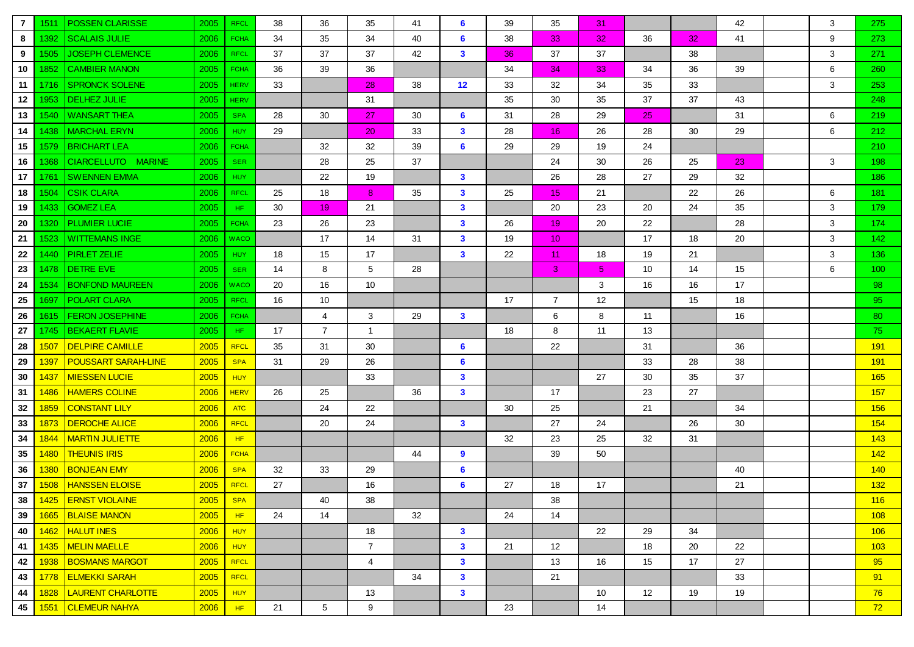| | | | | | | | | | | | | | | | | | | |
|---|---|---|---|---|---|---|---|---|---|---|---|---|---|---|---|---|---|---|
| 7 | 1511 | POSSEN CLARISSE | 2005 | RFCL | 38 | 36 | 35 | 41 | 6 | 39 | 35 | 31 | | | 42 | | 3 | 275 |
| 8 | 1392 | SCALAIS JULIE | 2006 | FCHA | 34 | 35 | 34 | 40 | 6 | 38 | 33 | 32 | 36 | 32 | 41 | | 9 | 273 |
| 9 | 1505 | JOSEPH CLEMENCE | 2006 | RFCL | 37 | 37 | 37 | 42 | 3 | 36 | 37 | 37 | | 38 | | | 3 | 271 |
| 10 | 1852 | CAMBIER MANON | 2005 | FCHA | 36 | 39 | 36 | | | 34 | 34 | 33 | 34 | 36 | 39 | | 6 | 260 |
| 11 | 1716 | SPRONCK SOLENE | 2005 | HERV | 33 | | 28 | 38 | 12 | 33 | 32 | 34 | 35 | 33 | | | 3 | 253 |
| 12 | 1953 | DELHEZ JULIE | 2005 | HERV | | | 31 | | | 35 | 30 | 35 | 37 | 37 | 43 | | | 248 |
| 13 | 1540 | WANSART THEA | 2005 | SPA | 28 | 30 | 27 | 30 | 6 | 31 | 28 | 29 | 25 | | 31 | | 6 | 219 |
| 14 | 1438 | MARCHAL ERYN | 2006 | HUY | 29 | | 20 | 33 | 3 | 28 | 16 | 26 | 28 | 30 | 29 | | 6 | 212 |
| 15 | 1579 | BRICHART LEA | 2006 | FCHA | | 32 | 32 | 39 | 6 | 29 | 29 | 19 | 24 | | | | | 210 |
| 16 | 1368 | CIARCELLUTO MARINE | 2005 | SER | | 28 | 25 | 37 | | | 24 | 30 | 26 | 25 | 23 | | 3 | 198 |
| 17 | 1761 | SWENNEN EMMA | 2006 | HUY | | 22 | 19 | | 3 | | 26 | 28 | 27 | 29 | 32 | | | 186 |
| 18 | 1504 | CSIK CLARA | 2006 | RFCL | 25 | 18 | 8 | 35 | 3 | 25 | 15 | 21 | | 22 | 26 | | 6 | 181 |
| 19 | 1433 | GOMEZ LEA | 2005 | HF | 30 | 19 | 21 | | 3 | | 20 | 23 | 20 | 24 | 35 | | 3 | 179 |
| 20 | 1320 | PLUMIER LUCIE | 2005 | FCHA | 23 | 26 | 23 | | 3 | 26 | 19 | 20 | 22 | | 28 | | 3 | 174 |
| 21 | 1523 | WITTEMANS INGE | 2006 | WACO | | 17 | 14 | 31 | 3 | 19 | 10 | | 17 | 18 | 20 | | 3 | 142 |
| 22 | 1440 | PIRLET ZELIE | 2005 | HUY | 18 | 15 | 17 | | 3 | 22 | 11 | 18 | 19 | 21 | | | 3 | 136 |
| 23 | 1478 | DETRE EVE | 2005 | SER | 14 | 8 | 5 | 28 | | | 3 | 5 | 10 | 14 | 15 | | 6 | 100 |
| 24 | 1534 | BONFOND MAUREEN | 2006 | WACO | 20 | 16 | 10 | | | | | 3 | 16 | 16 | 17 | | | 98 |
| 25 | 1697 | POLART CLARA | 2005 | RFCL | 16 | 10 | | | | 17 | 7 | 12 | | 15 | 18 | | | 95 |
| 26 | 1615 | FERON JOSEPHINE | 2006 | FCHA | | 4 | 3 | 29 | 3 | | 6 | 8 | 11 | | 16 | | | 80 |
| 27 | 1745 | BEKAERT FLAVIE | 2005 | HF | 17 | 7 | 1 | | | 18 | 8 | 11 | 13 | | | | | 75 |
| 28 | 1507 | DELPIRE CAMILLE | 2005 | RFCL | 35 | 31 | 30 | | 6 | | 22 | | 31 | | 36 | | | 191 |
| 29 | 1397 | POUSSART SARAH-LINE | 2005 | SPA | 31 | 29 | 26 | | 6 | | | | 33 | 28 | 38 | | | 191 |
| 30 | 1437 | MIESSEN LUCIE | 2005 | HUY | | | 33 | | 3 | | | 27 | 30 | 35 | 37 | | | 165 |
| 31 | 1486 | HAMERS COLINE | 2006 | HERV | 26 | 25 | | 36 | 3 | | 17 | | 23 | 27 | | | | 157 |
| 32 | 1859 | CONSTANT LILY | 2006 | ATC | | 24 | 22 | | | 30 | 25 | | 21 | | 34 | | | 156 |
| 33 | 1873 | DEROCHE ALICE | 2006 | RFCL | | 20 | 24 | | 3 | | 27 | 24 | | 26 | 30 | | | 154 |
| 34 | 1844 | MARTIN JULIETTE | 2006 | HF | | | | | | 32 | 23 | 25 | 32 | 31 | | | | 143 |
| 35 | 1480 | THEUNIS IRIS | 2006 | FCHA | | | | 44 | 9 | | 39 | 50 | | | | | | 142 |
| 36 | 1380 | BONJEAN EMY | 2006 | SPA | 32 | 33 | 29 | | 6 | | | | | | 40 | | | 140 |
| 37 | 1508 | HANSSEN ELOISE | 2005 | RFCL | 27 | | 16 | | 6 | 27 | 18 | 17 | | | 21 | | | 132 |
| 38 | 1425 | ERNST VIOLAINE | 2005 | SPA | | 40 | 38 | | | | 38 | | | | | | | 116 |
| 39 | 1665 | BLAISE MANON | 2005 | HF | 24 | 14 | | 32 | | 24 | 14 | | | | | | | 108 |
| 40 | 1462 | HALUT INES | 2006 | HUY | | | 18 | | 3 | | | 22 | 29 | 34 | | | | 106 |
| 41 | 1435 | MELIN MAELLE | 2006 | HUY | | | 7 | | 3 | 21 | 12 | | 18 | 20 | 22 | | | 103 |
| 42 | 1938 | BOSMANS MARGOT | 2005 | RFCL | | | 4 | | 3 | | 13 | 16 | 15 | 17 | 27 | | | 95 |
| 43 | 1778 | ELMEKKI SARAH | 2005 | RFCL | | | | 34 | 3 | | 21 | | | | 33 | | | 91 |
| 44 | 1828 | LAURENT CHARLOTTE | 2005 | HUY | | | 13 | | 3 | | | 10 | 12 | 19 | 19 | | | 76 |
| 45 | 1551 | CLEMEUR NAHYA | 2006 | HF | 21 | 5 | 9 | | | 23 | | 14 | | | | | | 72 |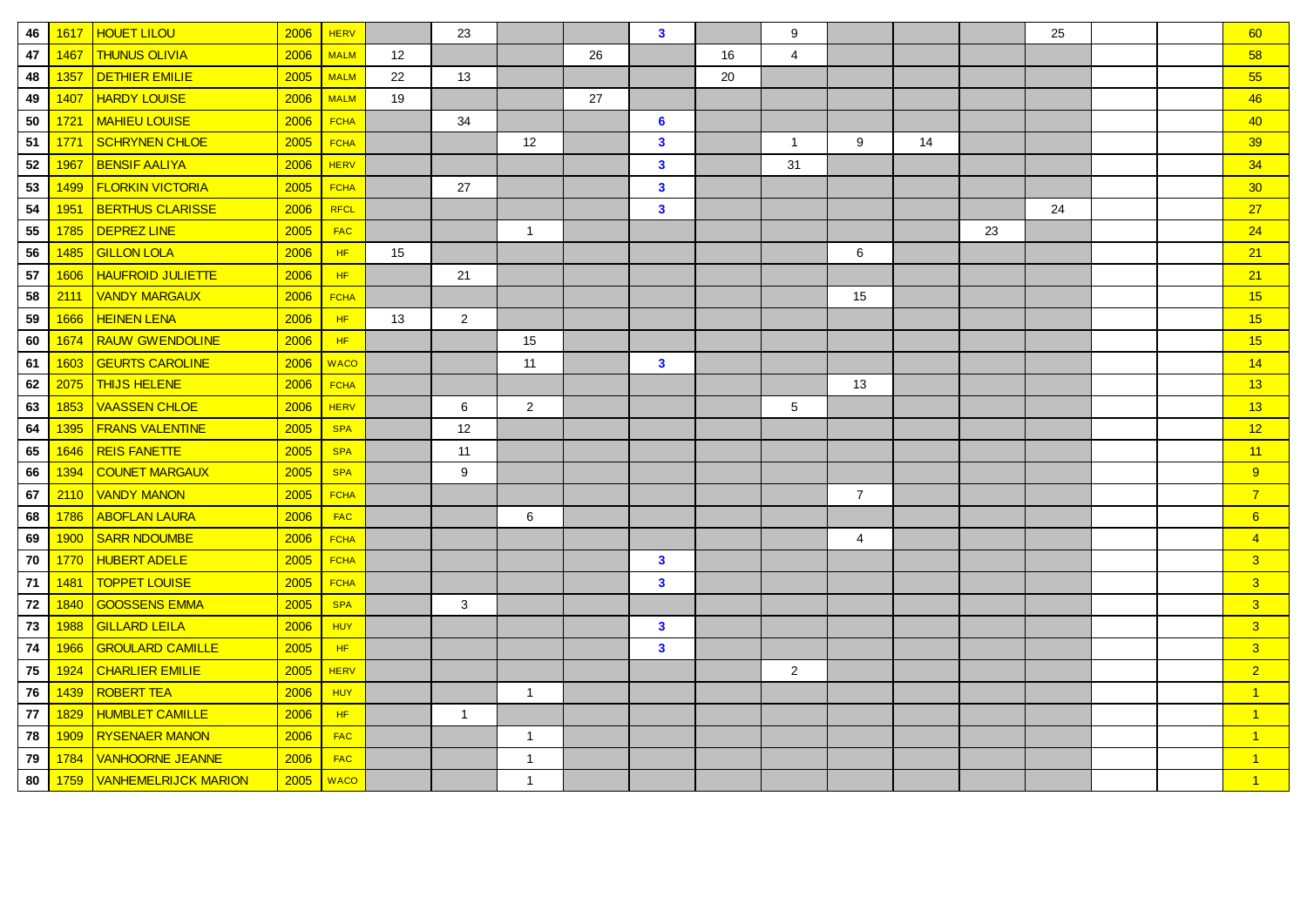| | | | | | | | | | | | | | | | | | | |
|---|---|---|---|---|---|---|---|---|---|---|---|---|---|---|---|---|---|---|
| 46 | 1617 | HOUET LILOU | 2006 | HERV | | 23 | | | 3 | | 9 | | | | 25 | | | 60 |
| 47 | 1467 | THUNUS OLIVIA | 2006 | MALM | 12 | | | 26 | | 16 | 4 | | | | | | | 58 |
| 48 | 1357 | DETHIER EMILIE | 2005 | MALM | 22 | 13 | | | | 20 | | | | | | | | 55 |
| 49 | 1407 | HARDY LOUISE | 2006 | MALM | 19 | | | 27 | | | | | | | | | | 46 |
| 50 | 1721 | MAHIEU LOUISE | 2006 | FCHA | | 34 | | | 6 | | | | | | | | | 40 |
| 51 | 1771 | SCHRYNEN CHLOE | 2005 | FCHA | | | 12 | | 3 | | 1 | 9 | 14 | | | | | 39 |
| 52 | 1967 | BENSIF AALIYA | 2006 | HERV | | | | | 3 | | 31 | | | | | | | 34 |
| 53 | 1499 | FLORKIN VICTORIA | 2005 | FCHA | | 27 | | | 3 | | | | | | | | | 30 |
| 54 | 1951 | BERTHUS CLARISSE | 2006 | RFCL | | | | | 3 | | | | | | 24 | | | 27 |
| 55 | 1785 | DEPREZ LINE | 2005 | FAC | | | 1 | | | | | | | 23 | | | | 24 |
| 56 | 1485 | GILLON LOLA | 2006 | HF | 15 | | | | | | | 6 | | | | | | 21 |
| 57 | 1606 | HAUFROID JULIETTE | 2006 | HF | | 21 | | | | | | | | | | | | 21 |
| 58 | 2111 | VANDY MARGAUX | 2006 | FCHA | | | | | | | | 15 | | | | | | 15 |
| 59 | 1666 | HEINEN LENA | 2006 | HF | 13 | 2 | | | | | | | | | | | | 15 |
| 60 | 1674 | RAUW GWENDOLINE | 2006 | HF | | | 15 | | | | | | | | | | | 15 |
| 61 | 1603 | GEURTS CAROLINE | 2006 | WACO | | | 11 | | 3 | | | | | | | | | 14 |
| 62 | 2075 | THIJS HELENE | 2006 | FCHA | | | | | | | | 13 | | | | | | 13 |
| 63 | 1853 | VAASSEN CHLOE | 2006 | HERV | | 6 | 2 | | | | 5 | | | | | | | 13 |
| 64 | 1395 | FRANS VALENTINE | 2005 | SPA | | 12 | | | | | | | | | | | | 12 |
| 65 | 1646 | REIS FANETTE | 2005 | SPA | | 11 | | | | | | | | | | | | 11 |
| 66 | 1394 | COUNET MARGAUX | 2005 | SPA | | 9 | | | | | | | | | | | | 9 |
| 67 | 2110 | VANDY MANON | 2005 | FCHA | | | | | | | | 7 | | | | | | 7 |
| 68 | 1786 | ABOFLAN LAURA | 2006 | FAC | | | 6 | | | | | | | | | | | 6 |
| 69 | 1900 | SARR NDOUMBE | 2006 | FCHA | | | | | | | | 4 | | | | | | 4 |
| 70 | 1770 | HUBERT ADELE | 2005 | FCHA | | | | | 3 | | | | | | | | | 3 |
| 71 | 1481 | TOPPET LOUISE | 2005 | FCHA | | | | | 3 | | | | | | | | | 3 |
| 72 | 1840 | GOOSSENS EMMA | 2005 | SPA | | 3 | | | | | | | | | | | | 3 |
| 73 | 1988 | GILLARD LEILA | 2006 | HUY | | | | | 3 | | | | | | | | | 3 |
| 74 | 1966 | GROULARD CAMILLE | 2005 | HF | | | | | 3 | | | | | | | | | 3 |
| 75 | 1924 | CHARLIER EMILIE | 2005 | HERV | | | | | | | 2 | | | | | | | 2 |
| 76 | 1439 | ROBERT TEA | 2006 | HUY | | | 1 | | | | | | | | | | | 1 |
| 77 | 1829 | HUMBLET CAMILLE | 2006 | HF | | 1 | | | | | | | | | | | | 1 |
| 78 | 1909 | RYSENAER MANON | 2006 | FAC | | | 1 | | | | | | | | | | | 1 |
| 79 | 1784 | VANHOORNE JEANNE | 2006 | FAC | | | 1 | | | | | | | | | | | 1 |
| 80 | 1759 | VANHEMELRIJCK MARION | 2005 | WACO | | | 1 | | | | | | | | | | | 1 |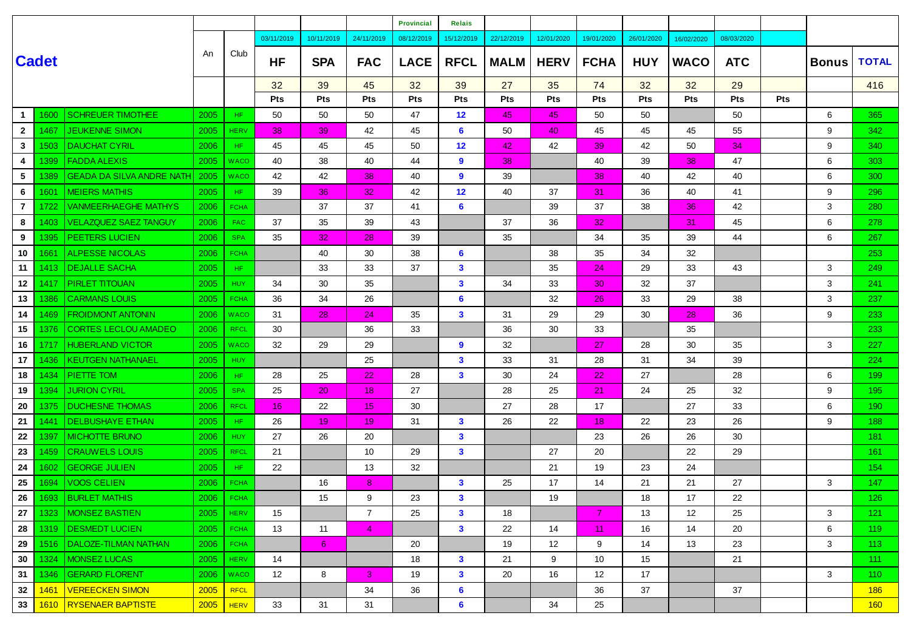| Cadet | | | An | Club | Provincial | Relais | | | | | | | | | | Bonus | TOTAL |
|---|---|---|---|---|---|---|---|---|---|---|---|---|---|---|---|---|---|
| | | | | | 03/11/2019 | 10/11/2019 | 24/11/2019 | 08/12/2019 | 15/12/2019 | 22/12/2019 | 12/01/2020 | 19/01/2020 | 26/01/2020 | 16/02/2020 | 08/03/2020 | | |
| | | | | | HF | SPA | FAC | LACE | RFCL | MALM | HERV | FCHA | HUY | WACO | ATC | | |
| | | | | | 32 | 39 | 45 | 32 | 39 | 27 | 35 | 74 | 32 | 32 | 29 | | 416 |
| | | | | | Pts | Pts | Pts | Pts | Pts | Pts | Pts | Pts | Pts | Pts | Pts | Pts | |
| 1 | 1600 | SCHREUER TIMOTHEE | 2005 | HF | 50 | 50 | 50 | 47 | 12 | 45 | 45 | 50 | 50 | | 50 | | 6 | 365 |
| 2 | 1467 | JEUKENNE SIMON | 2005 | HERV | 38 | 39 | 42 | 45 | 6 | 50 | 40 | 45 | 45 | 45 | 55 | | 9 | 342 |
| 3 | 1503 | DAUCHAT CYRIL | 2006 | HF | 45 | 45 | 45 | 50 | 12 | 42 | 42 | 39 | 42 | 50 | 34 | | 9 | 340 |
| 4 | 1399 | FADDA ALEXIS | 2005 | WACO | 40 | 38 | 40 | 44 | 9 | 38 | | 40 | 39 | 38 | 47 | | 6 | 303 |
| 5 | 1389 | GEADA DA SILVA ANDRE NATH | 2005 | WACO | 42 | 42 | 38 | 40 | 9 | 39 | | 38 | 40 | 42 | 40 | | 6 | 300 |
| 6 | 1601 | MEIERS MATHIS | 2005 | HF | 39 | 36 | 32 | 42 | 12 | 40 | 37 | 31 | 36 | 40 | 41 | | 9 | 296 |
| 7 | 1722 | VANMEERHAEGHE MATHYS | 2006 | FCHA | | 37 | 37 | 41 | 6 | | 39 | 37 | 38 | 36 | 42 | | 3 | 280 |
| 8 | 1403 | VELAZQUEZ SAEZ TANGUY | 2006 | FAC | 37 | 35 | 39 | 43 | | 37 | 36 | 32 | | 31 | 45 | | 6 | 278 |
| 9 | 1395 | PEETERS LUCIEN | 2006 | SPA | 35 | 32 | 28 | 39 | | 35 | | 34 | 35 | 39 | 44 | | 6 | 267 |
| 10 | 1661 | ALPESSE NICOLAS | 2006 | FCHA | | 40 | 30 | 38 | 6 | | 38 | 35 | 34 | 32 | | | | 253 |
| 11 | 1413 | DEJALLE SACHA | 2005 | HF | | 33 | 33 | 37 | 3 | | 35 | 24 | 29 | 33 | 43 | | 3 | 249 |
| 12 | 1417 | PIRLET TITOUAN | 2005 | HUY | 34 | 30 | 35 | | 3 | 34 | 33 | 30 | 32 | 37 | | | 3 | 241 |
| 13 | 1386 | CARMANS LOUIS | 2005 | FCHA | 36 | 34 | 26 | | 6 | | 32 | 26 | 33 | 29 | 38 | | 3 | 237 |
| 14 | 1469 | FROIDMONT ANTONIN | 2006 | WACO | 31 | 28 | 24 | 35 | 3 | 31 | 29 | 29 | 30 | 28 | 36 | | 9 | 233 |
| 15 | 1376 | CORTES LECLOU AMADEO | 2006 | RFCL | 30 | | 36 | 33 | | 36 | 30 | 33 | | 35 | | | | 233 |
| 16 | 1717 | HUBERLAND VICTOR | 2005 | WACO | 32 | 29 | 29 | | 9 | 32 | | 27 | 28 | 30 | 35 | | 3 | 227 |
| 17 | 1436 | KEUTGEN NATHANAEL | 2005 | HUY | | | 25 | | 3 | 33 | 31 | 28 | 31 | 34 | 39 | | | 224 |
| 18 | 1434 | PIETTE TOM | 2006 | HF | 28 | 25 | 22 | 28 | 3 | 30 | 24 | 22 | 27 | | 28 | | 6 | 199 |
| 19 | 1394 | JURION CYRIL | 2005 | SPA | 25 | 20 | 18 | 27 | | 28 | 25 | 21 | 24 | 25 | 32 | | 9 | 195 |
| 20 | 1375 | DUCHESNE THOMAS | 2006 | RFCL | 16 | 22 | 15 | 30 | | 27 | 28 | 17 | | 27 | 33 | | 6 | 190 |
| 21 | 1441 | DELBUSHAYE ETHAN | 2005 | HF | 26 | 19 | 19 | 31 | 3 | 26 | 22 | 18 | 22 | 23 | 26 | | 9 | 188 |
| 22 | 1397 | MICHOTTE BRUNO | 2006 | HUY | 27 | 26 | 20 | | 3 | | | 23 | 26 | 26 | 30 | | | 181 |
| 23 | 1459 | CRAUWELS LOUIS | 2005 | RFCL | 21 | | 10 | 29 | 3 | | 27 | 20 | | 22 | 29 | | | 161 |
| 24 | 1602 | GEORGE JULIEN | 2005 | HF | 22 | | 13 | 32 | | | 21 | 19 | 23 | 24 | | | | 154 |
| 25 | 1694 | VOOS CELIEN | 2006 | FCHA | | 16 | 8 | | 3 | 25 | 17 | 14 | 21 | 21 | 27 | | 3 | 147 |
| 26 | 1693 | BURLET MATHIS | 2006 | FCHA | | 15 | 9 | 23 | 3 | | 19 | | 18 | 17 | 22 | | | 126 |
| 27 | 1323 | MONSEZ BASTIEN | 2005 | HERV | 15 | | 7 | 25 | 3 | 18 | | 7 | 13 | 12 | 25 | | 3 | 121 |
| 28 | 1319 | DESMEDT LUCIEN | 2005 | FCHA | 13 | 11 | 4 | | 3 | 22 | 14 | 11 | 16 | 14 | 20 | | 6 | 119 |
| 29 | 1516 | DALOZE-TILMAN NATHAN | 2006 | FCHA | | 6 | | 20 | | 19 | 12 | 9 | 14 | 13 | 23 | | 3 | 113 |
| 30 | 1324 | MONSEZ LUCAS | 2005 | HERV | 14 | | | 18 | 3 | 21 | 9 | 10 | 15 | | 21 | | | 111 |
| 31 | 1346 | GERARD FLORENT | 2006 | WACO | 12 | 8 | 3 | 19 | 3 | 20 | 16 | 12 | 17 | | | | 3 | 110 |
| 32 | 1461 | VEREECKEN SIMON | 2005 | RFCL | | | 34 | 36 | 6 | | | 36 | 37 | | 37 | | | 186 |
| 33 | 1610 | RYSENAER BAPTISTE | 2005 | HERV | 33 | 31 | 31 | | 6 | | 34 | 25 | | | | | | 160 |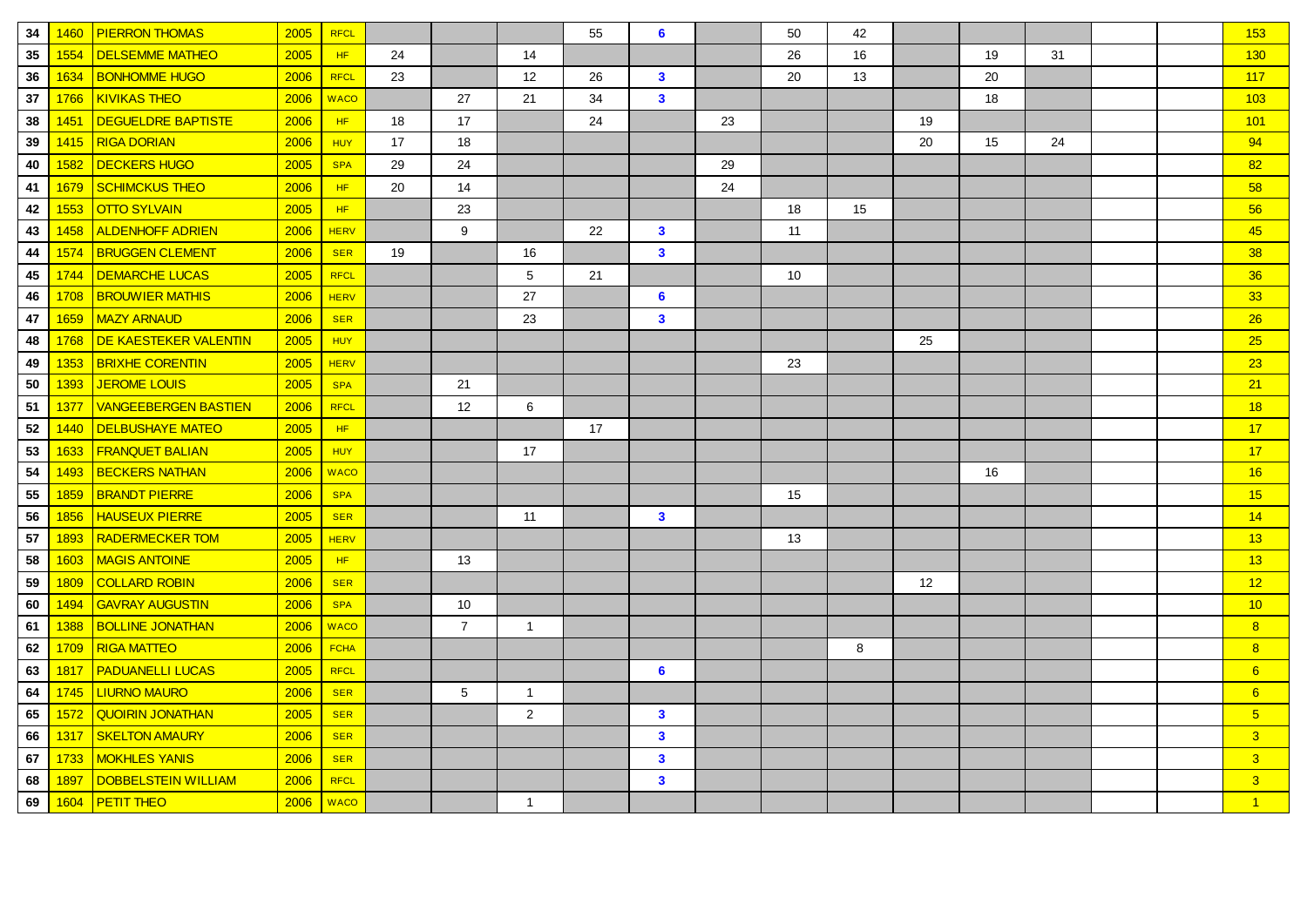| | | | | | | | | | | | | | | | | | | |
|---|---|---|---|---|---|---|---|---|---|---|---|---|---|---|---|---|---|---|
| 34 | 1460 | PIERRON THOMAS | 2005 | RFCL | | | | 55 | 6 | | 50 | 42 | | | | | | 153 |
| 35 | 1554 | DELSEMME MATHEO | 2005 | HF | 24 | | 14 | | | | 26 | 16 | | 19 | 31 | | | 130 |
| 36 | 1634 | BONHOMME HUGO | 2006 | RFCL | 23 | | 12 | 26 | 3 | | 20 | 13 | | 20 | | | | 117 |
| 37 | 1766 | KIVIKAS THEO | 2006 | WACO | | 27 | 21 | 34 | 3 | | | | | 18 | | | | 103 |
| 38 | 1451 | DEGUELDRE BAPTISTE | 2006 | HF | 18 | 17 | | 24 | | 23 | | | 19 | | | | | 101 |
| 39 | 1415 | RIGA DORIAN | 2006 | HUY | 17 | 18 | | | | | | | 20 | 15 | 24 | | | 94 |
| 40 | 1582 | DECKERS HUGO | 2005 | SPA | 29 | 24 | | | | 29 | | | | | | | | 82 |
| 41 | 1679 | SCHIMCKUS THEO | 2006 | HF | 20 | 14 | | | | 24 | | | | | | | | 58 |
| 42 | 1553 | OTTO SYLVAIN | 2005 | HF | | 23 | | | | | 18 | 15 | | | | | | 56 |
| 43 | 1458 | ALDENHOFF ADRIEN | 2006 | HERV | | 9 | | 22 | 3 | | 11 | | | | | | | 45 |
| 44 | 1574 | BRUGGEN CLEMENT | 2006 | SER | 19 | | 16 | | 3 | | | | | | | | | 38 |
| 45 | 1744 | DEMARCHE LUCAS | 2005 | RFCL | | | 5 | 21 | | | 10 | | | | | | | 36 |
| 46 | 1708 | BROUWIER MATHIS | 2006 | HERV | | | 27 | | 6 | | | | | | | | | 33 |
| 47 | 1659 | MAZY ARNAUD | 2006 | SER | | | 23 | | 3 | | | | | | | | | 26 |
| 48 | 1768 | DE KAESTEKER VALENTIN | 2005 | HUY | | | | | | | | | 25 | | | | | 25 |
| 49 | 1353 | BRIXHE CORENTIN | 2005 | HERV | | | | | | | 23 | | | | | | | 23 |
| 50 | 1393 | JEROME LOUIS | 2005 | SPA | | 21 | | | | | | | | | | | | 21 |
| 51 | 1377 | VANGEEBERGEN BASTIEN | 2006 | RFCL | | 12 | 6 | | | | | | | | | | | 18 |
| 52 | 1440 | DELBUSHAYE MATEO | 2005 | HF | | | | 17 | | | | | | | | | | 17 |
| 53 | 1633 | FRANQUET BALIAN | 2005 | HUY | | | 17 | | | | | | | | | | | 17 |
| 54 | 1493 | BECKERS NATHAN | 2006 | WACO | | | | | | | | | | 16 | | | | 16 |
| 55 | 1859 | BRANDT PIERRE | 2006 | SPA | | | | | | | 15 | | | | | | | 15 |
| 56 | 1856 | HAUSEUX PIERRE | 2005 | SER | | | 11 | | 3 | | | | | | | | | 14 |
| 57 | 1893 | RADERMECKER TOM | 2005 | HERV | | | | | | | 13 | | | | | | | 13 |
| 58 | 1603 | MAGIS ANTOINE | 2005 | HF | | 13 | | | | | | | | | | | | 13 |
| 59 | 1809 | COLLARD ROBIN | 2006 | SER | | | | | | | | | 12 | | | | | 12 |
| 60 | 1494 | GAVRAY AUGUSTIN | 2006 | SPA | | 10 | | | | | | | | | | | | 10 |
| 61 | 1388 | BOLLINE JONATHAN | 2006 | WACO | | 7 | 1 | | | | | | | | | | | 8 |
| 62 | 1709 | RIGA MATTEO | 2006 | FCHA | | | | | | | | 8 | | | | | | 8 |
| 63 | 1817 | PADUANELLI LUCAS | 2005 | RFCL | | | | | 6 | | | | | | | | | 6 |
| 64 | 1745 | LIURNO MAURO | 2006 | SER | | 5 | 1 | | | | | | | | | | | 6 |
| 65 | 1572 | QUOIRIN JONATHAN | 2005 | SER | | | 2 | | 3 | | | | | | | | | 5 |
| 66 | 1317 | SKELTON AMAURY | 2006 | SER | | | | | 3 | | | | | | | | | 3 |
| 67 | 1733 | MOKHLES YANIS | 2006 | SER | | | | | 3 | | | | | | | | | 3 |
| 68 | 1897 | DOBBELSTEIN WILLIAM | 2006 | RFCL | | | | | 3 | | | | | | | | | 3 |
| 69 | 1604 | PETIT THEO | 2006 | WACO | | | 1 | | | | | | | | | | | 1 |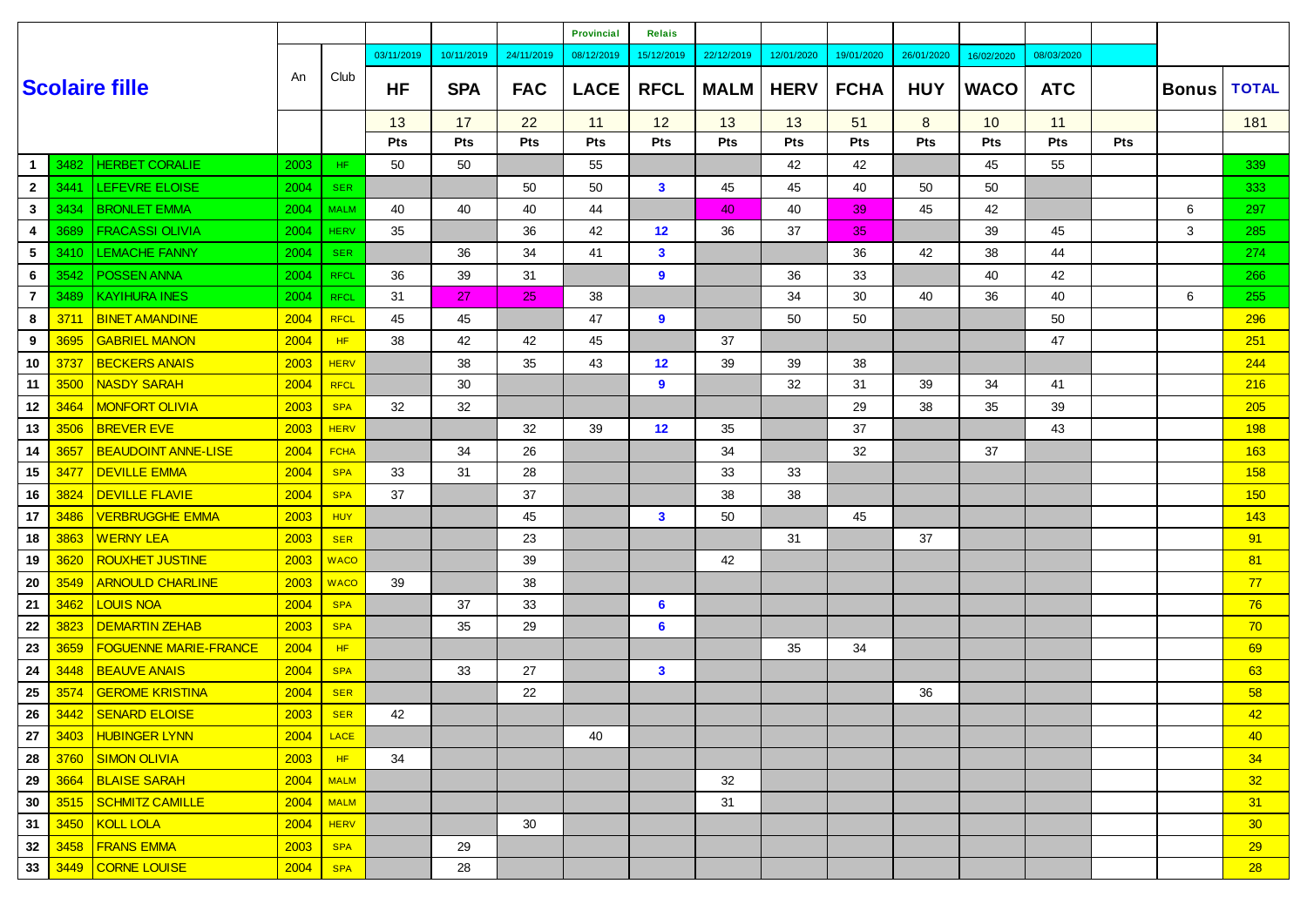## Scolaire fille

| # | N° | Nom | An | Club | HF | SPA | FAC | LACE | RFCL | MALM | HERV | FCHA | HUY | WACO | ATC | | Bonus | TOTAL |
|---|---|---|---|---|---|---|---|---|---|---|---|---|---|---|---|---|---|---|
| | | | | | | | | Provincial | Relais | | | | | | | | | |
| | | | | | 03/11/2019 | 10/11/2019 | 24/11/2019 | 08/12/2019 | 15/12/2019 | 22/12/2019 | 12/01/2020 | 19/01/2020 | 26/01/2020 | 16/02/2020 | 08/03/2020 | | | |
| | | | | | 13 | 17 | 22 | 11 | 12 | 13 | 13 | 51 | 8 | 10 | 11 | | | 181 |
| | | | | | Pts | Pts | Pts | Pts | Pts | Pts | Pts | Pts | Pts | Pts | Pts | Pts | | |
| 1 | 3482 | HERBET CORALIE | 2003 | HF | 50 | 50 | | 55 | | | 42 | 42 | | 45 | 55 | | | 339 |
| 2 | 3441 | LEFEVRE ELOISE | 2004 | SER | | | 50 | 50 | 3 | 45 | 45 | 40 | 50 | 50 | | | | 333 |
| 3 | 3434 | BRONLET EMMA | 2004 | MALM | 40 | 40 | 40 | 44 | | 40 | 40 | 39 | 45 | 42 | | | 6 | 297 |
| 4 | 3689 | FRACASSI OLIVIA | 2004 | HERV | 35 | | 36 | 42 | 12 | 36 | 37 | 35 | | 39 | 45 | | 3 | 285 |
| 5 | 3410 | LEMACHE FANNY | 2004 | SER | | 36 | 34 | 41 | 3 | | | 36 | 42 | 38 | 44 | | | 274 |
| 6 | 3542 | POSSEN ANNA | 2004 | RFCL | 36 | 39 | 31 | | 9 | | 36 | 33 | | 40 | 42 | | | 266 |
| 7 | 3489 | KAYIHURA INES | 2004 | RFCL | 31 | 27 | 25 | 38 | | | 34 | 30 | 40 | 36 | 40 | | 6 | 255 |
| 8 | 3711 | BINET AMANDINE | 2004 | RFCL | 45 | 45 | | 47 | 9 | | 50 | 50 | | | 50 | | | 296 |
| 9 | 3695 | GABRIEL MANON | 2004 | HF | 38 | 42 | 42 | 45 | | 37 | | | | | 47 | | | 251 |
| 10 | 3737 | BECKERS ANAIS | 2003 | HERV | | 38 | 35 | 43 | 12 | 39 | 39 | 38 | | | | | | 244 |
| 11 | 3500 | NASDY SARAH | 2004 | RFCL | | 30 | | | 9 | | 32 | 31 | 39 | 34 | 41 | | | 216 |
| 12 | 3464 | MONFORT OLIVIA | 2003 | SPA | 32 | 32 | | | | | | 29 | 38 | 35 | 39 | | | 205 |
| 13 | 3506 | BREVER EVE | 2003 | HERV | | | 32 | 39 | 12 | 35 | | 37 | | | 43 | | | 198 |
| 14 | 3657 | BEAUDOINT ANNE-LISE | 2004 | FCHA | | 34 | 26 | | | 34 | | 32 | | 37 | | | | 163 |
| 15 | 3477 | DEVILLE EMMA | 2004 | SPA | 33 | 31 | 28 | | | 33 | 33 | | | | | | | 158 |
| 16 | 3824 | DEVILLE FLAVIE | 2004 | SPA | 37 | | 37 | | | 38 | 38 | | | | | | | 150 |
| 17 | 3486 | VERBRUGGHE EMMA | 2003 | HUY | | | 45 | | 3 | 50 | | 45 | | | | | | 143 |
| 18 | 3863 | WERNY LEA | 2003 | SER | | | 23 | | | | 31 | | 37 | | | | | 91 |
| 19 | 3620 | ROUXHET JUSTINE | 2003 | WACO | | | 39 | | | 42 | | | | | | | | 81 |
| 20 | 3549 | ARNOULD CHARLINE | 2003 | WACO | 39 | | 38 | | | | | | | | | | | 77 |
| 21 | 3462 | LOUIS NOA | 2004 | SPA | | 37 | 33 | | 6 | | | | | | | | | 76 |
| 22 | 3823 | DEMARTIN ZEHAB | 2003 | SPA | | 35 | 29 | | 6 | | | | | | | | | 70 |
| 23 | 3659 | FOGUENNE MARIE-FRANCE | 2004 | HF | | | | | | | 35 | 34 | | | | | | 69 |
| 24 | 3448 | BEAUVE ANAIS | 2004 | SPA | | 33 | 27 | | 3 | | | | | | | | | 63 |
| 25 | 3574 | GEROME KRISTINA | 2004 | SER | | | 22 | | | | | | 36 | | | | | 58 |
| 26 | 3442 | SENARD ELOISE | 2003 | SER | 42 | | | | | | | | | | | | | 42 |
| 27 | 3403 | HUBINGER LYNN | 2004 | LACE | | | | 40 | | | | | | | | | | 40 |
| 28 | 3760 | SIMON OLIVIA | 2003 | HF | 34 | | | | | | | | | | | | | 34 |
| 29 | 3664 | BLAISE SARAH | 2004 | MALM | | | | | | 32 | | | | | | | | 32 |
| 30 | 3515 | SCHMITZ CAMILLE | 2004 | MALM | | | | | | 31 | | | | | | | | 31 |
| 31 | 3450 | KOLL LOLA | 2004 | HERV | | | 30 | | | | | | | | | | | 30 |
| 32 | 3458 | FRANS EMMA | 2003 | SPA | | 29 | | | | | | | | | | | | 29 |
| 33 | 3449 | CORNE LOUISE | 2004 | SPA | | 28 | | | | | | | | | | | | 28 |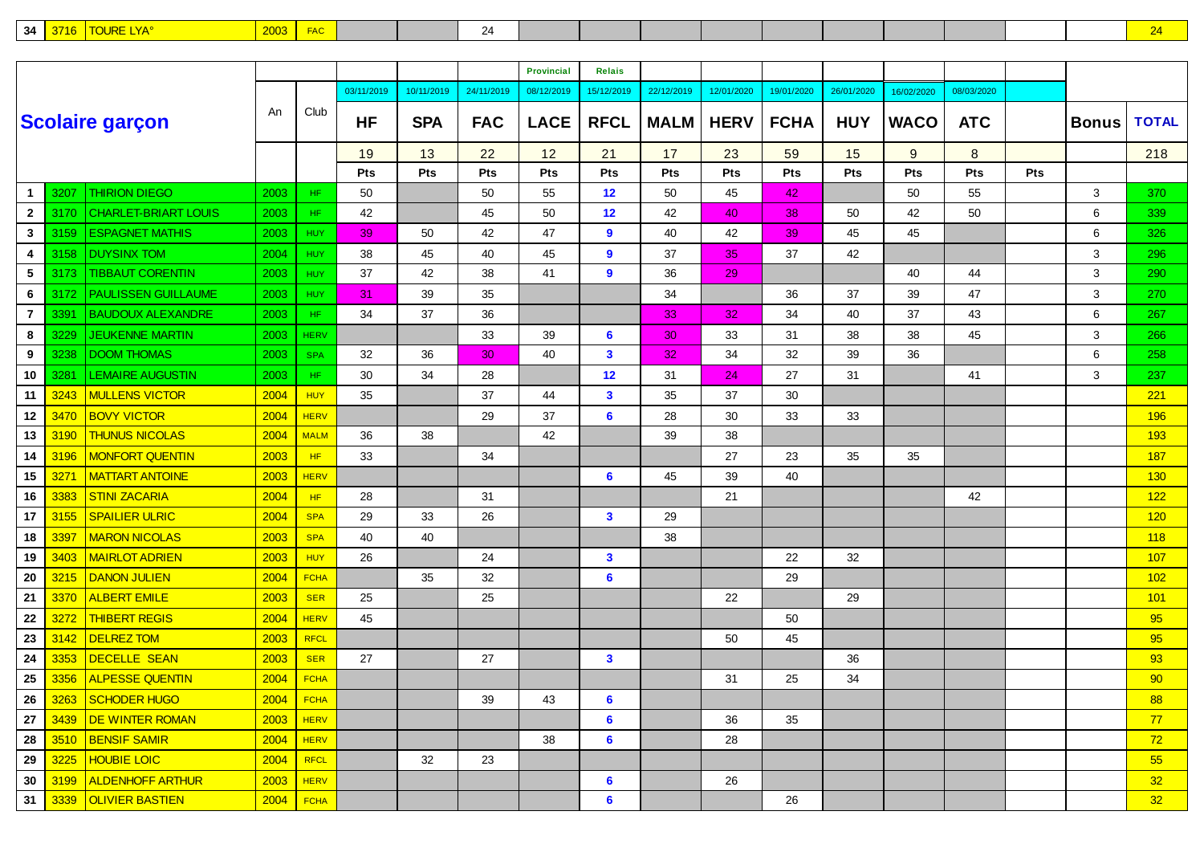| 34 | 3716 | TOURE LYA° | 2003 | FAC | | | 24 | | | | | | | | | | | | 24 |
|---|---|---|---|---|---|---|---|---|---|---|---|---|---|---|---|---|---|---|---|

| | | Scolaire garçon | An | Club | 03/11/2019 | 10/11/2019 | 24/11/2019 | Provincial 08/12/2019 | Relais 15/12/2019 | 22/12/2019 | 12/01/2020 | 19/01/2020 | 26/01/2020 | 16/02/2020 | 08/03/2020 | | | |
|---|---|---|---|---|---|---|---|---|---|---|---|---|---|---|---|---|---|---|
| | | | | | HF | SPA | FAC | LACE | RFCL | MALM | HERV | FCHA | HUY | WACO | ATC | | Bonus | TOTAL |
| | | | | | 19 | 13 | 22 | 12 | 21 | 17 | 23 | 59 | 15 | 9 | 8 | | | 218 |
| | | | | | Pts | Pts | Pts | Pts | Pts | Pts | Pts | Pts | Pts | Pts | Pts | Pts | | |
| 1 | 3207 | THIRION DIEGO | 2003 | HF | 50 | | 50 | 55 | 12 | 50 | 45 | 42 | | 50 | 55 | | 3 | 370 |
| 2 | 3170 | CHARLET-BRIART LOUIS | 2003 | HF | 42 | | 45 | 50 | 12 | 42 | 40 | 38 | 50 | 42 | 50 | | 6 | 339 |
| 3 | 3159 | ESPAGNET MATHIS | 2003 | HUY | 39 | 50 | 42 | 47 | 9 | 40 | 42 | 39 | 45 | 45 | | | 6 | 326 |
| 4 | 3158 | DUYSINX TOM | 2004 | HUY | 38 | 45 | 40 | 45 | 9 | 37 | 35 | 37 | 42 | | | | 3 | 296 |
| 5 | 3173 | TIBBAUT CORENTIN | 2003 | HUY | 37 | 42 | 38 | 41 | 9 | 36 | 29 | | | 40 | 44 | | 3 | 290 |
| 6 | 3172 | PAULISSEN GUILLAUME | 2003 | HUY | 31 | 39 | 35 | | | 34 | | 36 | 37 | 39 | 47 | | 3 | 270 |
| 7 | 3391 | BAUDOUX ALEXANDRE | 2003 | HF | 34 | 37 | 36 | | | 33 | 32 | 34 | 40 | 37 | 43 | | 6 | 267 |
| 8 | 3229 | JEUKENNE MARTIN | 2003 | HERV | | | 33 | 39 | 6 | 30 | 33 | 31 | 38 | 38 | 45 | | 3 | 266 |
| 9 | 3238 | DOOM THOMAS | 2003 | SPA | 32 | 36 | 30 | 40 | 3 | 32 | 34 | 32 | 39 | 36 | | | 6 | 258 |
| 10 | 3281 | LEMAIRE AUGUSTIN | 2003 | HF | 30 | 34 | 28 | | 12 | 31 | 24 | 27 | 31 | | 41 | | 3 | 237 |
| 11 | 3243 | MULLENS VICTOR | 2004 | HUY | 35 | | 37 | 44 | 3 | 35 | 37 | 30 | | | | | | 221 |
| 12 | 3470 | BOVY VICTOR | 2004 | HERV | | | 29 | 37 | 6 | 28 | 30 | 33 | 33 | | | | | 196 |
| 13 | 3190 | THUNUS NICOLAS | 2004 | MALM | 36 | 38 | | 42 | | 39 | 38 | | | | | | | 193 |
| 14 | 3196 | MONFORT QUENTIN | 2003 | HF | 33 | | 34 | | | | 27 | 23 | 35 | 35 | | | | 187 |
| 15 | 3271 | MATTART ANTOINE | 2003 | HERV | | | | | 6 | 45 | 39 | 40 | | | | | | 130 |
| 16 | 3383 | STINI ZACARIA | 2004 | HF | 28 | | 31 | | | | 21 | | | | 42 | | | 122 |
| 17 | 3155 | SPAILIER ULRIC | 2004 | SPA | 29 | 33 | 26 | | 3 | 29 | | | | | | | | 120 |
| 18 | 3397 | MARON NICOLAS | 2003 | SPA | 40 | 40 | | | | 38 | | | | | | | | 118 |
| 19 | 3403 | MAIRLOT ADRIEN | 2003 | HUY | 26 | | 24 | | 3 | | | 22 | 32 | | | | | 107 |
| 20 | 3215 | DANON JULIEN | 2004 | FCHA | | 35 | 32 | | 6 | | | 29 | | | | | | 102 |
| 21 | 3370 | ALBERT EMILE | 2003 | SER | 25 | | 25 | | | | 22 | | 29 | | | | | 101 |
| 22 | 3272 | THIBERT REGIS | 2004 | HERV | 45 | | | | | | | 50 | | | | | | 95 |
| 23 | 3142 | DELREZ TOM | 2003 | RFCL | | | | | | | 50 | 45 | | | | | | 95 |
| 24 | 3353 | DECELLE SEAN | 2003 | SER | 27 | | 27 | | 3 | | | | 36 | | | | | 93 |
| 25 | 3356 | ALPESSE QUENTIN | 2004 | FCHA | | | | | | | 31 | 25 | 34 | | | | | 90 |
| 26 | 3263 | SCHODER HUGO | 2004 | FCHA | | | 39 | 43 | 6 | | | | | | | | | 88 |
| 27 | 3439 | DE WINTER ROMAN | 2003 | HERV | | | | | 6 | | 36 | 35 | | | | | | 77 |
| 28 | 3510 | BENSIF SAMIR | 2004 | HERV | | | | 38 | 6 | | 28 | | | | | | | 72 |
| 29 | 3225 | HOUBIE LOIC | 2004 | RFCL | | 32 | 23 | | | | | | | | | | | 55 |
| 30 | 3199 | ALDENHOFF ARTHUR | 2003 | HERV | | | | | 6 | | 26 | | | | | | | 32 |
| 31 | 3339 | OLIVIER BASTIEN | 2004 | FCHA | | | | | 6 | | | 26 | | | | | | 32 |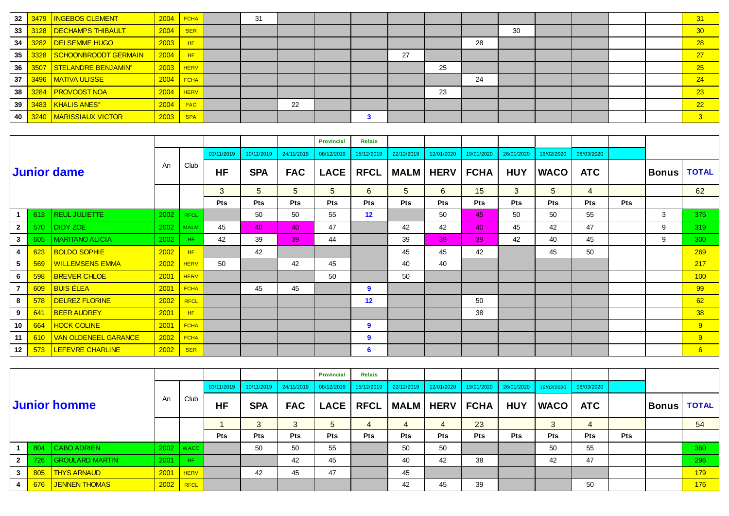| | | | | | HF | SPA | FAC | LACE | RFCL | MALM | HERV | FCHA | HUY | WACO | ATC | | Bonus | TOTAL |
|---|---|---|---|---|---|---|---|---|---|---|---|---|---|---|---|---|---|---|
| 32 | 3479 | INGEBOS CLEMENT | 2004 | FCHA | | 31 | | | | | | | | | | | | 31 |
| 33 | 3128 | DECHAMPS THIBAULT | 2004 | SER | | | | | | | | | 30 | | | | | 30 |
| 34 | 3282 | DELSEMME HUGO | 2003 | HF | | | | | | | | 28 | | | | | | 28 |
| 35 | 3328 | SCHOONBRODT GERMAIN | 2004 | HF | | | | | | 27 | | | | | | | | 27 |
| 36 | 3507 | STELANDRE BENJAMIN° | 2003 | HERV | | | | | | | 25 | | | | | | | 25 |
| 37 | 3496 | MATIVA ULISSE | 2004 | FCHA | | | | | | | | 24 | | | | | | 24 |
| 38 | 3284 | PROVOOST NOA | 2004 | HERV | | | | | | | 23 | | | | | | | 23 |
| 39 | 3483 | KHALIS ANES° | 2004 | FAC | | | 22 | | | | | | | | | | | 22 |
| 40 | 3240 | MARISSIAUX VICTOR | 2003 | SPA | | | | | 3 | | | | | | | | | 3 |

| Junior dame | | | An | Club | HF | SPA | FAC | LACE | RFCL | MALM | HERV | FCHA | HUY | WACO | ATC | | Bonus | TOTAL |
|---|---|---|---|---|---|---|---|---|---|---|---|---|---|---|---|---|---|---|
| | | | | | | | | Provincial | Relais | | | | | | | | | |
| | | | | | 03/11/2019 | 10/11/2019 | 24/11/2019 | 08/12/2019 | 15/12/2019 | 22/12/2019 | 12/01/2020 | 19/01/2020 | 26/01/2020 | 16/02/2020 | 08/03/2020 | | | |
| | | | | | 3 | 5 | 5 | 5 | 6 | 5 | 6 | 15 | 3 | 5 | 4 | | | 62 |
| | | | | | Pts | Pts | Pts | Pts | Pts | Pts | Pts | Pts | Pts | Pts | Pts | Pts | | |
| 1 | 613 | REUL JULIETTE | 2002 | RFCL | | 50 | 50 | 55 | 12 | | 50 | 45 | 50 | 50 | 55 | | 3 | 375 |
| 2 | 570 | DIDY ZOE | 2002 | MALM | 45 | 40 | 40 | 47 | | 42 | 42 | 40 | 45 | 42 | 47 | | 9 | 319 |
| 3 | 605 | MARITANO ALICIA | 2002 | HF | 42 | 39 | 39 | 44 | | 39 | 39 | 39 | 42 | 40 | 45 | | 9 | 300 |
| 4 | 623 | BOLDO SOPHIE | 2002 | HF | | 42 | | | | 45 | 45 | 42 | | 45 | 50 | | | 269 |
| 5 | 569 | WILLEMSENS EMMA | 2002 | HERV | 50 | | 42 | 45 | | 40 | 40 | | | | | | | 217 |
| 6 | 598 | BREVER CHLOE | 2001 | HERV | | | | 50 | | 50 | | | | | | | | 100 |
| 7 | 609 | BUIS ÉLEA | 2001 | FCHA | | 45 | 45 | | 9 | | | | | | | | | 99 |
| 8 | 578 | DELREZ FLORINE | 2002 | RFCL | | | | | 12 | | | 50 | | | | | | 62 |
| 9 | 641 | BEER AUDREY | 2001 | HF | | | | | | | | 38 | | | | | | 38 |
| 10 | 664 | HOCK COLINE | 2001 | FCHA | | | | | 9 | | | | | | | | | 9 |
| 11 | 610 | VAN OLDENEEL GARANCE | 2002 | FCHA | | | | | 9 | | | | | | | | | 9 |
| 12 | 573 | LEFEVRE CHARLINE | 2002 | SER | | | | | 6 | | | | | | | | | 6 |

| Junior homme | | | An | Club | HF | SPA | FAC | LACE | RFCL | MALM | HERV | FCHA | HUY | WACO | ATC | | Bonus | TOTAL |
|---|---|---|---|---|---|---|---|---|---|---|---|---|---|---|---|---|---|---|
| | | | | | | | | Provincial | Relais | | | | | | | | | |
| | | | | | 03/11/2019 | 10/11/2019 | 24/11/2019 | 08/12/2019 | 15/12/2019 | 22/12/2019 | 12/01/2020 | 19/01/2020 | 26/01/2020 | 16/02/2020 | 08/03/2020 | | | |
| | | | | | 1 | 3 | 3 | 5 | 4 | 4 | 4 | 23 | | 3 | 4 | | | 54 |
| | | | | | Pts | Pts | Pts | Pts | Pts | Pts | Pts | Pts | Pts | Pts | Pts | Pts | | |
| 1 | 804 | CABO ADRIEN | 2002 | WACO | | 50 | 50 | 55 | | 50 | 50 | | | 50 | 55 | | | 360 |
| 2 | 726 | GROULARD MARTIN | 2001 | HF | | | 42 | 45 | | 40 | 42 | 38 | | 42 | 47 | | | 296 |
| 3 | 805 | THYS ARNAUD | 2001 | HERV | | 42 | 45 | 47 | | 45 | | | | | | | | 179 |
| 4 | 676 | JENNEN THOMAS | 2002 | RFCL | | | | | | 42 | 45 | 39 | | | 50 | | | 176 |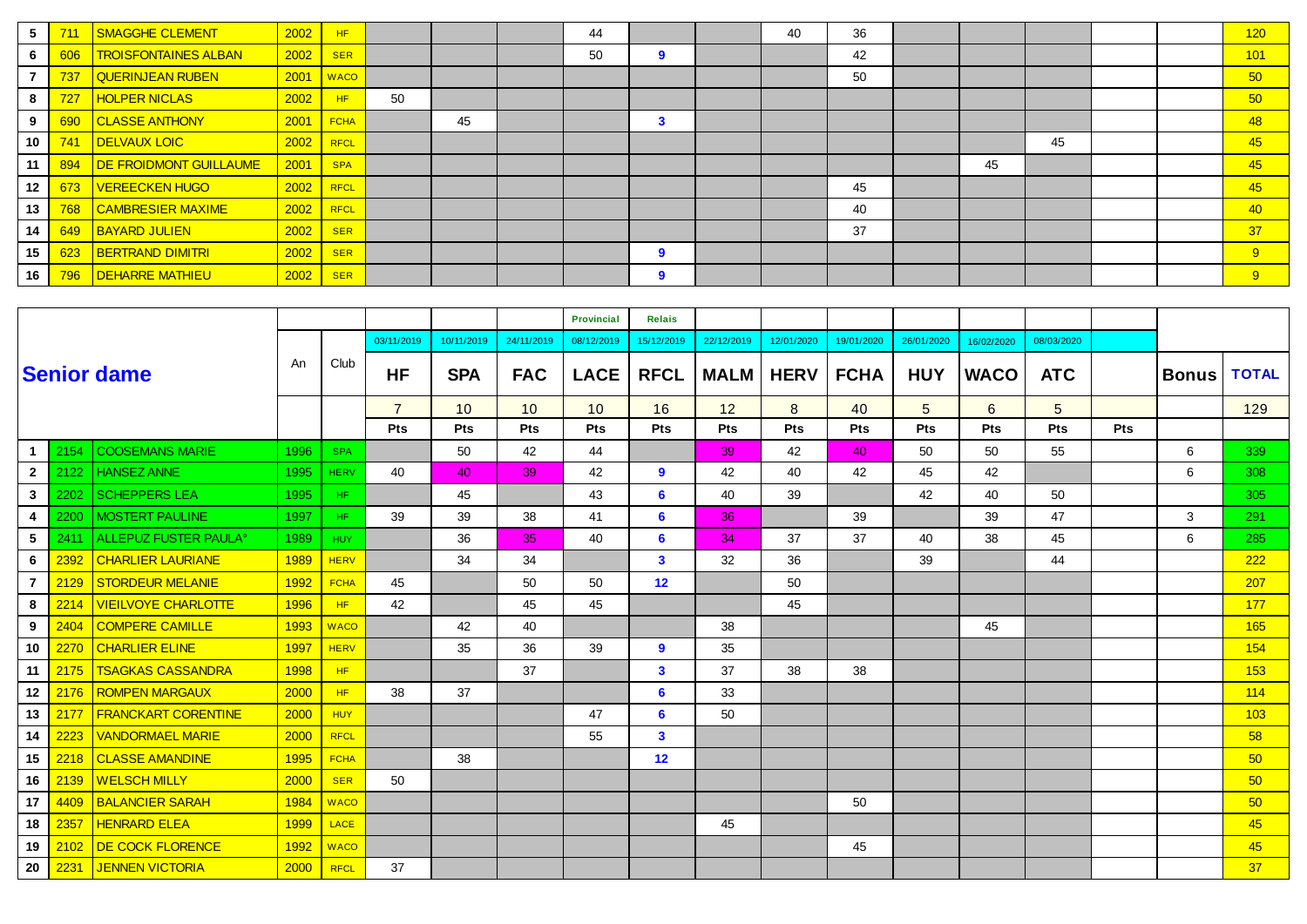| | | | | | | | | | | | | | | | | | | |
|---|---|---|---|---|---|---|---|---|---|---|---|---|---|---|---|---|---|---|
| 5 | 711 | SMAGGHE CLEMENT | 2002 | HF | | | | 44 | | | 40 | 36 | | | | | | 120 |
| 6 | 606 | TROISFONTAINES ALBAN | 2002 | SER | | | | 50 | 9 | | | 42 | | | | | | 101 |
| 7 | 737 | QUERINJEAN RUBEN | 2001 | WACO | | | | | | | | 50 | | | | | | 50 |
| 8 | 727 | HOLPER NICLAS | 2002 | HF | 50 | | | | | | | | | | | | | 50 |
| 9 | 690 | CLASSE ANTHONY | 2001 | FCHA | | 45 | | | 3 | | | | | | | | | 48 |
| 10 | 741 | DELVAUX LOIC | 2002 | RFCL | | | | | | | | | | | 45 | | | 45 |
| 11 | 894 | DE FROIDMONT GUILLAUME | 2001 | SPA | | | | | | | | | | 45 | | | | 45 |
| 12 | 673 | VEREECKEN HUGO | 2002 | RFCL | | | | | | | | 45 | | | | | | 45 |
| 13 | 768 | CAMBRESIER MAXIME | 2002 | RFCL | | | | | | | | 40 | | | | | | 40 |
| 14 | 649 | BAYARD JULIEN | 2002 | SER | | | | | | | | 37 | | | | | | 37 |
| 15 | 623 | BERTRAND DIMITRI | 2002 | SER | | | | | 9 | | | | | | | | | 9 |
| 16 | 796 | DEHARRE MATHIEU | 2002 | SER | | | | | 9 | | | | | | | | | 9 |

| Senior dame | | | An | Club | | | | Provincial | Relais | | | | | | | | Bonus | TOTAL |
|---|---|---|---|---|---|---|---|---|---|---|---|---|---|---|---|---|---|---|
| | | | | | 03/11/2019 | 10/11/2019 | 24/11/2019 | 08/12/2019 | 15/12/2019 | 22/12/2019 | 12/01/2020 | 19/01/2020 | 26/01/2020 | 16/02/2020 | 08/03/2020 | | | |
| | | | | | HF | SPA | FAC | LACE | RFCL | MALM | HERV | FCHA | HUY | WACO | ATC | | | |
| | | | | | 7 | 10 | 10 | 10 | 16 | 12 | 8 | 40 | 5 | 6 | 5 | | | 129 |
| | | | | | Pts | Pts | Pts | Pts | Pts | Pts | Pts | Pts | Pts | Pts | Pts | Pts | | |
| 1 | 2154 | COOSEMANS MARIE | 1996 | SPA | | 50 | 42 | 44 | | 39 | 42 | 40 | 50 | 50 | 55 | | 6 | 339 |
| 2 | 2122 | HANSEZ ANNE | 1995 | HERV | 40 | 40 | 39 | 42 | 9 | 42 | 40 | 42 | 45 | 42 | | | 6 | 308 |
| 3 | 2202 | SCHEPPERS LEA | 1995 | HF | | 45 | | 43 | 6 | 40 | 39 | | 42 | 40 | 50 | | | 305 |
| 4 | 2200 | MOSTERT PAULINE | 1997 | HF | 39 | 39 | 38 | 41 | 6 | 36 | | 39 | | 39 | 47 | | 3 | 291 |
| 5 | 2411 | ALLEPUZ FUSTER PAULA° | 1989 | HUY | | 36 | 35 | 40 | 6 | 34 | 37 | 37 | 40 | 38 | 45 | | 6 | 285 |
| 6 | 2392 | CHARLIER LAURIANE | 1989 | HERV | | 34 | 34 | | 3 | 32 | 36 | | 39 | | 44 | | | 222 |
| 7 | 2129 | STORDEUR MELANIE | 1992 | FCHA | 45 | | 50 | 50 | 12 | | 50 | | | | | | | 207 |
| 8 | 2214 | VIEILVOYE CHARLOTTE | 1996 | HF | 42 | | 45 | 45 | | | 45 | | | | | | | 177 |
| 9 | 2404 | COMPERE CAMILLE | 1993 | WACO | | 42 | 40 | | | 38 | | | | 45 | | | | 165 |
| 10 | 2270 | CHARLIER ELINE | 1997 | HERV | | 35 | 36 | 39 | 9 | 35 | | | | | | | | 154 |
| 11 | 2175 | TSAGKAS CASSANDRA | 1998 | HF | | | 37 | | 3 | 37 | 38 | 38 | | | | | | 153 |
| 12 | 2176 | ROMPEN MARGAUX | 2000 | HF | 38 | 37 | | | 6 | 33 | | | | | | | | 114 |
| 13 | 2177 | FRANCKART CORENTINE | 2000 | HUY | | | | 47 | 6 | 50 | | | | | | | | 103 |
| 14 | 2223 | VANDORMAEL MARIE | 2000 | RFCL | | | | 55 | 3 | | | | | | | | | 58 |
| 15 | 2218 | CLASSE AMANDINE | 1995 | FCHA | | 38 | | | 12 | | | | | | | | | 50 |
| 16 | 2139 | WELSCH MILLY | 2000 | SER | 50 | | | | | | | | | | | | | 50 |
| 17 | 4409 | BALANCIER SARAH | 1984 | WACO | | | | | | | | 50 | | | | | | 50 |
| 18 | 2357 | HENRARD ELEA | 1999 | LACE | | | | | | 45 | | | | | | | | 45 |
| 19 | 2102 | DE COCK FLORENCE | 1992 | WACO | | | | | | | | 45 | | | | | | 45 |
| 20 | 2231 | JENNEN VICTORIA | 2000 | RFCL | 37 | | | | | | | | | | | | | 37 |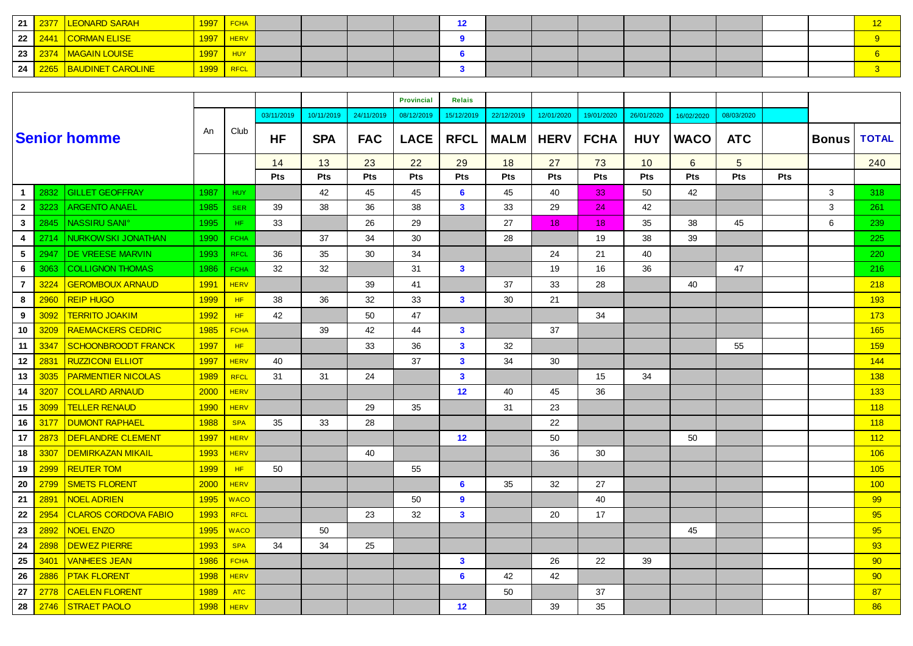| | | | | | | | | | | | | | | | | | | | |
|---|---|---|---|---|---|---|---|---|---|---|---|---|---|---|---|---|---|---|---|
| 21 | 2377 | LEONARD SARAH | 1997 | FCHA | | | | | 12 | | | | | | | | | 12 |
| 22 | 2441 | CORMAN ELISE | 1997 | HERV | | | | | 9 | | | | | | | | | 9 |
| 23 | 2374 | MAGAIN LOUISE | 1997 | HUY | | | | | 6 | | | | | | | | | 6 |
| 24 | 2265 | BAUDINET CAROLINE | 1999 | RFCL | | | | | 3 | | | | | | | | | 3 |

| Senior homme | | | An | Club | | | | Provincial | Relais | | | | | | | | | |
|---|---|---|---|---|---|---|---|---|---|---|---|---|---|---|---|---|---|---|
| | | | | | 03/11/2019 | 10/11/2019 | 24/11/2019 | 08/12/2019 | 15/12/2019 | 22/12/2019 | 12/01/2020 | 19/01/2020 | 26/01/2020 | 16/02/2020 | 08/03/2020 | | | |
| | | | | | HF | SPA | FAC | LACE | RFCL | MALM | HERV | FCHA | HUY | WACO | ATC | | Bonus | TOTAL |
| | | | | | 14 | 13 | 23 | 22 | 29 | 18 | 27 | 73 | 10 | 6 | 5 | | | 240 |
| | | | | | Pts | Pts | Pts | Pts | Pts | Pts | Pts | Pts | Pts | Pts | Pts | Pts | | |
| 1 | 2832 | GILLET GEOFFRAY | 1987 | HUY | | 42 | 45 | 45 | 6 | 45 | 40 | 33 | 50 | 42 | | | 3 | 318 |
| 2 | 3223 | ARGENTO ANAEL | 1985 | SER | 39 | 38 | 36 | 38 | 3 | 33 | 29 | 24 | 42 | | | | 3 | 261 |
| 3 | 2845 | NASSIRU SANI° | 1995 | HF | 33 | | 26 | 29 | | 27 | 18 | 18 | 35 | 38 | 45 | | 6 | 239 |
| 4 | 2714 | NURKOWSKI JONATHAN | 1990 | FCHA | | 37 | 34 | 30 | | 28 | | 19 | 38 | 39 | | | | 225 |
| 5 | 2947 | DE VREESE MARVIN | 1993 | RFCL | 36 | 35 | 30 | 34 | | | 24 | 21 | 40 | | | | | 220 |
| 6 | 3063 | COLLIGNON THOMAS | 1986 | FCHA | 32 | 32 | | 31 | 3 | | 19 | 16 | 36 | | 47 | | | 216 |
| 7 | 3224 | GEROMBOUX ARNAUD | 1991 | HERV | | | 39 | 41 | | 37 | 33 | 28 | | 40 | | | | 218 |
| 8 | 2960 | REIP HUGO | 1999 | HF | 38 | 36 | 32 | 33 | 3 | 30 | 21 | | | | | | | 193 |
| 9 | 3092 | TERRITO JOAKIM | 1992 | HF | 42 | | 50 | 47 | | | | 34 | | | | | | 173 |
| 10 | 3209 | RAEMACKERS CEDRIC | 1985 | FCHA | | 39 | 42 | 44 | 3 | | 37 | | | | | | | 165 |
| 11 | 3347 | SCHOONBROODT FRANCK | 1997 | HF | | | 33 | 36 | 3 | 32 | | | | | 55 | | | 159 |
| 12 | 2831 | RUZZICONI ELLIOT | 1997 | HERV | 40 | | | 37 | 3 | 34 | 30 | | | | | | | 144 |
| 13 | 3035 | PARMENTIER NICOLAS | 1989 | RFCL | 31 | 31 | 24 | | 3 | | | 15 | 34 | | | | | 138 |
| 14 | 3207 | COLLARD ARNAUD | 2000 | HERV | | | | | 12 | 40 | 45 | 36 | | | | | | 133 |
| 15 | 3099 | TELLER RENAUD | 1990 | HERV | | | 29 | 35 | | 31 | 23 | | | | | | | 118 |
| 16 | 3177 | DUMONT RAPHAEL | 1988 | SPA | 35 | 33 | 28 | | | | 22 | | | | | | | 118 |
| 17 | 2873 | DEFLANDRE CLEMENT | 1997 | HERV | | | | | 12 | | 50 | | | 50 | | | | 112 |
| 18 | 3307 | DEMIRKAZAN MIKAIL | 1993 | HERV | | | 40 | | | | 36 | 30 | | | | | | 106 |
| 19 | 2999 | REUTER TOM | 1999 | HF | 50 | | | 55 | | | | | | | | | | 105 |
| 20 | 2799 | SMETS FLORENT | 2000 | HERV | | | | | 6 | 35 | 32 | 27 | | | | | | 100 |
| 21 | 2891 | NOEL ADRIEN | 1995 | WACO | | | | 50 | 9 | | | 40 | | | | | | 99 |
| 22 | 2954 | CLAROS CORDOVA FABIO | 1993 | RFCL | | | 23 | 32 | 3 | | 20 | 17 | | | | | | 95 |
| 23 | 2892 | NOEL ENZO | 1995 | WACO | | 50 | | | | | | | | 45 | | | | 95 |
| 24 | 2898 | DEWEZ PIERRE | 1993 | SPA | 34 | 34 | 25 | | | | | | | | | | | 93 |
| 25 | 3401 | VANHEES JEAN | 1986 | FCHA | | | | | 3 | | 26 | 22 | 39 | | | | | 90 |
| 26 | 2886 | PTAK FLORENT | 1998 | HERV | | | | | 6 | 42 | 42 | | | | | | | 90 |
| 27 | 2778 | CAELEN FLORENT | 1989 | ATC | | | | | | 50 | | 37 | | | | | | 87 |
| 28 | 2746 | STRAET PAOLO | 1998 | HERV | | | | | 12 | | 39 | 35 | | | | | | 86 |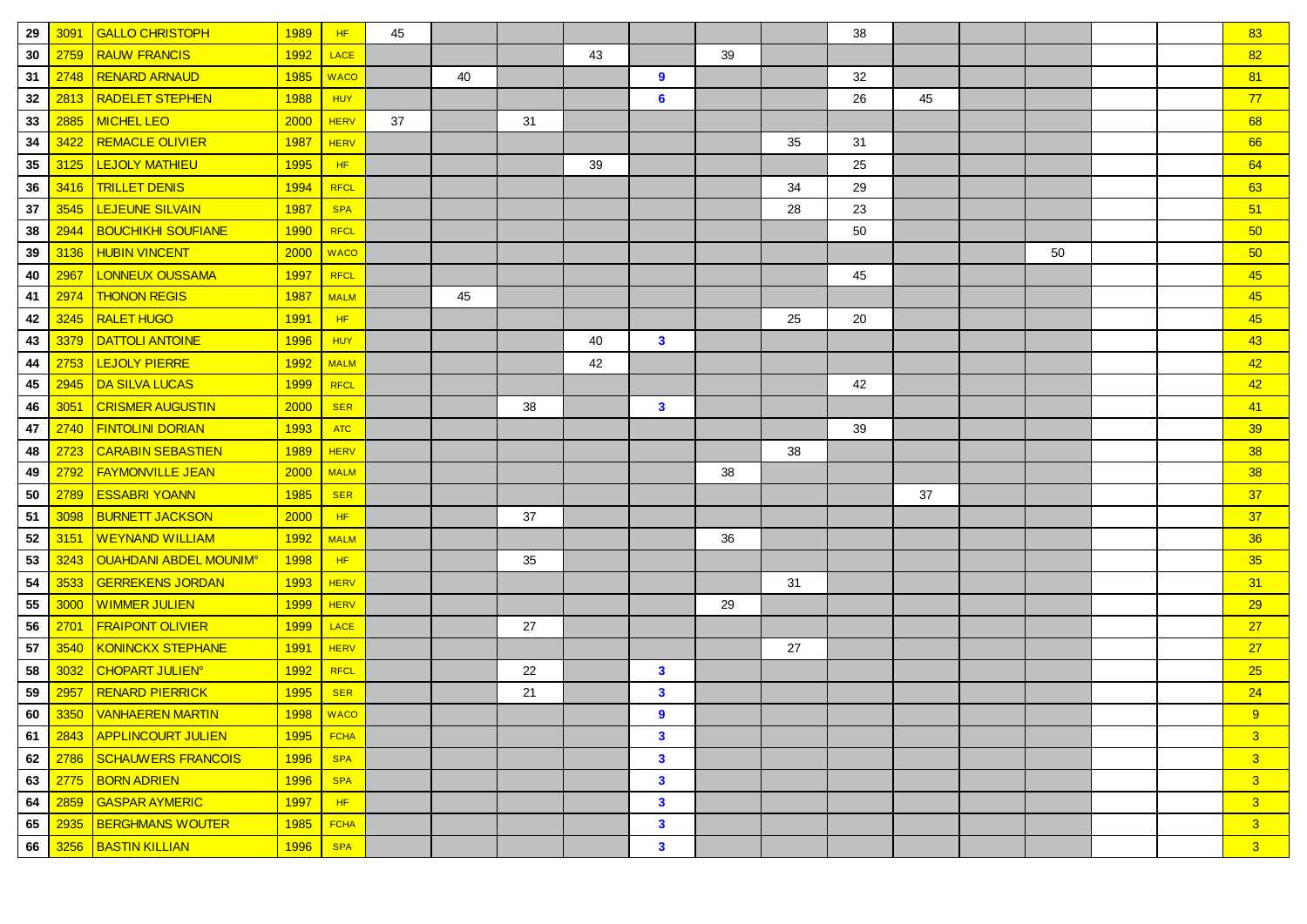| | | | | | | | | | | | | | | | | | | |
|---|---|---|---|---|---|---|---|---|---|---|---|---|---|---|---|---|---|---|
| 29 | 3091 | GALLO CHRISTOPH | 1989 | HF | 45 | | | | | | | 38 | | | | | | 83 |
| 30 | 2759 | RAUW FRANCIS | 1992 | LACE | | | | 43 | | 39 | | | | | | | | 82 |
| 31 | 2748 | RENARD ARNAUD | 1985 | WACO | | 40 | | | 9 | | | 32 | | | | | | 81 |
| 32 | 2813 | RADELET STEPHEN | 1988 | HUY | | | | | 6 | | | 26 | 45 | | | | | 77 |
| 33 | 2885 | MICHEL LEO | 2000 | HERV | 37 | | 31 | | | | | | | | | | | 68 |
| 34 | 3422 | REMACLE OLIVIER | 1987 | HERV | | | | | | | 35 | 31 | | | | | | 66 |
| 35 | 3125 | LEJOLY MATHIEU | 1995 | HF | | | | 39 | | | | 25 | | | | | | 64 |
| 36 | 3416 | TRILLET DENIS | 1994 | RFCL | | | | | | | 34 | 29 | | | | | | 63 |
| 37 | 3545 | LEJEUNE SILVAIN | 1987 | SPA | | | | | | | 28 | 23 | | | | | | 51 |
| 38 | 2944 | BOUCHIKHI SOUFIANE | 1990 | RFCL | | | | | | | | 50 | | | | | | 50 |
| 39 | 3136 | HUBIN VINCENT | 2000 | WACO | | | | | | | | | | | 50 | | | 50 |
| 40 | 2967 | LONNEUX OUSSAMA | 1997 | RFCL | | | | | | | | 45 | | | | | | 45 |
| 41 | 2974 | THONON REGIS | 1987 | MALM | | 45 | | | | | | | | | | | | 45 |
| 42 | 3245 | RALET HUGO | 1991 | HF | | | | | | | 25 | 20 | | | | | | 45 |
| 43 | 3379 | DATTOLI ANTOINE | 1996 | HUY | | | | 40 | 3 | | | | | | | | | 43 |
| 44 | 2753 | LEJOLY PIERRE | 1992 | MALM | | | | 42 | | | | | | | | | | 42 |
| 45 | 2945 | DA SILVA LUCAS | 1999 | RFCL | | | | | | | | 42 | | | | | | 42 |
| 46 | 3051 | CRISMER AUGUSTIN | 2000 | SER | | | 38 | | 3 | | | | | | | | | 41 |
| 47 | 2740 | FINTOLINI DORIAN | 1993 | ATC | | | | | | | | 39 | | | | | | 39 |
| 48 | 2723 | CARABIN SEBASTIEN | 1989 | HERV | | | | | | | 38 | | | | | | | 38 |
| 49 | 2792 | FAYMONVILLE JEAN | 2000 | MALM | | | | | | 38 | | | | | | | | 38 |
| 50 | 2789 | ESSABRI YOANN | 1985 | SER | | | | | | | | | 37 | | | | | 37 |
| 51 | 3098 | BURNETT JACKSON | 2000 | HF | | | 37 | | | | | | | | | | | 37 |
| 52 | 3151 | WEYNAND WILLIAM | 1992 | MALM | | | | | | 36 | | | | | | | | 36 |
| 53 | 3243 | OUAHDANI ABDEL MOUNIM° | 1998 | HF | | | 35 | | | | | | | | | | | 35 |
| 54 | 3533 | GERREKENS JORDAN | 1993 | HERV | | | | | | | 31 | | | | | | | 31 |
| 55 | 3000 | WIMMER JULIEN | 1999 | HERV | | | | | | 29 | | | | | | | | 29 |
| 56 | 2701 | FRAIPONT OLIVIER | 1999 | LACE | | | 27 | | | | | | | | | | | 27 |
| 57 | 3540 | KONINCKX STEPHANE | 1991 | HERV | | | | | | | 27 | | | | | | | 27 |
| 58 | 3032 | CHOPART JULIEN° | 1992 | RFCL | | | 22 | | 3 | | | | | | | | | 25 |
| 59 | 2957 | RENARD PIERRICK | 1995 | SER | | | 21 | | 3 | | | | | | | | | 24 |
| 60 | 3350 | VANHAEREN MARTIN | 1998 | WACO | | | | | 9 | | | | | | | | | 9 |
| 61 | 2843 | APPLINCOURT JULIEN | 1995 | FCHA | | | | | 3 | | | | | | | | | 3 |
| 62 | 2786 | SCHAUWERS FRANCOIS | 1996 | SPA | | | | | 3 | | | | | | | | | 3 |
| 63 | 2775 | BORN ADRIEN | 1996 | SPA | | | | | 3 | | | | | | | | | 3 |
| 64 | 2859 | GASPAR AYMERIC | 1997 | HF | | | | | 3 | | | | | | | | | 3 |
| 65 | 2935 | BERGHMANS WOUTER | 1985 | FCHA | | | | | 3 | | | | | | | | | 3 |
| 66 | 3256 | BASTIN KILLIAN | 1996 | SPA | | | | | 3 | | | | | | | | | 3 |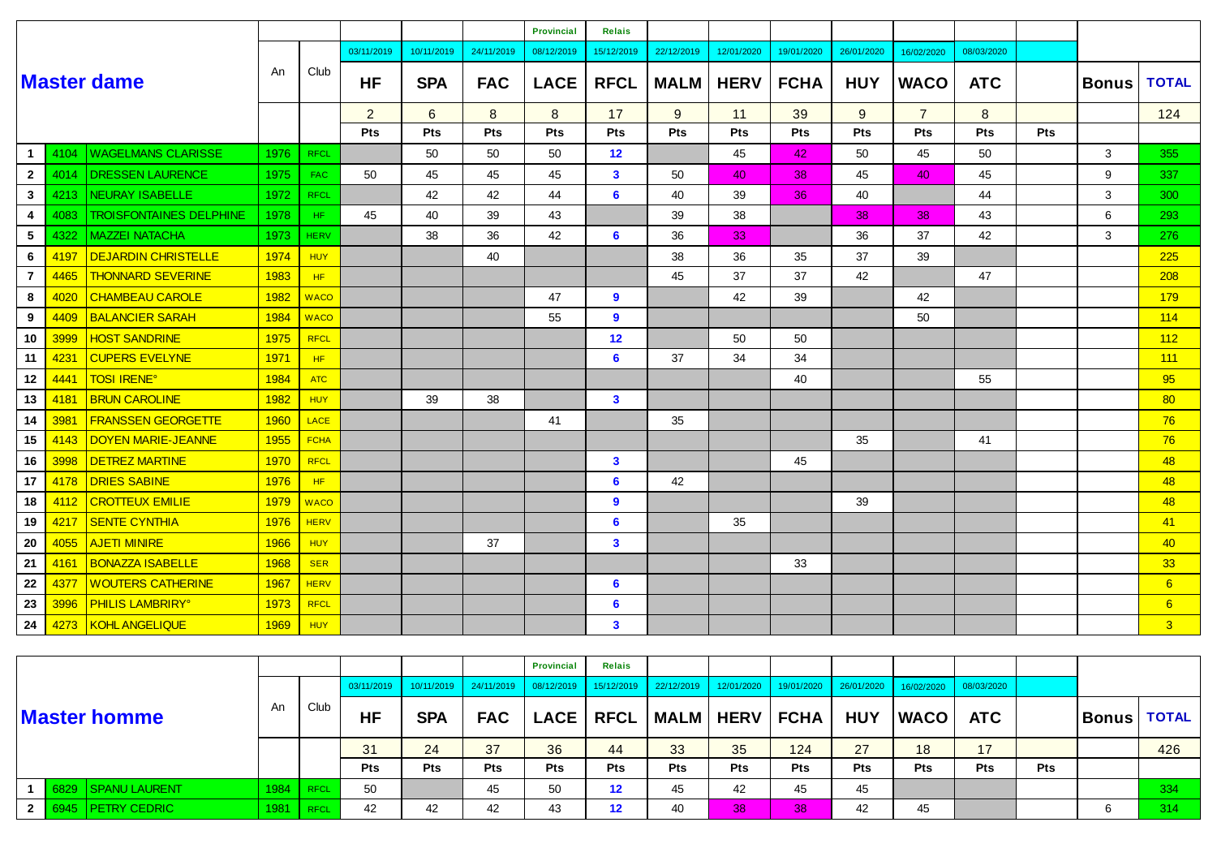## Master dame

| | | | An | Club | HF | SPA | FAC | LACE | RFCL | MALM | HERV | FCHA | HUY | WACO | ATC | | Bonus | TOTAL |
|---|---|---|---|---|---|---|---|---|---|---|---|---|---|---|---|---|---|---|
| | | | | | 03/11/2019 | 10/11/2019 | 24/11/2019 | Provincial 08/12/2019 | Relais 15/12/2019 | 22/12/2019 | 12/01/2020 | 19/01/2020 | 26/01/2020 | 16/02/2020 | 08/03/2020 | | | |
| | | | | | 2 | 6 | 8 | 8 | 17 | 9 | 11 | 39 | 9 | 7 | 8 | | | 124 |
| | | | | | Pts | Pts | Pts | Pts | Pts | Pts | Pts | Pts | Pts | Pts | Pts | Pts | | |
| 1 | 4104 | WAGELMANS CLARISSE | 1976 | RFCL | | 50 | 50 | 50 | 12 | | 45 | 42 | 50 | 45 | 50 | | 3 | 355 |
| 2 | 4014 | DRESSEN LAURENCE | 1975 | FAC | 50 | 45 | 45 | 45 | 3 | 50 | 40 | 38 | 45 | 40 | 45 | | 9 | 337 |
| 3 | 4213 | NEURAY ISABELLE | 1972 | RFCL | | 42 | 42 | 44 | 6 | 40 | 39 | 36 | 40 | | 44 | | 3 | 300 |
| 4 | 4083 | TROISFONTAINES DELPHINE | 1978 | HF | 45 | 40 | 39 | 43 | | 39 | 38 | | 38 | 38 | 43 | | 6 | 293 |
| 5 | 4322 | MAZZEI NATACHA | 1973 | HERV | | 38 | 36 | 42 | 6 | 36 | 33 | | 36 | 37 | 42 | | 3 | 276 |
| 6 | 4197 | DEJARDIN CHRISTELLE | 1974 | HUY | | | 40 | | | 38 | 36 | 35 | 37 | 39 | | | | 225 |
| 7 | 4465 | THONNARD SEVERINE | 1983 | HF | | | | | | 45 | 37 | 37 | 42 | | 47 | | | 208 |
| 8 | 4020 | CHAMBEAU CAROLE | 1982 | WACO | | | | 47 | 9 | | 42 | 39 | | 42 | | | | 179 |
| 9 | 4409 | BALANCIER SARAH | 1984 | WACO | | | | 55 | 9 | | | | | 50 | | | | 114 |
| 10 | 3999 | HOST SANDRINE | 1975 | RFCL | | | | | 12 | | 50 | 50 | | | | | | 112 |
| 11 | 4231 | CUPERS EVELYNE | 1971 | HF | | | | | 6 | 37 | 34 | 34 | | | | | | 111 |
| 12 | 4441 | TOSI IRENE° | 1984 | ATC | | | | | | | | 40 | | | 55 | | | 95 |
| 13 | 4181 | BRUN CAROLINE | 1982 | HUY | | 39 | 38 | | 3 | | | | | | | | | 80 |
| 14 | 3981 | FRANSSEN GEORGETTE | 1960 | LACE | | | | 41 | | 35 | | | | | | | | 76 |
| 15 | 4143 | DOYEN MARIE-JEANNE | 1955 | FCHA | | | | | | | | | 35 | | 41 | | | 76 |
| 16 | 3998 | DETREZ MARTINE | 1970 | RFCL | | | | | 3 | | | 45 | | | | | | 48 |
| 17 | 4178 | DRIES SABINE | 1976 | HF | | | | | 6 | 42 | | | | | | | | 48 |
| 18 | 4112 | CROTTEUX EMILIE | 1979 | WACO | | | | | 9 | | | | 39 | | | | | 48 |
| 19 | 4217 | SENTE CYNTHIA | 1976 | HERV | | | | | 6 | | 35 | | | | | | | 41 |
| 20 | 4055 | AJETI MINIRE | 1966 | HUY | | | 37 | | 3 | | | | | | | | | 40 |
| 21 | 4161 | BONAZZA ISABELLE | 1968 | SER | | | | | | | | 33 | | | | | | 33 |
| 22 | 4377 | WOUTERS CATHERINE | 1967 | HERV | | | | | 6 | | | | | | | | | 6 |
| 23 | 3996 | PHILIS LAMBRIRY° | 1973 | RFCL | | | | | 6 | | | | | | | | | 6 |
| 24 | 4273 | KOHL ANGELIQUE | 1969 | HUY | | | | | 3 | | | | | | | | | 3 |

## Master homme

| | | | An | Club | HF | SPA | FAC | LACE | RFCL | MALM | HERV | FCHA | HUY | WACO | ATC | | Bonus | TOTAL |
|---|---|---|---|---|---|---|---|---|---|---|---|---|---|---|---|---|---|---|
| | | | | | 03/11/2019 | 10/11/2019 | 24/11/2019 | Provincial 08/12/2019 | Relais 15/12/2019 | 22/12/2019 | 12/01/2020 | 19/01/2020 | 26/01/2020 | 16/02/2020 | 08/03/2020 | | | |
| | | | | | 31 | 24 | 37 | 36 | 44 | 33 | 35 | 124 | 27 | 18 | 17 | | | 426 |
| | | | | | Pts | Pts | Pts | Pts | Pts | Pts | Pts | Pts | Pts | Pts | Pts | Pts | | |
| 1 | 6829 | SPANU LAURENT | 1984 | RFCL | 50 | | 45 | 50 | 12 | 45 | 42 | 45 | 45 | | | | | 334 |
| 2 | 6945 | PETRY CEDRIC | 1981 | RFCL | 42 | 42 | 42 | 43 | 12 | 40 | 38 | 38 | 42 | 45 | | | 6 | 314 |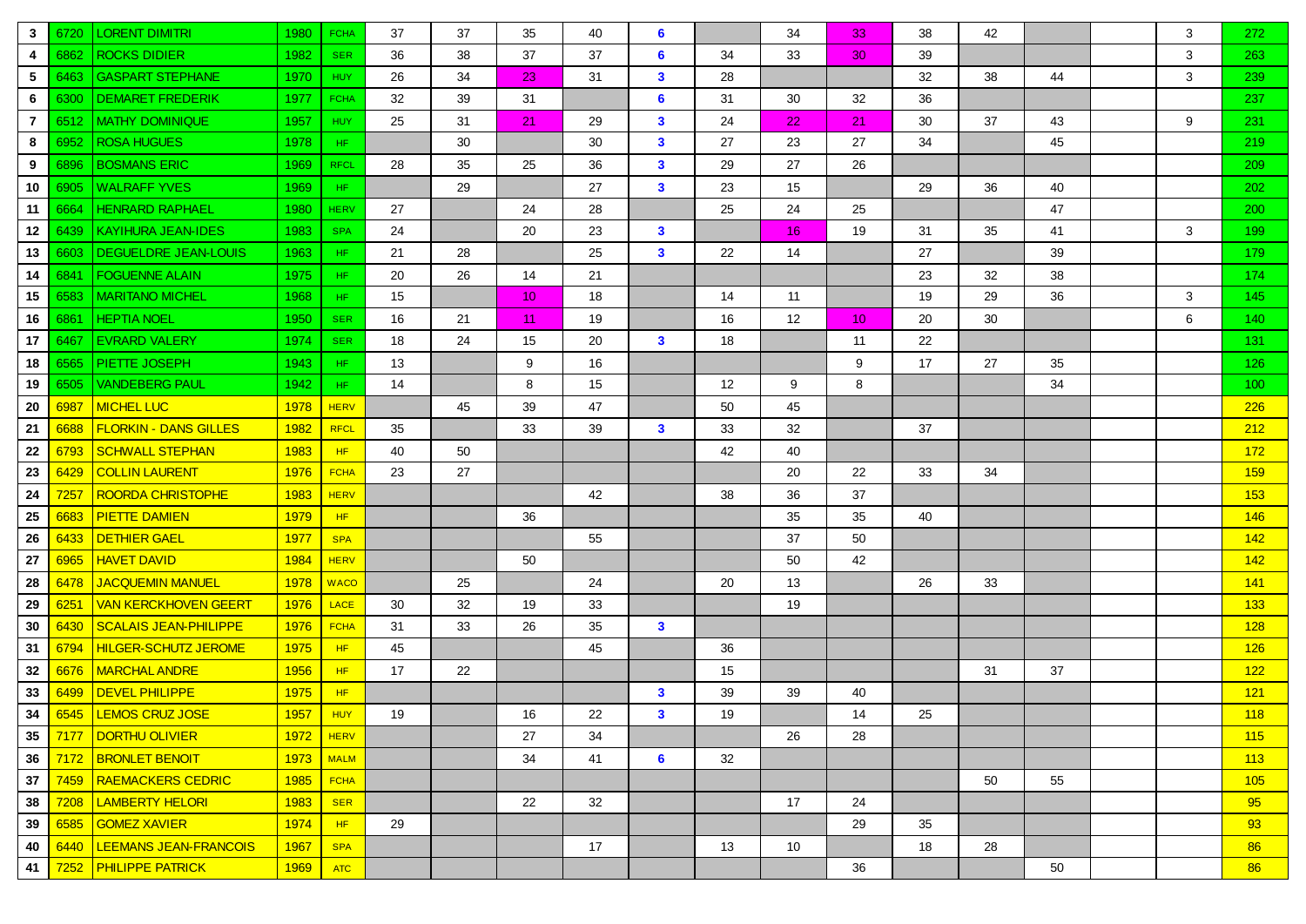| | | | | | | | | | | | | | | | | | | |
|---|---|---|---|---|---|---|---|---|---|---|---|---|---|---|---|---|---|---|
| 3 | 6720 | LORENT DIMITRI | 1980 | FCHA | 37 | 37 | 35 | 40 | 6 | | 34 | 33 | 38 | 42 | | | 3 | 272 |
| 4 | 6862 | ROCKS DIDIER | 1982 | SER | 36 | 38 | 37 | 37 | 6 | 34 | 33 | 30 | 39 | | | | 3 | 263 |
| 5 | 6463 | GASPART STEPHANE | 1970 | HUY | 26 | 34 | 23 | 31 | 3 | 28 | | | 32 | 38 | 44 | | 3 | 239 |
| 6 | 6300 | DEMARET FREDERIK | 1977 | FCHA | 32 | 39 | 31 | | 6 | 31 | 30 | 32 | 36 | | | | | 237 |
| 7 | 6512 | MATHY DOMINIQUE | 1957 | HUY | 25 | 31 | 21 | 29 | 3 | 24 | 22 | 21 | 30 | 37 | 43 | | 9 | 231 |
| 8 | 6952 | ROSA HUGUES | 1978 | HF | | 30 | | 30 | 3 | 27 | 23 | 27 | 34 | | 45 | | | 219 |
| 9 | 6896 | BOSMANS ERIC | 1969 | RFCL | 28 | 35 | 25 | 36 | 3 | 29 | 27 | 26 | | | | | | 209 |
| 10 | 6905 | WALRAFF YVES | 1969 | HF | | 29 | | 27 | 3 | 23 | 15 | | 29 | 36 | 40 | | | 202 |
| 11 | 6664 | HENRARD RAPHAEL | 1980 | HERV | 27 | | 24 | 28 | | 25 | 24 | 25 | | | 47 | | | 200 |
| 12 | 6439 | KAYIHURA JEAN-IDES | 1983 | SPA | 24 | | 20 | 23 | 3 | | 16 | 19 | 31 | 35 | 41 | | 3 | 199 |
| 13 | 6603 | DEGUELDRE JEAN-LOUIS | 1963 | HF | 21 | 28 | | 25 | 3 | 22 | 14 | | 27 | | 39 | | | 179 |
| 14 | 6841 | FOGUENNE ALAIN | 1975 | HF | 20 | 26 | 14 | 21 | | | | | 23 | 32 | 38 | | | 174 |
| 15 | 6583 | MARITANO MICHEL | 1968 | HF | 15 | | 10 | 18 | | 14 | 11 | | 19 | 29 | 36 | | 3 | 145 |
| 16 | 6861 | HEPTIA NOEL | 1950 | SER | 16 | 21 | 11 | 19 | | 16 | 12 | 10 | 20 | 30 | | | 6 | 140 |
| 17 | 6467 | EVRARD VALERY | 1974 | SER | 18 | 24 | 15 | 20 | 3 | 18 | | 11 | 22 | | | | | 131 |
| 18 | 6565 | PIETTE JOSEPH | 1943 | HF | 13 | | 9 | 16 | | | | 9 | 17 | 27 | 35 | | | 126 |
| 19 | 6505 | VANDEBERG PAUL | 1942 | HF | 14 | | 8 | 15 | | 12 | 9 | 8 | | | 34 | | | 100 |
| 20 | 6987 | MICHEL LUC | 1978 | HERV | | 45 | 39 | 47 | | 50 | 45 | | | | | | | 226 |
| 21 | 6688 | FLORKIN - DANS GILLES | 1982 | RFCL | 35 | | 33 | 39 | 3 | 33 | 32 | | 37 | | | | | 212 |
| 22 | 6793 | SCHWALL STEPHAN | 1983 | HF | 40 | 50 | | | | 42 | 40 | | | | | | | 172 |
| 23 | 6429 | COLLIN LAURENT | 1976 | FCHA | 23 | 27 | | | | | 20 | 22 | 33 | 34 | | | | 159 |
| 24 | 7257 | ROORDA CHRISTOPHE | 1983 | HERV | | | | 42 | | 38 | 36 | 37 | | | | | | 153 |
| 25 | 6683 | PIETTE DAMIEN | 1979 | HF | | | 36 | | | | 35 | 35 | 40 | | | | | 146 |
| 26 | 6433 | DETHIER GAEL | 1977 | SPA | | | | 55 | | | 37 | 50 | | | | | | 142 |
| 27 | 6965 | HAVET DAVID | 1984 | HERV | | | 50 | | | | 50 | 42 | | | | | | 142 |
| 28 | 6478 | JACQUEMIN MANUEL | 1978 | WACO | | 25 | | 24 | | 20 | 13 | | 26 | 33 | | | | 141 |
| 29 | 6251 | VAN KERCKHOVEN GEERT | 1976 | LACE | 30 | 32 | 19 | 33 | | | 19 | | | | | | | 133 |
| 30 | 6430 | SCALAIS JEAN-PHILIPPE | 1976 | FCHA | 31 | 33 | 26 | 35 | 3 | | | | | | | | | 128 |
| 31 | 6794 | HILGER-SCHUTZ JEROME | 1975 | HF | 45 | | | 45 | | 36 | | | | | | | | 126 |
| 32 | 6676 | MARCHAL ANDRE | 1956 | HF | 17 | 22 | | | | 15 | | | | 31 | 37 | | | 122 |
| 33 | 6499 | DEVEL PHILIPPE | 1975 | HF | | | | | 3 | 39 | 39 | 40 | | | | | | 121 |
| 34 | 6545 | LEMOS CRUZ JOSE | 1957 | HUY | 19 | | 16 | 22 | 3 | 19 | | 14 | 25 | | | | | 118 |
| 35 | 7177 | DORTHU OLIVIER | 1972 | HERV | | | 27 | 34 | | | 26 | 28 | | | | | | 115 |
| 36 | 7172 | BRONLET BENOIT | 1973 | MALM | | | 34 | 41 | 6 | 32 | | | | | | | | 113 |
| 37 | 7459 | RAEMACKERS CEDRIC | 1985 | FCHA | | | | | | | | | | 50 | 55 | | | 105 |
| 38 | 7208 | LAMBERTY HELORI | 1983 | SER | | | 22 | 32 | | | 17 | 24 | | | | | | 95 |
| 39 | 6585 | GOMEZ XAVIER | 1974 | HF | 29 | | | | | | | 29 | 35 | | | | | 93 |
| 40 | 6440 | LEEMANS JEAN-FRANCOIS | 1967 | SPA | | | | 17 | | 13 | 10 | | 18 | 28 | | | | 86 |
| 41 | 7252 | PHILIPPE PATRICK | 1969 | ATC | | | | | | | | 36 | | | 50 | | | 86 |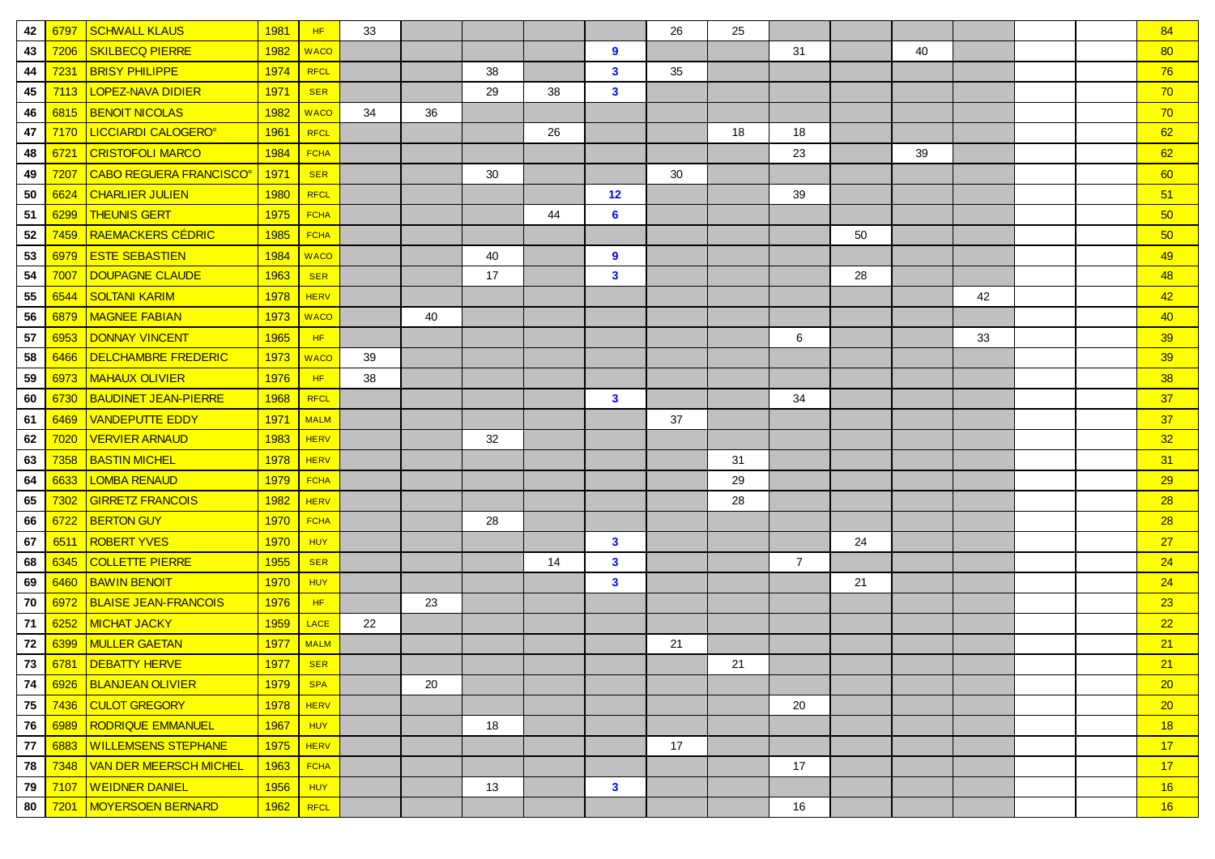| | | | | | | | | | | | | | | | | | | |
|---|---|---|---|---|---|---|---|---|---|---|---|---|---|---|---|---|---|---|
| 42 | 6797 | SCHWALL KLAUS | 1981 | HF | 33 | | | | | 26 | 25 | | | | | | | 84 |
| 43 | 7206 | SKILBECQ PIERRE | 1982 | WACO | | | | | 9 | | | 31 | | 40 | | | | 80 |
| 44 | 7231 | BRISY PHILIPPE | 1974 | RFCL | | | 38 | | 3 | 35 | | | | | | | | 76 |
| 45 | 7113 | LOPEZ-NAVA DIDIER | 1971 | SER | | | 29 | 38 | 3 | | | | | | | | | 70 |
| 46 | 6815 | BENOIT NICOLAS | 1982 | WACO | 34 | 36 | | | | | | | | | | | | 70 |
| 47 | 7170 | LICCIARDI CALOGERO° | 1961 | RFCL | | | | 26 | | | 18 | 18 | | | | | | 62 |
| 48 | 6721 | CRISTOFOLI MARCO | 1984 | FCHA | | | | | | | | 23 | | 39 | | | | 62 |
| 49 | 7207 | CABO REGUERA FRANCISCO° | 1971 | SER | | | 30 | | | 30 | | | | | | | | 60 |
| 50 | 6624 | CHARLIER JULIEN | 1980 | RFCL | | | | | 12 | | | 39 | | | | | | 51 |
| 51 | 6299 | THEUNIS GERT | 1975 | FCHA | | | | 44 | 6 | | | | | | | | | 50 |
| 52 | 7459 | RAEMACKERS CÉDRIC | 1985 | FCHA | | | | | | | | | 50 | | | | | 50 |
| 53 | 6979 | ESTE SEBASTIEN | 1984 | WACO | | | 40 | | 9 | | | | | | | | | 49 |
| 54 | 7007 | DOUPAGNE CLAUDE | 1963 | SER | | | 17 | | 3 | | | | 28 | | | | | 48 |
| 55 | 6544 | SOLTANI KARIM | 1978 | HERV | | | | | | | | | | | 42 | | | 42 |
| 56 | 6879 | MAGNEE FABIAN | 1973 | WACO | | 40 | | | | | | | | | | | | 40 |
| 57 | 6953 | DONNAY VINCENT | 1965 | HF | | | | | | | | 6 | | | 33 | | | 39 |
| 58 | 6466 | DELCHAMBRE FREDERIC | 1973 | WACO | 39 | | | | | | | | | | | | | 39 |
| 59 | 6973 | MAHAUX OLIVIER | 1976 | HF | 38 | | | | | | | | | | | | | 38 |
| 60 | 6730 | BAUDINET JEAN-PIERRE | 1968 | RFCL | | | | | 3 | | | 34 | | | | | | 37 |
| 61 | 6469 | VANDEPUTTE EDDY | 1971 | MALM | | | | | | 37 | | | | | | | | 37 |
| 62 | 7020 | VERVIER ARNAUD | 1983 | HERV | | | 32 | | | | | | | | | | | 32 |
| 63 | 7358 | BASTIN MICHEL | 1978 | HERV | | | | | | | 31 | | | | | | | 31 |
| 64 | 6633 | LOMBA RENAUD | 1979 | FCHA | | | | | | | 29 | | | | | | | 29 |
| 65 | 7302 | GIRRETZ FRANCOIS | 1982 | HERV | | | | | | | 28 | | | | | | | 28 |
| 66 | 6722 | BERTON GUY | 1970 | FCHA | | | 28 | | | | | | | | | | | 28 |
| 67 | 6511 | ROBERT YVES | 1970 | HUY | | | | | 3 | | | | 24 | | | | | 27 |
| 68 | 6345 | COLLETTE PIERRE | 1955 | SER | | | | 14 | 3 | | | 7 | | | | | | 24 |
| 69 | 6460 | BAWIN BENOIT | 1970 | HUY | | | | | 3 | | | | 21 | | | | | 24 |
| 70 | 6972 | BLAISE JEAN-FRANCOIS | 1976 | HF | | 23 | | | | | | | | | | | | 23 |
| 71 | 6252 | MICHAT JACKY | 1959 | LACE | 22 | | | | | | | | | | | | | 22 |
| 72 | 6399 | MULLER GAETAN | 1977 | MALM | | | | | | 21 | | | | | | | | 21 |
| 73 | 6781 | DEBATTY HERVE | 1977 | SER | | | | | | | 21 | | | | | | | 21 |
| 74 | 6926 | BLANJEAN OLIVIER | 1979 | SPA | | 20 | | | | | | | | | | | | 20 |
| 75 | 7436 | CULOT GREGORY | 1978 | HERV | | | | | | | | 20 | | | | | | 20 |
| 76 | 6989 | RODRIQUE EMMANUEL | 1967 | HUY | | | 18 | | | | | | | | | | | 18 |
| 77 | 6883 | WILLEMSENS STEPHANE | 1975 | HERV | | | | | | 17 | | | | | | | | 17 |
| 78 | 7348 | VAN DER MEERSCH MICHEL | 1963 | FCHA | | | | | | | | 17 | | | | | | 17 |
| 79 | 7107 | WEIDNER DANIEL | 1956 | HUY | | | 13 | | 3 | | | | | | | | | 16 |
| 80 | 7201 | MOYERSOEN BERNARD | 1962 | RFCL | | | | | | | | 16 | | | | | | 16 |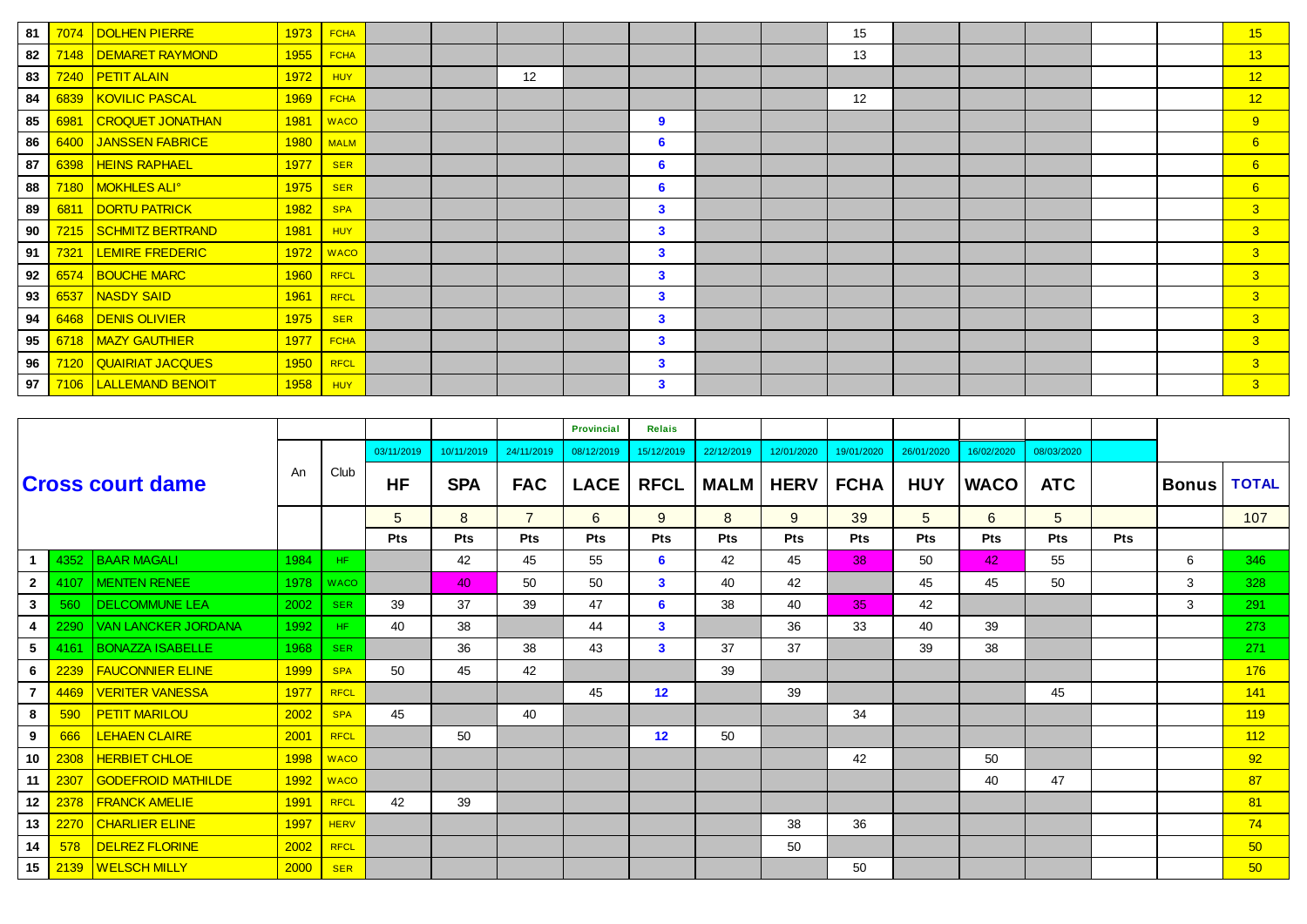| 81 | 7074 | DOLHEN PIERRE | 1973 | FCHA | | | | | | | | 15 | | | | | | 15 |
|---|---|---|---|---|---|---|---|---|---|---|---|---|---|---|---|---|---|---|
| 82 | 7148 | DEMARET RAYMOND | 1955 | FCHA | | | | | | | | 13 | | | | | | 13 |
| 83 | 7240 | PETIT ALAIN | 1972 | HUY | | | 12 | | | | | | | | | | | 12 |
| 84 | 6839 | KOVILIC PASCAL | 1969 | FCHA | | | | | | | | 12 | | | | | | 12 |
| 85 | 6981 | CROQUET JONATHAN | 1981 | WACO | | | | | 9 | | | | | | | | | 9 |
| 86 | 6400 | JANSSEN FABRICE | 1980 | MALM | | | | | 6 | | | | | | | | | 6 |
| 87 | 6398 | HEINS RAPHAEL | 1977 | SER | | | | | 6 | | | | | | | | | 6 |
| 88 | 7180 | MOKHLES ALI° | 1975 | SER | | | | | 6 | | | | | | | | | 6 |
| 89 | 6811 | DORTU PATRICK | 1982 | SPA | | | | | 3 | | | | | | | | | 3 |
| 90 | 7215 | SCHMITZ BERTRAND | 1981 | HUY | | | | | 3 | | | | | | | | | 3 |
| 91 | 7321 | LEMIRE FREDERIC | 1972 | WACO | | | | | 3 | | | | | | | | | 3 |
| 92 | 6574 | BOUCHE MARC | 1960 | RFCL | | | | | 3 | | | | | | | | | 3 |
| 93 | 6537 | NASDY SAID | 1961 | RFCL | | | | | 3 | | | | | | | | | 3 |
| 94 | 6468 | DENIS OLIVIER | 1975 | SER | | | | | 3 | | | | | | | | | 3 |
| 95 | 6718 | MAZY GAUTHIER | 1977 | FCHA | | | | | 3 | | | | | | | | | 3 |
| 96 | 7120 | QUAIRIAT JACQUES | 1950 | RFCL | | | | | 3 | | | | | | | | | 3 |
| 97 | 7106 | LALLEMAND BENOIT | 1958 | HUY | | | | | 3 | | | | | | | | | 3 |

| | | Cross court dame | An | Club | | | | Provincial | Relais | | | | | | | | | |
|---|---|---|---|---|---|---|---|---|---|---|---|---|---|---|---|---|---|---|
| | | | | | 03/11/2019 | 10/11/2019 | 24/11/2019 | 08/12/2019 | 15/12/2019 | 22/12/2019 | 12/01/2020 | 19/01/2020 | 26/01/2020 | 16/02/2020 | 08/03/2020 | | | |
| | | | | | HF | SPA | FAC | LACE | RFCL | MALM | HERV | FCHA | HUY | WACO | ATC | | Bonus | TOTAL |
| | | | | | 5 | 8 | 7 | 6 | 9 | 8 | 9 | 39 | 5 | 6 | 5 | | | 107 |
| | | | | | Pts | Pts | Pts | Pts | Pts | Pts | Pts | Pts | Pts | Pts | Pts | Pts | | |
| 1 | 4352 | BAAR MAGALI | 1984 | HF | | 42 | 45 | 55 | 6 | 42 | 45 | 38 | 50 | 42 | 55 | | 6 | 346 |
| 2 | 4107 | MENTEN RENEE | 1978 | WACO | | 40 | 50 | 50 | 3 | 40 | 42 | | 45 | 45 | 50 | | 3 | 328 |
| 3 | 560 | DELCOMMUNE LEA | 2002 | SER | 39 | 37 | 39 | 47 | 6 | 38 | 40 | 35 | 42 | | | | 3 | 291 |
| 4 | 2290 | VAN LANCKER JORDANA | 1992 | HF | 40 | 38 | | 44 | 3 | | 36 | 33 | 40 | 39 | | | | 273 |
| 5 | 4161 | BONAZZA ISABELLE | 1968 | SER | | 36 | 38 | 43 | 3 | 37 | 37 | | 39 | 38 | | | | 271 |
| 6 | 2239 | FAUCONNIER ELINE | 1999 | SPA | 50 | 45 | 42 | | | 39 | | | | | | | | 176 |
| 7 | 4469 | VERITER VANESSA | 1977 | RFCL | | | | 45 | 12 | | 39 | | | | 45 | | | 141 |
| 8 | 590 | PETIT MARILOU | 2002 | SPA | 45 | | 40 | | | | | 34 | | | | | | 119 |
| 9 | 666 | LEHAEN CLAIRE | 2001 | RFCL | | 50 | | | 12 | 50 | | | | | | | | 112 |
| 10 | 2308 | HERBIET CHLOE | 1998 | WACO | | | | | | | | 42 | | 50 | | | | 92 |
| 11 | 2307 | GODEFROID MATHILDE | 1992 | WACO | | | | | | | | | | 40 | 47 | | | 87 |
| 12 | 2378 | FRANCK AMELIE | 1991 | RFCL | 42 | 39 | | | | | | | | | | | | 81 |
| 13 | 2270 | CHARLIER ELINE | 1997 | HERV | | | | | | | 38 | 36 | | | | | | 74 |
| 14 | 578 | DELREZ FLORINE | 2002 | RFCL | | | | | | | 50 | | | | | | | 50 |
| 15 | 2139 | WELSCH MILLY | 2000 | SER | | | | | | | | 50 | | | | | | 50 |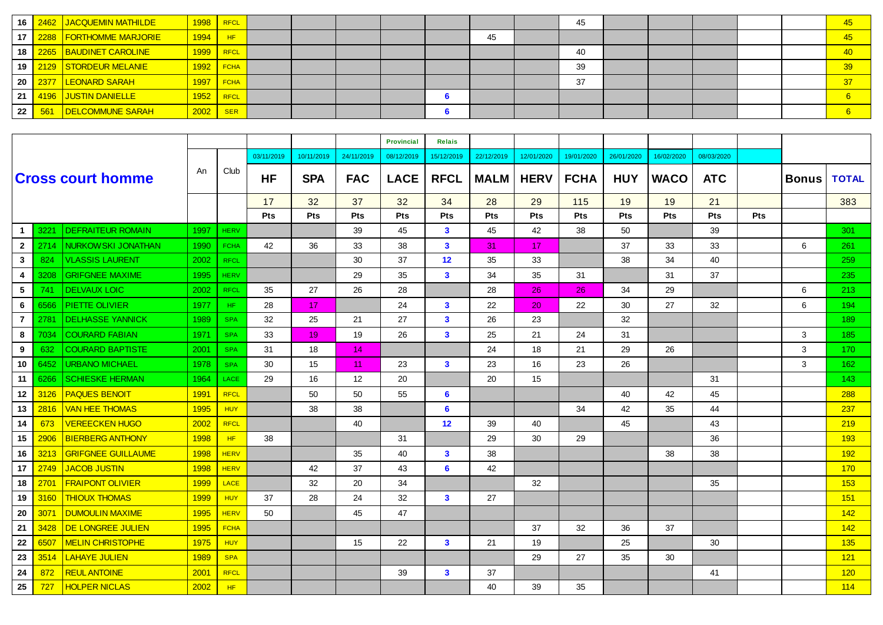| 16 | 2462 | JACQUEMIN MATHILDE | 1998 | RFCL | | | | | | | | 45 | | | | | | 45 |
|---|---|---|---|---|---|---|---|---|---|---|---|---|---|---|---|---|---|---|
| 17 | 2288 | FORTHOMME MARJORIE | 1994 | HF | | | | | | 45 | | | | | | | | 45 |
| 18 | 2265 | BAUDINET CAROLINE | 1999 | RFCL | | | | | | | | 40 | | | | | | 40 |
| 19 | 2129 | STORDEUR MELANIE | 1992 | FCHA | | | | | | | | 39 | | | | | | 39 |
| 20 | 2377 | LEONARD SARAH | 1997 | FCHA | | | | | | | | 37 | | | | | | 37 |
| 21 | 4196 | JUSTIN DANIELLE | 1952 | RFCL | | | | | 6 | | | | | | | | | 6 |
| 22 | 561 | DELCOMMUNE SARAH | 2002 | SER | | | | | 6 | | | | | | | | | 6 |

## Cross court homme

| | | | An | Club | | | | Provincial | Relais | | | | | | | | | |
|---|---|---|---|---|---|---|---|---|---|---|---|---|---|---|---|---|---|---|
| | | | | | 03/11/2019 | 10/11/2019 | 24/11/2019 | 08/12/2019 | 15/12/2019 | 22/12/2019 | 12/01/2020 | 19/01/2020 | 26/01/2020 | 16/02/2020 | 08/03/2020 | | | |
| | | | | | HF | SPA | FAC | LACE | RFCL | MALM | HERV | FCHA | HUY | WACO | ATC | | Bonus | TOTAL |
| | | | | | 17 | 32 | 37 | 32 | 34 | 28 | 29 | 115 | 19 | 19 | 21 | | | 383 |
| | | | | | Pts | Pts | Pts | Pts | Pts | Pts | Pts | Pts | Pts | Pts | Pts | Pts | | |
| 1 | 3221 | DEFRAITEUR ROMAIN | 1997 | HERV | | | 39 | 45 | 3 | 45 | 42 | 38 | 50 | | 39 | | | 301 |
| 2 | 2714 | NURKOWSKI JONATHAN | 1990 | FCHA | 42 | 36 | 33 | 38 | 3 | 31 | 17 | | 37 | 33 | 33 | | 6 | 261 |
| 3 | 824 | VLASSIS LAURENT | 2002 | RFCL | | | 30 | 37 | 12 | 35 | 33 | | 38 | 34 | 40 | | | 259 |
| 4 | 3208 | GRIFGNEE MAXIME | 1995 | HERV | | | 29 | 35 | 3 | 34 | 35 | 31 | | 31 | 37 | | | 235 |
| 5 | 741 | DELVAUX LOIC | 2002 | RFCL | 35 | 27 | 26 | 28 | | 28 | 26 | 26 | 34 | 29 | | | 6 | 213 |
| 6 | 6566 | PIETTE OLIVIER | 1977 | HF | 28 | 17 | | 24 | 3 | 22 | 20 | 22 | 30 | 27 | 32 | | 6 | 194 |
| 7 | 2781 | DELHASSE YANNICK | 1989 | SPA | 32 | 25 | 21 | 27 | 3 | 26 | 23 | | 32 | | | | | 189 |
| 8 | 7034 | COURARD FABIAN | 1971 | SPA | 33 | 19 | 19 | 26 | 3 | 25 | 21 | 24 | 31 | | | | 3 | 185 |
| 9 | 632 | COURARD BAPTISTE | 2001 | SPA | 31 | 18 | 14 | | | 24 | 18 | 21 | 29 | 26 | | | 3 | 170 |
| 10 | 6452 | URBANO MICHAEL | 1978 | SPA | 30 | 15 | 11 | 23 | 3 | 23 | 16 | 23 | 26 | | | | 3 | 162 |
| 11 | 6266 | SCHIESKE HERMAN | 1964 | LACE | 29 | 16 | 12 | 20 | | 20 | 15 | | | | 31 | | | 143 |
| 12 | 3126 | PAQUES BENOIT | 1991 | RFCL | | 50 | 50 | 55 | 6 | | | | 40 | 42 | 45 | | | 288 |
| 13 | 2816 | VAN HEE THOMAS | 1995 | HUY | | 38 | 38 | | 6 | | | 34 | 42 | 35 | 44 | | | 237 |
| 14 | 673 | VEREECKEN HUGO | 2002 | RFCL | | | 40 | | 12 | 39 | 40 | | 45 | | 43 | | | 219 |
| 15 | 2906 | BIERBERG ANTHONY | 1998 | HF | 38 | | | 31 | | 29 | 30 | 29 | | | 36 | | | 193 |
| 16 | 3213 | GRIFGNEE GUILLAUME | 1998 | HERV | | | 35 | 40 | 3 | 38 | | | | 38 | 38 | | | 192 |
| 17 | 2749 | JACOB JUSTIN | 1998 | HERV | | 42 | 37 | 43 | 6 | 42 | | | | | | | | 170 |
| 18 | 2701 | FRAIPONT OLIVIER | 1999 | LACE | | 32 | 20 | 34 | | | 32 | | | | 35 | | | 153 |
| 19 | 3160 | THIOUX THOMAS | 1999 | HUY | 37 | 28 | 24 | 32 | 3 | 27 | | | | | | | | 151 |
| 20 | 3071 | DUMOULIN MAXIME | 1995 | HERV | 50 | | 45 | 47 | | | | | | | | | | 142 |
| 21 | 3428 | DE LONGREE JULIEN | 1995 | FCHA | | | | | | | 37 | 32 | 36 | 37 | | | | 142 |
| 22 | 6507 | MELIN CHRISTOPHE | 1975 | HUY | | | 15 | 22 | 3 | 21 | 19 | | 25 | | 30 | | | 135 |
| 23 | 3514 | LAHAYE JULIEN | 1989 | SPA | | | | | | | 29 | 27 | 35 | 30 | | | | 121 |
| 24 | 872 | REUL ANTOINE | 2001 | RFCL | | | | 39 | 3 | 37 | | | | | 41 | | | 120 |
| 25 | 727 | HOLPER NICLAS | 2002 | HF | | | | | | 40 | 39 | 35 | | | | | | 114 |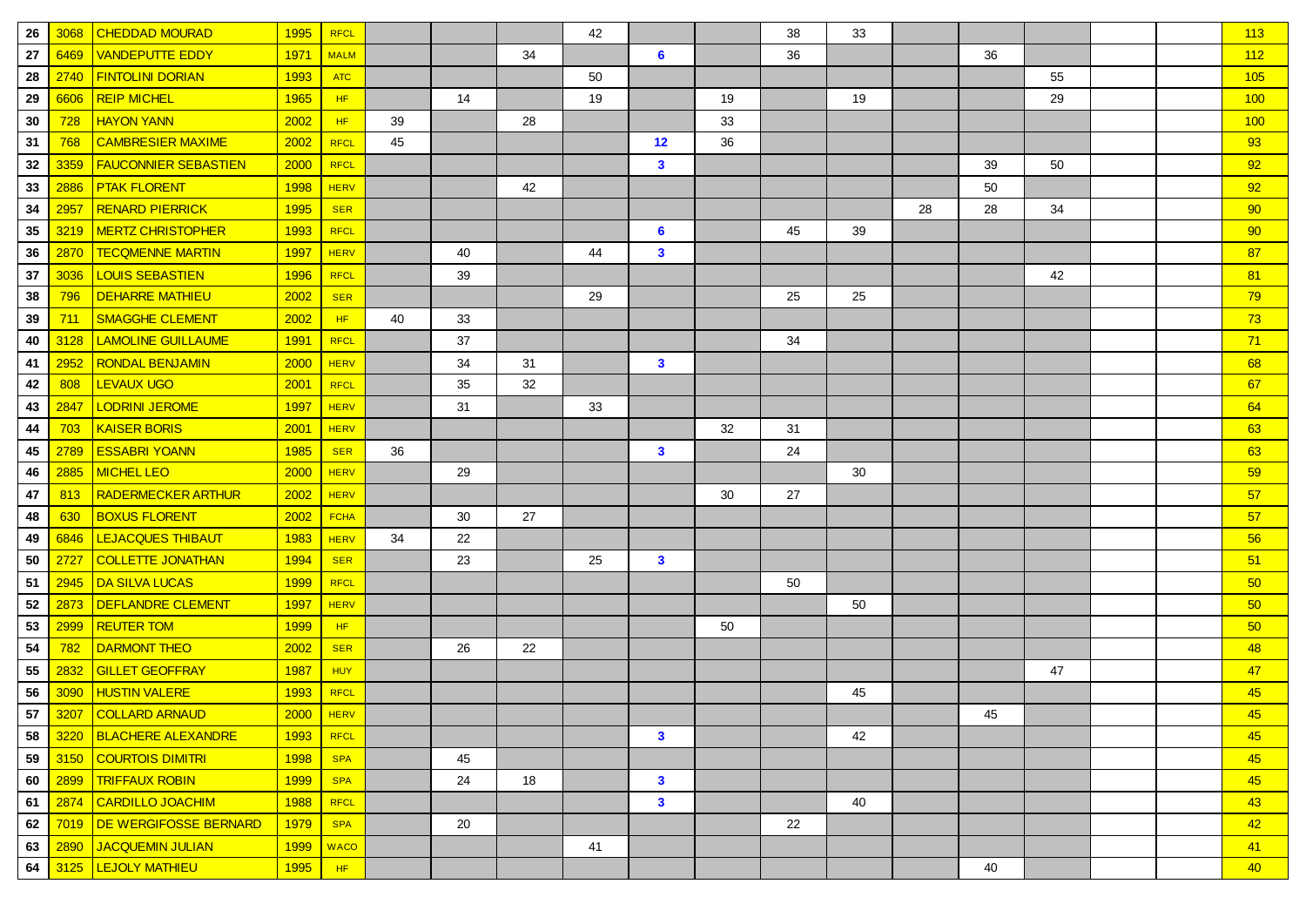| | | | | | | | | | | | | | | | | | | |
|---|---|---|---|---|---|---|---|---|---|---|---|---|---|---|---|---|---|---|
| 26 | 3068 | CHEDDAD MOURAD | 1995 | RFCL | | | | 42 | | | 38 | 33 | | | | | | 113 |
| 27 | 6469 | VANDEPUTTE EDDY | 1971 | MALM | | | 34 | | 6 | | 36 | | | 36 | | | | 112 |
| 28 | 2740 | FINTOLINI DORIAN | 1993 | ATC | | | | 50 | | | | | | | 55 | | | 105 |
| 29 | 6606 | REIP MICHEL | 1965 | HF | | 14 | | 19 | | 19 | | 19 | | | 29 | | | 100 |
| 30 | 728 | HAYON YANN | 2002 | HF | 39 | | 28 | | | 33 | | | | | | | | 100 |
| 31 | 768 | CAMBRESIER MAXIME | 2002 | RFCL | 45 | | | | 12 | 36 | | | | | | | | 93 |
| 32 | 3359 | FAUCONNIER SEBASTIEN | 2000 | RFCL | | | | | 3 | | | | | 39 | 50 | | | 92 |
| 33 | 2886 | PTAK FLORENT | 1998 | HERV | | | 42 | | | | | | | 50 | | | | 92 |
| 34 | 2957 | RENARD PIERRICK | 1995 | SER | | | | | | | | | 28 | 28 | 34 | | | 90 |
| 35 | 3219 | MERTZ CHRISTOPHER | 1993 | RFCL | | | | | 6 | | 45 | 39 | | | | | | 90 |
| 36 | 2870 | TECQMENNE MARTIN | 1997 | HERV | | 40 | | 44 | 3 | | | | | | | | | 87 |
| 37 | 3036 | LOUIS SEBASTIEN | 1996 | RFCL | | 39 | | | | | | | | | 42 | | | 81 |
| 38 | 796 | DEHARRE MATHIEU | 2002 | SER | | | | 29 | | | 25 | 25 | | | | | | 79 |
| 39 | 711 | SMAGGHE CLEMENT | 2002 | HF | 40 | 33 | | | | | | | | | | | | 73 |
| 40 | 3128 | LAMOLINE GUILLAUME | 1991 | RFCL | | 37 | | | | | 34 | | | | | | | 71 |
| 41 | 2952 | RONDAL BENJAMIN | 2000 | HERV | | 34 | 31 | | 3 | | | | | | | | | 68 |
| 42 | 808 | LEVAUX UGO | 2001 | RFCL | | 35 | 32 | | | | | | | | | | | 67 |
| 43 | 2847 | LODRINI JEROME | 1997 | HERV | | 31 | | 33 | | | | | | | | | | 64 |
| 44 | 703 | KAISER BORIS | 2001 | HERV | | | | | | 32 | 31 | | | | | | | 63 |
| 45 | 2789 | ESSABRI YOANN | 1985 | SER | 36 | | | | 3 | | 24 | | | | | | | 63 |
| 46 | 2885 | MICHEL LEO | 2000 | HERV | | 29 | | | | | | 30 | | | | | | 59 |
| 47 | 813 | RADERMECKER ARTHUR | 2002 | HERV | | | | | | 30 | 27 | | | | | | | 57 |
| 48 | 630 | BOXUS FLORENT | 2002 | FCHA | | 30 | 27 | | | | | | | | | | | 57 |
| 49 | 6846 | LEJACQUES THIBAUT | 1983 | HERV | 34 | 22 | | | | | | | | | | | | 56 |
| 50 | 2727 | COLLETTE JONATHAN | 1994 | SER | | 23 | | 25 | 3 | | | | | | | | | 51 |
| 51 | 2945 | DA SILVA LUCAS | 1999 | RFCL | | | | | | | 50 | | | | | | | 50 |
| 52 | 2873 | DEFLANDRE CLEMENT | 1997 | HERV | | | | | | | | 50 | | | | | | 50 |
| 53 | 2999 | REUTER TOM | 1999 | HF | | | | | | 50 | | | | | | | | 50 |
| 54 | 782 | DARMONT THEO | 2002 | SER | | 26 | 22 | | | | | | | | | | | 48 |
| 55 | 2832 | GILLET GEOFFRAY | 1987 | HUY | | | | | | | | | | | 47 | | | 47 |
| 56 | 3090 | HUSTIN VALERE | 1993 | RFCL | | | | | | | | 45 | | | | | | 45 |
| 57 | 3207 | COLLARD ARNAUD | 2000 | HERV | | | | | | | | | | 45 | | | | 45 |
| 58 | 3220 | BLACHERE ALEXANDRE | 1993 | RFCL | | | | | 3 | | | 42 | | | | | | 45 |
| 59 | 3150 | COURTOIS DIMITRI | 1998 | SPA | | 45 | | | | | | | | | | | | 45 |
| 60 | 2899 | TRIFFAUX ROBIN | 1999 | SPA | | 24 | 18 | | 3 | | | | | | | | | 45 |
| 61 | 2874 | CARDILLO JOACHIM | 1988 | RFCL | | | | | 3 | | | 40 | | | | | | 43 |
| 62 | 7019 | DE WERGIFOSSE BERNARD | 1979 | SPA | | 20 | | | | | 22 | | | | | | | 42 |
| 63 | 2890 | JACQUEMIN JULIAN | 1999 | WACO | | | | 41 | | | | | | | | | | 41 |
| 64 | 3125 | LEJOLY MATHIEU | 1995 | HF | | | | | | | | | | 40 | | | | 40 |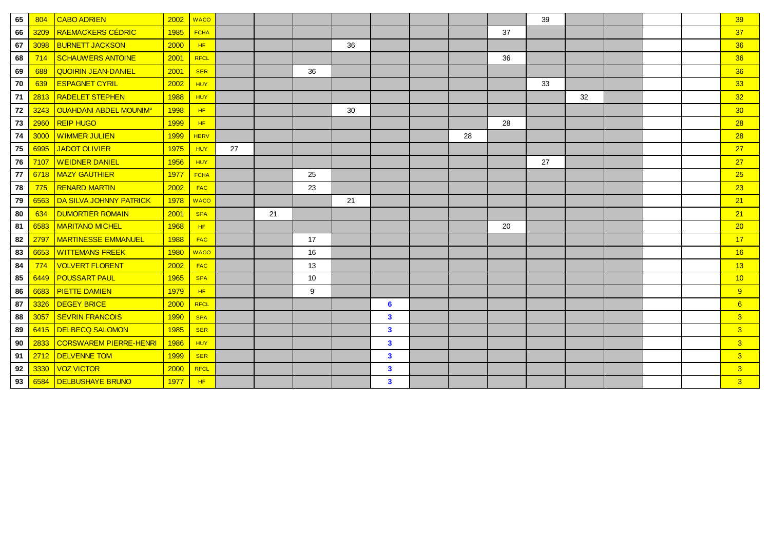| | | | | | | | | | | | | | | | | | | |
|---|---|---|---|---|---|---|---|---|---|---|---|---|---|---|---|---|---|---|
| 65 | 804 | CABO ADRIEN | 2002 | WACO | | | | | | | | | 39 | | | | | 39 |
| 66 | 3209 | RAEMACKERS CÉDRIC | 1985 | FCHA | | | | | | | | 37 | | | | | | 37 |
| 67 | 3098 | BURNETT JACKSON | 2000 | HF | | | | 36 | | | | | | | | | | 36 |
| 68 | 714 | SCHAUWERS ANTOINE | 2001 | RFCL | | | | | | | | 36 | | | | | | 36 |
| 69 | 688 | QUOIRIN JEAN-DANIEL | 2001 | SER | | | 36 | | | | | | | | | | | 36 |
| 70 | 639 | ESPAGNET CYRIL | 2002 | HUY | | | | | | | | | 33 | | | | | 33 |
| 71 | 2813 | RADELET STEPHEN | 1988 | HUY | | | | | | | | | | 32 | | | | 32 |
| 72 | 3243 | OUAHDANI ABDEL MOUNIM° | 1998 | HF | | | | 30 | | | | | | | | | | 30 |
| 73 | 2960 | REIP HUGO | 1999 | HF | | | | | | | | 28 | | | | | | 28 |
| 74 | 3000 | WIMMER JULIEN | 1999 | HERV | | | | | | | 28 | | | | | | | 28 |
| 75 | 6995 | JADOT OLIVIER | 1975 | HUY | 27 | | | | | | | | | | | | | 27 |
| 76 | 7107 | WEIDNER DANIEL | 1956 | HUY | | | | | | | | | 27 | | | | | 27 |
| 77 | 6718 | MAZY GAUTHIER | 1977 | FCHA | | | 25 | | | | | | | | | | | 25 |
| 78 | 775 | RENARD MARTIN | 2002 | FAC | | | 23 | | | | | | | | | | | 23 |
| 79 | 6563 | DA SILVA JOHNNY PATRICK | 1978 | WACO | | | | 21 | | | | | | | | | | 21 |
| 80 | 634 | DUMORTIER ROMAIN | 2001 | SPA | | 21 | | | | | | | | | | | | 21 |
| 81 | 6583 | MARITANO MICHEL | 1968 | HF | | | | | | | | 20 | | | | | | 20 |
| 82 | 2797 | MARTINESSE EMMANUEL | 1988 | FAC | | | 17 | | | | | | | | | | | 17 |
| 83 | 6653 | WITTEMANS FREEK | 1980 | WACO | | | 16 | | | | | | | | | | | 16 |
| 84 | 774 | VOLVERT FLORENT | 2002 | FAC | | | 13 | | | | | | | | | | | 13 |
| 85 | 6449 | POUSSART PAUL | 1965 | SPA | | | 10 | | | | | | | | | | | 10 |
| 86 | 6683 | PIETTE DAMIEN | 1979 | HF | | | 9 | | | | | | | | | | | 9 |
| 87 | 3326 | DEGEY BRICE | 2000 | RFCL | | | | | **6** | | | | | | | | | 6 |
| 88 | 3057 | SEVRIN FRANCOIS | 1990 | SPA | | | | | **3** | | | | | | | | | 3 |
| 89 | 6415 | DELBECQ SALOMON | 1985 | SER | | | | | **3** | | | | | | | | | 3 |
| 90 | 2833 | CORSWAREM PIERRE-HENRI | 1986 | HUY | | | | | **3** | | | | | | | | | 3 |
| 91 | 2712 | DELVENNE TOM | 1999 | SER | | | | | **3** | | | | | | | | | 3 |
| 92 | 3330 | VOZ VICTOR | 2000 | RFCL | | | | | **3** | | | | | | | | | 3 |
| 93 | 6584 | DELBUSHAYE BRUNO | 1977 | HF | | | | | **3** | | | | | | | | | 3 |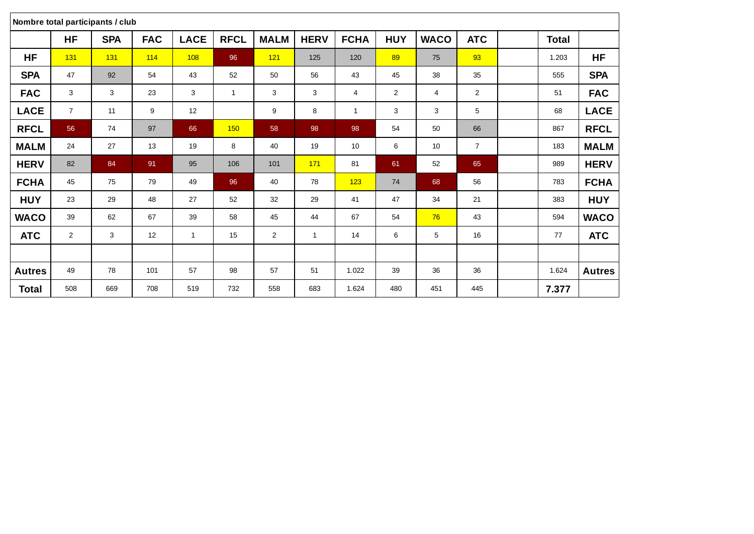**Nombre total participants / club**

| | HF | SPA | FAC | LACE | RFCL | MALM | HERV | FCHA | HUY | WACO | ATC | | Total | |
|---|---|---|---|---|---|---|---|---|---|---|---|---|---|---|
| **HF** | 131 | 131 | 114 | 108 | 96 | 121 | 125 | 120 | 89 | 75 | 93 | | 1.203 | **HF** |
| **SPA** | 47 | 92 | 54 | 43 | 52 | 50 | 56 | 43 | 45 | 38 | 35 | | 555 | **SPA** |
| **FAC** | 3 | 3 | 23 | 3 | 1 | 3 | 3 | 4 | 2 | 4 | 2 | | 51 | **FAC** |
| **LACE** | 7 | 11 | 9 | 12 | | 9 | 8 | 1 | 3 | 3 | 5 | | 68 | **LACE** |
| **RFCL** | 56 | 74 | 97 | 66 | 150 | 58 | 98 | 98 | 54 | 50 | 66 | | 867 | **RFCL** |
| **MALM** | 24 | 27 | 13 | 19 | 8 | 40 | 19 | 10 | 6 | 10 | 7 | | 183 | **MALM** |
| **HERV** | 82 | 84 | 91 | 95 | 106 | 101 | 171 | 81 | 61 | 52 | 65 | | 989 | **HERV** |
| **FCHA** | 45 | 75 | 79 | 49 | 96 | 40 | 78 | 123 | 74 | 68 | 56 | | 783 | **FCHA** |
| **HUY** | 23 | 29 | 48 | 27 | 52 | 32 | 29 | 41 | 47 | 34 | 21 | | 383 | **HUY** |
| **WACO** | 39 | 62 | 67 | 39 | 58 | 45 | 44 | 67 | 54 | 76 | 43 | | 594 | **WACO** |
| **ATC** | 2 | 3 | 12 | 1 | 15 | 2 | 1 | 14 | 6 | 5 | 16 | | 77 | **ATC** |
| | | | | | | | | | | | | | | |
| **Autres** | 49 | 78 | 101 | 57 | 98 | 57 | 51 | 1.022 | 39 | 36 | 36 | | 1.624 | **Autres** |
| **Total** | 508 | 669 | 708 | 519 | 732 | 558 | 683 | 1.624 | 480 | 451 | 445 | | **7.377** | |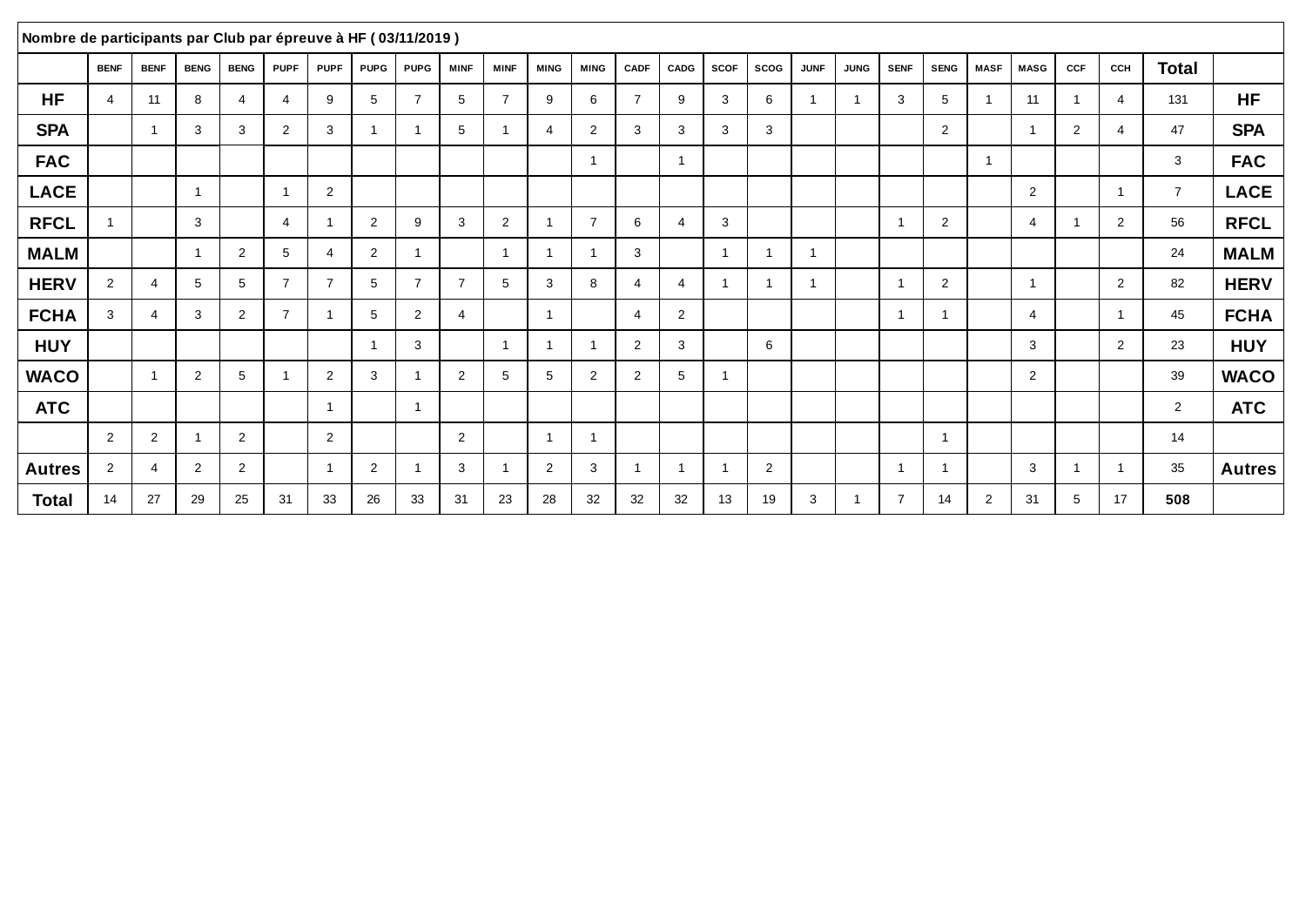| Nombre de participants par Club par épreuve à HF ( 03/11/2019 ) | | | | | | | | | | | | | | | | | | | | | | | | | | |
|---|---|---|---|---|---|---|---|---|---|---|---|---|---|---|---|---|---|---|---|---|---|---|---|---|---|---|
| | BENF | BENF | BENG | BENG | PUPF | PUPF | PUPG | PUPG | MINF | MINF | MING | MING | CADF | CADG | SCOF | SCOG | JUNF | JUNG | SENF | SENG | MASF | MASG | CCF | CCH | **Total** | |
| **HF** | 4 | 11 | 8 | 4 | 4 | 9 | 5 | 7 | 5 | 7 | 9 | 6 | 7 | 9 | 3 | 6 | 1 | 1 | 3 | 5 | 1 | 11 | 1 | 4 | 131 | **HF** |
| **SPA** | | 1 | 3 | 3 | 2 | 3 | 1 | 1 | 5 | 1 | 4 | 2 | 3 | 3 | 3 | 3 | | | | 2 | | 1 | 2 | 4 | 47 | **SPA** |
| **FAC** | | | | | | | | | | | | 1 | | 1 | | | | | | | 1 | | | | 3 | **FAC** |
| **LACE** | | | 1 | | 1 | 2 | | | | | | | | | | | | | | | | 2 | | 1 | 7 | **LACE** |
| **RFCL** | 1 | | 3 | | 4 | 1 | 2 | 9 | 3 | 2 | 1 | 7 | 6 | 4 | 3 | | | | 1 | 2 | | 4 | 1 | 2 | 56 | **RFCL** |
| **MALM** | | | 1 | 2 | 5 | 4 | 2 | 1 | | 1 | 1 | 1 | 3 | | 1 | 1 | 1 | | | | | | | | 24 | **MALM** |
| **HERV** | 2 | 4 | 5 | 5 | 7 | 7 | 5 | 7 | 7 | 5 | 3 | 8 | 4 | 4 | 1 | 1 | 1 | | 1 | 2 | | 1 | | 2 | 82 | **HERV** |
| **FCHA** | 3 | 4 | 3 | 2 | 7 | 1 | 5 | 2 | 4 | | 1 | | 4 | 2 | | | | | 1 | 1 | | 4 | | 1 | 45 | **FCHA** |
| **HUY** | | | | | | | 1 | 3 | | 1 | 1 | 1 | 2 | 3 | | 6 | | | | | | 3 | | 2 | 23 | **HUY** |
| **WACO** | | 1 | 2 | 5 | 1 | 2 | 3 | 1 | 2 | 5 | 5 | 2 | 2 | 5 | 1 | | | | | | | 2 | | | 39 | **WACO** |
| **ATC** | | | | | | 1 | | 1 | | | | | | | | | | | | | | | | | 2 | **ATC** |
| | 2 | 2 | 1 | 2 | | 2 | | | 2 | | 1 | 1 | | | | | | | | 1 | | | | | 14 | |
| **Autres** | 2 | 4 | 2 | 2 | | 1 | 2 | 1 | 3 | 1 | 2 | 3 | 1 | 1 | 1 | 2 | | | 1 | 1 | | 3 | 1 | 1 | 35 | **Autres** |
| **Total** | 14 | 27 | 29 | 25 | 31 | 33 | 26 | 33 | 31 | 23 | 28 | 32 | 32 | 32 | 13 | 19 | 3 | 1 | 7 | 14 | 2 | 31 | 5 | 17 | **508** | |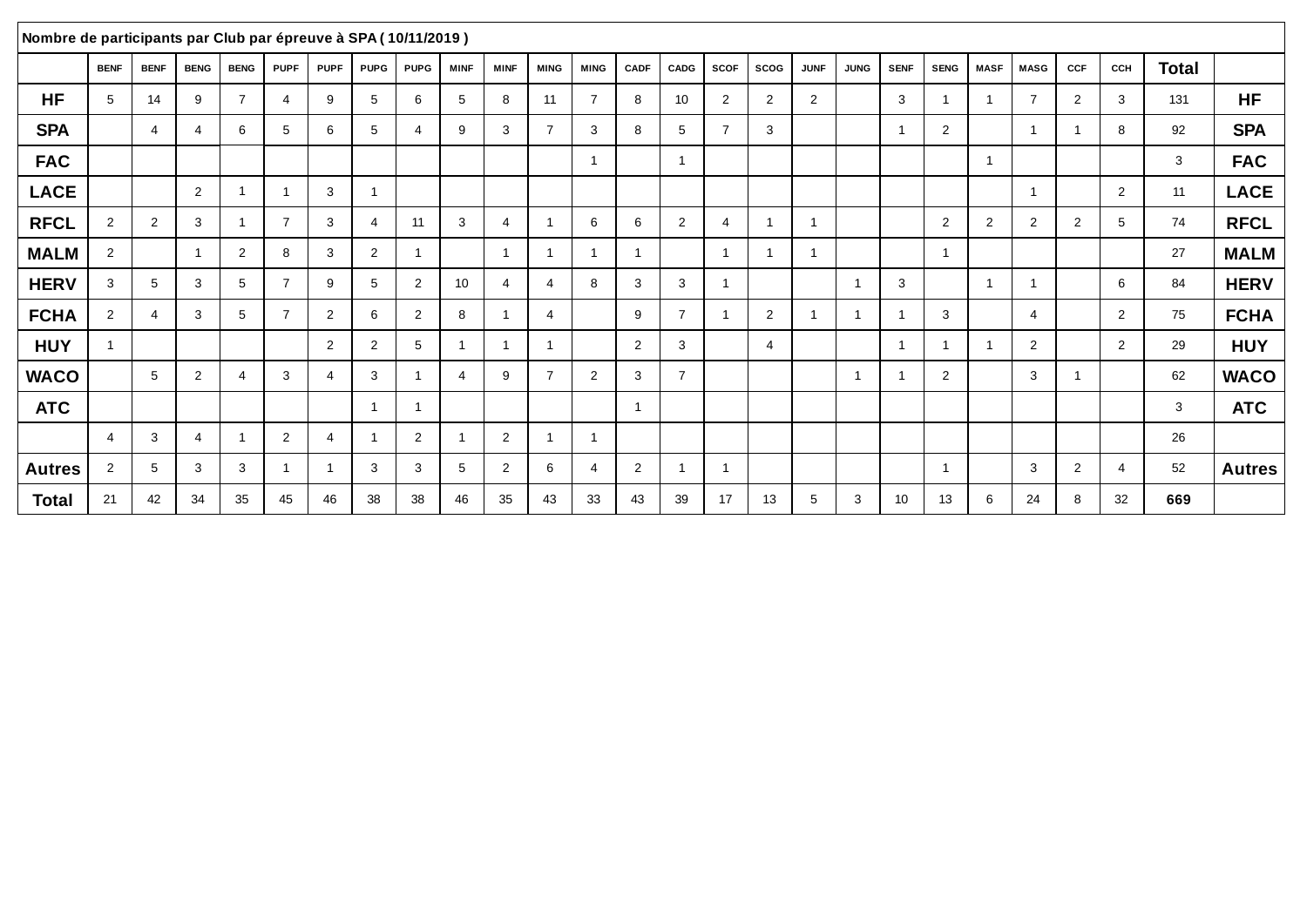| Nombre de participants par Club par épreuve à SPA ( 10/11/2019 ) | | | | | | | | | | | | | | | | | | | | | | | | | | |
|---|---|---|---|---|---|---|---|---|---|---|---|---|---|---|---|---|---|---|---|---|---|---|---|---|---|---|
| | BENF | BENF | BENG | BENG | PUPF | PUPF | PUPG | PUPG | MINF | MINF | MING | MING | CADF | CADG | SCOF | SCOG | JUNF | JUNG | SENF | SENG | MASF | MASG | CCF | CCH | **Total** | |
| **HF** | 5 | 14 | 9 | 7 | 4 | 9 | 5 | 6 | 5 | 8 | 11 | 7 | 8 | 10 | 2 | 2 | 2 | | 3 | 1 | 1 | 7 | 2 | 3 | 131 | **HF** |
| **SPA** | | 4 | 4 | 6 | 5 | 6 | 5 | 4 | 9 | 3 | 7 | 3 | 8 | 5 | 7 | 3 | | | 1 | 2 | | 1 | 1 | 8 | 92 | **SPA** |
| **FAC** | | | | | | | | | | | | 1 | | 1 | | | | | | | 1 | | | | 3 | **FAC** |
| **LACE** | | | 2 | 1 | 1 | 3 | 1 | | | | | | | | | | | | | | | 1 | | 2 | 11 | **LACE** |
| **RFCL** | 2 | 2 | 3 | 1 | 7 | 3 | 4 | 11 | 3 | 4 | 1 | 6 | 6 | 2 | 4 | 1 | 1 | | | 2 | 2 | 2 | 2 | 5 | 74 | **RFCL** |
| **MALM** | 2 | | 1 | 2 | 8 | 3 | 2 | 1 | | 1 | 1 | 1 | 1 | | 1 | 1 | 1 | | | 1 | | | | | 27 | **MALM** |
| **HERV** | 3 | 5 | 3 | 5 | 7 | 9 | 5 | 2 | 10 | 4 | 4 | 8 | 3 | 3 | 1 | | | 1 | 3 | | 1 | 1 | | 6 | 84 | **HERV** |
| **FCHA** | 2 | 4 | 3 | 5 | 7 | 2 | 6 | 2 | 8 | 1 | 4 | | 9 | 7 | 1 | 2 | 1 | 1 | 1 | 3 | | 4 | | 2 | 75 | **FCHA** |
| **HUY** | 1 | | | | | 2 | 2 | 5 | 1 | 1 | 1 | | 2 | 3 | | 4 | | | 1 | 1 | 1 | 2 | | 2 | 29 | **HUY** |
| **WACO** | | 5 | 2 | 4 | 3 | 4 | 3 | 1 | 4 | 9 | 7 | 2 | 3 | 7 | | | | 1 | 1 | 2 | | 3 | 1 | | 62 | **WACO** |
| **ATC** | | | | | | | 1 | 1 | | | | | 1 | | | | | | | | | | | | 3 | **ATC** |
| | 4 | 3 | 4 | 1 | 2 | 4 | 1 | 2 | 1 | 2 | 1 | 1 | | | | | | | | | | | | | 26 | |
| **Autres** | 2 | 5 | 3 | 3 | 1 | 1 | 3 | 3 | 5 | 2 | 6 | 4 | 2 | 1 | 1 | | | | | 1 | | 3 | 2 | 4 | 52 | **Autres** |
| **Total** | 21 | 42 | 34 | 35 | 45 | 46 | 38 | 38 | 46 | 35 | 43 | 33 | 43 | 39 | 17 | 13 | 5 | 3 | 10 | 13 | 6 | 24 | 8 | 32 | **669** | |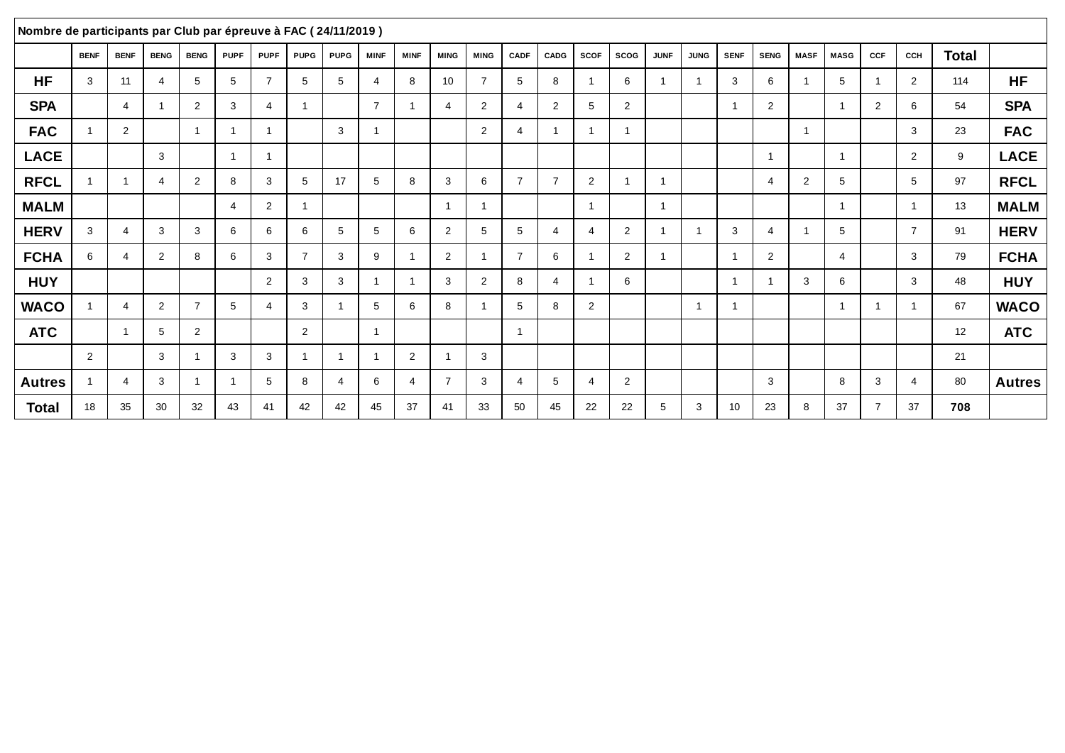| Nombre de participants par Club par épreuve à FAC ( 24/11/2019 ) | | | | | | | | | | | | | | | | | | | | | | | | | |
|---|---|---|---|---|---|---|---|---|---|---|---|---|---|---|---|---|---|---|---|---|---|---|---|---|---|
| | BENF | BENF | BENG | BENG | PUPF | PUPF | PUPG | PUPG | MINF | MINF | MING | MING | CADF | CADG | SCOF | SCOG | JUNF | JUNG | SENF | SENG | MASF | MASG | CCF | CCH | **Total** | |
| **HF** | 3 | 11 | 4 | 5 | 5 | 7 | 5 | 5 | 4 | 8 | 10 | 7 | 5 | 8 | 1 | 6 | 1 | 1 | 3 | 6 | 1 | 5 | 1 | 2 | 114 | **HF** |
| **SPA** | | 4 | 1 | 2 | 3 | 4 | 1 | | 7 | 1 | 4 | 2 | 4 | 2 | 5 | 2 | | | 1 | 2 | | 1 | 2 | 6 | 54 | **SPA** |
| **FAC** | 1 | 2 | | 1 | 1 | 1 | | 3 | 1 | | | 2 | 4 | 1 | 1 | 1 | | | | | 1 | | | 3 | 23 | **FAC** |
| **LACE** | | | 3 | | 1 | 1 | | | | | | | | | | | | | | 1 | | 1 | | 2 | 9 | **LACE** |
| **RFCL** | 1 | 1 | 4 | 2 | 8 | 3 | 5 | 17 | 5 | 8 | 3 | 6 | 7 | 7 | 2 | 1 | 1 | | | 4 | 2 | 5 | | 5 | 97 | **RFCL** |
| **MALM** | | | | | 4 | 2 | 1 | | | | 1 | 1 | | | 1 | | 1 | | | | | 1 | | 1 | 13 | **MALM** |
| **HERV** | 3 | 4 | 3 | 3 | 6 | 6 | 6 | 5 | 5 | 6 | 2 | 5 | 5 | 4 | 4 | 2 | 1 | 1 | 3 | 4 | 1 | 5 | | 7 | 91 | **HERV** |
| **FCHA** | 6 | 4 | 2 | 8 | 6 | 3 | 7 | 3 | 9 | 1 | 2 | 1 | 7 | 6 | 1 | 2 | 1 | | 1 | 2 | | 4 | | 3 | 79 | **FCHA** |
| **HUY** | | | | | | 2 | 3 | 3 | 1 | 1 | 3 | 2 | 8 | 4 | 1 | 6 | | | 1 | 1 | 3 | 6 | | 3 | 48 | **HUY** |
| **WACO** | 1 | 4 | 2 | 7 | 5 | 4 | 3 | 1 | 5 | 6 | 8 | 1 | 5 | 8 | 2 | | | 1 | 1 | | | 1 | 1 | 1 | 67 | **WACO** |
| **ATC** | | 1 | 5 | 2 | | | 2 | | 1 | | | | 1 | | | | | | | | | | | | 12 | **ATC** |
| | 2 | | 3 | 1 | 3 | 3 | 1 | 1 | 1 | 2 | 1 | 3 | | | | | | | | | | | | | 21 | |
| **Autres** | 1 | 4 | 3 | 1 | 1 | 5 | 8 | 4 | 6 | 4 | 7 | 3 | 4 | 5 | 4 | 2 | | | | 3 | | 8 | 3 | 4 | 80 | **Autres** |
| **Total** | 18 | 35 | 30 | 32 | 43 | 41 | 42 | 42 | 45 | 37 | 41 | 33 | 50 | 45 | 22 | 22 | 5 | 3 | 10 | 23 | 8 | 37 | 7 | 37 | **708** | |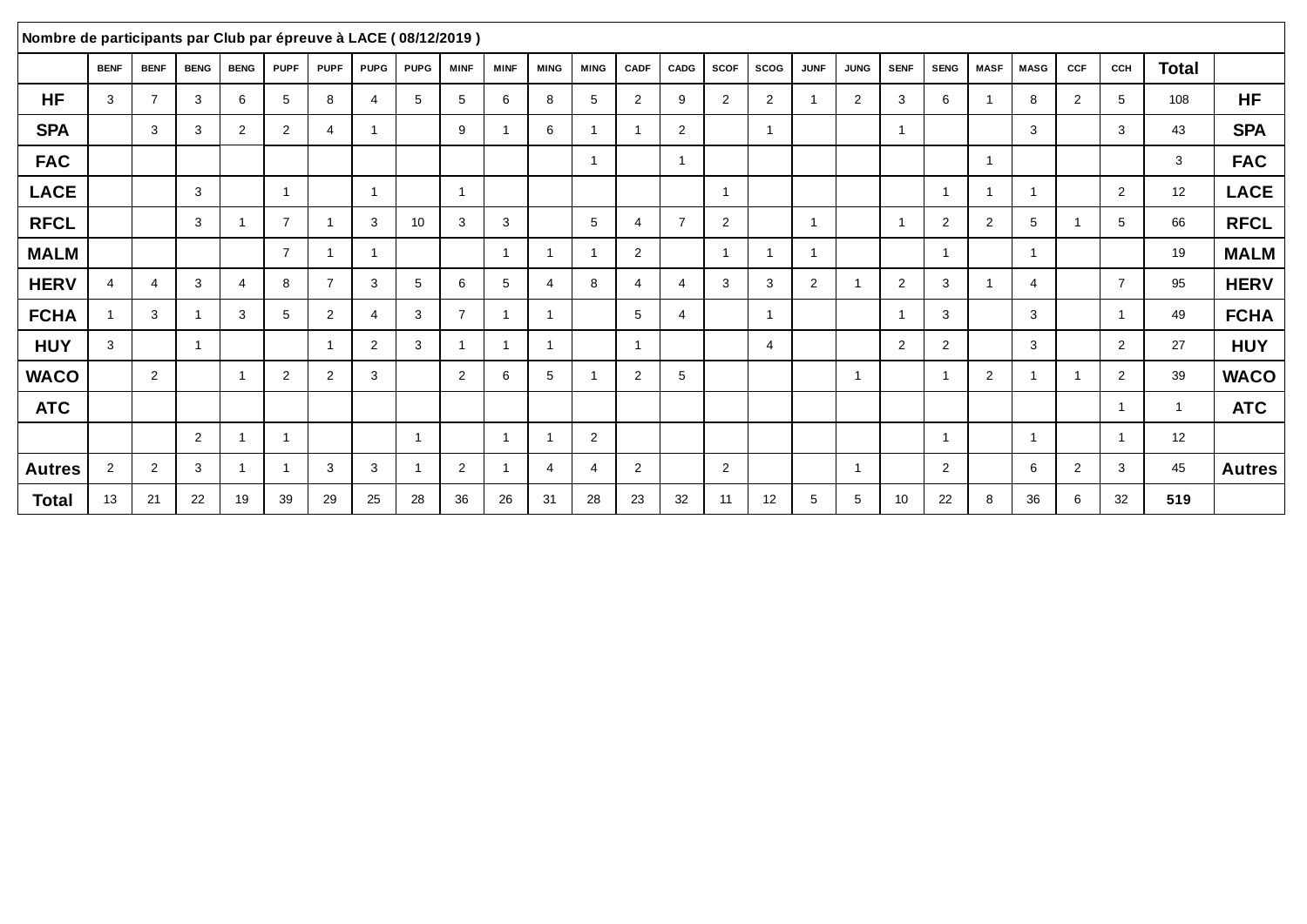| Nombre de participants par Club par épreuve à LACE ( 08/12/2019 ) | | | | | | | | | | | | | | | | | | | | | | | | | | |
|---|---|---|---|---|---|---|---|---|---|---|---|---|---|---|---|---|---|---|---|---|---|---|---|---|---|---|
| | BENF | BENF | BENG | BENG | PUPF | PUPF | PUPG | PUPG | MINF | MINF | MING | MING | CADF | CADG | SCOF | SCOG | JUNF | JUNG | SENF | SENG | MASF | MASG | CCF | CCH | Total | |
| **HF** | 3 | 7 | 3 | 6 | 5 | 8 | 4 | 5 | 5 | 6 | 8 | 5 | 2 | 9 | 2 | 2 | 1 | 2 | 3 | 6 | 1 | 8 | 2 | 5 | 108 | **HF** |
| **SPA** | | 3 | 3 | 2 | 2 | 4 | 1 | | 9 | 1 | 6 | 1 | 1 | 2 | | 1 | | | 1 | | | 3 | | 3 | 43 | **SPA** |
| **FAC** | | | | | | | | | | | | 1 | | 1 | | | | | | | 1 | | | | 3 | **FAC** |
| **LACE** | | | 3 | | 1 | | 1 | | 1 | | | | | | 1 | | | | | 1 | 1 | 1 | | 2 | 12 | **LACE** |
| **RFCL** | | | 3 | 1 | 7 | 1 | 3 | 10 | 3 | 3 | | 5 | 4 | 7 | 2 | | 1 | | 1 | 2 | 2 | 5 | 1 | 5 | 66 | **RFCL** |
| **MALM** | | | | | 7 | 1 | 1 | | | 1 | 1 | 1 | 2 | | 1 | 1 | 1 | | | 1 | | 1 | | | 19 | **MALM** |
| **HERV** | 4 | 4 | 3 | 4 | 8 | 7 | 3 | 5 | 6 | 5 | 4 | 8 | 4 | 4 | 3 | 3 | 2 | 1 | 2 | 3 | 1 | 4 | | 7 | 95 | **HERV** |
| **FCHA** | 1 | 3 | 1 | 3 | 5 | 2 | 4 | 3 | 7 | 1 | 1 | | 5 | 4 | | 1 | | | 1 | 3 | | 3 | | 1 | 49 | **FCHA** |
| **HUY** | 3 | | 1 | | | 1 | 2 | 3 | 1 | 1 | 1 | | 1 | | | 4 | | | 2 | 2 | | 3 | | 2 | 27 | **HUY** |
| **WACO** | | 2 | | 1 | 2 | 2 | 3 | | 2 | 6 | 5 | 1 | 2 | 5 | | | | 1 | | 1 | 2 | 1 | 1 | 2 | 39 | **WACO** |
| **ATC** | | | | | | | | | | | | | | | | | | | | | | | | 1 | 1 | **ATC** |
| | | | 2 | 1 | 1 | | | 1 | | 1 | 1 | 2 | | | | | | | | 1 | | 1 | | 1 | 12 | |
| **Autres** | 2 | 2 | 3 | 1 | 1 | 3 | 3 | 1 | 2 | 1 | 4 | 4 | 2 | | 2 | | | 1 | | 2 | | 6 | 2 | 3 | 45 | **Autres** |
| **Total** | 13 | 21 | 22 | 19 | 39 | 29 | 25 | 28 | 36 | 26 | 31 | 28 | 23 | 32 | 11 | 12 | 5 | 5 | 10 | 22 | 8 | 36 | 6 | 32 | **519** | |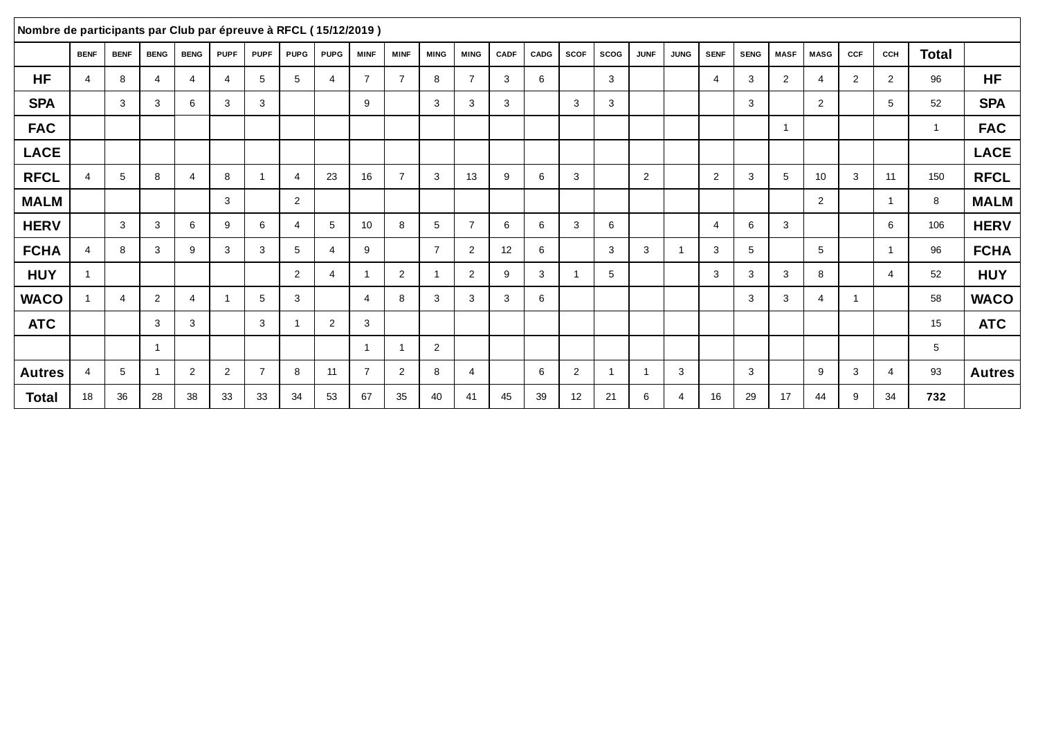| Nombre de participants par Club par épreuve à RFCL ( 15/12/2019 ) | | | | | | | | | | | | | | | | | | | | | | | | | | |
|---|---|---|---|---|---|---|---|---|---|---|---|---|---|---|---|---|---|---|---|---|---|---|---|---|---|---|
| | BENF | BENF | BENG | BENG | PUPF | PUPF | PUPG | PUPG | MINF | MINF | MING | MING | CADF | CADG | SCOF | SCOG | JUNF | JUNG | SENF | SENG | MASF | MASG | CCF | CCH | **Total** | |
| **HF** | 4 | 8 | 4 | 4 | 4 | 5 | 5 | 4 | 7 | 7 | 8 | 7 | 3 | 6 | | 3 | | | 4 | 3 | 2 | 4 | 2 | 2 | 96 | **HF** |
| **SPA** | | 3 | 3 | 6 | 3 | 3 | | | 9 | | 3 | 3 | 3 | | 3 | 3 | | | | 3 | | 2 | | 5 | 52 | **SPA** |
| **FAC** | | | | | | | | | | | | | | | | | | | | | 1 | | | | 1 | **FAC** |
| **LACE** | | | | | | | | | | | | | | | | | | | | | | | | | | **LACE** |
| **RFCL** | 4 | 5 | 8 | 4 | 8 | 1 | 4 | 23 | 16 | 7 | 3 | 13 | 9 | 6 | 3 | | 2 | | 2 | 3 | 5 | 10 | 3 | 11 | 150 | **RFCL** |
| **MALM** | | | | | 3 | | 2 | | | | | | | | | | | | | | | 2 | | 1 | 8 | **MALM** |
| **HERV** | | 3 | 3 | 6 | 9 | 6 | 4 | 5 | 10 | 8 | 5 | 7 | 6 | 6 | 3 | 6 | | | 4 | 6 | 3 | | | 6 | 106 | **HERV** |
| **FCHA** | 4 | 8 | 3 | 9 | 3 | 3 | 5 | 4 | 9 | | 7 | 2 | 12 | 6 | | 3 | 3 | 1 | 3 | 5 | | 5 | | 1 | 96 | **FCHA** |
| **HUY** | 1 | | | | | | 2 | 4 | 1 | 2 | 1 | 2 | 9 | 3 | 1 | 5 | | | 3 | 3 | 3 | 8 | | 4 | 52 | **HUY** |
| **WACO** | 1 | 4 | 2 | 4 | 1 | 5 | 3 | | 4 | 8 | 3 | 3 | 3 | 6 | | | | | | 3 | 3 | 4 | 1 | | 58 | **WACO** |
| **ATC** | | | 3 | 3 | | 3 | 1 | 2 | 3 | | | | | | | | | | | | | | | | 15 | **ATC** |
| | | | 1 | | | | | | 1 | 1 | 2 | | | | | | | | | | | | | | 5 | |
| **Autres** | 4 | 5 | 1 | 2 | 2 | 7 | 8 | 11 | 7 | 2 | 8 | 4 | | 6 | 2 | 1 | 1 | 3 | | 3 | | 9 | 3 | 4 | 93 | **Autres** |
| **Total** | 18 | 36 | 28 | 38 | 33 | 33 | 34 | 53 | 67 | 35 | 40 | 41 | 45 | 39 | 12 | 21 | 6 | 4 | 16 | 29 | 17 | 44 | 9 | 34 | **732** | |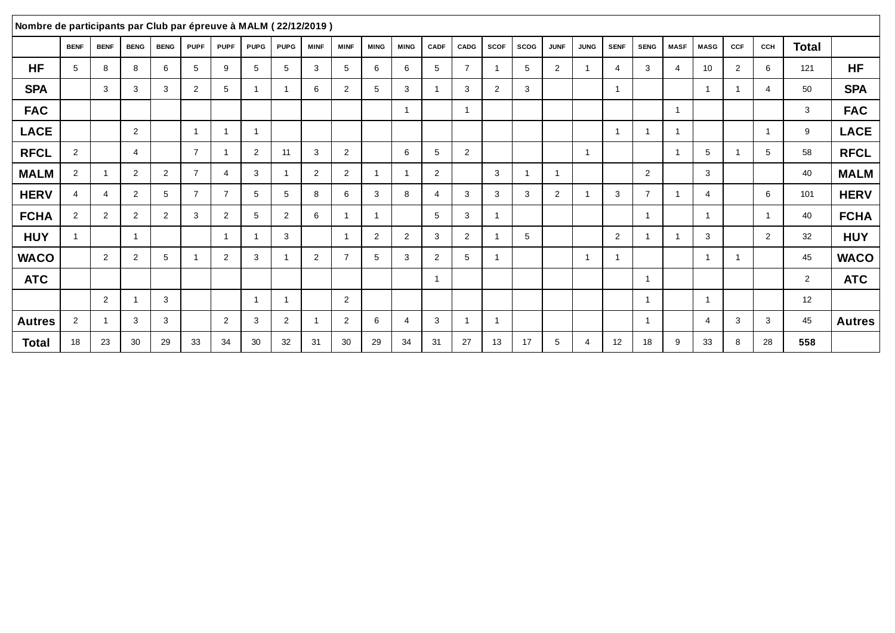| Nombre de participants par Club par épreuve à MALM ( 22/12/2019 ) | | | | | | | | | | | | | | | | | | | | | | | | | | |
|---|---|---|---|---|---|---|---|---|---|---|---|---|---|---|---|---|---|---|---|---|---|---|---|---|---|---|
| | BENF | BENF | BENG | BENG | PUPF | PUPF | PUPG | PUPG | MINF | MINF | MING | MING | CADF | CADG | SCOF | SCOG | JUNF | JUNG | SENF | SENG | MASF | MASG | CCF | CCH | **Total** | |
| **HF** | 5 | 8 | 8 | 6 | 5 | 9 | 5 | 5 | 3 | 5 | 6 | 6 | 5 | 7 | 1 | 5 | 2 | 1 | 4 | 3 | 4 | 10 | 2 | 6 | 121 | **HF** |
| **SPA** | | 3 | 3 | 3 | 2 | 5 | 1 | 1 | 6 | 2 | 5 | 3 | 1 | 3 | 2 | 3 | | | 1 | | | 1 | 1 | 4 | 50 | **SPA** |
| **FAC** | | | | | | | | | | | | 1 | | 1 | | | | | | | 1 | | | | 3 | **FAC** |
| **LACE** | | | 2 | | 1 | 1 | 1 | | | | | | | | | | | | 1 | 1 | 1 | | | 1 | 9 | **LACE** |
| **RFCL** | 2 | | 4 | | 7 | 1 | 2 | 11 | 3 | 2 | | 6 | 5 | 2 | | | | 1 | | | 1 | 5 | 1 | 5 | 58 | **RFCL** |
| **MALM** | 2 | 1 | 2 | 2 | 7 | 4 | 3 | 1 | 2 | 2 | 1 | 1 | 2 | | 3 | 1 | 1 | | | 2 | | 3 | | | 40 | **MALM** |
| **HERV** | 4 | 4 | 2 | 5 | 7 | 7 | 5 | 5 | 8 | 6 | 3 | 8 | 4 | 3 | 3 | 3 | 2 | 1 | 3 | 7 | 1 | 4 | | 6 | 101 | **HERV** |
| **FCHA** | 2 | 2 | 2 | 2 | 3 | 2 | 5 | 2 | 6 | 1 | 1 | | 5 | 3 | 1 | | | | | 1 | | 1 | | 1 | 40 | **FCHA** |
| **HUY** | 1 | | 1 | | | 1 | 1 | 3 | | 1 | 2 | 2 | 3 | 2 | 1 | 5 | | | 2 | 1 | 1 | 3 | | 2 | 32 | **HUY** |
| **WACO** | | 2 | 2 | 5 | 1 | 2 | 3 | 1 | 2 | 7 | 5 | 3 | 2 | 5 | 1 | | | 1 | 1 | | | 1 | 1 | | 45 | **WACO** |
| **ATC** | | | | | | | | | | | | | 1 | | | | | | | 1 | | | | | 2 | **ATC** |
| | | 2 | 1 | 3 | | | 1 | 1 | | 2 | | | | | | | | | | 1 | | 1 | | | 12 | |
| **Autres** | 2 | 1 | 3 | 3 | | 2 | 3 | 2 | 1 | 2 | 6 | 4 | 3 | 1 | 1 | | | | | 1 | | 4 | 3 | 3 | 45 | **Autres** |
| **Total** | 18 | 23 | 30 | 29 | 33 | 34 | 30 | 32 | 31 | 30 | 29 | 34 | 31 | 27 | 13 | 17 | 5 | 4 | 12 | 18 | 9 | 33 | 8 | 28 | **558** | |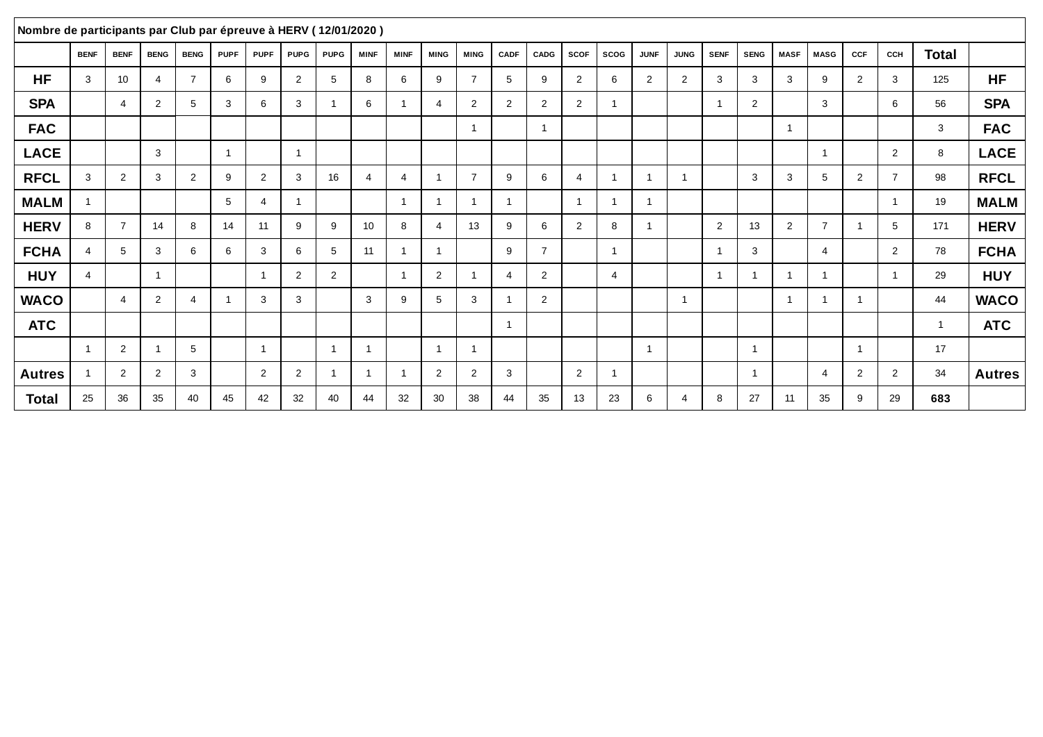| Nombre de participants par Club par épreuve à HERV ( 12/01/2020 ) | | | | | | | | | | | | | | | | | | | | | | | | | | |
|---|---|---|---|---|---|---|---|---|---|---|---|---|---|---|---|---|---|---|---|---|---|---|---|---|---|---|
| | BENF | BENF | BENG | BENG | PUPF | PUPF | PUPG | PUPG | MINF | MINF | MING | MING | CADF | CADG | SCOF | SCOG | JUNF | JUNG | SENF | SENG | MASF | MASG | CCF | CCH | **Total** | |
| **HF** | 3 | 10 | 4 | 7 | 6 | 9 | 2 | 5 | 8 | 6 | 9 | 7 | 5 | 9 | 2 | 6 | 2 | 2 | 3 | 3 | 3 | 9 | 2 | 3 | 125 | **HF** |
| **SPA** | | 4 | 2 | 5 | 3 | 6 | 3 | 1 | 6 | 1 | 4 | 2 | 2 | 2 | 2 | 1 | | | 1 | 2 | | 3 | | 6 | 56 | **SPA** |
| **FAC** | | | | | | | | | | | | 1 | | 1 | | | | | | | 1 | | | | 3 | **FAC** |
| **LACE** | | | 3 | | 1 | | 1 | | | | | | | | | | | | | | | 1 | | 2 | 8 | **LACE** |
| **RFCL** | 3 | 2 | 3 | 2 | 9 | 2 | 3 | 16 | 4 | 4 | 1 | 7 | 9 | 6 | 4 | 1 | 1 | 1 | | 3 | 3 | 5 | 2 | 7 | 98 | **RFCL** |
| **MALM** | 1 | | | | 5 | 4 | 1 | | | 1 | 1 | 1 | 1 | | 1 | 1 | 1 | | | | | | | 1 | 19 | **MALM** |
| **HERV** | 8 | 7 | 14 | 8 | 14 | 11 | 9 | 9 | 10 | 8 | 4 | 13 | 9 | 6 | 2 | 8 | 1 | | 2 | 13 | 2 | 7 | 1 | 5 | 171 | **HERV** |
| **FCHA** | 4 | 5 | 3 | 6 | 6 | 3 | 6 | 5 | 11 | 1 | 1 | | 9 | 7 | | 1 | | | 1 | 3 | | 4 | | 2 | 78 | **FCHA** |
| **HUY** | 4 | | 1 | | | 1 | 2 | 2 | | 1 | 2 | 1 | 4 | 2 | | 4 | | | 1 | 1 | 1 | 1 | | 1 | 29 | **HUY** |
| **WACO** | | 4 | 2 | 4 | 1 | 3 | 3 | | 3 | 9 | 5 | 3 | 1 | 2 | | | | 1 | | | 1 | 1 | 1 | | 44 | **WACO** |
| **ATC** | | | | | | | | | | | | | 1 | | | | | | | | | | | | 1 | **ATC** |
| | 1 | 2 | 1 | 5 | | 1 | | 1 | 1 | | 1 | 1 | | | | | 1 | | | 1 | | | 1 | | 17 | |
| **Autres** | 1 | 2 | 2 | 3 | | 2 | 2 | 1 | 1 | 1 | 2 | 2 | 3 | | 2 | 1 | | | | 1 | | 4 | 2 | 2 | 34 | **Autres** |
| **Total** | 25 | 36 | 35 | 40 | 45 | 42 | 32 | 40 | 44 | 32 | 30 | 38 | 44 | 35 | 13 | 23 | 6 | 4 | 8 | 27 | 11 | 35 | 9 | 29 | **683** | |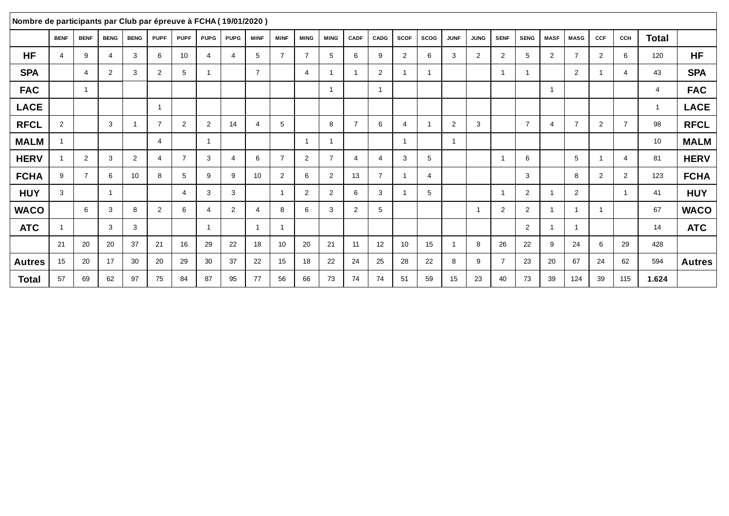**Nombre de participants par Club par épreuve à FCHA ( 19/01/2020 )**

| | BENF | BENF | BENG | BENG | PUPF | PUPF | PUPG | PUPG | MINF | MINF | MING | MING | CADF | CADG | SCOF | SCOG | JUNF | JUNG | SENF | SENG | MASF | MASG | CCF | CCH | Total | |
|---|---|---|---|---|---|---|---|---|---|---|---|---|---|---|---|---|---|---|---|---|---|---|---|---|---|---|
| **HF** | 4 | 9 | 4 | 3 | 6 | 10 | 4 | 4 | 5 | 7 | 7 | 5 | 6 | 9 | 2 | 6 | 3 | 2 | 2 | 5 | 2 | 7 | 2 | 6 | 120 | **HF** |
| **SPA** | | 4 | 2 | 3 | 2 | 5 | 1 | | 7 | | 4 | 1 | 1 | 2 | 1 | 1 | | | 1 | 1 | | 2 | 1 | 4 | 43 | **SPA** |
| **FAC** | | 1 | | | | | | | | | | 1 | | 1 | | | | | | | 1 | | | | 4 | **FAC** |
| **LACE** | | | | | 1 | | | | | | | | | | | | | | | | | | | | 1 | **LACE** |
| **RFCL** | 2 | | 3 | 1 | 7 | 2 | 2 | 14 | 4 | 5 | | 8 | 7 | 6 | 4 | 1 | 2 | 3 | | 7 | 4 | 7 | 2 | 7 | 98 | **RFCL** |
| **MALM** | 1 | | | | 4 | | 1 | | | | 1 | 1 | | | 1 | | 1 | | | | | | | | 10 | **MALM** |
| **HERV** | 1 | 2 | 3 | 2 | 4 | 7 | 3 | 4 | 6 | 7 | 2 | 7 | 4 | 4 | 3 | 5 | | | 1 | 6 | | 5 | 1 | 4 | 81 | **HERV** |
| **FCHA** | 9 | 7 | 6 | 10 | 8 | 5 | 9 | 9 | 10 | 2 | 6 | 2 | 13 | 7 | 1 | 4 | | | | 3 | | 8 | 2 | 2 | 123 | **FCHA** |
| **HUY** | 3 | | 1 | | | 4 | 3 | 3 | | 1 | 2 | 2 | 6 | 3 | 1 | 5 | | | 1 | 2 | 1 | 2 | | 1 | 41 | **HUY** |
| **WACO** | | 6 | 3 | 8 | 2 | 6 | 4 | 2 | 4 | 8 | 6 | 3 | 2 | 5 | | | | 1 | 2 | 2 | 1 | 1 | 1 | | 67 | **WACO** |
| **ATC** | 1 | | 3 | 3 | | | 1 | | 1 | 1 | | | | | | | | | | 2 | 1 | 1 | | | 14 | **ATC** |
| | 21 | 20 | 20 | 37 | 21 | 16 | 29 | 22 | 18 | 10 | 20 | 21 | 11 | 12 | 10 | 15 | 1 | 8 | 26 | 22 | 9 | 24 | 6 | 29 | 428 | |
| **Autres** | 15 | 20 | 17 | 30 | 20 | 29 | 30 | 37 | 22 | 15 | 18 | 22 | 24 | 25 | 28 | 22 | 8 | 9 | 7 | 23 | 20 | 67 | 24 | 62 | 594 | **Autres** |
| **Total** | 57 | 69 | 62 | 97 | 75 | 84 | 87 | 95 | 77 | 56 | 66 | 73 | 74 | 74 | 51 | 59 | 15 | 23 | 40 | 73 | 39 | 124 | 39 | 115 | **1.624** | |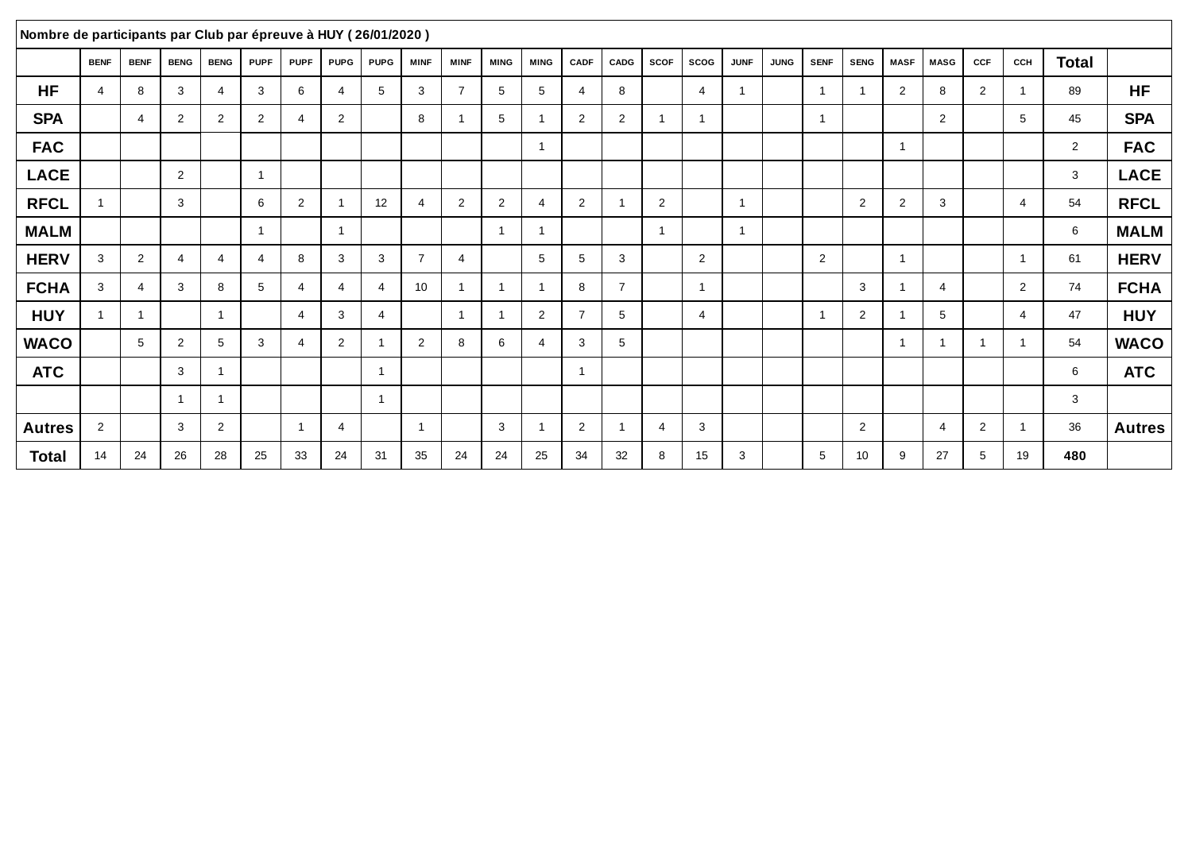| Nombre de participants par Club par épreuve à HUY ( 26/01/2020 ) | | | | | | | | | | | | | | | | | | | | | | | | | | |
|---|---|---|---|---|---|---|---|---|---|---|---|---|---|---|---|---|---|---|---|---|---|---|---|---|---|---|
| | BENF | BENF | BENG | BENG | PUPF | PUPF | PUPG | PUPG | MINF | MINF | MING | MING | CADF | CADG | SCOF | SCOG | JUNF | JUNG | SENF | SENG | MASF | MASG | CCF | CCH | Total | |
| HF | 4 | 8 | 3 | 4 | 3 | 6 | 4 | 5 | 3 | 7 | 5 | 5 | 4 | 8 | | 4 | 1 | | 1 | 1 | 2 | 8 | 2 | 1 | 89 | HF |
| SPA | | 4 | 2 | 2 | 2 | 4 | 2 | | 8 | 1 | 5 | 1 | 2 | 2 | 1 | 1 | | | 1 | | | 2 | | 5 | 45 | SPA |
| FAC | | | | | | | | | | | | 1 | | | | | | | | | 1 | | | | 2 | FAC |
| LACE | | | 2 | | 1 | | | | | | | | | | | | | | | | | | | | 3 | LACE |
| RFCL | 1 | | 3 | | 6 | 2 | 1 | 12 | 4 | 2 | 2 | 4 | 2 | 1 | 2 | | 1 | | | 2 | 2 | 3 | | 4 | 54 | RFCL |
| MALM | | | | | 1 | | 1 | | | | 1 | 1 | | | 1 | | 1 | | | | | | | | 6 | MALM |
| HERV | 3 | 2 | 4 | 4 | 4 | 8 | 3 | 3 | 7 | 4 | | 5 | 5 | 3 | | 2 | | | 2 | | 1 | | | 1 | 61 | HERV |
| FCHA | 3 | 4 | 3 | 8 | 5 | 4 | 4 | 4 | 10 | 1 | 1 | 1 | 8 | 7 | | 1 | | | | 3 | 1 | 4 | | 2 | 74 | FCHA |
| HUY | 1 | 1 | | 1 | | 4 | 3 | 4 | | 1 | 1 | 2 | 7 | 5 | | 4 | | | 1 | 2 | 1 | 5 | | 4 | 47 | HUY |
| WACO | | 5 | 2 | 5 | 3 | 4 | 2 | 1 | 2 | 8 | 6 | 4 | 3 | 5 | | | | | | | 1 | 1 | 1 | 1 | 54 | WACO |
| ATC | | | 3 | 1 | | | | 1 | | | | | 1 | | | | | | | | | | | | 6 | ATC |
| | | | 1 | 1 | | | | 1 | | | | | | | | | | | | | | | | | 3 | |
| Autres | 2 | | 3 | 2 | | 1 | 4 | | 1 | | 3 | 1 | 2 | 1 | 4 | 3 | | | | 2 | | 4 | 2 | 1 | 36 | Autres |
| Total | 14 | 24 | 26 | 28 | 25 | 33 | 24 | 31 | 35 | 24 | 24 | 25 | 34 | 32 | 8 | 15 | 3 | | 5 | 10 | 9 | 27 | 5 | 19 | 480 | |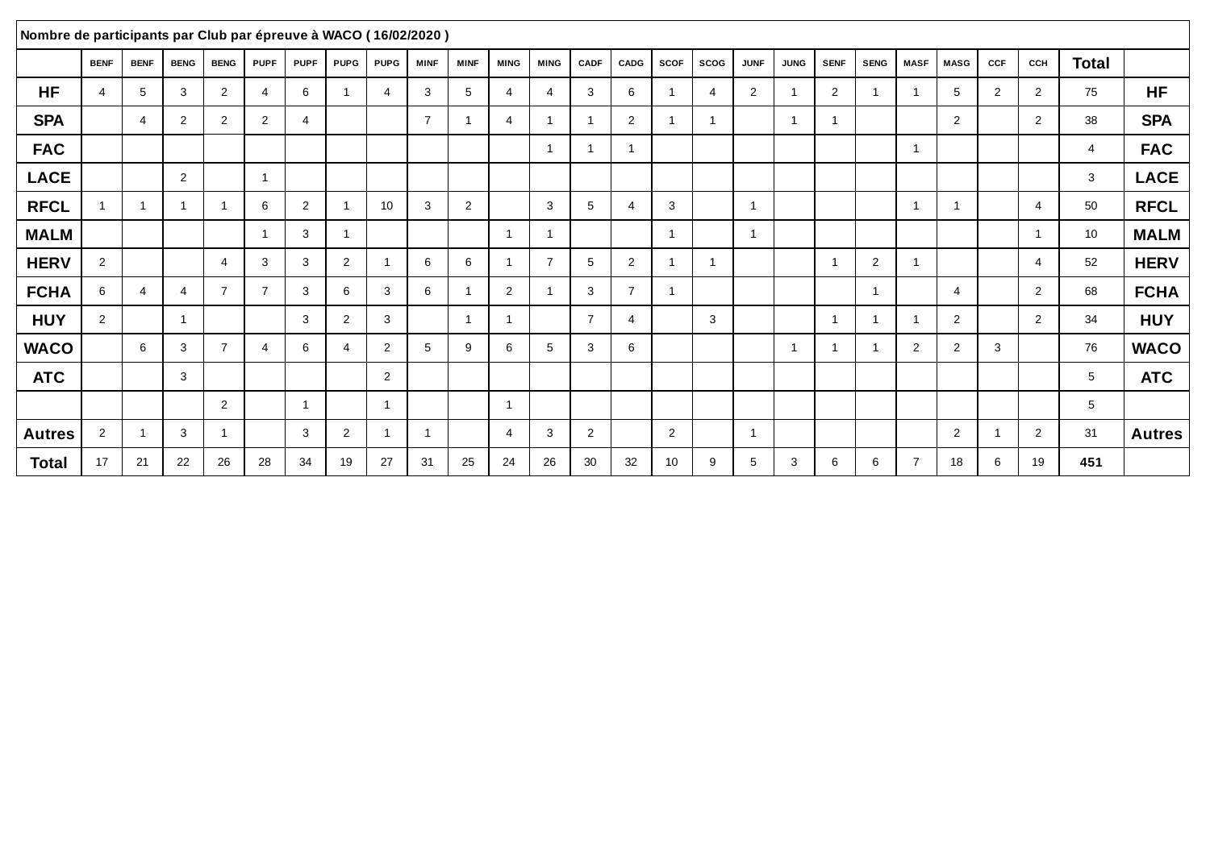**Nombre de participants par Club par épreuve à WACO ( 16/02/2020 )**

| | BENF | BENF | BENG | BENG | PUPF | PUPF | PUPG | PUPG | MINF | MINF | MING | MING | CADF | CADG | SCOF | SCOG | JUNF | JUNG | SENF | SENG | MASF | MASG | CCF | CCH | Total | |
|---|---|---|---|---|---|---|---|---|---|---|---|---|---|---|---|---|---|---|---|---|---|---|---|---|---|---|
| **HF** | 4 | 5 | 3 | 2 | 4 | 6 | 1 | 4 | 3 | 5 | 4 | 4 | 3 | 6 | 1 | 4 | 2 | 1 | 2 | 1 | 1 | 5 | 2 | 2 | 75 | **HF** |
| **SPA** | | 4 | 2 | 2 | 2 | 4 | | | 7 | 1 | 4 | 1 | 1 | 2 | 1 | 1 | | 1 | 1 | | | 2 | | 2 | 38 | **SPA** |
| **FAC** | | | | | | | | | | | | 1 | 1 | 1 | | | | | | | 1 | | | | 4 | **FAC** |
| **LACE** | | | 2 | | 1 | | | | | | | | | | | | | | | | | | | | 3 | **LACE** |
| **RFCL** | 1 | 1 | 1 | 1 | 6 | 2 | 1 | 10 | 3 | 2 | | 3 | 5 | 4 | 3 | | 1 | | | | 1 | 1 | | 4 | 50 | **RFCL** |
| **MALM** | | | | | 1 | 3 | 1 | | | | 1 | 1 | | | 1 | | 1 | | | | | | | 1 | 10 | **MALM** |
| **HERV** | 2 | | | 4 | 3 | 3 | 2 | 1 | 6 | 6 | 1 | 7 | 5 | 2 | 1 | 1 | | | 1 | 2 | 1 | | | 4 | 52 | **HERV** |
| **FCHA** | 6 | 4 | 4 | 7 | 7 | 3 | 6 | 3 | 6 | 1 | 2 | 1 | 3 | 7 | 1 | | | | | 1 | | 4 | | 2 | 68 | **FCHA** |
| **HUY** | 2 | | 1 | | | 3 | 2 | 3 | | 1 | 1 | | 7 | 4 | | 3 | | | 1 | 1 | 1 | 2 | | 2 | 34 | **HUY** |
| **WACO** | | 6 | 3 | 7 | 4 | 6 | 4 | 2 | 5 | 9 | 6 | 5 | 3 | 6 | | | | 1 | 1 | 1 | 2 | 2 | 3 | | 76 | **WACO** |
| **ATC** | | | 3 | | | | | 2 | | | | | | | | | | | | | | | | | 5 | **ATC** |
| | | | | 2 | | 1 | | 1 | | | 1 | | | | | | | | | | | | | | 5 | |
| **Autres** | 2 | 1 | 3 | 1 | | 3 | 2 | 1 | 1 | | 4 | 3 | 2 | | 2 | | 1 | | | | | 2 | 1 | 2 | 31 | **Autres** |
| **Total** | 17 | 21 | 22 | 26 | 28 | 34 | 19 | 27 | 31 | 25 | 24 | 26 | 30 | 32 | 10 | 9 | 5 | 3 | 6 | 6 | 7 | 18 | 6 | 19 | **451** | |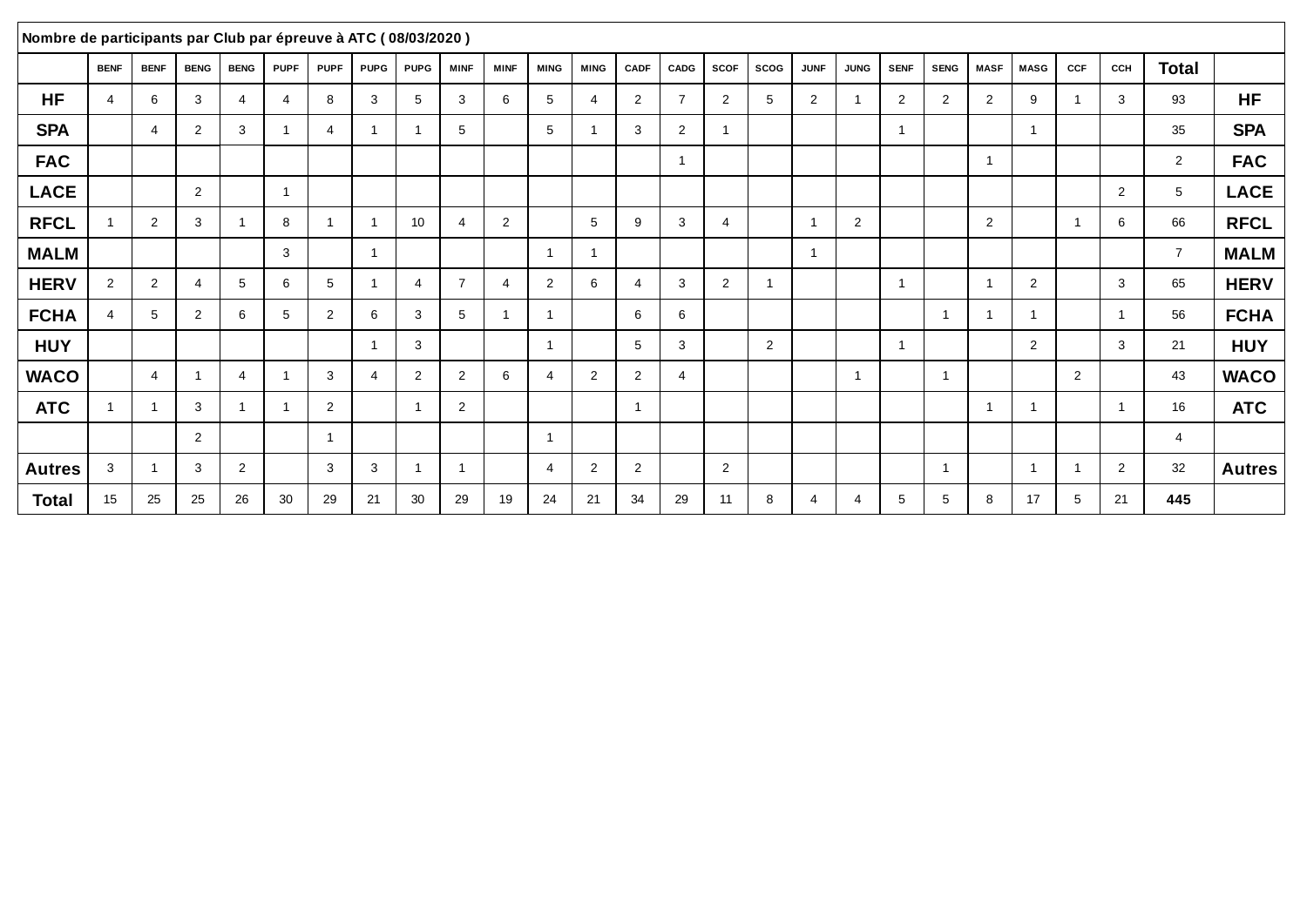| Nombre de participants par Club par épreuve à ATC ( 08/03/2020 ) | | | | | | | | | | | | | | | | | | | | | | | | | | |
|---|---|---|---|---|---|---|---|---|---|---|---|---|---|---|---|---|---|---|---|---|---|---|---|---|---|---|
| | BENF | BENF | BENG | BENG | PUPF | PUPF | PUPG | PUPG | MINF | MINF | MING | MING | CADF | CADG | SCOF | SCOG | JUNF | JUNG | SENF | SENG | MASF | MASG | CCF | CCH | **Total** | |
| **HF** | 4 | 6 | 3 | 4 | 4 | 8 | 3 | 5 | 3 | 6 | 5 | 4 | 2 | 7 | 2 | 5 | 2 | 1 | 2 | 2 | 2 | 9 | 1 | 3 | 93 | **HF** |
| **SPA** | | 4 | 2 | 3 | 1 | 4 | 1 | 1 | 5 | | 5 | 1 | 3 | 2 | 1 | | | | 1 | | | 1 | | | 35 | **SPA** |
| **FAC** | | | | | | | | | | | | | | 1 | | | | | | | 1 | | | | 2 | **FAC** |
| **LACE** | | | 2 | | 1 | | | | | | | | | | | | | | | | | | | 2 | 5 | **LACE** |
| **RFCL** | 1 | 2 | 3 | 1 | 8 | 1 | 1 | 10 | 4 | 2 | | 5 | 9 | 3 | 4 | | 1 | 2 | | | 2 | | 1 | 6 | 66 | **RFCL** |
| **MALM** | | | | | 3 | | 1 | | | | 1 | 1 | | | | | 1 | | | | | | | | 7 | **MALM** |
| **HERV** | 2 | 2 | 4 | 5 | 6 | 5 | 1 | 4 | 7 | 4 | 2 | 6 | 4 | 3 | 2 | 1 | | | 1 | | 1 | 2 | | 3 | 65 | **HERV** |
| **FCHA** | 4 | 5 | 2 | 6 | 5 | 2 | 6 | 3 | 5 | 1 | 1 | | 6 | 6 | | | | | | 1 | 1 | 1 | | 1 | 56 | **FCHA** |
| **HUY** | | | | | | | 1 | 3 | | | 1 | | 5 | 3 | | 2 | | | 1 | | | 2 | | 3 | 21 | **HUY** |
| **WACO** | | 4 | 1 | 4 | 1 | 3 | 4 | 2 | 2 | 6 | 4 | 2 | 2 | 4 | | | | 1 | | 1 | | | 2 | | 43 | **WACO** |
| **ATC** | 1 | 1 | 3 | 1 | 1 | 2 | | 1 | 2 | | | | 1 | | | | | | | | 1 | 1 | | 1 | 16 | **ATC** |
| | | | 2 | | | 1 | | | | | 1 | | | | | | | | | | | | | | 4 | |
| **Autres** | 3 | 1 | 3 | 2 | | 3 | 3 | 1 | 1 | | 4 | 2 | 2 | | 2 | | | | | 1 | | 1 | 1 | 2 | 32 | **Autres** |
| **Total** | 15 | 25 | 25 | 26 | 30 | 29 | 21 | 30 | 29 | 19 | 24 | 21 | 34 | 29 | 11 | 8 | 4 | 4 | 5 | 5 | 8 | 17 | 5 | 21 | **445** | |